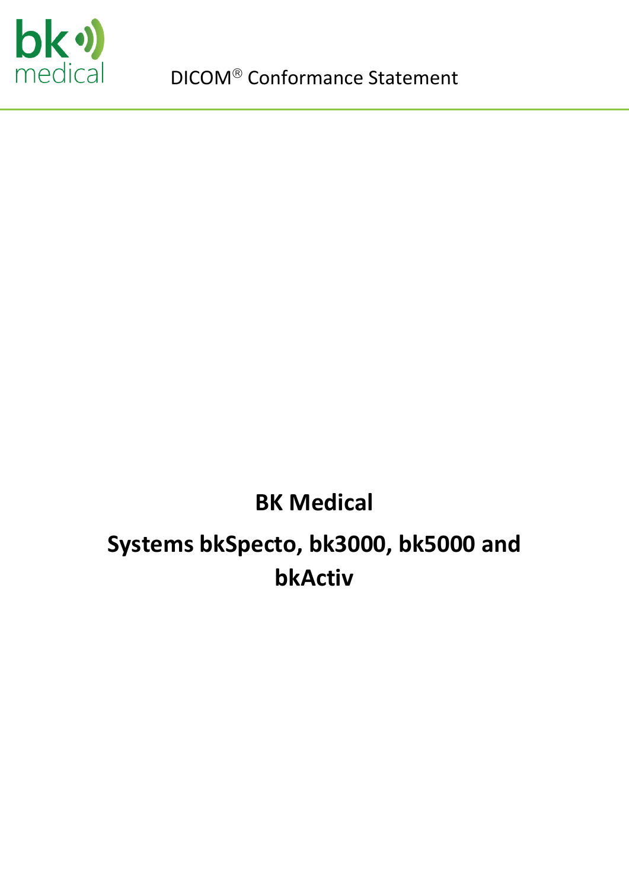DICOM® Conformance Statement

# BK Medical

# Systems bkSpecto, bk3000, bk5000 and bkActiv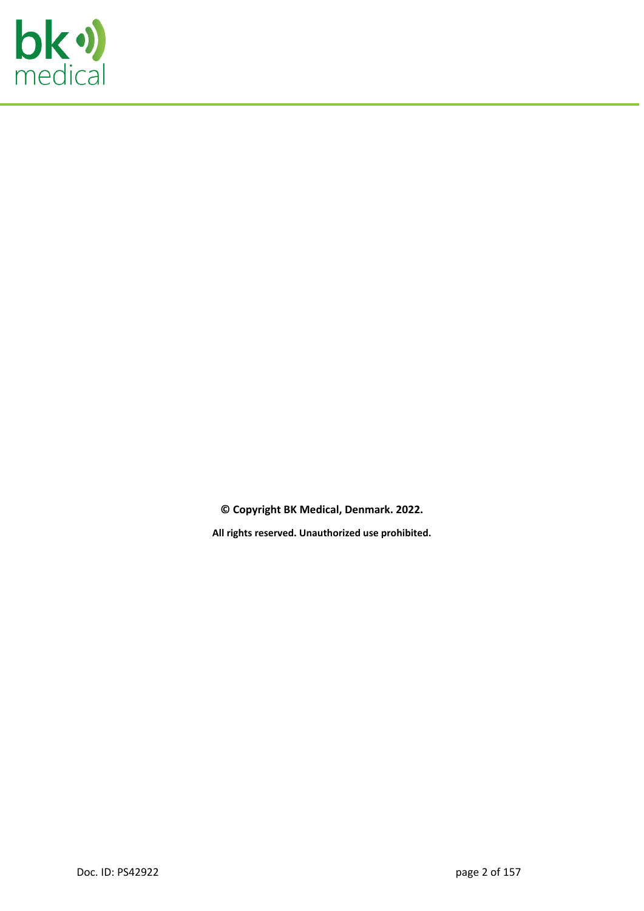**© Copyright BK Medical, Denmark. 2022.**

**All rights reserved. Unauthorized use prohibited.**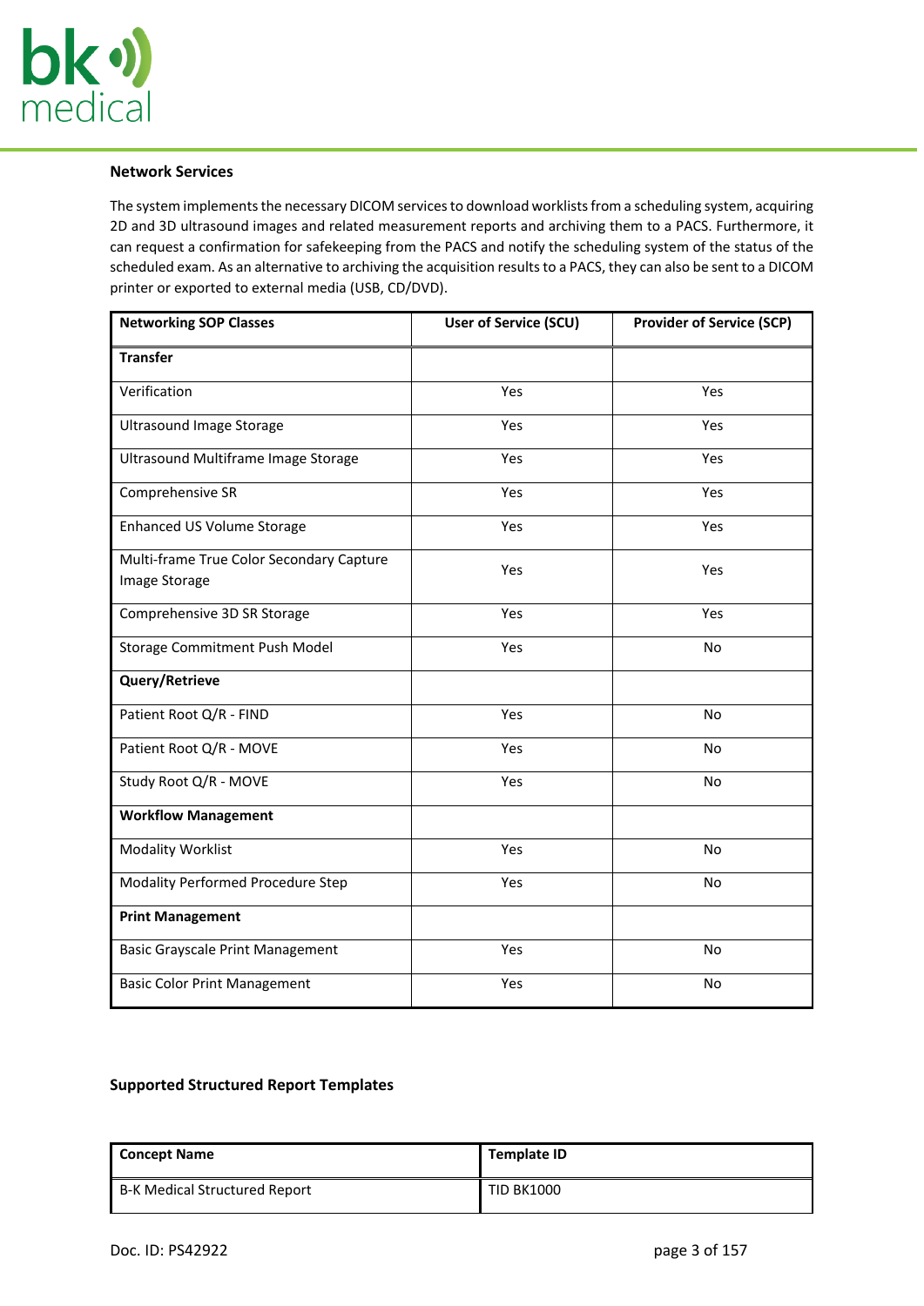### Network Services

The system implements the necessary DICOM services to download worklists from a scheduling system, acquiring 2D and 3D ultrasound images and related measurement reports and archiving them to a PACS. Furthermore, it can request a confirmation for safekeeping from the PACS and notify the scheduling system of the status of the scheduled exam. As an alternative to archiving the acquisition results to a PACS, they can also be sent to a DICOM printer or exported to external media (USB, CD/DVD).

| Networking SOP Classes | User of Service (SCU) | Provider of Service (SCP) |
|---|---|---|
| **Transfer** | | |
| Verification | Yes | Yes |
| Ultrasound Image Storage | Yes | Yes |
| Ultrasound Multiframe Image Storage | Yes | Yes |
| Comprehensive SR | Yes | Yes |
| Enhanced US Volume Storage | Yes | Yes |
| Multi-frame True Color Secondary Capture Image Storage | Yes | Yes |
| Comprehensive 3D SR Storage | Yes | Yes |
| Storage Commitment Push Model | Yes | No |
| **Query/Retrieve** | | |
| Patient Root Q/R - FIND | Yes | No |
| Patient Root Q/R - MOVE | Yes | No |
| Study Root Q/R - MOVE | Yes | No |
| **Workflow Management** | | |
| Modality Worklist | Yes | No |
| Modality Performed Procedure Step | Yes | No |
| **Print Management** | | |
| Basic Grayscale Print Management | Yes | No |
| Basic Color Print Management | Yes | No |

### Supported Structured Report Templates

| Concept Name | Template ID |
|---|---|
| B-K Medical Structured Report | TID BK1000 |

Doc. ID: PS42922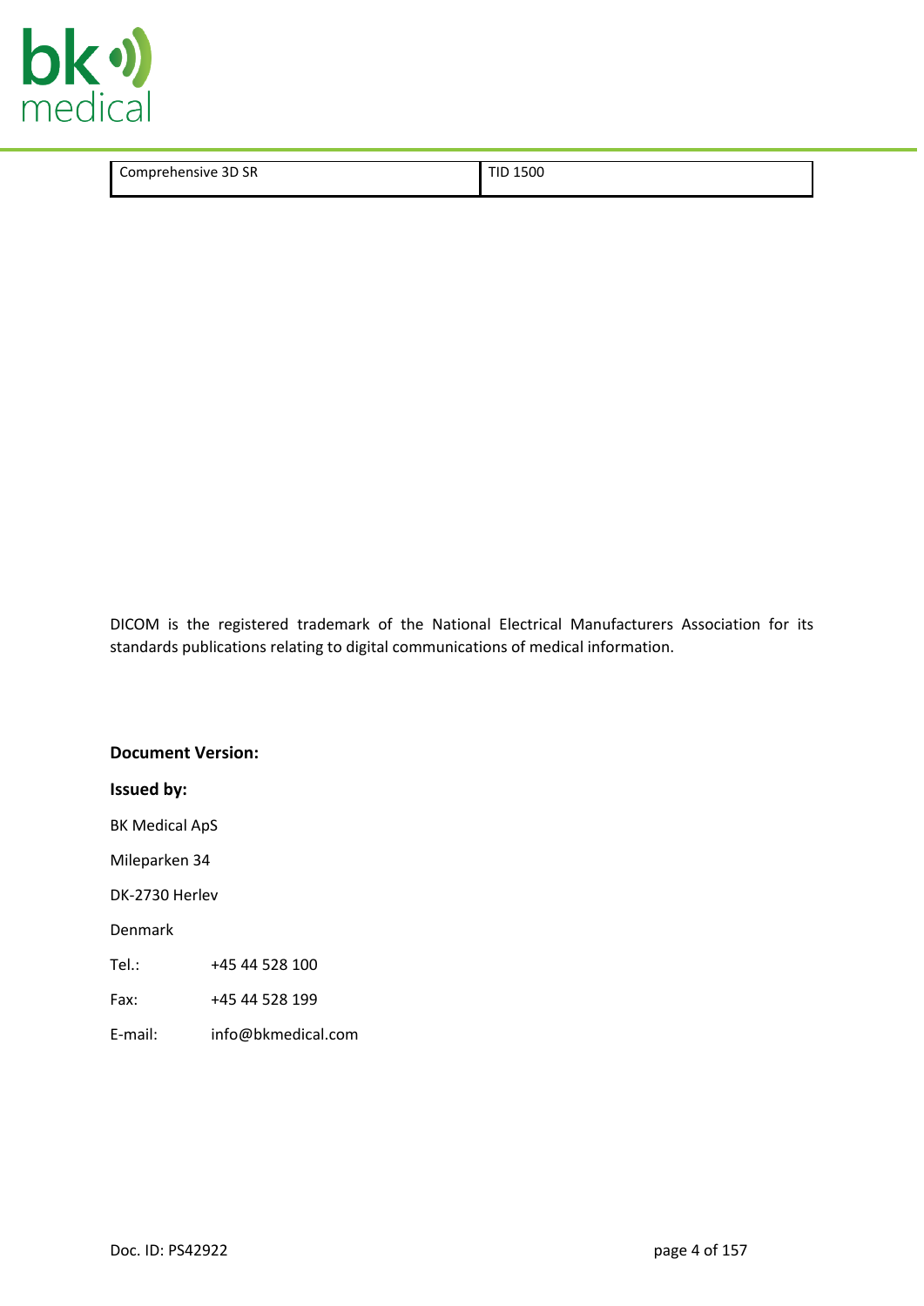| Comprehensive 3D SR | TID 1500 |
|---|---|

DICOM is the registered trademark of the National Electrical Manufacturers Association for its standards publications relating to digital communications of medical information.

**Document Version:**

**Issued by:**

BK Medical ApS

Mileparken 34

DK-2730 Herlev

Denmark

Tel.: +45 44 528 100

Fax: +45 44 528 199

E-mail: info@bkmedical.com

Doc. ID: PS42922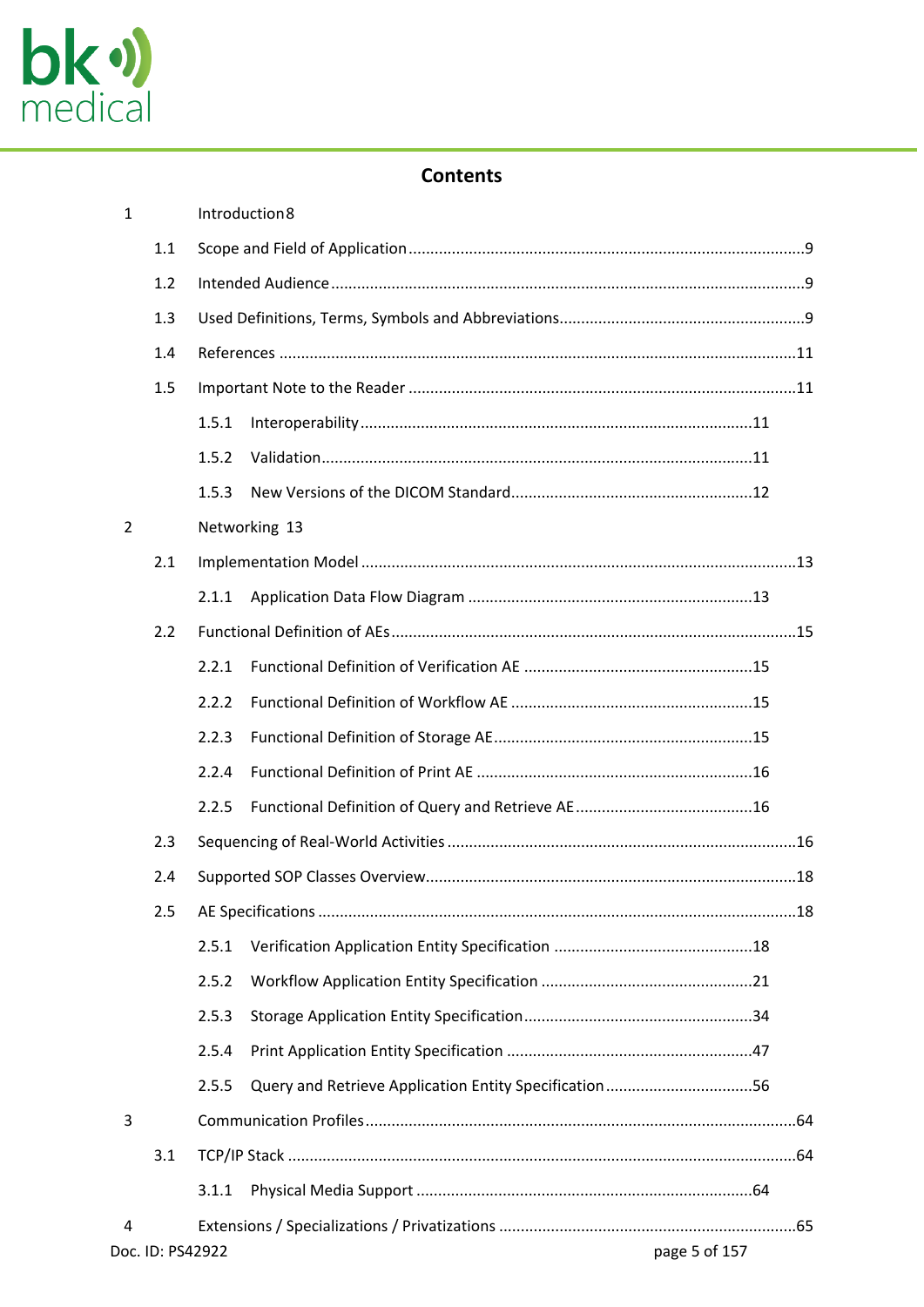# Contents

1 Introduction 8

1.1 Scope and Field of Application ..........9

1.2 Intended Audience ..........9

1.3 Used Definitions, Terms, Symbols and Abbreviations ..........9

1.4 References ..........11

1.5 Important Note to the Reader ..........11

1.5.1 Interoperability ..........11

1.5.2 Validation ..........11

1.5.3 New Versions of the DICOM Standard ..........12

2 Networking 13

2.1 Implementation Model ..........13

2.1.1 Application Data Flow Diagram ..........13

2.2 Functional Definition of AEs ..........15

2.2.1 Functional Definition of Verification AE ..........15

2.2.2 Functional Definition of Workflow AE ..........15

2.2.3 Functional Definition of Storage AE ..........15

2.2.4 Functional Definition of Print AE ..........16

2.2.5 Functional Definition of Query and Retrieve AE ..........16

2.3 Sequencing of Real-World Activities ..........16

2.4 Supported SOP Classes Overview ..........18

2.5 AE Specifications ..........18

2.5.1 Verification Application Entity Specification ..........18

2.5.2 Workflow Application Entity Specification ..........21

2.5.3 Storage Application Entity Specification ..........34

2.5.4 Print Application Entity Specification ..........47

2.5.5 Query and Retrieve Application Entity Specification ..........56

3 Communication Profiles ..........64

3.1 TCP/IP Stack ..........64

3.1.1 Physical Media Support ..........64

4 Extensions / Specializations / Privatizations ..........65

Doc. ID: PS42922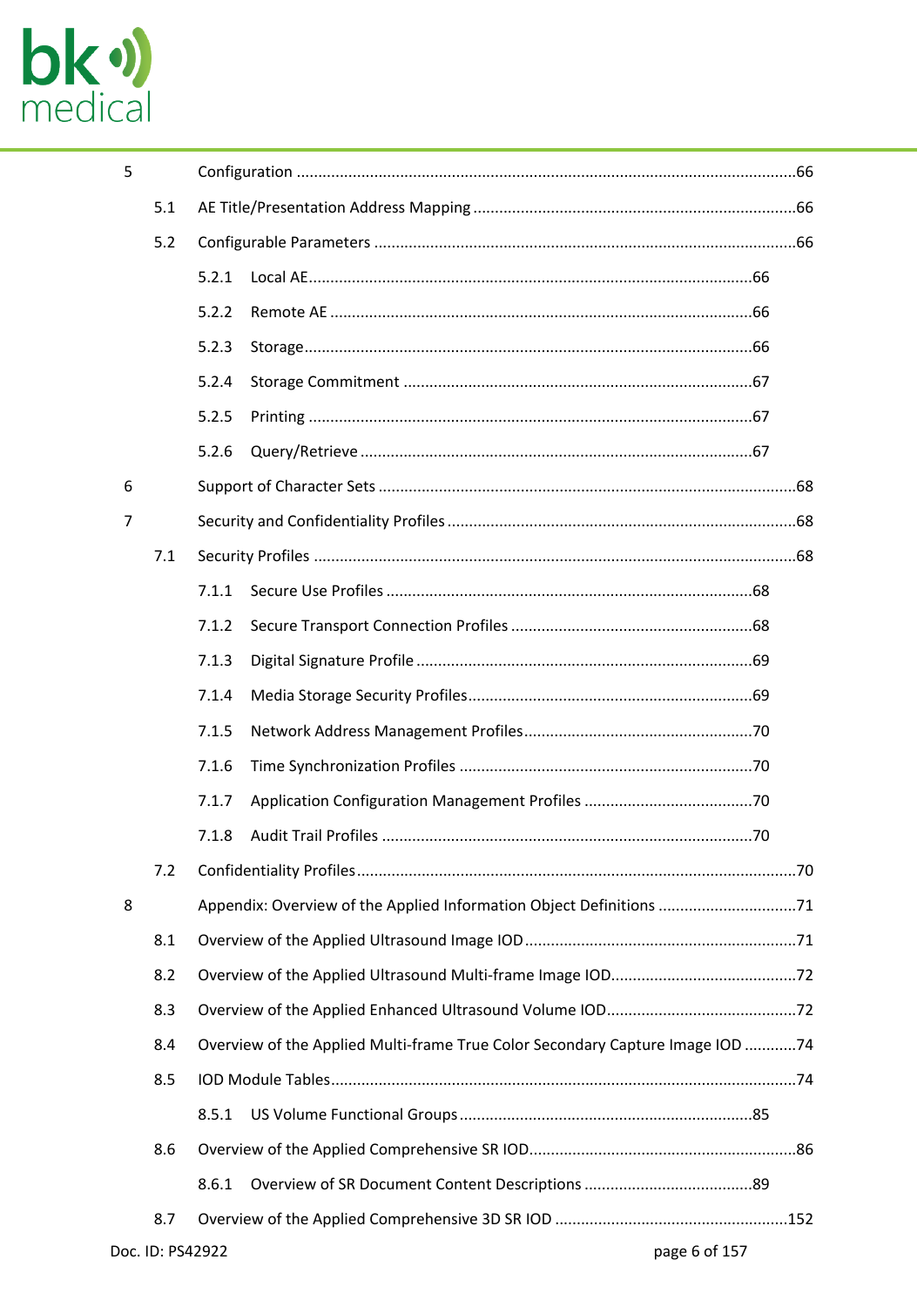5 Configuration ....66

5.1 AE Title/Presentation Address Mapping ....66

5.2 Configurable Parameters ....66

5.2.1 Local AE....66

5.2.2 Remote AE ....66

5.2.3 Storage....66

5.2.4 Storage Commitment ....67

5.2.5 Printing ....67

5.2.6 Query/Retrieve ....67

6 Support of Character Sets ....68

7 Security and Confidentiality Profiles ....68

7.1 Security Profiles ....68

7.1.1 Secure Use Profiles ....68

7.1.2 Secure Transport Connection Profiles ....68

7.1.3 Digital Signature Profile ....69

7.1.4 Media Storage Security Profiles....69

7.1.5 Network Address Management Profiles....70

7.1.6 Time Synchronization Profiles ....70

7.1.7 Application Configuration Management Profiles ....70

7.1.8 Audit Trail Profiles ....70

7.2 Confidentiality Profiles....70

8 Appendix: Overview of the Applied Information Object Definitions ....71

8.1 Overview of the Applied Ultrasound Image IOD....71

8.2 Overview of the Applied Ultrasound Multi-frame Image IOD....72

8.3 Overview of the Applied Enhanced Ultrasound Volume IOD....72

8.4 Overview of the Applied Multi-frame True Color Secondary Capture Image IOD ....74

8.5 IOD Module Tables....74

8.5.1 US Volume Functional Groups....85

8.6 Overview of the Applied Comprehensive SR IOD....86

8.6.1 Overview of SR Document Content Descriptions ....89

8.7 Overview of the Applied Comprehensive 3D SR IOD ....152

Doc. ID: PS42922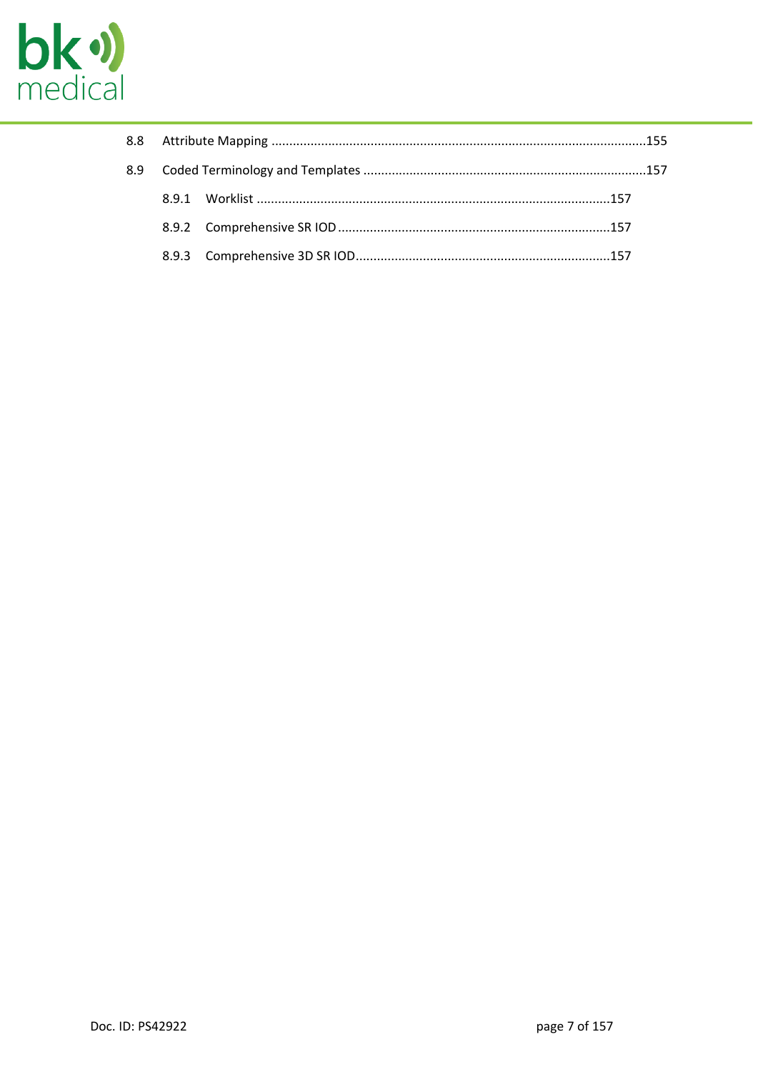8.8 Attribute Mapping .......................................................................................................155

8.9 Coded Terminology and Templates ..............................................................................157

   8.9.1 Worklist ..................................................................................................157

   8.9.2 Comprehensive SR IOD ............................................................................157

   8.9.3 Comprehensive 3D SR IOD.......................................................................157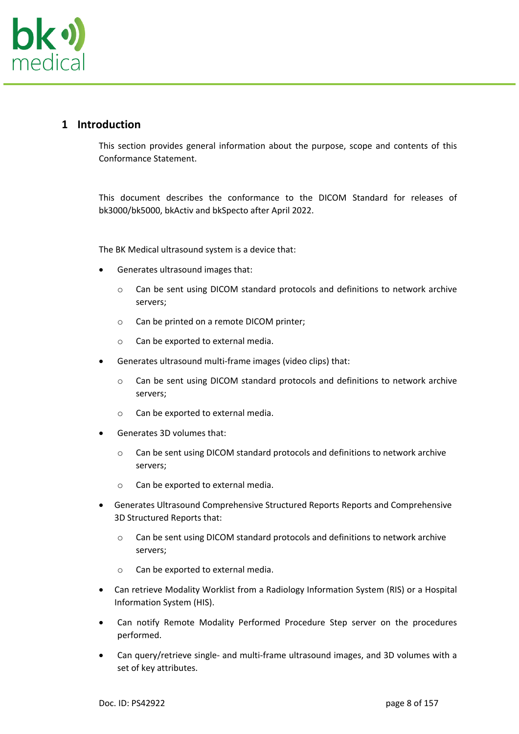# 1 Introduction

This section provides general information about the purpose, scope and contents of this Conformance Statement.

This document describes the conformance to the DICOM Standard for releases of bk3000/bk5000, bkActiv and bkSpecto after April 2022.

The BK Medical ultrasound system is a device that:

- Generates ultrasound images that:
  - Can be sent using DICOM standard protocols and definitions to network archive servers;
  - Can be printed on a remote DICOM printer;
  - Can be exported to external media.
- Generates ultrasound multi-frame images (video clips) that:
  - Can be sent using DICOM standard protocols and definitions to network archive servers;
  - Can be exported to external media.
- Generates 3D volumes that:
  - Can be sent using DICOM standard protocols and definitions to network archive servers;
  - Can be exported to external media.
- Generates Ultrasound Comprehensive Structured Reports Reports and Comprehensive 3D Structured Reports that:
  - Can be sent using DICOM standard protocols and definitions to network archive servers;
  - Can be exported to external media.
- Can retrieve Modality Worklist from a Radiology Information System (RIS) or a Hospital Information System (HIS).
- Can notify Remote Modality Performed Procedure Step server on the procedures performed.
- Can query/retrieve single- and multi-frame ultrasound images, and 3D volumes with a set of key attributes.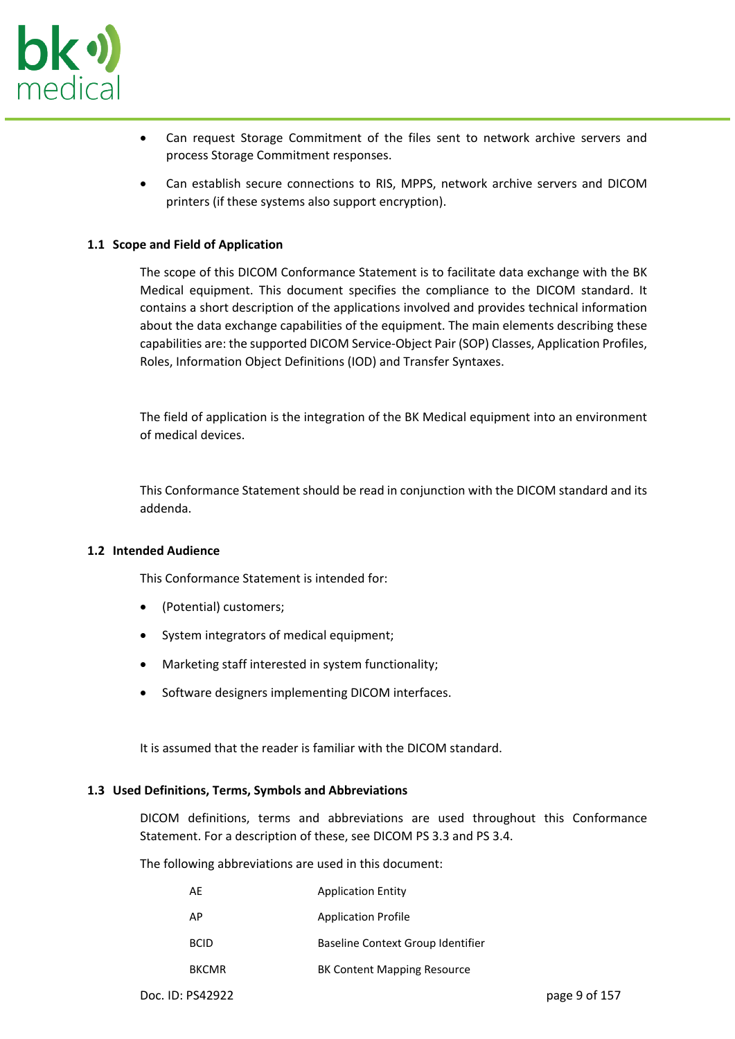- Can request Storage Commitment of the files sent to network archive servers and process Storage Commitment responses.
- Can establish secure connections to RIS, MPPS, network archive servers and DICOM printers (if these systems also support encryption).

### 1.1 Scope and Field of Application

The scope of this DICOM Conformance Statement is to facilitate data exchange with the BK Medical equipment. This document specifies the compliance to the DICOM standard. It contains a short description of the applications involved and provides technical information about the data exchange capabilities of the equipment. The main elements describing these capabilities are: the supported DICOM Service-Object Pair (SOP) Classes, Application Profiles, Roles, Information Object Definitions (IOD) and Transfer Syntaxes.

The field of application is the integration of the BK Medical equipment into an environment of medical devices.

This Conformance Statement should be read in conjunction with the DICOM standard and its addenda.

### 1.2 Intended Audience

This Conformance Statement is intended for:

- (Potential) customers;
- System integrators of medical equipment;
- Marketing staff interested in system functionality;
- Software designers implementing DICOM interfaces.

It is assumed that the reader is familiar with the DICOM standard.

### 1.3 Used Definitions, Terms, Symbols and Abbreviations

DICOM definitions, terms and abbreviations are used throughout this Conformance Statement. For a description of these, see DICOM PS 3.3 and PS 3.4.

The following abbreviations are used in this document:

| | |
|---|---|
| AE | Application Entity |
| AP | Application Profile |
| BCID | Baseline Context Group Identifier |
| BKCMR | BK Content Mapping Resource |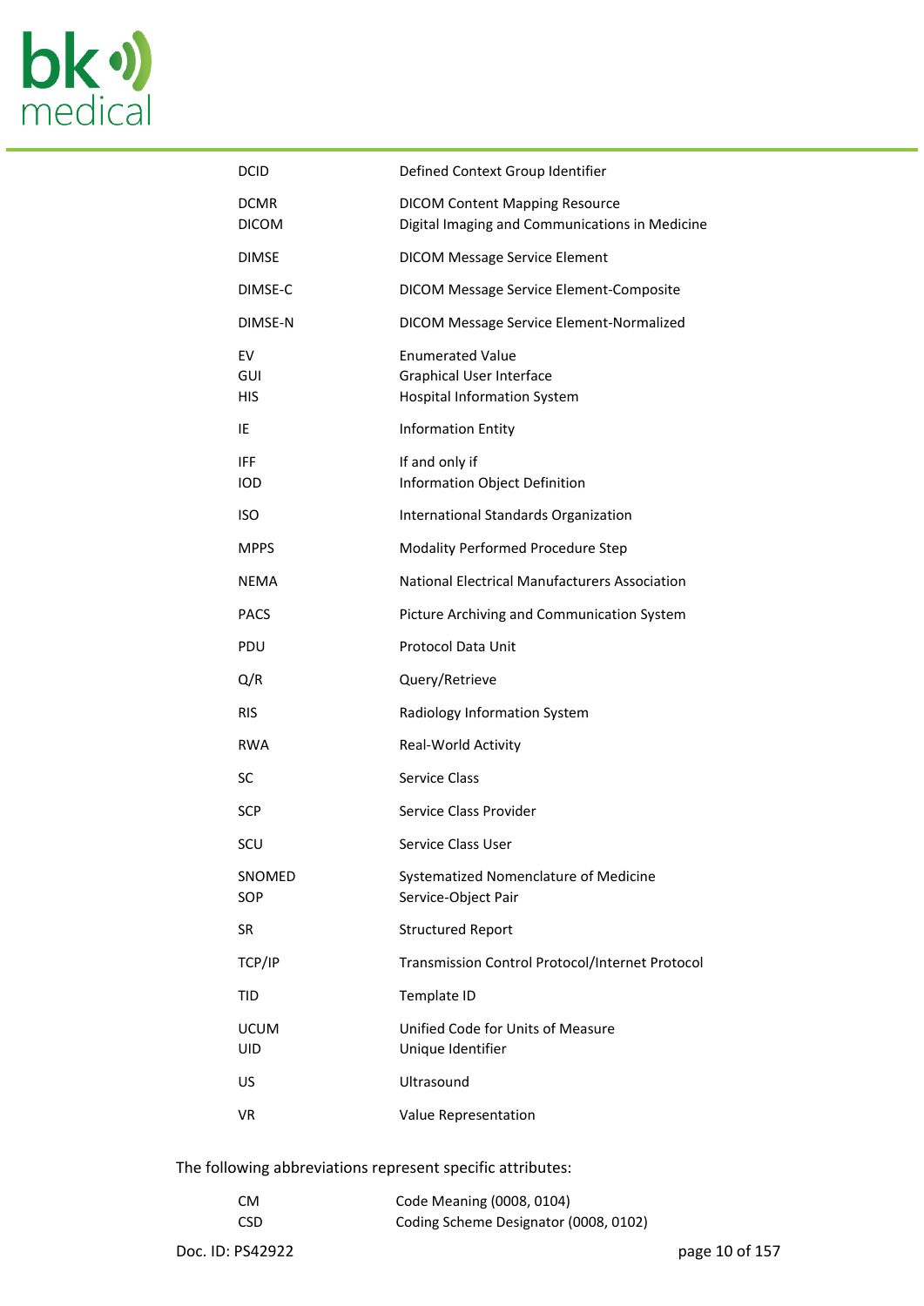| | |
|---|---|
| DCID | Defined Context Group Identifier |
| DCMR | DICOM Content Mapping Resource |
| DICOM | Digital Imaging and Communications in Medicine |
| DIMSE | DICOM Message Service Element |
| DIMSE-C | DICOM Message Service Element-Composite |
| DIMSE-N | DICOM Message Service Element-Normalized |
| EV | Enumerated Value |
| GUI | Graphical User Interface |
| HIS | Hospital Information System |
| IE | Information Entity |
| IFF | If and only if |
| IOD | Information Object Definition |
| ISO | International Standards Organization |
| MPPS | Modality Performed Procedure Step |
| NEMA | National Electrical Manufacturers Association |
| PACS | Picture Archiving and Communication System |
| PDU | Protocol Data Unit |
| Q/R | Query/Retrieve |
| RIS | Radiology Information System |
| RWA | Real-World Activity |
| SC | Service Class |
| SCP | Service Class Provider |
| SCU | Service Class User |
| SNOMED | Systematized Nomenclature of Medicine |
| SOP | Service-Object Pair |
| SR | Structured Report |
| TCP/IP | Transmission Control Protocol/Internet Protocol |
| TID | Template ID |
| UCUM | Unified Code for Units of Measure |
| UID | Unique Identifier |
| US | Ultrasound |
| VR | Value Representation |

The following abbreviations represent specific attributes:

| | |
|---|---|
| CM | Code Meaning (0008, 0104) |
| CSD | Coding Scheme Designator (0008, 0102) |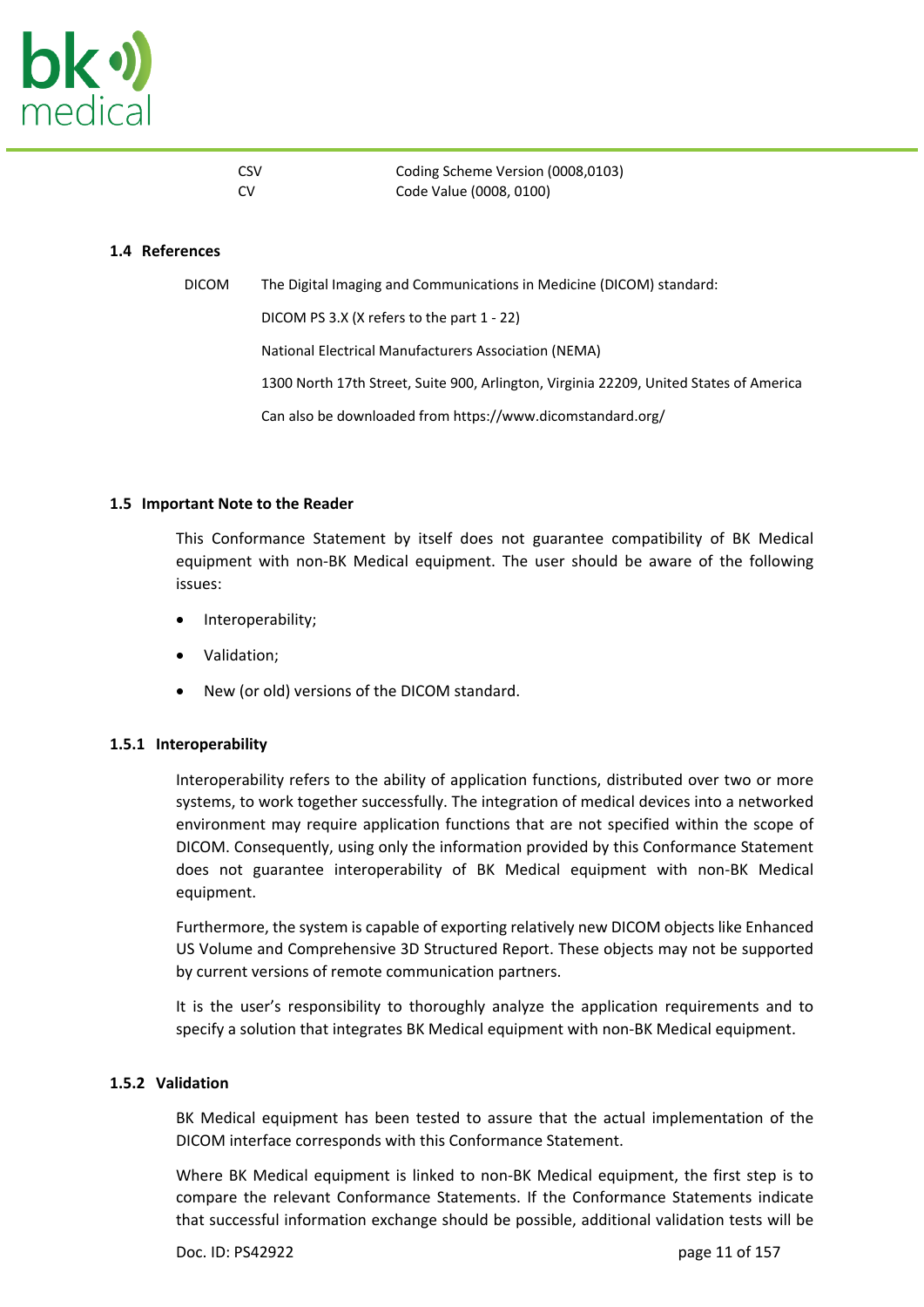| | |
|---|---|
| CSV | Coding Scheme Version (0008,0103) |
| CV | Code Value (0008, 0100) |

### 1.4 References

| | |
|---|---|
| DICOM | The Digital Imaging and Communications in Medicine (DICOM) standard: |
| | DICOM PS 3.X (X refers to the part 1 - 22) |
| | National Electrical Manufacturers Association (NEMA) |
| | 1300 North 17th Street, Suite 900, Arlington, Virginia 22209, United States of America |
| | Can also be downloaded from https://www.dicomstandard.org/ |

### 1.5 Important Note to the Reader

This Conformance Statement by itself does not guarantee compatibility of BK Medical equipment with non-BK Medical equipment. The user should be aware of the following issues:

- Interoperability;
- Validation;
- New (or old) versions of the DICOM standard.

#### 1.5.1 Interoperability

Interoperability refers to the ability of application functions, distributed over two or more systems, to work together successfully. The integration of medical devices into a networked environment may require application functions that are not specified within the scope of DICOM. Consequently, using only the information provided by this Conformance Statement does not guarantee interoperability of BK Medical equipment with non-BK Medical equipment.

Furthermore, the system is capable of exporting relatively new DICOM objects like Enhanced US Volume and Comprehensive 3D Structured Report. These objects may not be supported by current versions of remote communication partners.

It is the user's responsibility to thoroughly analyze the application requirements and to specify a solution that integrates BK Medical equipment with non-BK Medical equipment.

#### 1.5.2 Validation

BK Medical equipment has been tested to assure that the actual implementation of the DICOM interface corresponds with this Conformance Statement.

Where BK Medical equipment is linked to non-BK Medical equipment, the first step is to compare the relevant Conformance Statements. If the Conformance Statements indicate that successful information exchange should be possible, additional validation tests will be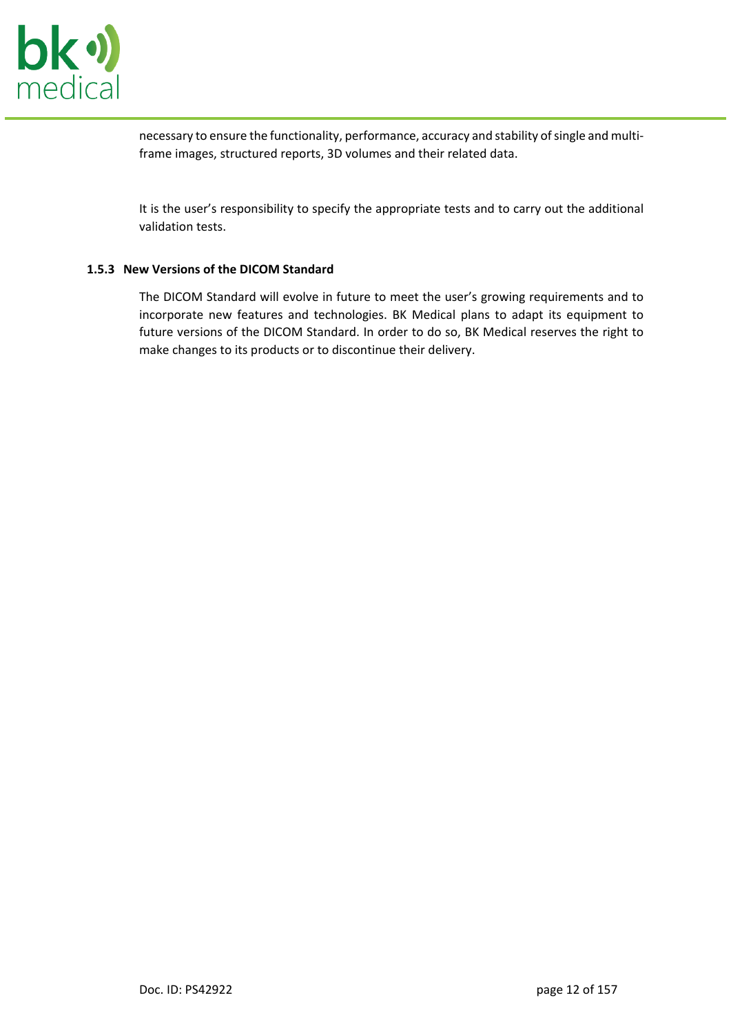necessary to ensure the functionality, performance, accuracy and stability of single and multi-frame images, structured reports, 3D volumes and their related data.

It is the user's responsibility to specify the appropriate tests and to carry out the additional validation tests.

### 1.5.3 New Versions of the DICOM Standard

The DICOM Standard will evolve in future to meet the user's growing requirements and to incorporate new features and technologies. BK Medical plans to adapt its equipment to future versions of the DICOM Standard. In order to do so, BK Medical reserves the right to make changes to its products or to discontinue their delivery.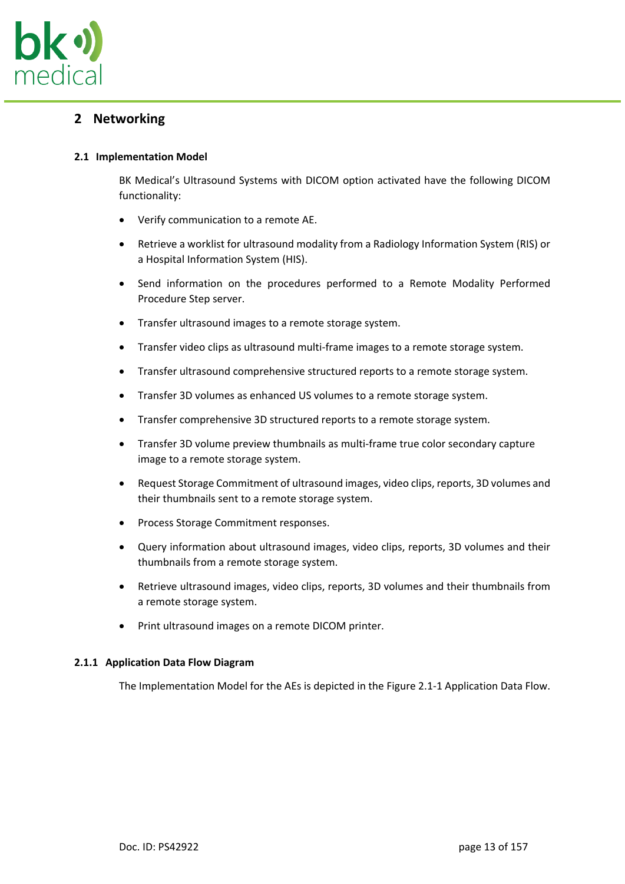# 2 Networking

## 2.1 Implementation Model

BK Medical's Ultrasound Systems with DICOM option activated have the following DICOM functionality:

- Verify communication to a remote AE.
- Retrieve a worklist for ultrasound modality from a Radiology Information System (RIS) or a Hospital Information System (HIS).
- Send information on the procedures performed to a Remote Modality Performed Procedure Step server.
- Transfer ultrasound images to a remote storage system.
- Transfer video clips as ultrasound multi-frame images to a remote storage system.
- Transfer ultrasound comprehensive structured reports to a remote storage system.
- Transfer 3D volumes as enhanced US volumes to a remote storage system.
- Transfer comprehensive 3D structured reports to a remote storage system.
- Transfer 3D volume preview thumbnails as multi-frame true color secondary capture image to a remote storage system.
- Request Storage Commitment of ultrasound images, video clips, reports, 3D volumes and their thumbnails sent to a remote storage system.
- Process Storage Commitment responses.
- Query information about ultrasound images, video clips, reports, 3D volumes and their thumbnails from a remote storage system.
- Retrieve ultrasound images, video clips, reports, 3D volumes and their thumbnails from a remote storage system.
- Print ultrasound images on a remote DICOM printer.

### 2.1.1 Application Data Flow Diagram

The Implementation Model for the AEs is depicted in the Figure 2.1-1 Application Data Flow.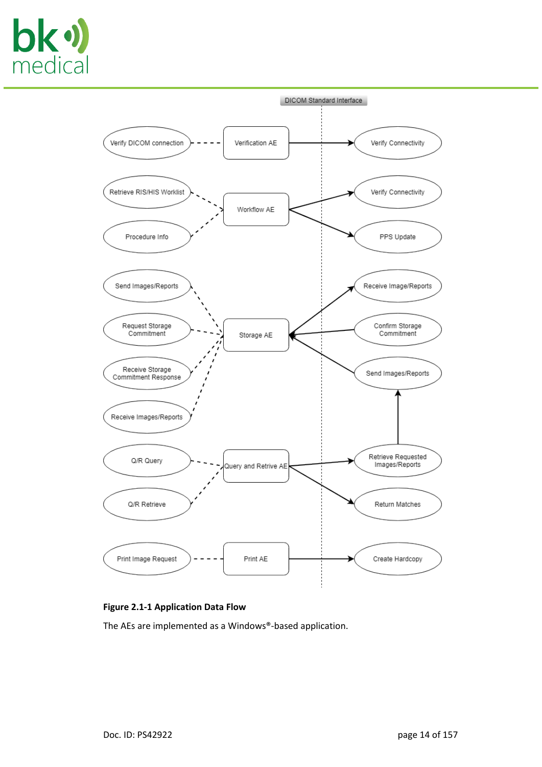DICOM Standard Interface

Verify DICOM connection

Verification AE

Verify Connectivity

Retrieve RIS/HIS Worklist

Procedure Info

Workflow AE

Verify Connectivity

PPS Update

Send Images/Reports

Request Storage Commitment

Receive Storage Commitment Response

Receive Images/Reports

Storage AE

Receive Image/Reports

Confirm Storage Commitment

Send Images/Reports

Q/R Query

Q/R Retrieve

Query and Retrive AE

Retrieve Requested Images/Reports

Return Matches

Print Image Request

Print AE

Create Hardcopy

**Figure 2.1-1 Application Data Flow**

The AEs are implemented as a Windows®-based application.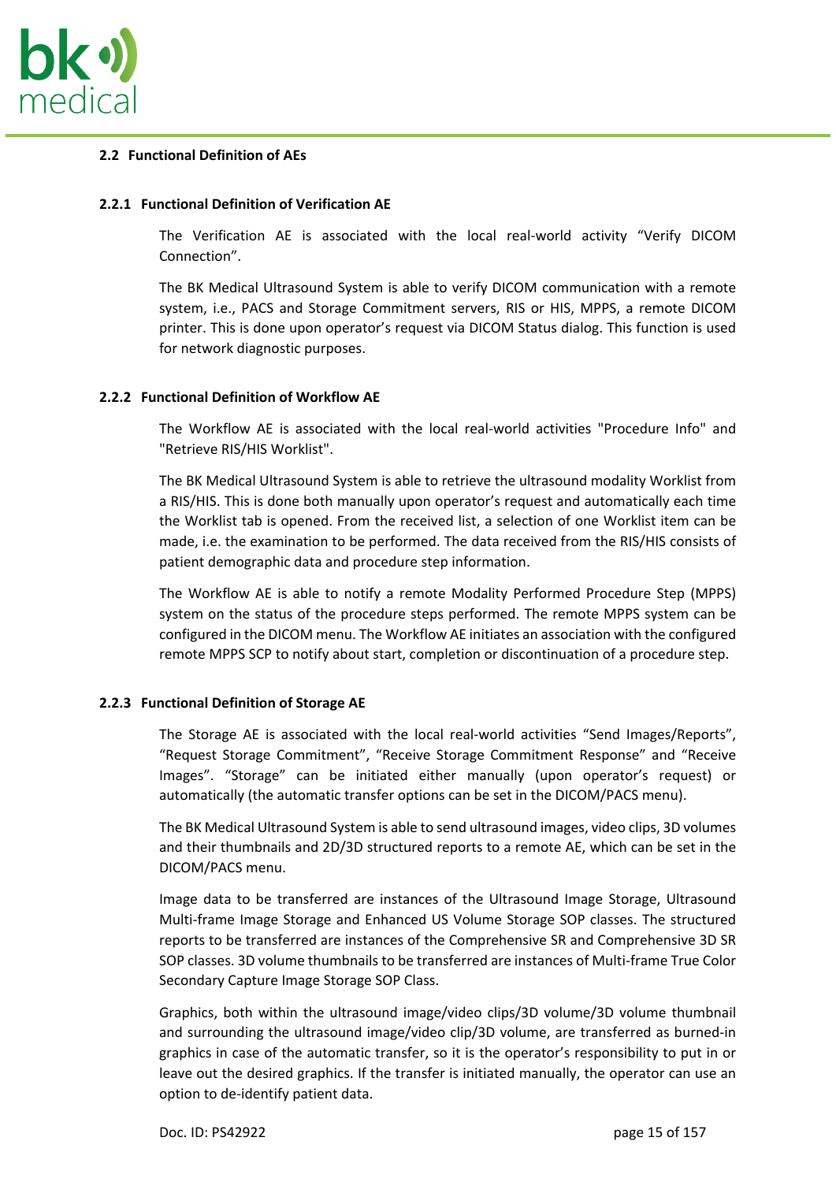## 2.2 Functional Definition of AEs

### 2.2.1 Functional Definition of Verification AE

The Verification AE is associated with the local real-world activity “Verify DICOM Connection”.

The BK Medical Ultrasound System is able to verify DICOM communication with a remote system, i.e., PACS and Storage Commitment servers, RIS or HIS, MPPS, a remote DICOM printer. This is done upon operator’s request via DICOM Status dialog. This function is used for network diagnostic purposes.

### 2.2.2 Functional Definition of Workflow AE

The Workflow AE is associated with the local real-world activities "Procedure Info" and "Retrieve RIS/HIS Worklist".

The BK Medical Ultrasound System is able to retrieve the ultrasound modality Worklist from a RIS/HIS. This is done both manually upon operator’s request and automatically each time the Worklist tab is opened. From the received list, a selection of one Worklist item can be made, i.e. the examination to be performed. The data received from the RIS/HIS consists of patient demographic data and procedure step information.

The Workflow AE is able to notify a remote Modality Performed Procedure Step (MPPS) system on the status of the procedure steps performed. The remote MPPS system can be configured in the DICOM menu. The Workflow AE initiates an association with the configured remote MPPS SCP to notify about start, completion or discontinuation of a procedure step.

### 2.2.3 Functional Definition of Storage AE

The Storage AE is associated with the local real-world activities “Send Images/Reports”, “Request Storage Commitment”, “Receive Storage Commitment Response” and “Receive Images”. “Storage” can be initiated either manually (upon operator’s request) or automatically (the automatic transfer options can be set in the DICOM/PACS menu).

The BK Medical Ultrasound System is able to send ultrasound images, video clips, 3D volumes and their thumbnails and 2D/3D structured reports to a remote AE, which can be set in the DICOM/PACS menu.

Image data to be transferred are instances of the Ultrasound Image Storage, Ultrasound Multi-frame Image Storage and Enhanced US Volume Storage SOP classes. The structured reports to be transferred are instances of the Comprehensive SR and Comprehensive 3D SR SOP classes. 3D volume thumbnails to be transferred are instances of Multi-frame True Color Secondary Capture Image Storage SOP Class.

Graphics, both within the ultrasound image/video clips/3D volume/3D volume thumbnail and surrounding the ultrasound image/video clip/3D volume, are transferred as burned-in graphics in case of the automatic transfer, so it is the operator’s responsibility to put in or leave out the desired graphics. If the transfer is initiated manually, the operator can use an option to de-identify patient data.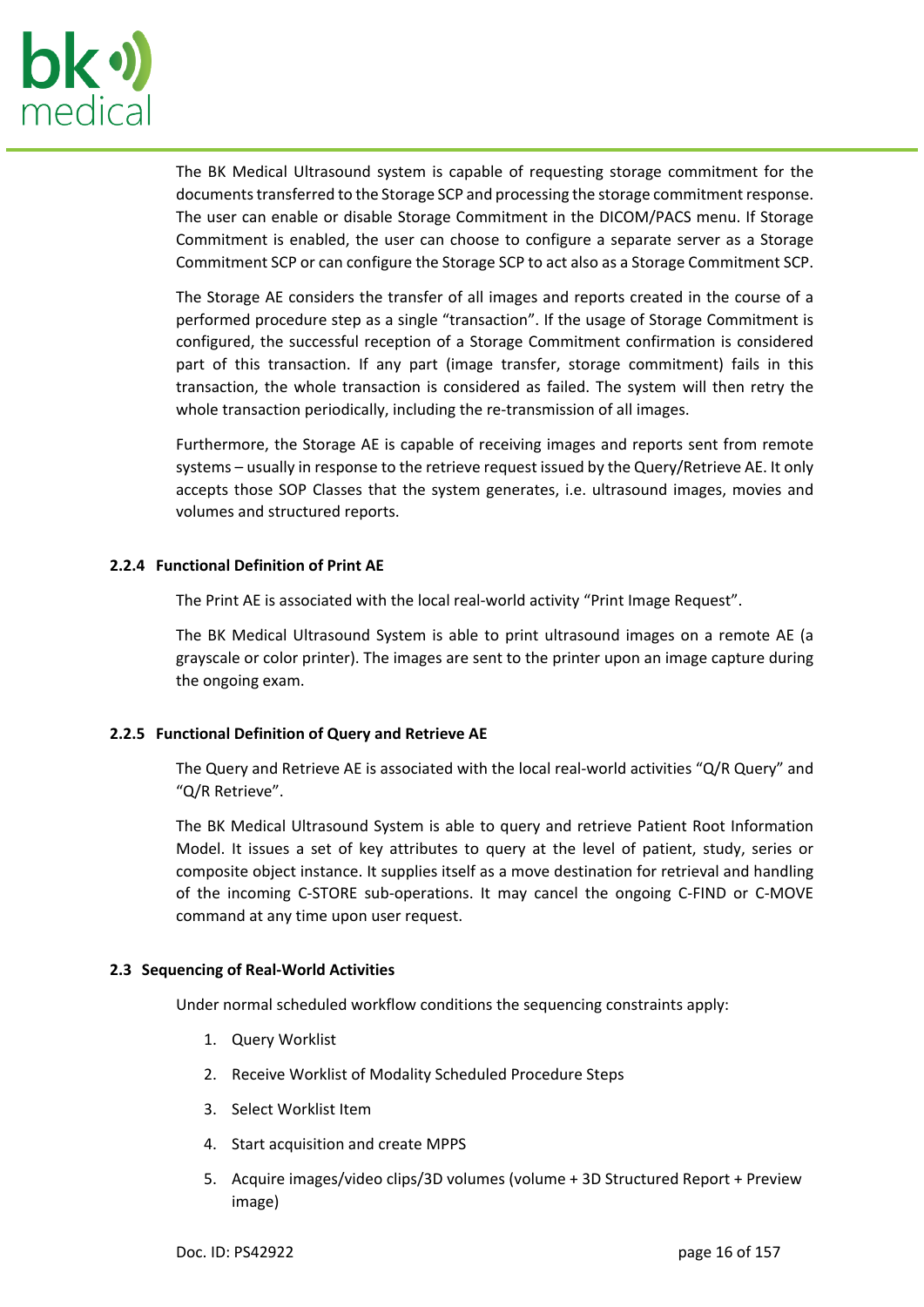The BK Medical Ultrasound system is capable of requesting storage commitment for the documents transferred to the Storage SCP and processing the storage commitment response. The user can enable or disable Storage Commitment in the DICOM/PACS menu. If Storage Commitment is enabled, the user can choose to configure a separate server as a Storage Commitment SCP or can configure the Storage SCP to act also as a Storage Commitment SCP.

The Storage AE considers the transfer of all images and reports created in the course of a performed procedure step as a single “transaction”. If the usage of Storage Commitment is configured, the successful reception of a Storage Commitment confirmation is considered part of this transaction. If any part (image transfer, storage commitment) fails in this transaction, the whole transaction is considered as failed. The system will then retry the whole transaction periodically, including the re-transmission of all images.

Furthermore, the Storage AE is capable of receiving images and reports sent from remote systems – usually in response to the retrieve request issued by the Query/Retrieve AE. It only accepts those SOP Classes that the system generates, i.e. ultrasound images, movies and volumes and structured reports.

### 2.2.4 Functional Definition of Print AE

The Print AE is associated with the local real-world activity “Print Image Request”.

The BK Medical Ultrasound System is able to print ultrasound images on a remote AE (a grayscale or color printer). The images are sent to the printer upon an image capture during the ongoing exam.

### 2.2.5 Functional Definition of Query and Retrieve AE

The Query and Retrieve AE is associated with the local real-world activities “Q/R Query” and “Q/R Retrieve”.

The BK Medical Ultrasound System is able to query and retrieve Patient Root Information Model. It issues a set of key attributes to query at the level of patient, study, series or composite object instance. It supplies itself as a move destination for retrieval and handling of the incoming C-STORE sub-operations. It may cancel the ongoing C-FIND or C-MOVE command at any time upon user request.

## 2.3 Sequencing of Real-World Activities

Under normal scheduled workflow conditions the sequencing constraints apply:

1. Query Worklist
2. Receive Worklist of Modality Scheduled Procedure Steps
3. Select Worklist Item
4. Start acquisition and create MPPS
5. Acquire images/video clips/3D volumes (volume + 3D Structured Report + Preview image)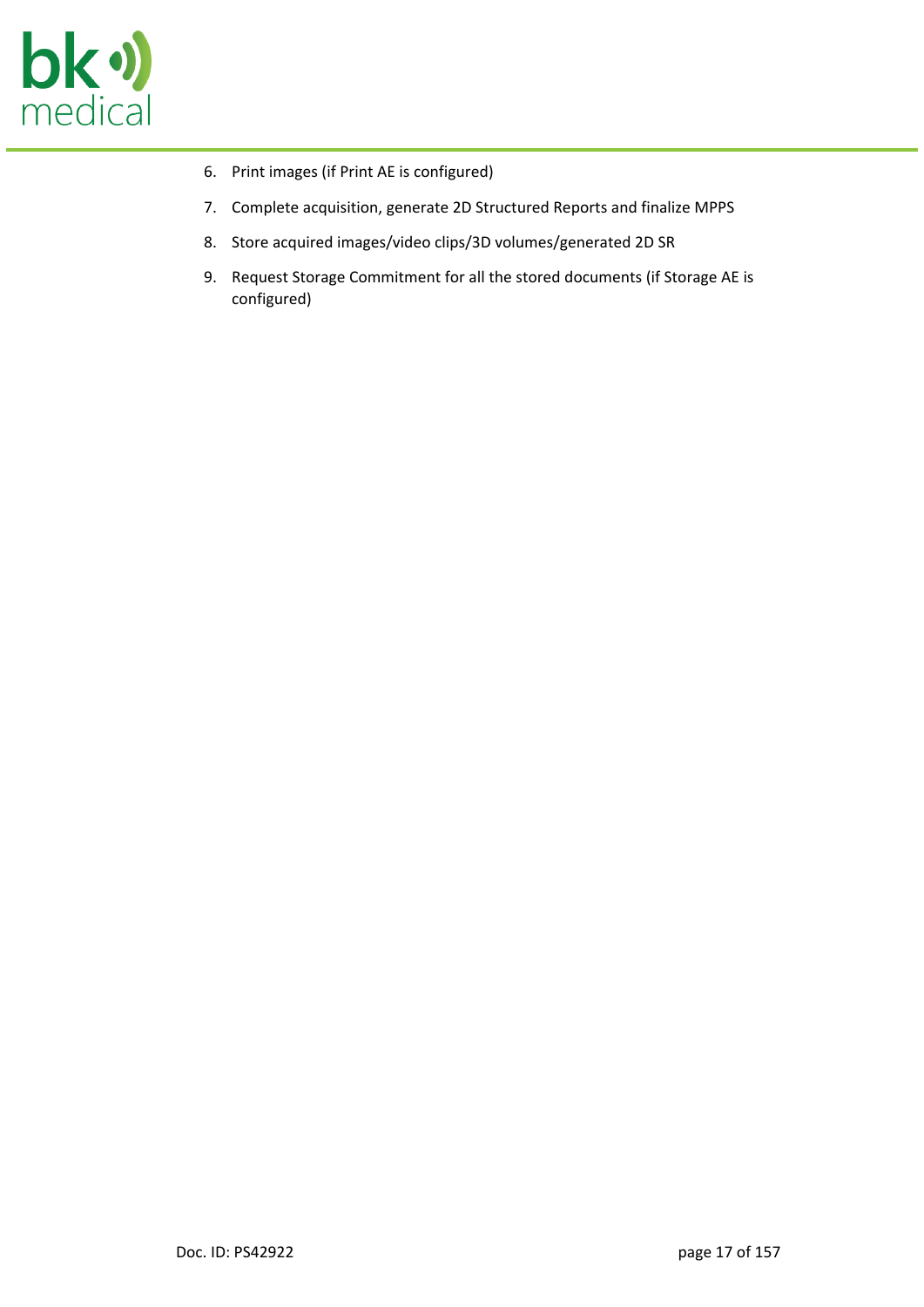6. Print images (if Print AE is configured)
7. Complete acquisition, generate 2D Structured Reports and finalize MPPS
8. Store acquired images/video clips/3D volumes/generated 2D SR
9. Request Storage Commitment for all the stored documents (if Storage AE is configured)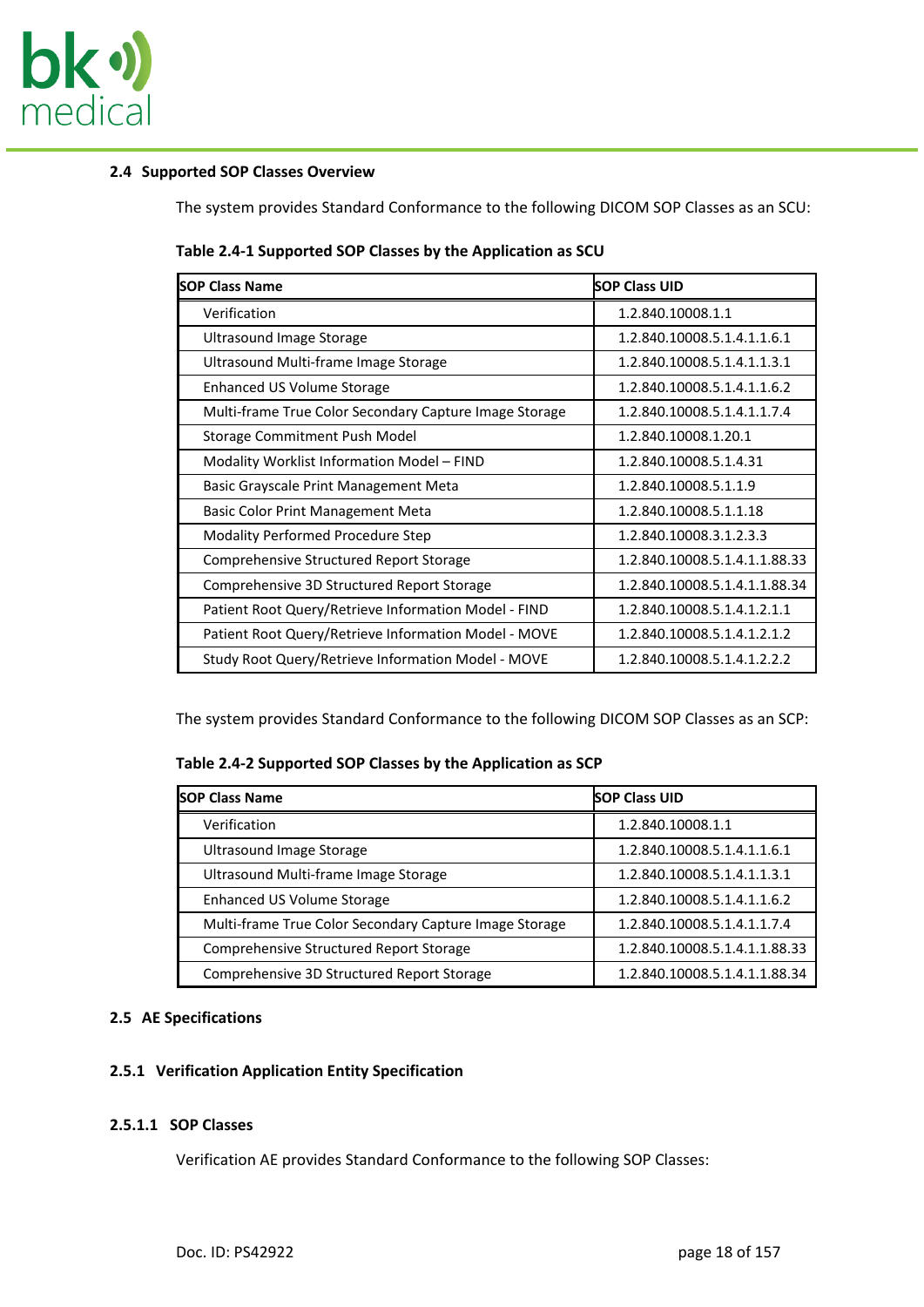## 2.4 Supported SOP Classes Overview

The system provides Standard Conformance to the following DICOM SOP Classes as an SCU:

**Table 2.4-1 Supported SOP Classes by the Application as SCU**

| SOP Class Name | SOP Class UID |
|---|---|
| Verification | 1.2.840.10008.1.1 |
| Ultrasound Image Storage | 1.2.840.10008.5.1.4.1.1.6.1 |
| Ultrasound Multi-frame Image Storage | 1.2.840.10008.5.1.4.1.1.3.1 |
| Enhanced US Volume Storage | 1.2.840.10008.5.1.4.1.1.6.2 |
| Multi-frame True Color Secondary Capture Image Storage | 1.2.840.10008.5.1.4.1.1.7.4 |
| Storage Commitment Push Model | 1.2.840.10008.1.20.1 |
| Modality Worklist Information Model – FIND | 1.2.840.10008.5.1.4.31 |
| Basic Grayscale Print Management Meta | 1.2.840.10008.5.1.1.9 |
| Basic Color Print Management Meta | 1.2.840.10008.5.1.1.18 |
| Modality Performed Procedure Step | 1.2.840.10008.3.1.2.3.3 |
| Comprehensive Structured Report Storage | 1.2.840.10008.5.1.4.1.1.88.33 |
| Comprehensive 3D Structured Report Storage | 1.2.840.10008.5.1.4.1.1.88.34 |
| Patient Root Query/Retrieve Information Model - FIND | 1.2.840.10008.5.1.4.1.2.1.1 |
| Patient Root Query/Retrieve Information Model - MOVE | 1.2.840.10008.5.1.4.1.2.1.2 |
| Study Root Query/Retrieve Information Model - MOVE | 1.2.840.10008.5.1.4.1.2.2.2 |

The system provides Standard Conformance to the following DICOM SOP Classes as an SCP:

**Table 2.4-2 Supported SOP Classes by the Application as SCP**

| SOP Class Name | SOP Class UID |
|---|---|
| Verification | 1.2.840.10008.1.1 |
| Ultrasound Image Storage | 1.2.840.10008.5.1.4.1.1.6.1 |
| Ultrasound Multi-frame Image Storage | 1.2.840.10008.5.1.4.1.1.3.1 |
| Enhanced US Volume Storage | 1.2.840.10008.5.1.4.1.1.6.2 |
| Multi-frame True Color Secondary Capture Image Storage | 1.2.840.10008.5.1.4.1.1.7.4 |
| Comprehensive Structured Report Storage | 1.2.840.10008.5.1.4.1.1.88.33 |
| Comprehensive 3D Structured Report Storage | 1.2.840.10008.5.1.4.1.1.88.34 |

## 2.5 AE Specifications

### 2.5.1 Verification Application Entity Specification

#### 2.5.1.1 SOP Classes

Verification AE provides Standard Conformance to the following SOP Classes: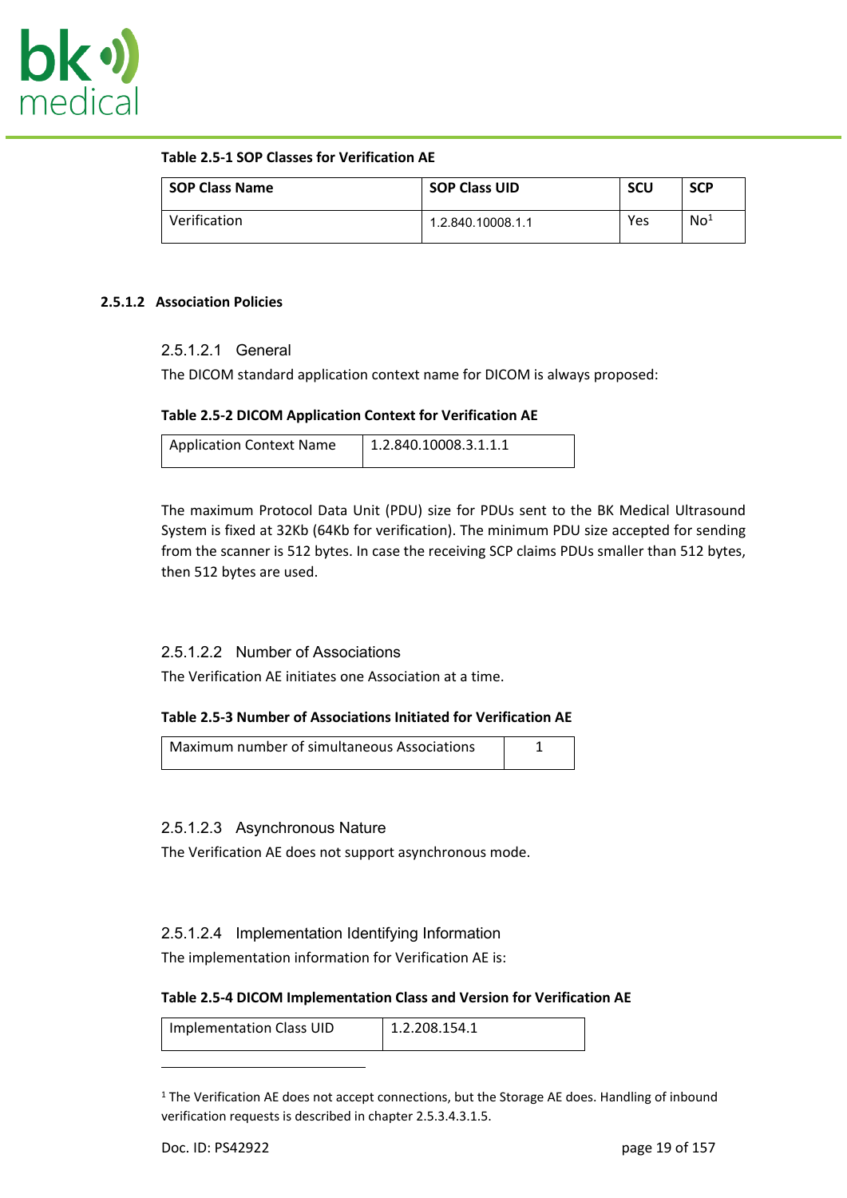**Table 2.5-1 SOP Classes for Verification AE**

| SOP Class Name | SOP Class UID | SCU | SCP |
|---|---|---|---|
| Verification | 1.2.840.10008.1.1 | Yes | No[1] |

#### 2.5.1.2 Association Policies

##### 2.5.1.2.1 General

The DICOM standard application context name for DICOM is always proposed:

**Table 2.5-2 DICOM Application Context for Verification AE**

| | |
|---|---|
| Application Context Name | 1.2.840.10008.3.1.1.1 |

The maximum Protocol Data Unit (PDU) size for PDUs sent to the BK Medical Ultrasound System is fixed at 32Kb (64Kb for verification). The minimum PDU size accepted for sending from the scanner is 512 bytes. In case the receiving SCP claims PDUs smaller than 512 bytes, then 512 bytes are used.

##### 2.5.1.2.2 Number of Associations

The Verification AE initiates one Association at a time.

**Table 2.5-3 Number of Associations Initiated for Verification AE**

| | |
|---|---|
| Maximum number of simultaneous Associations | 1 |

##### 2.5.1.2.3 Asynchronous Nature

The Verification AE does not support asynchronous mode.

##### 2.5.1.2.4 Implementation Identifying Information

The implementation information for Verification AE is:

**Table 2.5-4 DICOM Implementation Class and Version for Verification AE**

| | |
|---|---|
| Implementation Class UID | 1.2.208.154.1 |

[1] The Verification AE does not accept connections, but the Storage AE does. Handling of inbound verification requests is described in chapter 2.5.3.4.3.1.5.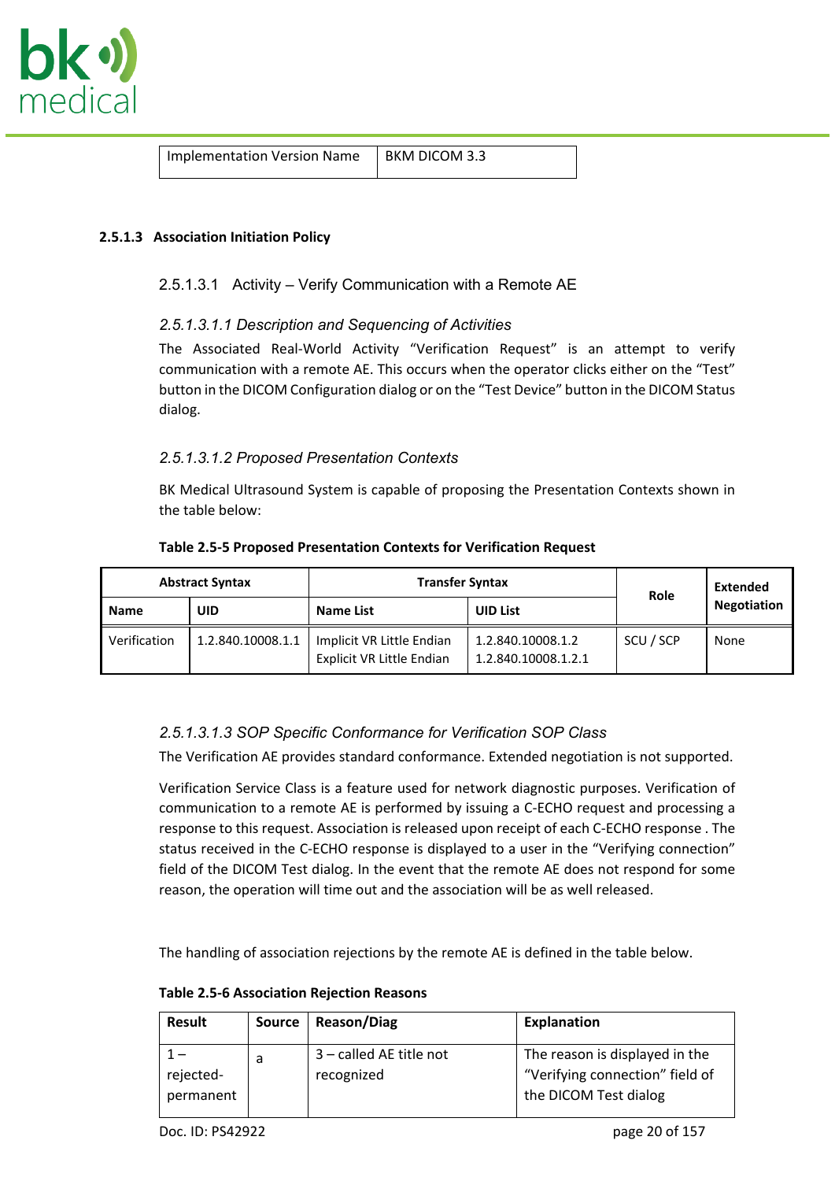| | |
|---|---|
| Implementation Version Name | BKM DICOM 3.3 |

### 2.5.1.3 Association Initiation Policy

#### 2.5.1.3.1 Activity – Verify Communication with a Remote AE

##### *2.5.1.3.1.1 Description and Sequencing of Activities*

The Associated Real-World Activity "Verification Request" is an attempt to verify communication with a remote AE. This occurs when the operator clicks either on the "Test" button in the DICOM Configuration dialog or on the "Test Device" button in the DICOM Status dialog.

##### *2.5.1.3.1.2 Proposed Presentation Contexts*

BK Medical Ultrasound System is capable of proposing the Presentation Contexts shown in the table below:

**Table 2.5-5 Proposed Presentation Contexts for Verification Request**

| Abstract Syntax | | Transfer Syntax | | Role | Extended Negotiation |
|---|---|---|---|---|---|
| **Name** | **UID** | **Name List** | **UID List** | | |
| Verification | 1.2.840.10008.1.1 | Implicit VR Little Endian<br>Explicit VR Little Endian | 1.2.840.10008.1.2<br>1.2.840.10008.1.2.1 | SCU / SCP | None |

##### *2.5.1.3.1.3 SOP Specific Conformance for Verification SOP Class*

The Verification AE provides standard conformance. Extended negotiation is not supported.

Verification Service Class is a feature used for network diagnostic purposes. Verification of communication to a remote AE is performed by issuing a C-ECHO request and processing a response to this request. Association is released upon receipt of each C-ECHO response . The status received in the C-ECHO response is displayed to a user in the "Verifying connection" field of the DICOM Test dialog. In the event that the remote AE does not respond for some reason, the operation will time out and the association will be as well released.

The handling of association rejections by the remote AE is defined in the table below.

**Table 2.5-6 Association Rejection Reasons**

| Result | Source | Reason/Diag | Explanation |
|---|---|---|---|
| 1 – rejected-permanent | a | 3 – called AE title not recognized | The reason is displayed in the "Verifying connection" field of the DICOM Test dialog |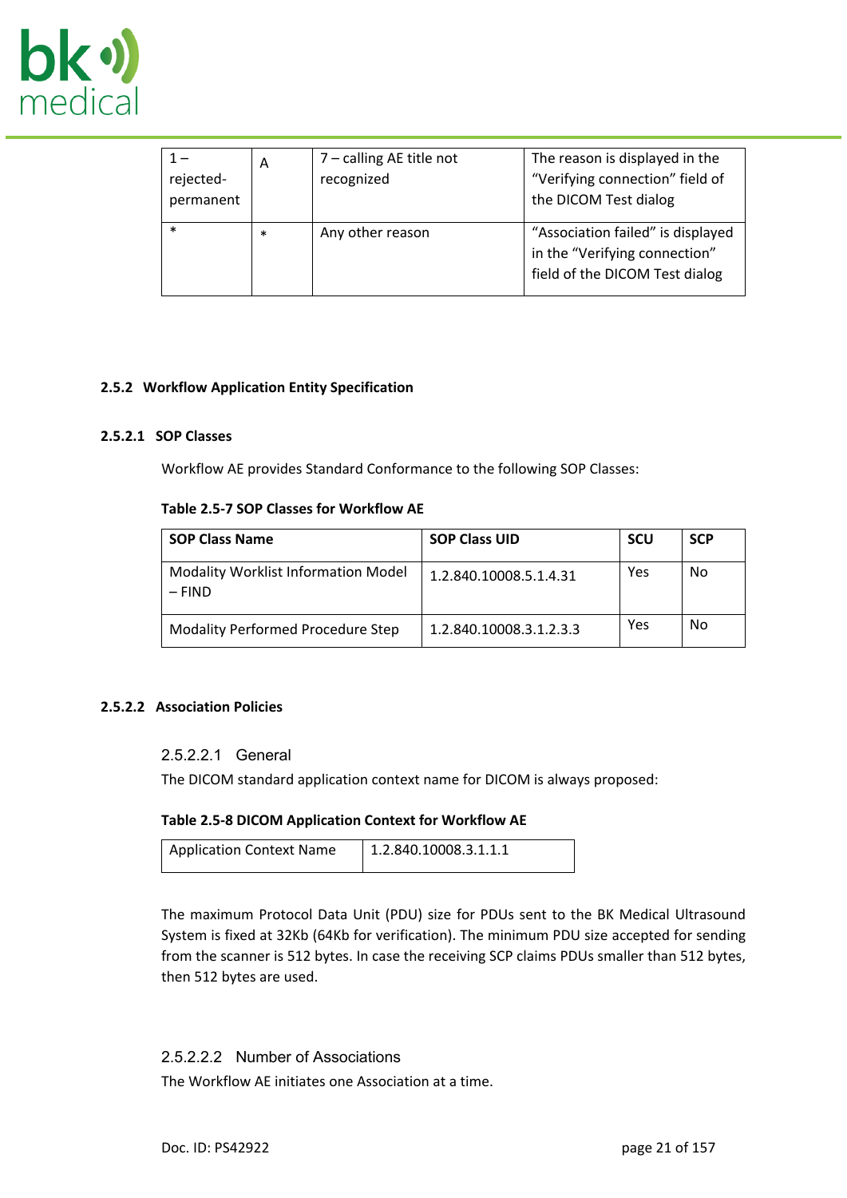| | | | |
|---|---|---|---|
| 1 – rejected-permanent | A | 7 – calling AE title not recognized | The reason is displayed in the “Verifying connection” field of the DICOM Test dialog |
| * | * | Any other reason | “Association failed” is displayed in the “Verifying connection” field of the DICOM Test dialog |

### 2.5.2 Workflow Application Entity Specification

#### 2.5.2.1 SOP Classes

Workflow AE provides Standard Conformance to the following SOP Classes:

**Table 2.5-7 SOP Classes for Workflow AE**

| SOP Class Name | SOP Class UID | SCU | SCP |
|---|---|---|---|
| Modality Worklist Information Model – FIND | 1.2.840.10008.5.1.4.31 | Yes | No |
| Modality Performed Procedure Step | 1.2.840.10008.3.1.2.3.3 | Yes | No |

#### 2.5.2.2 Association Policies

##### 2.5.2.2.1 General

The DICOM standard application context name for DICOM is always proposed:

**Table 2.5-8 DICOM Application Context for Workflow AE**

| | |
|---|---|
| Application Context Name | 1.2.840.10008.3.1.1.1 |

The maximum Protocol Data Unit (PDU) size for PDUs sent to the BK Medical Ultrasound System is fixed at 32Kb (64Kb for verification). The minimum PDU size accepted for sending from the scanner is 512 bytes. In case the receiving SCP claims PDUs smaller than 512 bytes, then 512 bytes are used.

##### 2.5.2.2.2 Number of Associations

The Workflow AE initiates one Association at a time.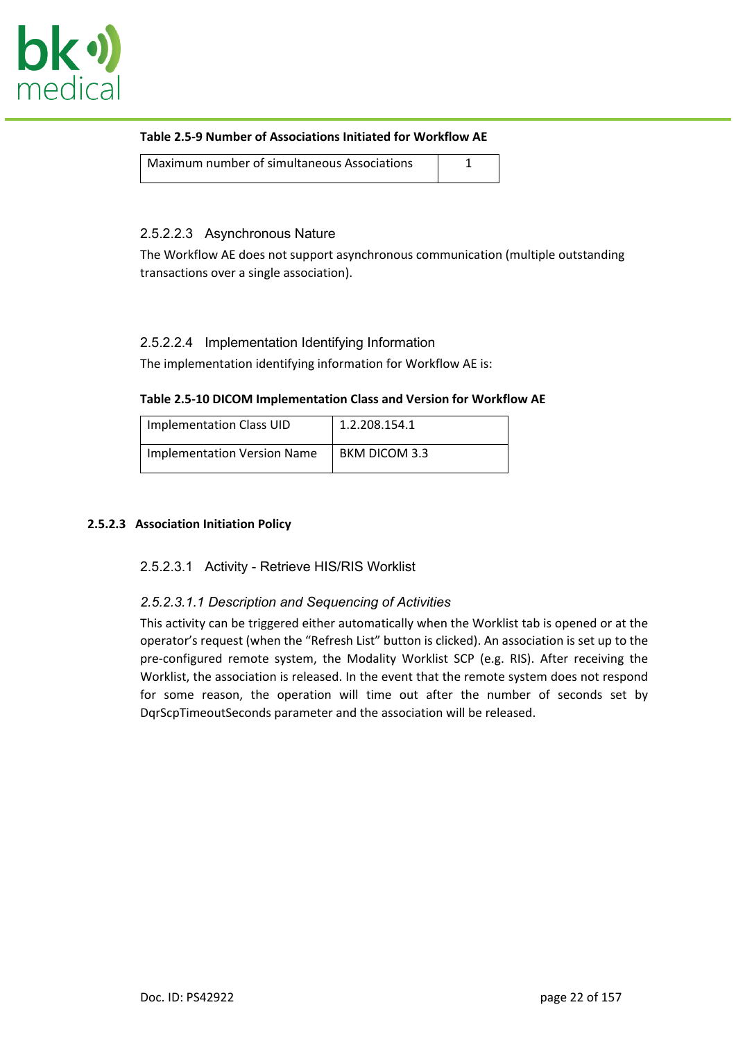**Table 2.5-9 Number of Associations Initiated for Workflow AE**

| Maximum number of simultaneous Associations | 1 |
|---|---|

#### 2.5.2.2.3 Asynchronous Nature

The Workflow AE does not support asynchronous communication (multiple outstanding transactions over a single association).

#### 2.5.2.2.4 Implementation Identifying Information

The implementation identifying information for Workflow AE is:

**Table 2.5-10 DICOM Implementation Class and Version for Workflow AE**

| Implementation Class UID | 1.2.208.154.1 |
|---|---|
| Implementation Version Name | BKM DICOM 3.3 |

### 2.5.2.3 Association Initiation Policy

#### 2.5.2.3.1 Activity - Retrieve HIS/RIS Worklist

##### *2.5.2.3.1.1 Description and Sequencing of Activities*

This activity can be triggered either automatically when the Worklist tab is opened or at the operator's request (when the "Refresh List" button is clicked). An association is set up to the pre-configured remote system, the Modality Worklist SCP (e.g. RIS). After receiving the Worklist, the association is released. In the event that the remote system does not respond for some reason, the operation will time out after the number of seconds set by DqrScpTimeoutSeconds parameter and the association will be released.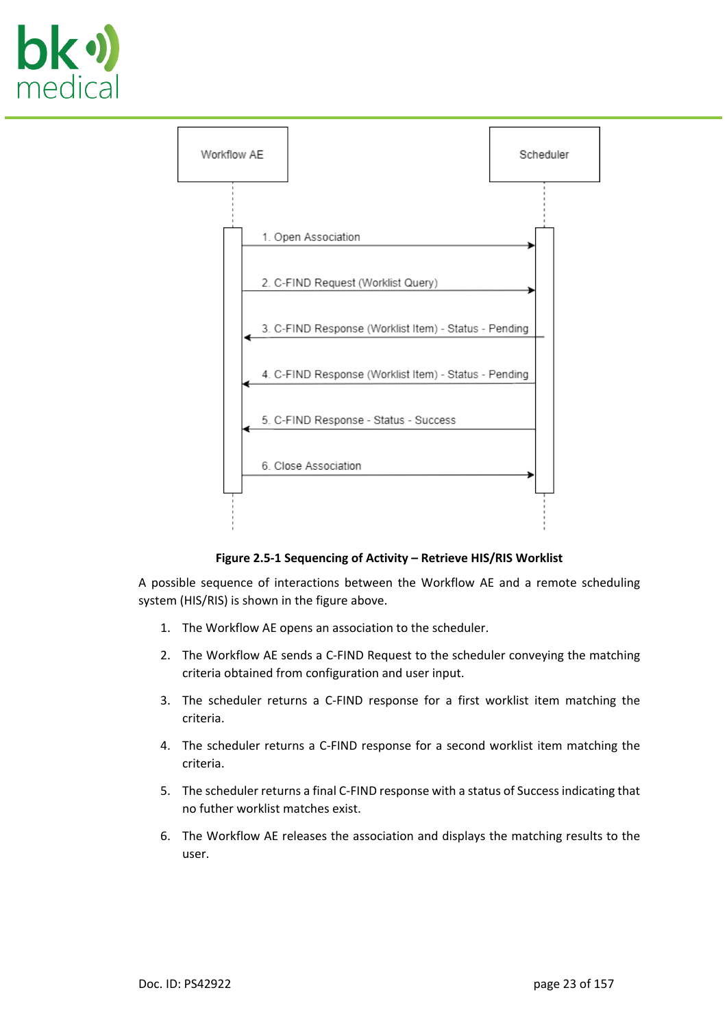Workflow AE

Scheduler

1. Open Association

2. C-FIND Request (Worklist Query)

3. C-FIND Response (Worklist Item) - Status - Pending

4. C-FIND Response (Worklist Item) - Status - Pending

5. C-FIND Response - Status - Success

6. Close Association

**Figure 2.5-1 Sequencing of Activity – Retrieve HIS/RIS Worklist**

A possible sequence of interactions between the Workflow AE and a remote scheduling system (HIS/RIS) is shown in the figure above.

1. The Workflow AE opens an association to the scheduler.
2. The Workflow AE sends a C-FIND Request to the scheduler conveying the matching criteria obtained from configuration and user input.
3. The scheduler returns a C-FIND response for a first worklist item matching the criteria.
4. The scheduler returns a C-FIND response for a second worklist item matching the criteria.
5. The scheduler returns a final C-FIND response with a status of Success indicating that no futher worklist matches exist.
6. The Workflow AE releases the association and displays the matching results to the user.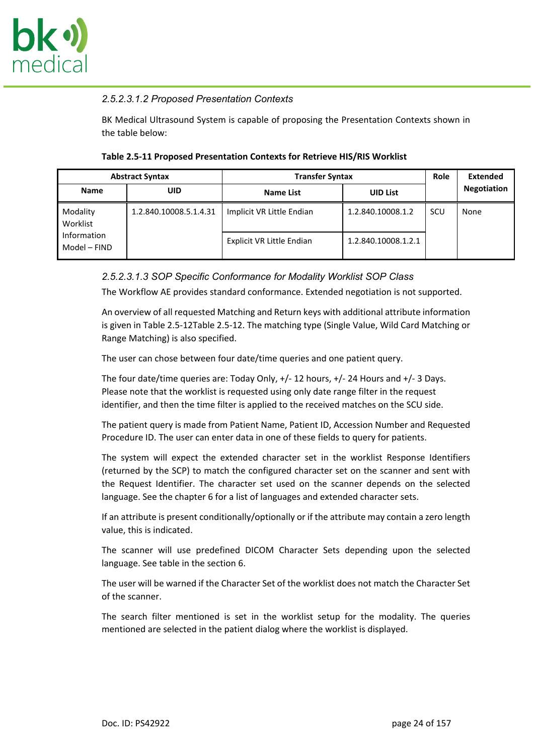#### *2.5.2.3.1.2 Proposed Presentation Contexts*

BK Medical Ultrasound System is capable of proposing the Presentation Contexts shown in the table below:

**Table 2.5-11 Proposed Presentation Contexts for Retrieve HIS/RIS Worklist**

| Abstract Syntax | | Transfer Syntax | | Role | Extended Negotiation |
|---|---|---|---|---|---|
| **Name** | **UID** | **Name List** | **UID List** | | |
| Modality Worklist Information Model – FIND | 1.2.840.10008.5.1.4.31 | Implicit VR Little Endian | 1.2.840.10008.1.2 | SCU | None |
| | | Explicit VR Little Endian | 1.2.840.10008.1.2.1 | | |

#### *2.5.2.3.1.3 SOP Specific Conformance for Modality Worklist SOP Class*

The Workflow AE provides standard conformance. Extended negotiation is not supported.

An overview of all requested Matching and Return keys with additional attribute information is given in Table 2.5-12Table 2.5-12. The matching type (Single Value, Wild Card Matching or Range Matching) is also specified.

The user can chose between four date/time queries and one patient query.

The four date/time queries are: Today Only, +/- 12 hours, +/- 24 Hours and +/- 3 Days. Please note that the worklist is requested using only date range filter in the request identifier, and then the time filter is applied to the received matches on the SCU side.

The patient query is made from Patient Name, Patient ID, Accession Number and Requested Procedure ID. The user can enter data in one of these fields to query for patients.

The system will expect the extended character set in the worklist Response Identifiers (returned by the SCP) to match the configured character set on the scanner and sent with the Request Identifier. The character set used on the scanner depends on the selected language. See the chapter 6 for a list of languages and extended character sets.

If an attribute is present conditionally/optionally or if the attribute may contain a zero length value, this is indicated.

The scanner will use predefined DICOM Character Sets depending upon the selected language. See table in the section 6.

The user will be warned if the Character Set of the worklist does not match the Character Set of the scanner.

The search filter mentioned is set in the worklist setup for the modality. The queries mentioned are selected in the patient dialog where the worklist is displayed.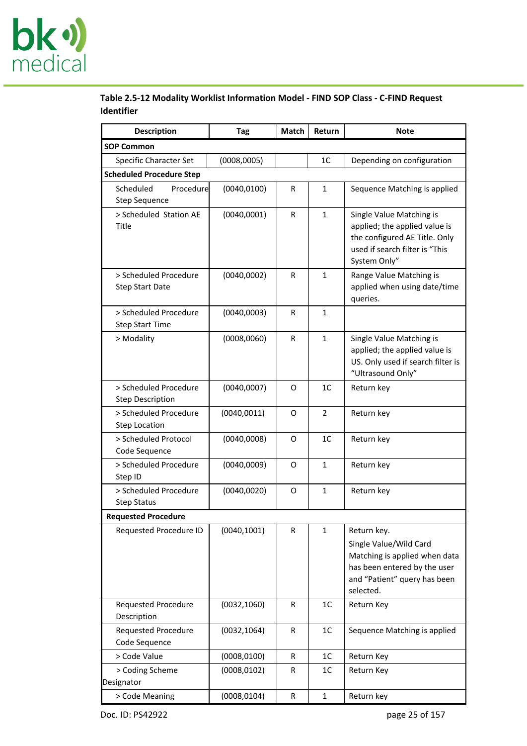**Table 2.5-12 Modality Worklist Information Model - FIND SOP Class - C-FIND Request Identifier**

| Description | Tag | Match | Return | Note |
|---|---|---|---|---|
| **SOP Common** | | | | |
| Specific Character Set | (0008,0005) | | 1C | Depending on configuration |
| **Scheduled Procedure Step** | | | | |
| Scheduled Procedure Step Sequence | (0040,0100) | R | 1 | Sequence Matching is applied |
| > Scheduled Station AE Title | (0040,0001) | R | 1 | Single Value Matching is applied; the applied value is the configured AE Title. Only used if search filter is “This System Only” |
| > Scheduled Procedure Step Start Date | (0040,0002) | R | 1 | Range Value Matching is applied when using date/time queries. |
| > Scheduled Procedure Step Start Time | (0040,0003) | R | 1 | |
| > Modality | (0008,0060) | R | 1 | Single Value Matching is applied; the applied value is US. Only used if search filter is “Ultrasound Only” |
| > Scheduled Procedure Step Description | (0040,0007) | O | 1C | Return key |
| > Scheduled Procedure Step Location | (0040,0011) | O | 2 | Return key |
| > Scheduled Protocol Code Sequence | (0040,0008) | O | 1C | Return key |
| > Scheduled Procedure Step ID | (0040,0009) | O | 1 | Return key |
| > Scheduled Procedure Step Status | (0040,0020) | O | 1 | Return key |
| **Requested Procedure** | | | | |
| Requested Procedure ID | (0040,1001) | R | 1 | Return key. Single Value/Wild Card Matching is applied when data has been entered by the user and “Patient” query has been selected. |
| Requested Procedure Description | (0032,1060) | R | 1C | Return Key |
| Requested Procedure Code Sequence | (0032,1064) | R | 1C | Sequence Matching is applied |
| > Code Value | (0008,0100) | R | 1C | Return Key |
| > Coding Scheme Designator | (0008,0102) | R | 1C | Return Key |
| > Code Meaning | (0008,0104) | R | 1 | Return key |

Doc. ID: PS42922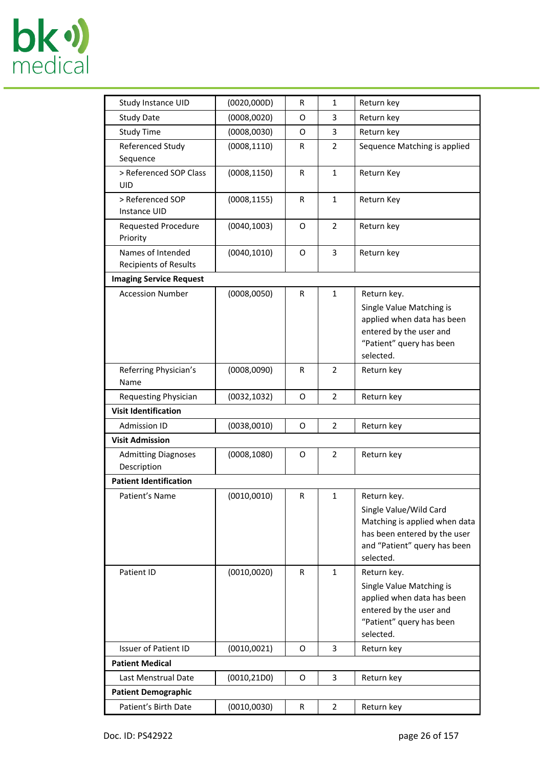| | | | | |
|---|---|---|---|---|
| Study Instance UID | (0020,000D) | R | 1 | Return key |
| Study Date | (0008,0020) | O | 3 | Return key |
| Study Time | (0008,0030) | O | 3 | Return key |
| Referenced Study Sequence | (0008,1110) | R | 2 | Sequence Matching is applied |
| > Referenced SOP Class UID | (0008,1150) | R | 1 | Return Key |
| > Referenced SOP Instance UID | (0008,1155) | R | 1 | Return Key |
| Requested Procedure Priority | (0040,1003) | O | 2 | Return key |
| Names of Intended Recipients of Results | (0040,1010) | O | 3 | Return key |
| **Imaging Service Request** | | | | |
| Accession Number | (0008,0050) | R | 1 | Return key. Single Value Matching is applied when data has been entered by the user and “Patient” query has been selected. |
| Referring Physician’s Name | (0008,0090) | R | 2 | Return key |
| Requesting Physician | (0032,1032) | O | 2 | Return key |
| **Visit Identification** | | | | |
| Admission ID | (0038,0010) | O | 2 | Return key |
| **Visit Admission** | | | | |
| Admitting Diagnoses Description | (0008,1080) | O | 2 | Return key |
| **Patient Identification** | | | | |
| Patient’s Name | (0010,0010) | R | 1 | Return key. Single Value/Wild Card Matching is applied when data has been entered by the user and “Patient” query has been selected. |
| Patient ID | (0010,0020) | R | 1 | Return key. Single Value Matching is applied when data has been entered by the user and “Patient” query has been selected. |
| Issuer of Patient ID | (0010,0021) | O | 3 | Return key |
| **Patient Medical** | | | | |
| Last Menstrual Date | (0010,21D0) | O | 3 | Return key |
| **Patient Demographic** | | | | |
| Patient’s Birth Date | (0010,0030) | R | 2 | Return key |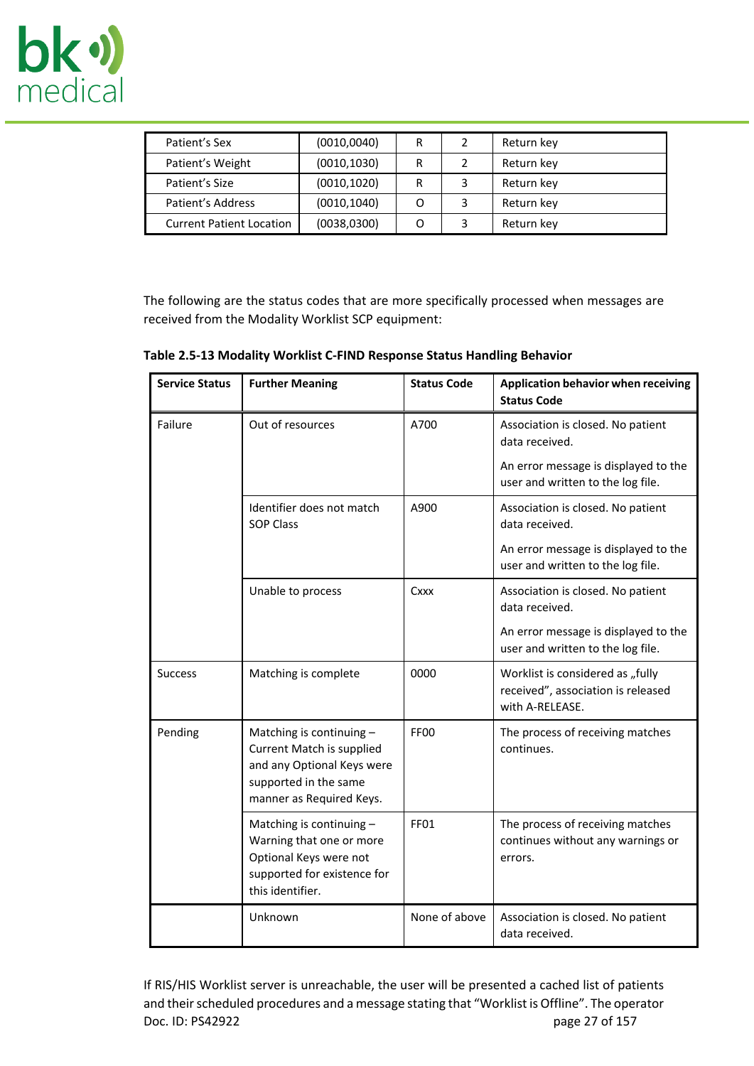| | | | | |
|---|---|---|---|---|
| Patient’s Sex | (0010,0040) | R | 2 | Return key |
| Patient’s Weight | (0010,1030) | R | 2 | Return key |
| Patient’s Size | (0010,1020) | R | 3 | Return key |
| Patient’s Address | (0010,1040) | O | 3 | Return key |
| Current Patient Location | (0038,0300) | O | 3 | Return key |

The following are the status codes that are more specifically processed when messages are received from the Modality Worklist SCP equipment:

**Table 2.5-13 Modality Worklist C-FIND Response Status Handling Behavior**

| Service Status | Further Meaning | Status Code | Application behavior when receiving Status Code |
|---|---|---|---|
| Failure | Out of resources | A700 | Association is closed. No patient data received.<br><br>An error message is displayed to the user and written to the log file. |
| | Identifier does not match SOP Class | A900 | Association is closed. No patient data received.<br><br>An error message is displayed to the user and written to the log file. |
| | Unable to process | Cxxx | Association is closed. No patient data received.<br><br>An error message is displayed to the user and written to the log file. |
| Success | Matching is complete | 0000 | Worklist is considered as „fully received”, association is released with A-RELEASE. |
| Pending | Matching is continuing – Current Match is supplied and any Optional Keys were supported in the same manner as Required Keys. | FF00 | The process of receiving matches continues. |
| | Matching is continuing – Warning that one or more Optional Keys were not supported for existence for this identifier. | FF01 | The process of receiving matches continues without any warnings or errors. |
| | Unknown | None of above | Association is closed. No patient data received. |

If RIS/HIS Worklist server is unreachable, the user will be presented a cached list of patients and their scheduled procedures and a message stating that “Worklist is Offline”. The operator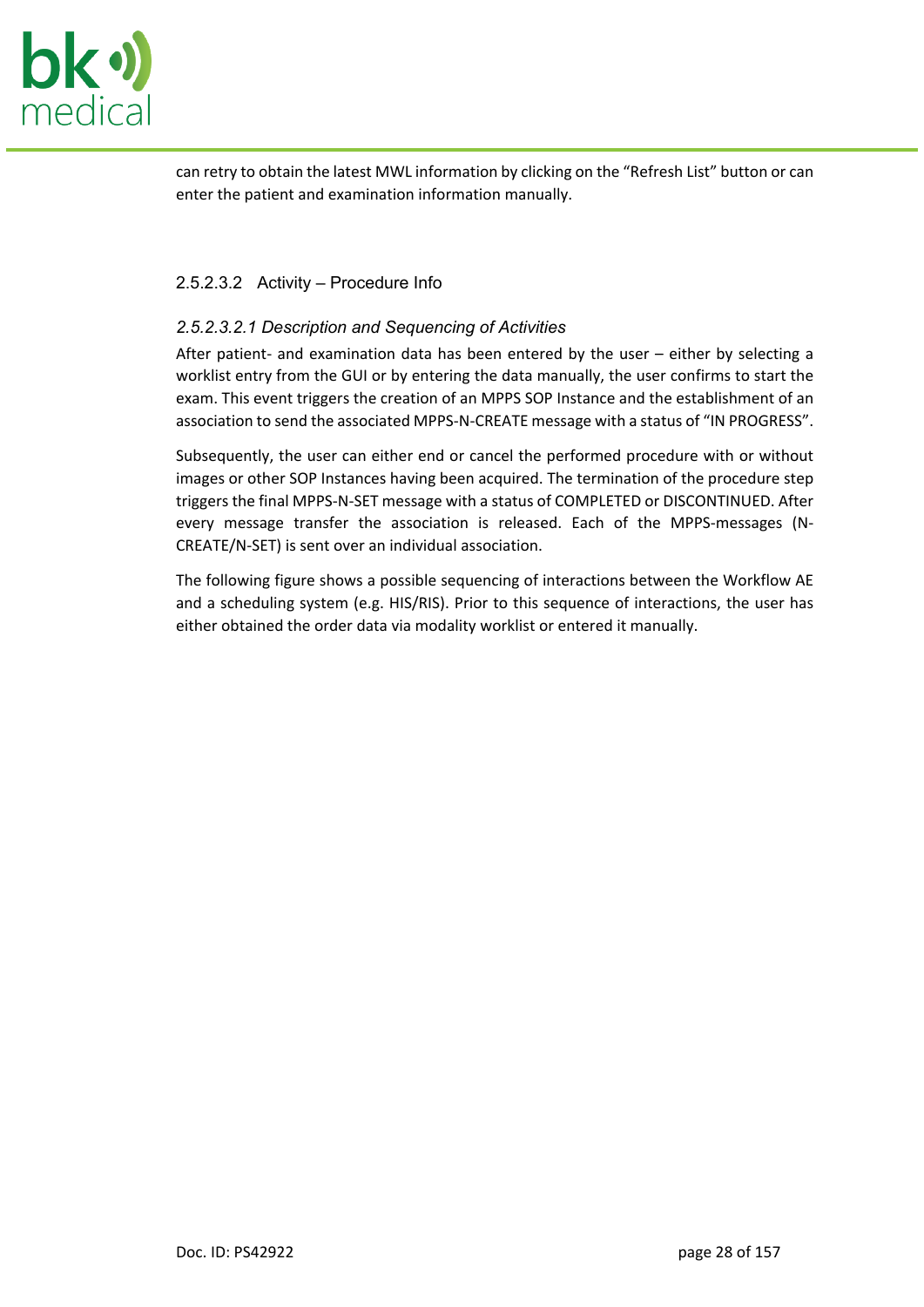can retry to obtain the latest MWL information by clicking on the “Refresh List” button or can enter the patient and examination information manually.

#### 2.5.2.3.2 Activity – Procedure Info

##### *2.5.2.3.2.1 Description and Sequencing of Activities*

After patient- and examination data has been entered by the user – either by selecting a worklist entry from the GUI or by entering the data manually, the user confirms to start the exam. This event triggers the creation of an MPPS SOP Instance and the establishment of an association to send the associated MPPS-N-CREATE message with a status of “IN PROGRESS”.

Subsequently, the user can either end or cancel the performed procedure with or without images or other SOP Instances having been acquired. The termination of the procedure step triggers the final MPPS-N-SET message with a status of COMPLETED or DISCONTINUED. After every message transfer the association is released. Each of the MPPS-messages (N-CREATE/N-SET) is sent over an individual association.

The following figure shows a possible sequencing of interactions between the Workflow AE and a scheduling system (e.g. HIS/RIS). Prior to this sequence of interactions, the user has either obtained the order data via modality worklist or entered it manually.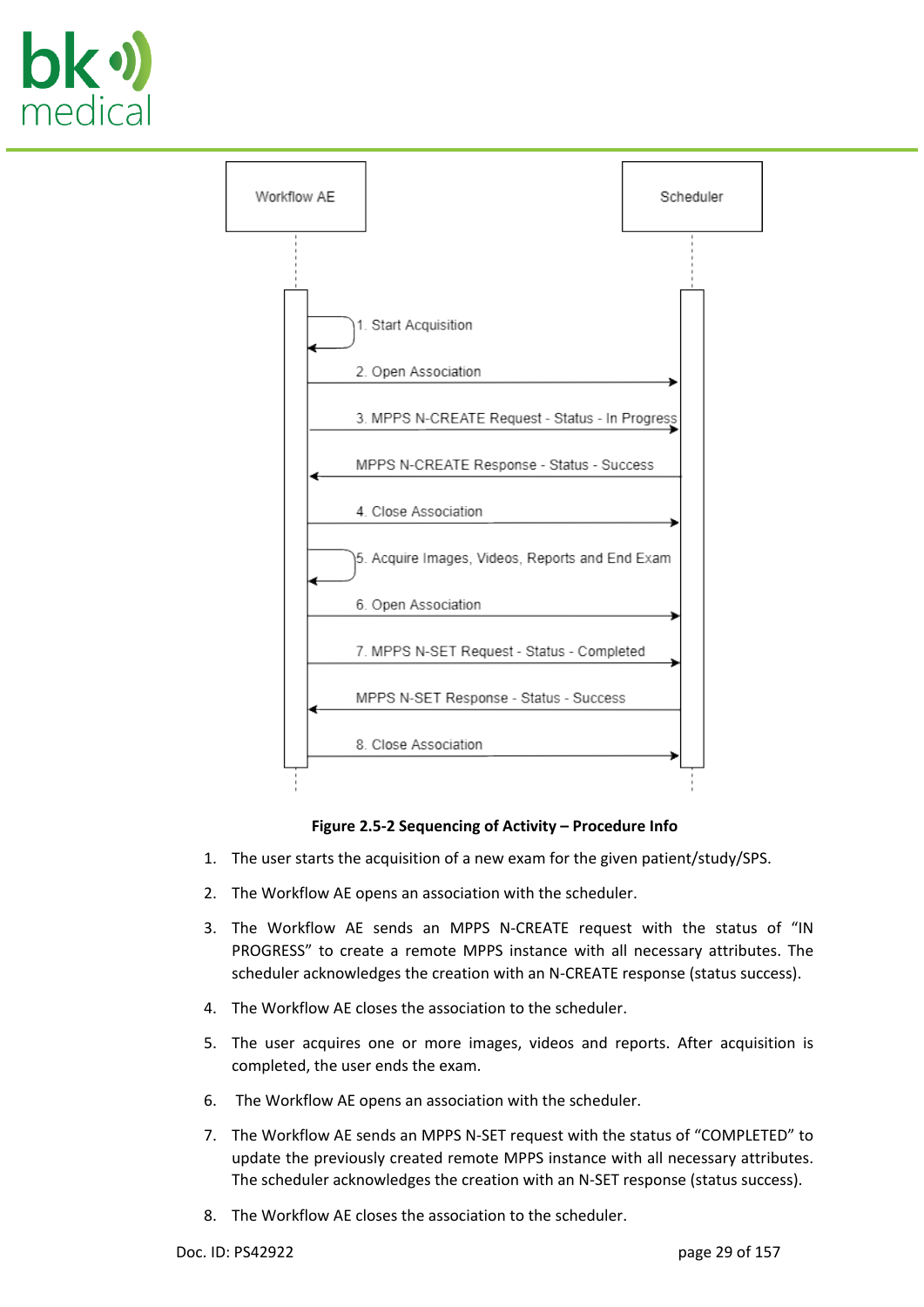Workflow AE

Scheduler

1. Start Acquisition

2. Open Association

3. MPPS N-CREATE Request - Status - In Progress

MPPS N-CREATE Response - Status - Success

4. Close Association

5. Acquire Images, Videos, Reports and End Exam

6. Open Association

7. MPPS N-SET Request - Status - Completed

MPPS N-SET Response - Status - Success

8. Close Association

**Figure 2.5-2 Sequencing of Activity – Procedure Info**

1. The user starts the acquisition of a new exam for the given patient/study/SPS.
2. The Workflow AE opens an association with the scheduler.
3. The Workflow AE sends an MPPS N-CREATE request with the status of "IN PROGRESS" to create a remote MPPS instance with all necessary attributes. The scheduler acknowledges the creation with an N-CREATE response (status success).
4. The Workflow AE closes the association to the scheduler.
5. The user acquires one or more images, videos and reports. After acquisition is completed, the user ends the exam.
6. The Workflow AE opens an association with the scheduler.
7. The Workflow AE sends an MPPS N-SET request with the status of "COMPLETED" to update the previously created remote MPPS instance with all necessary attributes. The scheduler acknowledges the creation with an N-SET response (status success).
8. The Workflow AE closes the association to the scheduler.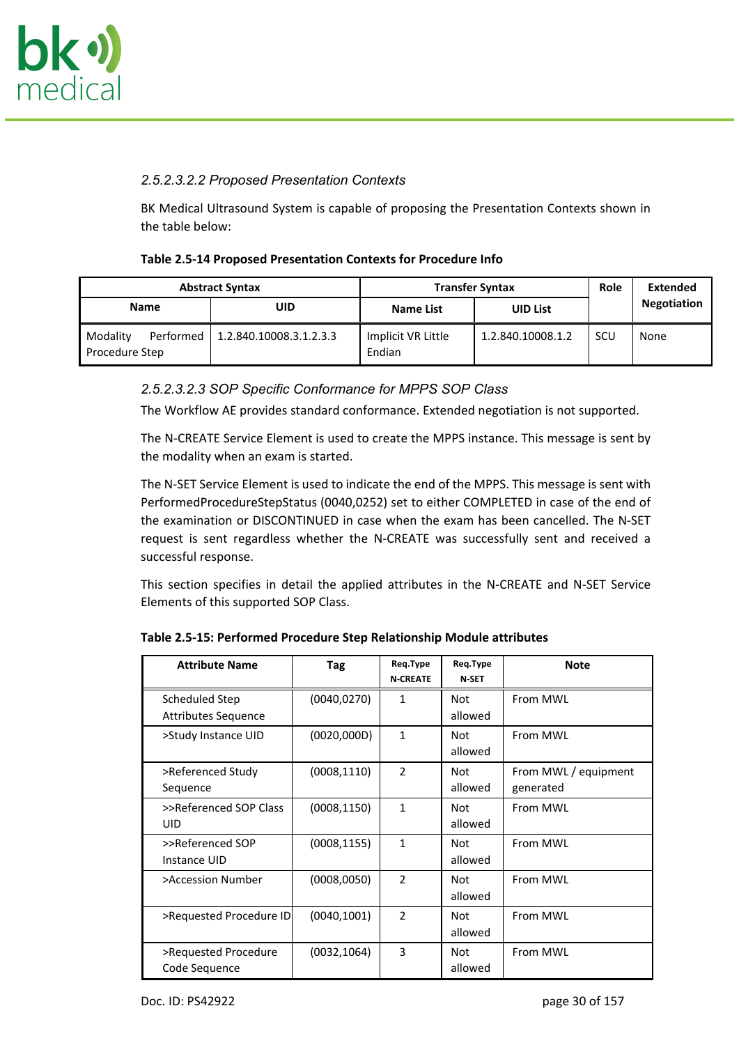#### 2.5.2.3.2.2 Proposed Presentation Contexts

BK Medical Ultrasound System is capable of proposing the Presentation Contexts shown in the table below:

**Table 2.5-14 Proposed Presentation Contexts for Procedure Info**

| Abstract Syntax | | Transfer Syntax | | Role | Extended Negotiation |
|---|---|---|---|---|---|
| Name | UID | Name List | UID List | | |
| Modality Performed Procedure Step | 1.2.840.10008.3.1.2.3.3 | Implicit VR Little Endian | 1.2.840.10008.1.2 | SCU | None |

#### 2.5.2.3.2.3 SOP Specific Conformance for MPPS SOP Class

The Workflow AE provides standard conformance. Extended negotiation is not supported.

The N-CREATE Service Element is used to create the MPPS instance. This message is sent by the modality when an exam is started.

The N-SET Service Element is used to indicate the end of the MPPS. This message is sent with PerformedProcedureStepStatus (0040,0252) set to either COMPLETED in case of the end of the examination or DISCONTINUED in case when the exam has been cancelled. The N-SET request is sent regardless whether the N-CREATE was successfully sent and received a successful response.

This section specifies in detail the applied attributes in the N-CREATE and N-SET Service Elements of this supported SOP Class.

**Table 2.5-15: Performed Procedure Step Relationship Module attributes**

| Attribute Name | Tag | Req.Type N-CREATE | Req.Type N-SET | Note |
|---|---|---|---|---|
| Scheduled Step Attributes Sequence | (0040,0270) | 1 | Not allowed | From MWL |
| >Study Instance UID | (0020,000D) | 1 | Not allowed | From MWL |
| >Referenced Study Sequence | (0008,1110) | 2 | Not allowed | From MWL / equipment generated |
| >>Referenced SOP Class UID | (0008,1150) | 1 | Not allowed | From MWL |
| >>Referenced SOP Instance UID | (0008,1155) | 1 | Not allowed | From MWL |
| >Accession Number | (0008,0050) | 2 | Not allowed | From MWL |
| >Requested Procedure ID | (0040,1001) | 2 | Not allowed | From MWL |
| >Requested Procedure Code Sequence | (0032,1064) | 3 | Not allowed | From MWL |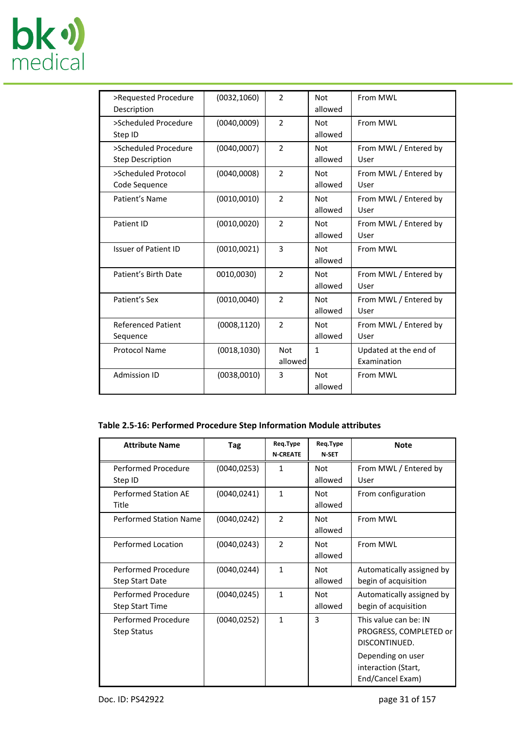| | | | | |
|---|---|---|---|---|
| >Requested Procedure Description | (0032,1060) | 2 | Not allowed | From MWL |
| >Scheduled Procedure Step ID | (0040,0009) | 2 | Not allowed | From MWL |
| >Scheduled Procedure Step Description | (0040,0007) | 2 | Not allowed | From MWL / Entered by User |
| >Scheduled Protocol Code Sequence | (0040,0008) | 2 | Not allowed | From MWL / Entered by User |
| Patient's Name | (0010,0010) | 2 | Not allowed | From MWL / Entered by User |
| Patient ID | (0010,0020) | 2 | Not allowed | From MWL / Entered by User |
| Issuer of Patient ID | (0010,0021) | 3 | Not allowed | From MWL |
| Patient's Birth Date | 0010,0030) | 2 | Not allowed | From MWL / Entered by User |
| Patient's Sex | (0010,0040) | 2 | Not allowed | From MWL / Entered by User |
| Referenced Patient Sequence | (0008,1120) | 2 | Not allowed | From MWL / Entered by User |
| Protocol Name | (0018,1030) | Not allowed | 1 | Updated at the end of Examination |
| Admission ID | (0038,0010) | 3 | Not allowed | From MWL |

**Table 2.5-16: Performed Procedure Step Information Module attributes**

| Attribute Name | Tag | Req.Type N-CREATE | Req.Type N-SET | Note |
|---|---|---|---|---|
| Performed Procedure Step ID | (0040,0253) | 1 | Not allowed | From MWL / Entered by User |
| Performed Station AE Title | (0040,0241) | 1 | Not allowed | From configuration |
| Performed Station Name | (0040,0242) | 2 | Not allowed | From MWL |
| Performed Location | (0040,0243) | 2 | Not allowed | From MWL |
| Performed Procedure Step Start Date | (0040,0244) | 1 | Not allowed | Automatically assigned by begin of acquisition |
| Performed Procedure Step Start Time | (0040,0245) | 1 | Not allowed | Automatically assigned by begin of acquisition |
| Performed Procedure Step Status | (0040,0252) | 1 | 3 | This value can be: IN PROGRESS, COMPLETED or DISCONTINUED. Depending on user interaction (Start, End/Cancel Exam) |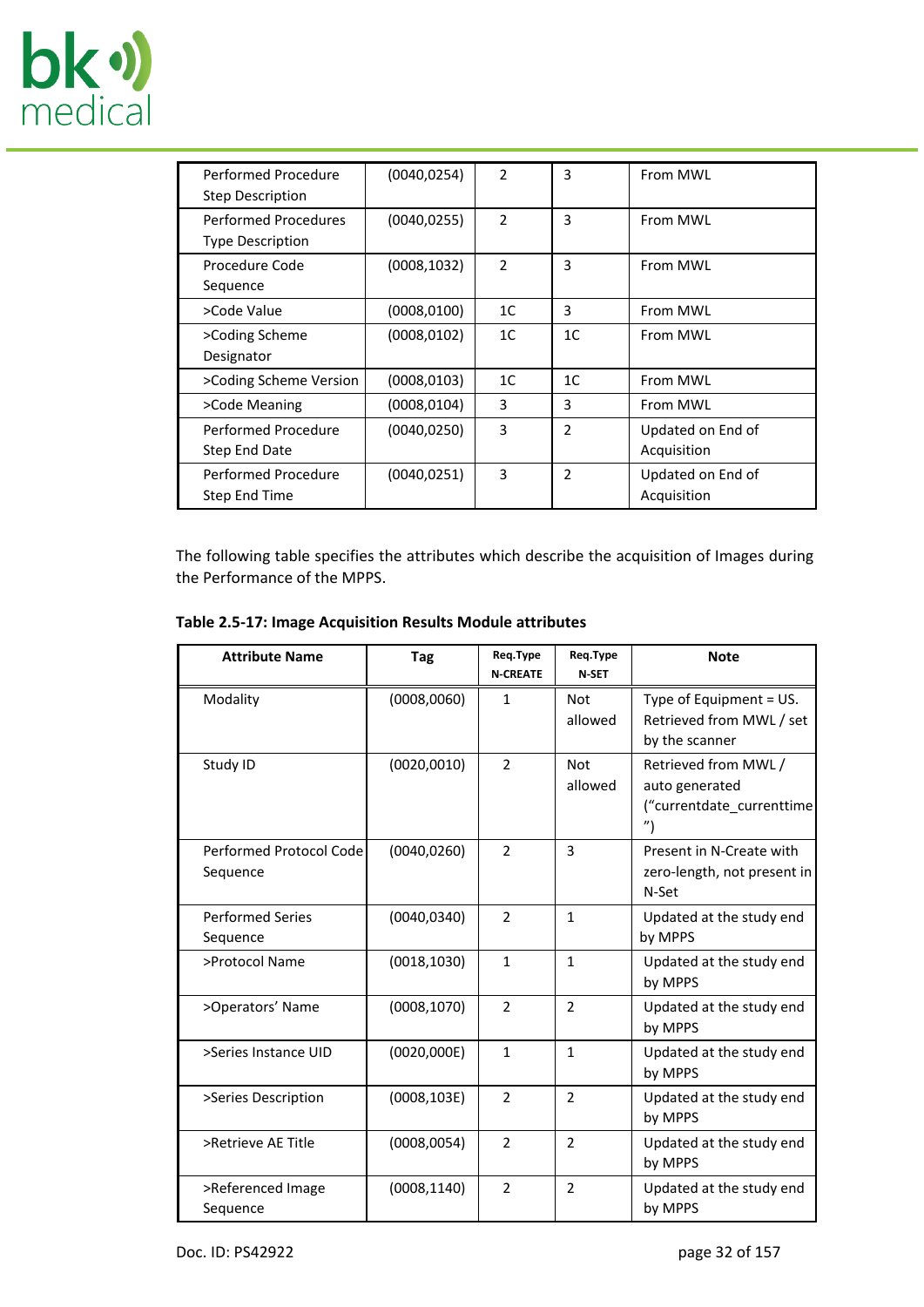| | | | | |
|---|---|---|---|---|
| Performed Procedure Step Description | (0040,0254) | 2 | 3 | From MWL |
| Performed Procedures Type Description | (0040,0255) | 2 | 3 | From MWL |
| Procedure Code Sequence | (0008,1032) | 2 | 3 | From MWL |
| >Code Value | (0008,0100) | 1C | 3 | From MWL |
| >Coding Scheme Designator | (0008,0102) | 1C | 1C | From MWL |
| >Coding Scheme Version | (0008,0103) | 1C | 1C | From MWL |
| >Code Meaning | (0008,0104) | 3 | 3 | From MWL |
| Performed Procedure Step End Date | (0040,0250) | 3 | 2 | Updated on End of Acquisition |
| Performed Procedure Step End Time | (0040,0251) | 3 | 2 | Updated on End of Acquisition |

The following table specifies the attributes which describe the acquisition of Images during the Performance of the MPPS.

**Table 2.5-17: Image Acquisition Results Module attributes**

| Attribute Name | Tag | Req.Type N-CREATE | Req.Type N-SET | Note |
|---|---|---|---|---|
| Modality | (0008,0060) | 1 | Not allowed | Type of Equipment = US. Retrieved from MWL / set by the scanner |
| Study ID | (0020,0010) | 2 | Not allowed | Retrieved from MWL / auto generated ("currentdate_currenttime") |
| Performed Protocol Code Sequence | (0040,0260) | 2 | 3 | Present in N-Create with zero-length, not present in N-Set |
| Performed Series Sequence | (0040,0340) | 2 | 1 | Updated at the study end by MPPS |
| >Protocol Name | (0018,1030) | 1 | 1 | Updated at the study end by MPPS |
| >Operators' Name | (0008,1070) | 2 | 2 | Updated at the study end by MPPS |
| >Series Instance UID | (0020,000E) | 1 | 1 | Updated at the study end by MPPS |
| >Series Description | (0008,103E) | 2 | 2 | Updated at the study end by MPPS |
| >Retrieve AE Title | (0008,0054) | 2 | 2 | Updated at the study end by MPPS |
| >Referenced Image Sequence | (0008,1140) | 2 | 2 | Updated at the study end by MPPS |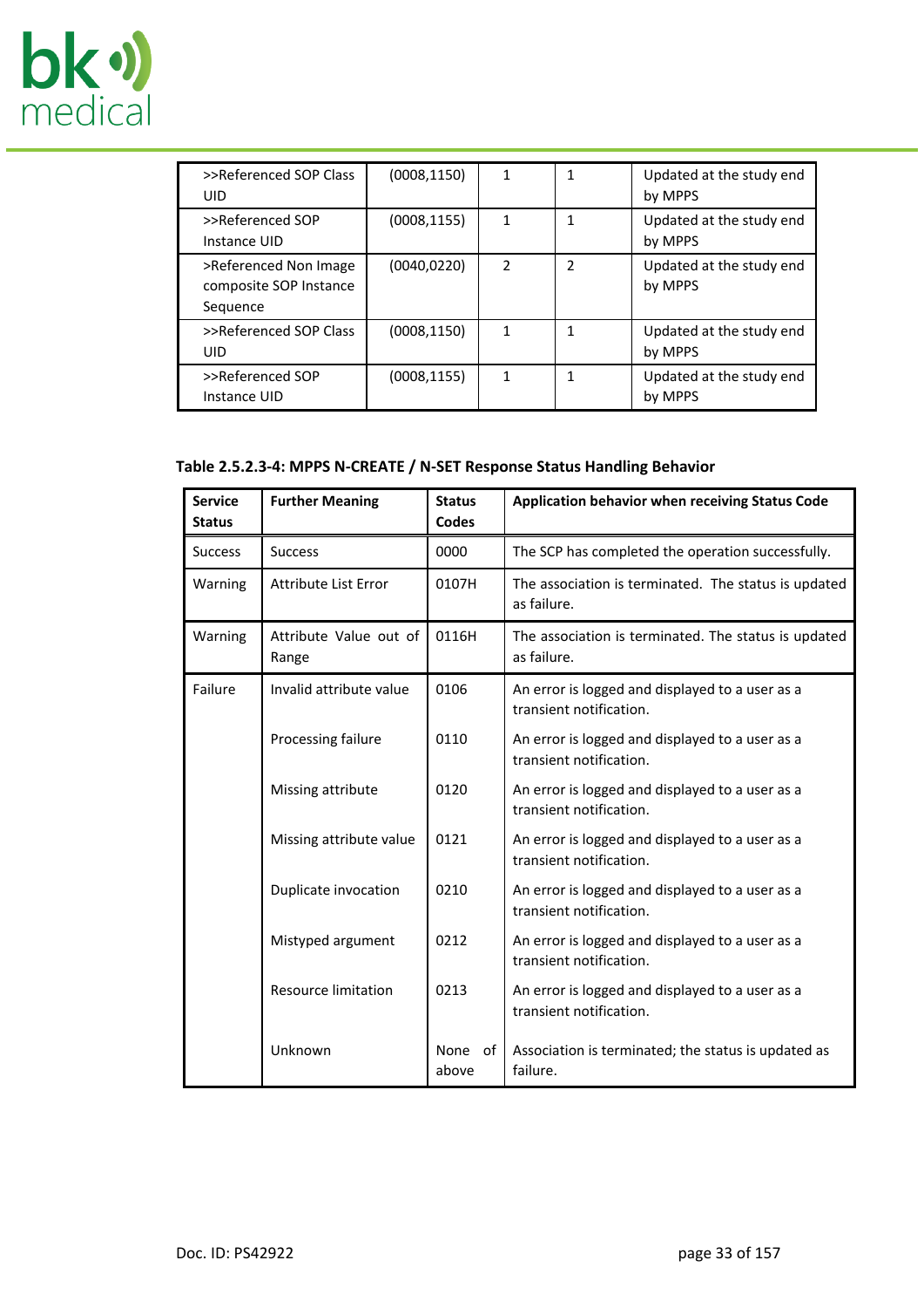| | | | | |
|---|---|---|---|---|
| >>Referenced SOP Class UID | (0008,1150) | 1 | 1 | Updated at the study end by MPPS |
| >>Referenced SOP Instance UID | (0008,1155) | 1 | 1 | Updated at the study end by MPPS |
| >Referenced Non Image composite SOP Instance Sequence | (0040,0220) | 2 | 2 | Updated at the study end by MPPS |
| >>Referenced SOP Class UID | (0008,1150) | 1 | 1 | Updated at the study end by MPPS |
| >>Referenced SOP Instance UID | (0008,1155) | 1 | 1 | Updated at the study end by MPPS |

**Table 2.5.2.3-4: MPPS N-CREATE / N-SET Response Status Handling Behavior**

| **Service Status** | **Further Meaning** | **Status Codes** | **Application behavior when receiving Status Code** |
|---|---|---|---|
| Success | Success | 0000 | The SCP has completed the operation successfully. |
| Warning | Attribute List Error | 0107H | The association is terminated. The status is updated as failure. |
| Warning | Attribute Value out of Range | 0116H | The association is terminated. The status is updated as failure. |
| Failure | Invalid attribute value | 0106 | An error is logged and displayed to a user as a transient notification. |
| | Processing failure | 0110 | An error is logged and displayed to a user as a transient notification. |
| | Missing attribute | 0120 | An error is logged and displayed to a user as a transient notification. |
| | Missing attribute value | 0121 | An error is logged and displayed to a user as a transient notification. |
| | Duplicate invocation | 0210 | An error is logged and displayed to a user as a transient notification. |
| | Mistyped argument | 0212 | An error is logged and displayed to a user as a transient notification. |
| | Resource limitation | 0213 | An error is logged and displayed to a user as a transient notification. |
| | Unknown | None of above | Association is terminated; the status is updated as failure. |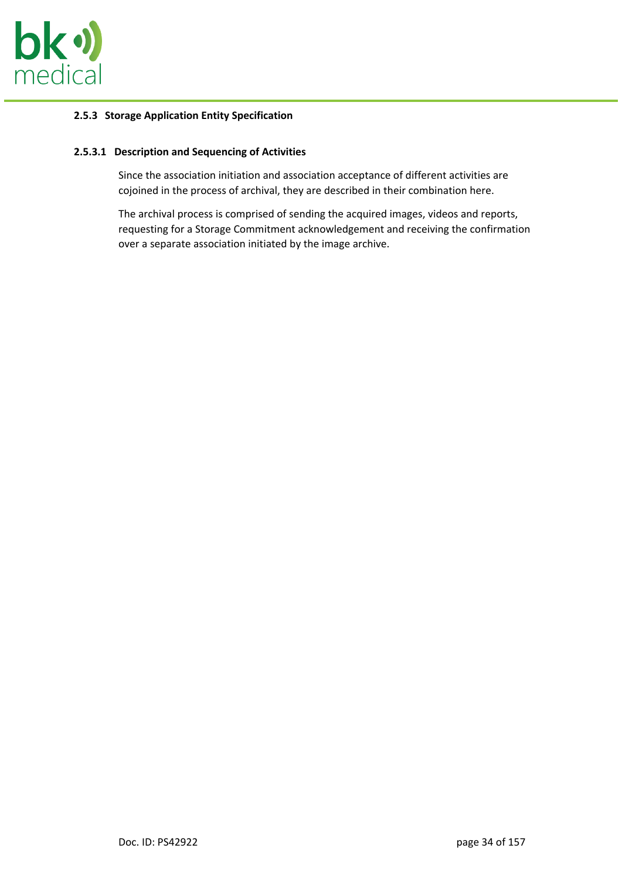### 2.5.3 Storage Application Entity Specification

#### 2.5.3.1 Description and Sequencing of Activities

Since the association initiation and association acceptance of different activities are cojoined in the process of archival, they are described in their combination here.

The archival process is comprised of sending the acquired images, videos and reports, requesting for a Storage Commitment acknowledgement and receiving the confirmation over a separate association initiated by the image archive.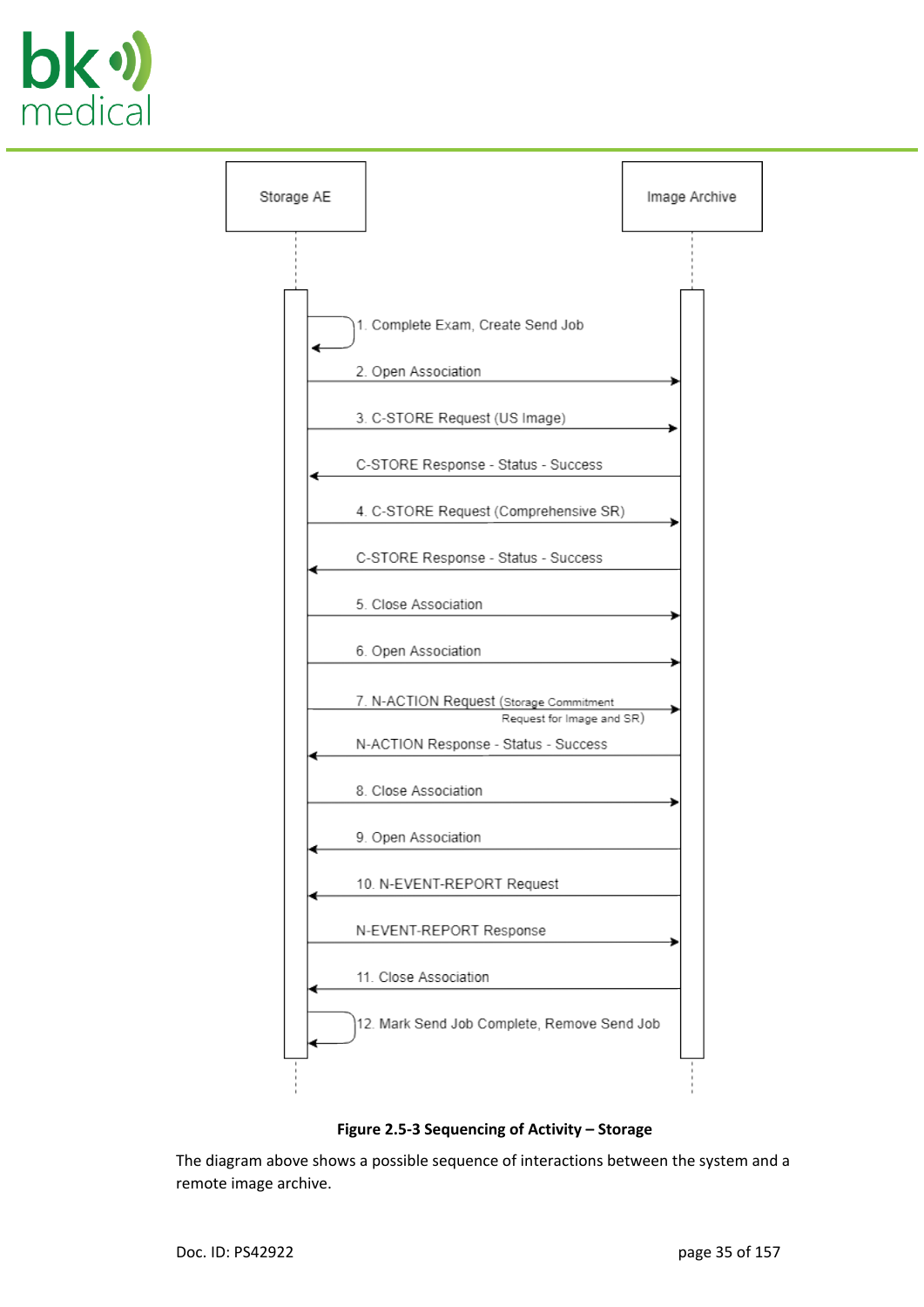Storage AE

Image Archive

1. Complete Exam, Create Send Job

2. Open Association

3. C-STORE Request (US Image)

C-STORE Response - Status - Success

4. C-STORE Request (Comprehensive SR)

C-STORE Response - Status - Success

5. Close Association

6. Open Association

7. N-ACTION Request (Storage Commitment Request for Image and SR)

N-ACTION Response - Status - Success

8. Close Association

9. Open Association

10. N-EVENT-REPORT Request

N-EVENT-REPORT Response

11. Close Association

12. Mark Send Job Complete, Remove Send Job

**Figure 2.5-3 Sequencing of Activity – Storage**

The diagram above shows a possible sequence of interactions between the system and a remote image archive.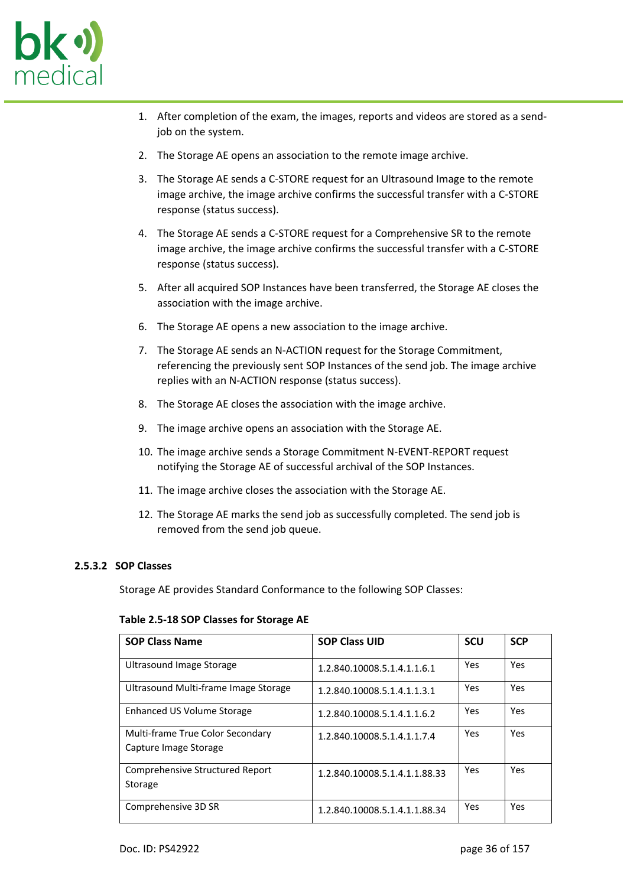1. After completion of the exam, the images, reports and videos are stored as a send-job on the system.
2. The Storage AE opens an association to the remote image archive.
3. The Storage AE sends a C-STORE request for an Ultrasound Image to the remote image archive, the image archive confirms the successful transfer with a C-STORE response (status success).
4. The Storage AE sends a C-STORE request for a Comprehensive SR to the remote image archive, the image archive confirms the successful transfer with a C-STORE response (status success).
5. After all acquired SOP Instances have been transferred, the Storage AE closes the association with the image archive.
6. The Storage AE opens a new association to the image archive.
7. The Storage AE sends an N-ACTION request for the Storage Commitment, referencing the previously sent SOP Instances of the send job. The image archive replies with an N-ACTION response (status success).
8. The Storage AE closes the association with the image archive.
9. The image archive opens an association with the Storage AE.
10. The image archive sends a Storage Commitment N-EVENT-REPORT request notifying the Storage AE of successful archival of the SOP Instances.
11. The image archive closes the association with the Storage AE.
12. The Storage AE marks the send job as successfully completed. The send job is removed from the send job queue.

#### 2.5.3.2 SOP Classes

Storage AE provides Standard Conformance to the following SOP Classes:

**Table 2.5-18 SOP Classes for Storage AE**

| SOP Class Name | SOP Class UID | SCU | SCP |
|---|---|---|---|
| Ultrasound Image Storage | 1.2.840.10008.5.1.4.1.1.6.1 | Yes | Yes |
| Ultrasound Multi-frame Image Storage | 1.2.840.10008.5.1.4.1.1.3.1 | Yes | Yes |
| Enhanced US Volume Storage | 1.2.840.10008.5.1.4.1.1.6.2 | Yes | Yes |
| Multi-frame True Color Secondary Capture Image Storage | 1.2.840.10008.5.1.4.1.1.7.4 | Yes | Yes |
| Comprehensive Structured Report Storage | 1.2.840.10008.5.1.4.1.1.88.33 | Yes | Yes |
| Comprehensive 3D SR | 1.2.840.10008.5.1.4.1.1.88.34 | Yes | Yes |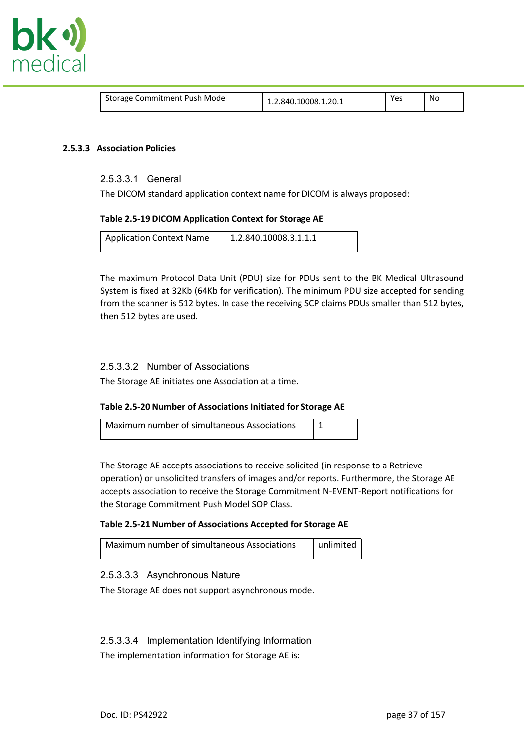| | | | |
|---|---|---|---|
| Storage Commitment Push Model | 1.2.840.10008.1.20.1 | Yes | No |

### 2.5.3.3 Association Policies

#### 2.5.3.3.1 General

The DICOM standard application context name for DICOM is always proposed:

**Table 2.5-19 DICOM Application Context for Storage AE**

| | |
|---|---|
| Application Context Name | 1.2.840.10008.3.1.1.1 |

The maximum Protocol Data Unit (PDU) size for PDUs sent to the BK Medical Ultrasound System is fixed at 32Kb (64Kb for verification). The minimum PDU size accepted for sending from the scanner is 512 bytes. In case the receiving SCP claims PDUs smaller than 512 bytes, then 512 bytes are used.

#### 2.5.3.3.2 Number of Associations

The Storage AE initiates one Association at a time.

**Table 2.5-20 Number of Associations Initiated for Storage AE**

| | |
|---|---|
| Maximum number of simultaneous Associations | 1 |

The Storage AE accepts associations to receive solicited (in response to a Retrieve operation) or unsolicited transfers of images and/or reports. Furthermore, the Storage AE accepts association to receive the Storage Commitment N-EVENT-Report notifications for the Storage Commitment Push Model SOP Class.

**Table 2.5-21 Number of Associations Accepted for Storage AE**

| | |
|---|---|
| Maximum number of simultaneous Associations | unlimited |

#### 2.5.3.3.3 Asynchronous Nature

The Storage AE does not support asynchronous mode.

#### 2.5.3.3.4 Implementation Identifying Information

The implementation information for Storage AE is: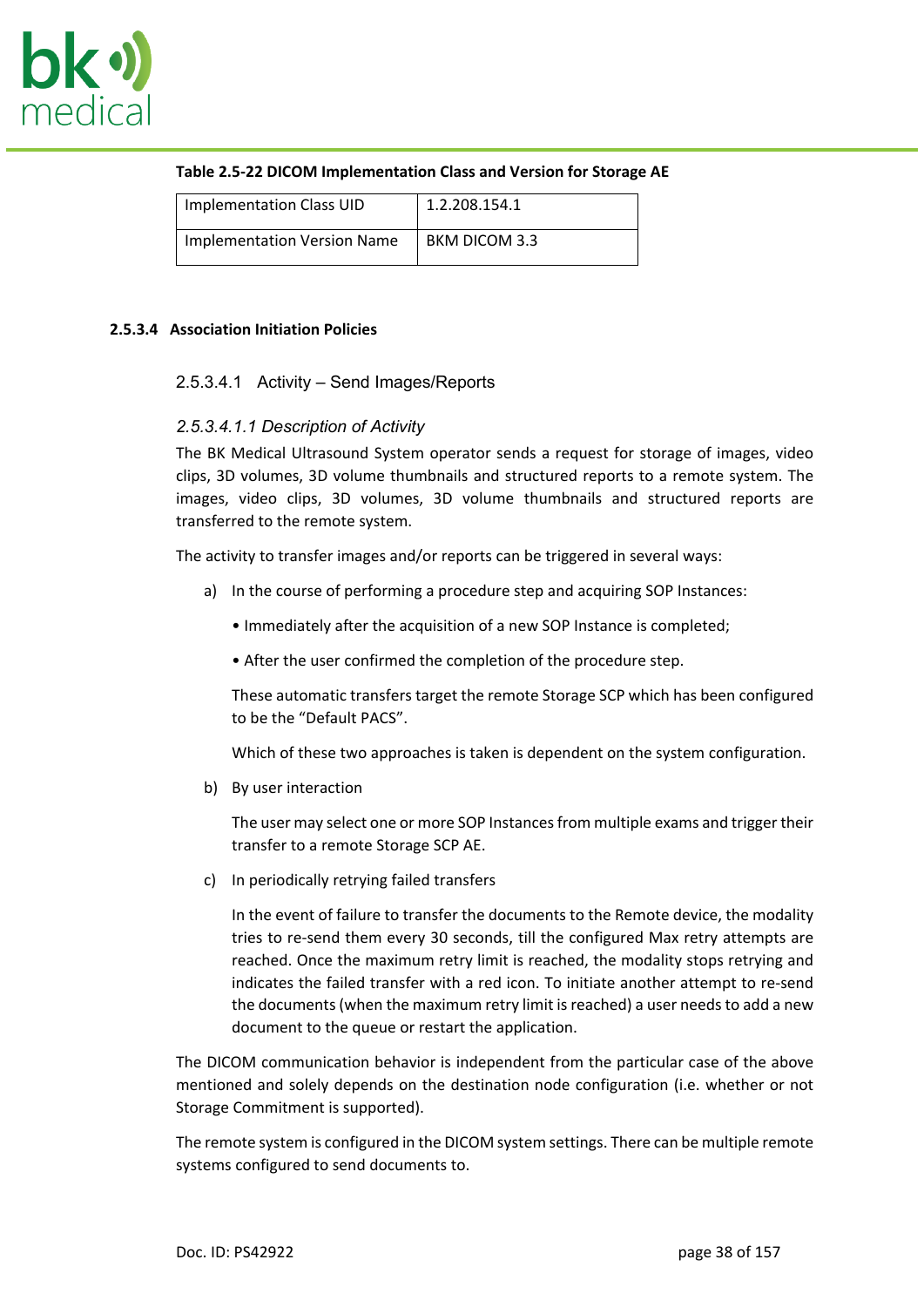**Table 2.5-22 DICOM Implementation Class and Version for Storage AE**

| | |
|---|---|
| Implementation Class UID | 1.2.208.154.1 |
| Implementation Version Name | BKM DICOM 3.3 |

### 2.5.3.4 Association Initiation Policies

#### 2.5.3.4.1 Activity – Send Images/Reports

##### *2.5.3.4.1.1 Description of Activity*

The BK Medical Ultrasound System operator sends a request for storage of images, video clips, 3D volumes, 3D volume thumbnails and structured reports to a remote system. The images, video clips, 3D volumes, 3D volume thumbnails and structured reports are transferred to the remote system.

The activity to transfer images and/or reports can be triggered in several ways:

a) In the course of performing a procedure step and acquiring SOP Instances:

   • Immediately after the acquisition of a new SOP Instance is completed;

   • After the user confirmed the completion of the procedure step.

   These automatic transfers target the remote Storage SCP which has been configured to be the "Default PACS".

   Which of these two approaches is taken is dependent on the system configuration.

b) By user interaction

   The user may select one or more SOP Instances from multiple exams and trigger their transfer to a remote Storage SCP AE.

c) In periodically retrying failed transfers

   In the event of failure to transfer the documents to the Remote device, the modality tries to re-send them every 30 seconds, till the configured Max retry attempts are reached. Once the maximum retry limit is reached, the modality stops retrying and indicates the failed transfer with a red icon. To initiate another attempt to re-send the documents (when the maximum retry limit is reached) a user needs to add a new document to the queue or restart the application.

The DICOM communication behavior is independent from the particular case of the above mentioned and solely depends on the destination node configuration (i.e. whether or not Storage Commitment is supported).

The remote system is configured in the DICOM system settings. There can be multiple remote systems configured to send documents to.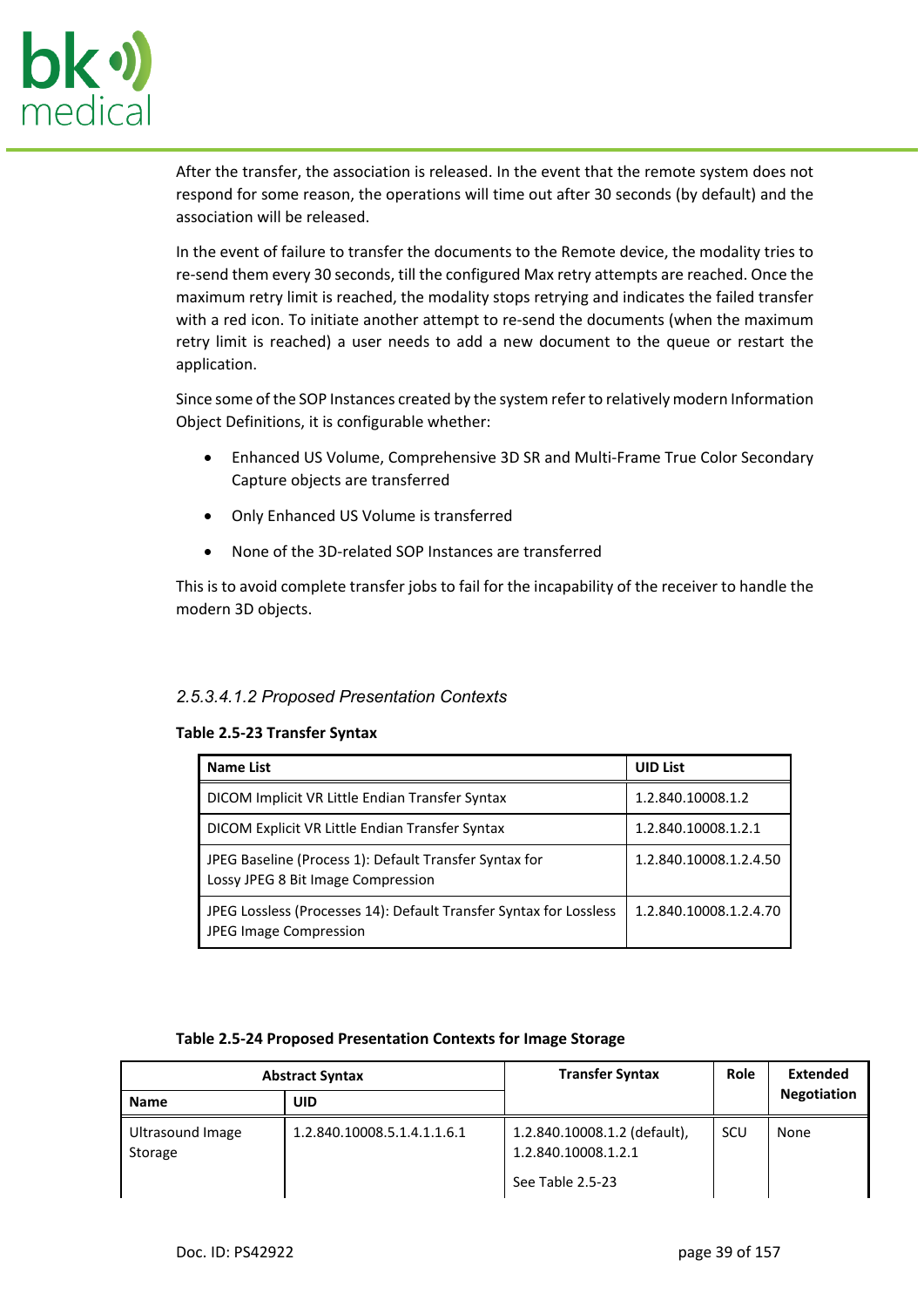After the transfer, the association is released. In the event that the remote system does not respond for some reason, the operations will time out after 30 seconds (by default) and the association will be released.

In the event of failure to transfer the documents to the Remote device, the modality tries to re-send them every 30 seconds, till the configured Max retry attempts are reached. Once the maximum retry limit is reached, the modality stops retrying and indicates the failed transfer with a red icon. To initiate another attempt to re-send the documents (when the maximum retry limit is reached) a user needs to add a new document to the queue or restart the application.

Since some of the SOP Instances created by the system refer to relatively modern Information Object Definitions, it is configurable whether:

- Enhanced US Volume, Comprehensive 3D SR and Multi-Frame True Color Secondary Capture objects are transferred
- Only Enhanced US Volume is transferred
- None of the 3D-related SOP Instances are transferred

This is to avoid complete transfer jobs to fail for the incapability of the receiver to handle the modern 3D objects.

##### *2.5.3.4.1.2 Proposed Presentation Contexts*

**Table 2.5-23 Transfer Syntax**

| Name List | UID List |
|---|---|
| DICOM Implicit VR Little Endian Transfer Syntax | 1.2.840.10008.1.2 |
| DICOM Explicit VR Little Endian Transfer Syntax | 1.2.840.10008.1.2.1 |
| JPEG Baseline (Process 1): Default Transfer Syntax for Lossy JPEG 8 Bit Image Compression | 1.2.840.10008.1.2.4.50 |
| JPEG Lossless (Processes 14): Default Transfer Syntax for Lossless JPEG Image Compression | 1.2.840.10008.1.2.4.70 |

**Table 2.5-24 Proposed Presentation Contexts for Image Storage**

| Abstract Syntax | | Transfer Syntax | Role | Extended Negotiation |
|---|---|---|---|---|
| Name | UID | | | |
| Ultrasound Image Storage | 1.2.840.10008.5.1.4.1.1.6.1 | 1.2.840.10008.1.2 (default), 1.2.840.10008.1.2.1<br><br>See Table 2.5-23 | SCU | None |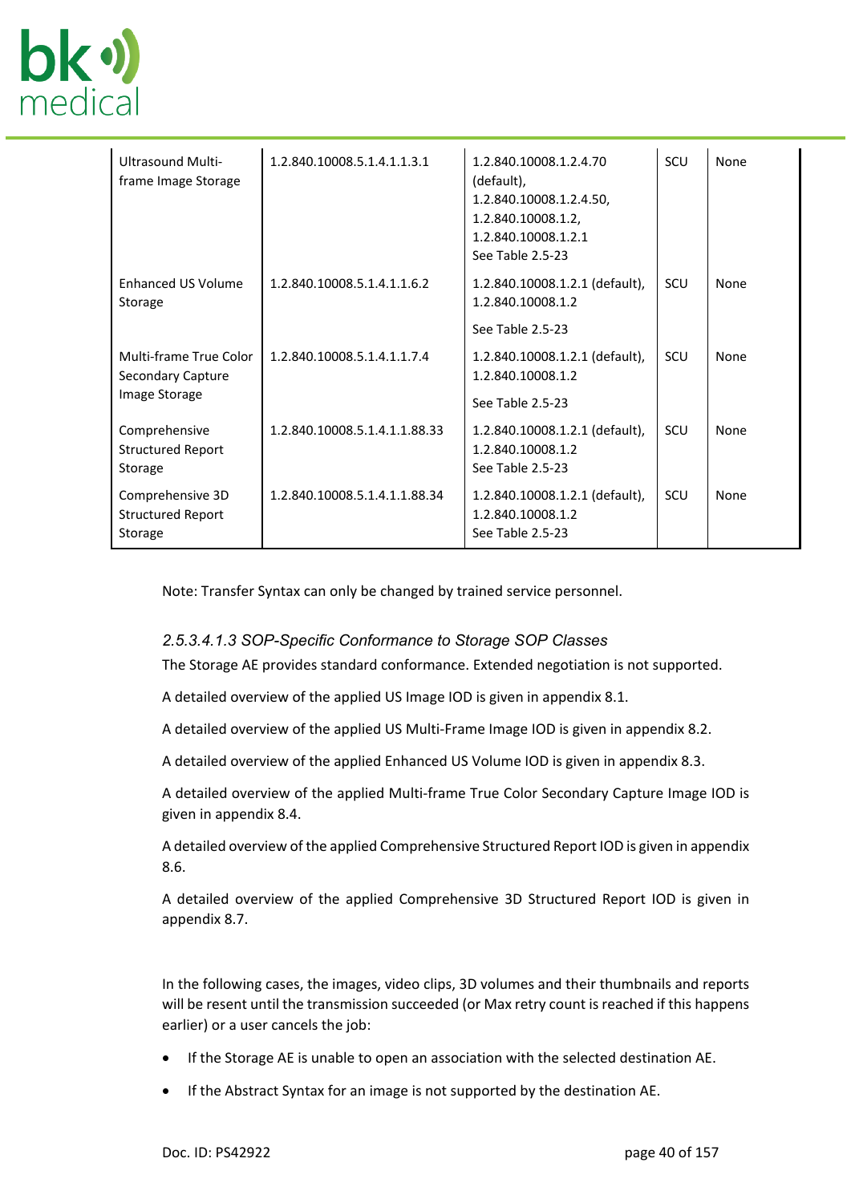| | | | | |
|---|---|---|---|---|
| Ultrasound Multi-frame Image Storage | 1.2.840.10008.5.1.4.1.1.3.1 | 1.2.840.10008.1.2.4.70 (default), 1.2.840.10008.1.2.4.50, 1.2.840.10008.1.2, 1.2.840.10008.1.2.1 See Table 2.5-23 | SCU | None |
| Enhanced US Volume Storage | 1.2.840.10008.5.1.4.1.1.6.2 | 1.2.840.10008.1.2.1 (default), 1.2.840.10008.1.2 See Table 2.5-23 | SCU | None |
| Multi-frame True Color Secondary Capture Image Storage | 1.2.840.10008.5.1.4.1.1.7.4 | 1.2.840.10008.1.2.1 (default), 1.2.840.10008.1.2 See Table 2.5-23 | SCU | None |
| Comprehensive Structured Report Storage | 1.2.840.10008.5.1.4.1.1.88.33 | 1.2.840.10008.1.2.1 (default), 1.2.840.10008.1.2 See Table 2.5-23 | SCU | None |
| Comprehensive 3D Structured Report Storage | 1.2.840.10008.5.1.4.1.1.88.34 | 1.2.840.10008.1.2.1 (default), 1.2.840.10008.1.2 See Table 2.5-23 | SCU | None |

Note: Transfer Syntax can only be changed by trained service personnel.

##### *2.5.3.4.1.3 SOP-Specific Conformance to Storage SOP Classes*

The Storage AE provides standard conformance. Extended negotiation is not supported.

A detailed overview of the applied US Image IOD is given in appendix 8.1.

A detailed overview of the applied US Multi-Frame Image IOD is given in appendix 8.2.

A detailed overview of the applied Enhanced US Volume IOD is given in appendix 8.3.

A detailed overview of the applied Multi-frame True Color Secondary Capture Image IOD is given in appendix 8.4.

A detailed overview of the applied Comprehensive Structured Report IOD is given in appendix 8.6.

A detailed overview of the applied Comprehensive 3D Structured Report IOD is given in appendix 8.7.

In the following cases, the images, video clips, 3D volumes and their thumbnails and reports will be resent until the transmission succeeded (or Max retry count is reached if this happens earlier) or a user cancels the job:

- If the Storage AE is unable to open an association with the selected destination AE.
- If the Abstract Syntax for an image is not supported by the destination AE.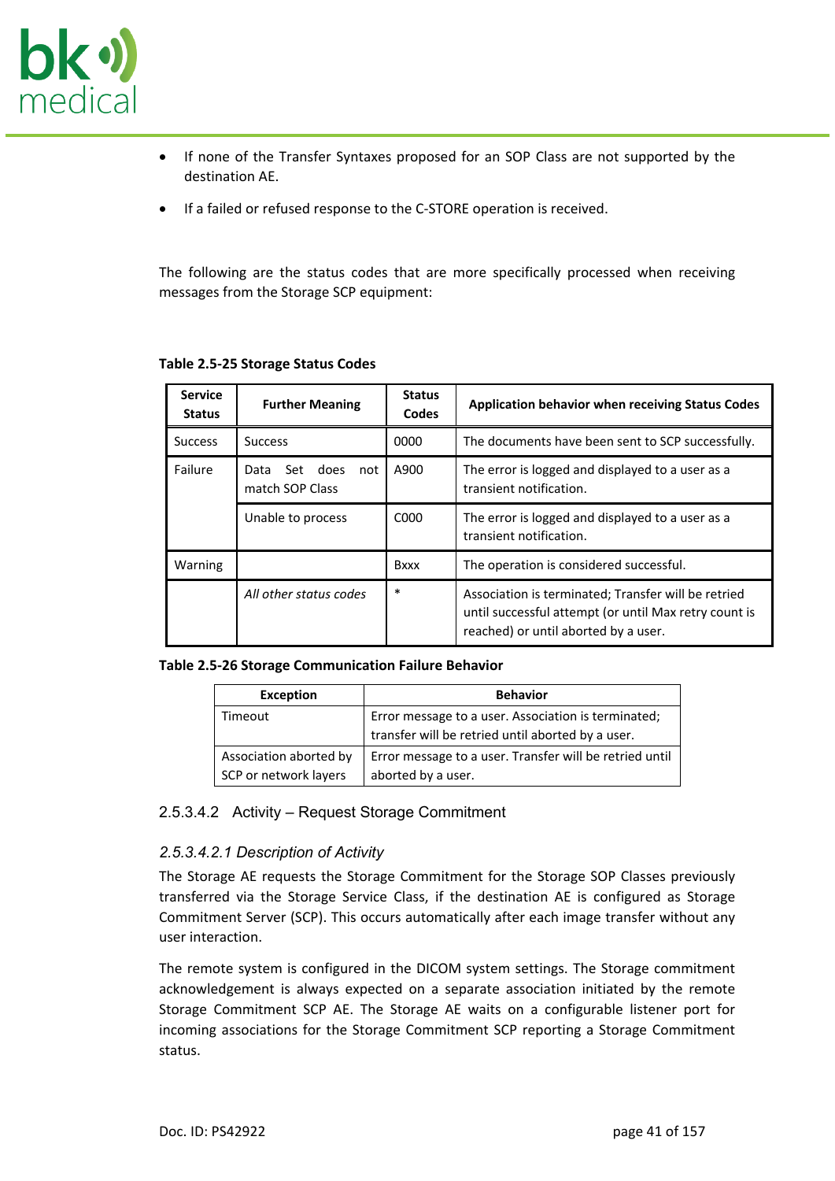- If none of the Transfer Syntaxes proposed for an SOP Class are not supported by the destination AE.
- If a failed or refused response to the C-STORE operation is received.

The following are the status codes that are more specifically processed when receiving messages from the Storage SCP equipment:

**Table 2.5-25 Storage Status Codes**

| Service Status | Further Meaning | Status Codes | Application behavior when receiving Status Codes |
|---|---|---|---|
| Success | Success | 0000 | The documents have been sent to SCP successfully. |
| Failure | Data Set does not match SOP Class | A900 | The error is logged and displayed to a user as a transient notification. |
| | Unable to process | C000 | The error is logged and displayed to a user as a transient notification. |
| Warning | | Bxxx | The operation is considered successful. |
| | *All other status codes* | * | Association is terminated; Transfer will be retried until successful attempt (or until Max retry count is reached) or until aborted by a user. |

**Table 2.5-26 Storage Communication Failure Behavior**

| Exception | Behavior |
|---|---|
| Timeout | Error message to a user. Association is terminated; transfer will be retried until aborted by a user. |
| Association aborted by SCP or network layers | Error message to a user. Transfer will be retried until aborted by a user. |

### 2.5.3.4.2 Activity – Request Storage Commitment

#### *2.5.3.4.2.1 Description of Activity*

The Storage AE requests the Storage Commitment for the Storage SOP Classes previously transferred via the Storage Service Class, if the destination AE is configured as Storage Commitment Server (SCP). This occurs automatically after each image transfer without any user interaction.

The remote system is configured in the DICOM system settings. The Storage commitment acknowledgement is always expected on a separate association initiated by the remote Storage Commitment SCP AE. The Storage AE waits on a configurable listener port for incoming associations for the Storage Commitment SCP reporting a Storage Commitment status.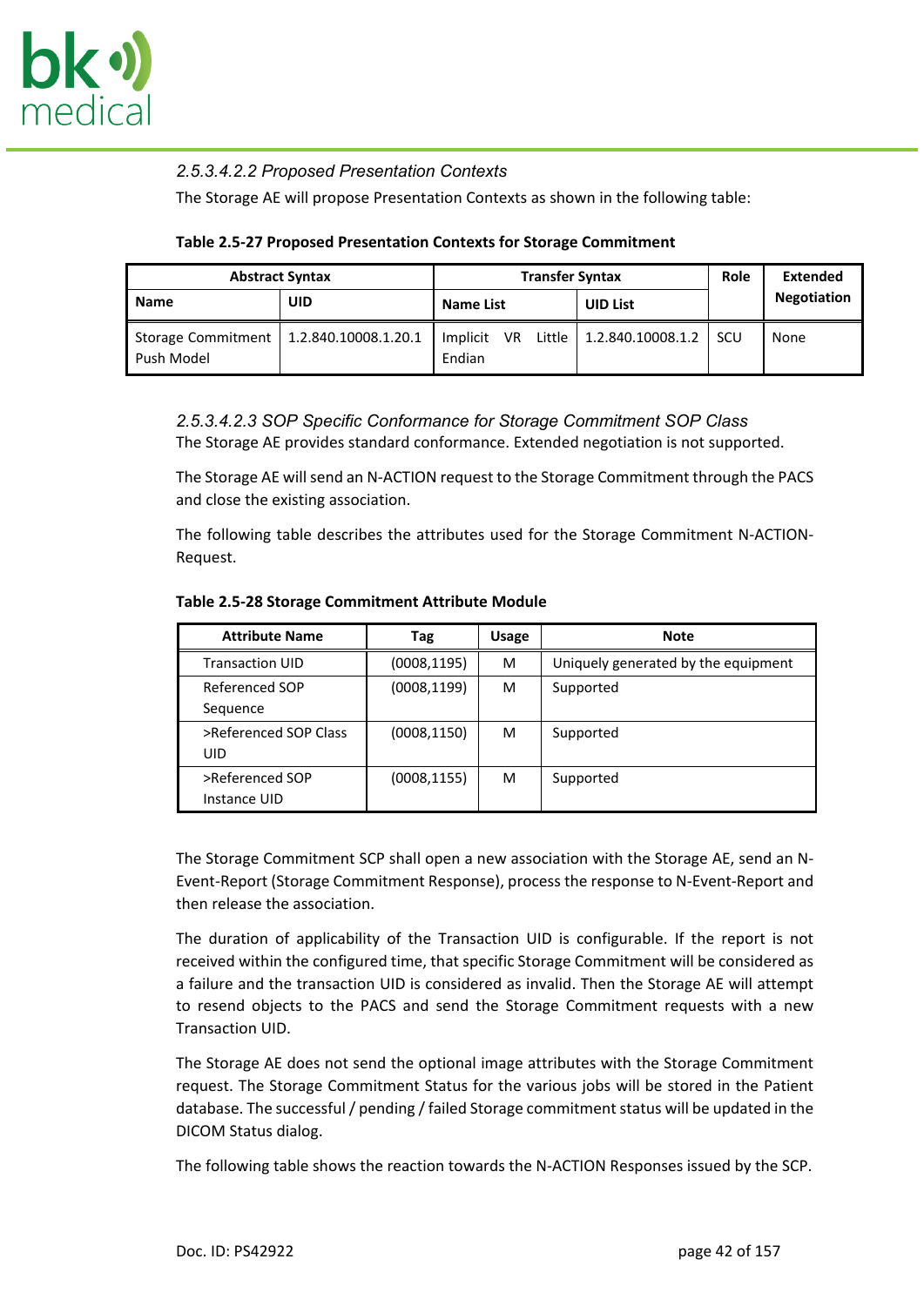##### 2.5.3.4.2.2 Proposed Presentation Contexts

The Storage AE will propose Presentation Contexts as shown in the following table:

**Table 2.5-27 Proposed Presentation Contexts for Storage Commitment**

| Abstract Syntax | | Transfer Syntax | | Role | Extended Negotiation |
|---|---|---|---|---|---|
| Name | UID | Name List | UID List | | |
| Storage Commitment Push Model | 1.2.840.10008.1.20.1 | Implicit VR Little Endian | 1.2.840.10008.1.2 | SCU | None |

##### 2.5.3.4.2.3 SOP Specific Conformance for Storage Commitment SOP Class

The Storage AE provides standard conformance. Extended negotiation is not supported.

The Storage AE will send an N-ACTION request to the Storage Commitment through the PACS and close the existing association.

The following table describes the attributes used for the Storage Commitment N-ACTION-Request.

**Table 2.5-28 Storage Commitment Attribute Module**

| Attribute Name | Tag | Usage | Note |
|---|---|---|---|
| Transaction UID | (0008,1195) | M | Uniquely generated by the equipment |
| Referenced SOP Sequence | (0008,1199) | M | Supported |
| >Referenced SOP Class UID | (0008,1150) | M | Supported |
| >Referenced SOP Instance UID | (0008,1155) | M | Supported |

The Storage Commitment SCP shall open a new association with the Storage AE, send an N-Event-Report (Storage Commitment Response), process the response to N-Event-Report and then release the association.

The duration of applicability of the Transaction UID is configurable. If the report is not received within the configured time, that specific Storage Commitment will be considered as a failure and the transaction UID is considered as invalid. Then the Storage AE will attempt to resend objects to the PACS and send the Storage Commitment requests with a new Transaction UID.

The Storage AE does not send the optional image attributes with the Storage Commitment request. The Storage Commitment Status for the various jobs will be stored in the Patient database. The successful / pending / failed Storage commitment status will be updated in the DICOM Status dialog.

The following table shows the reaction towards the N-ACTION Responses issued by the SCP.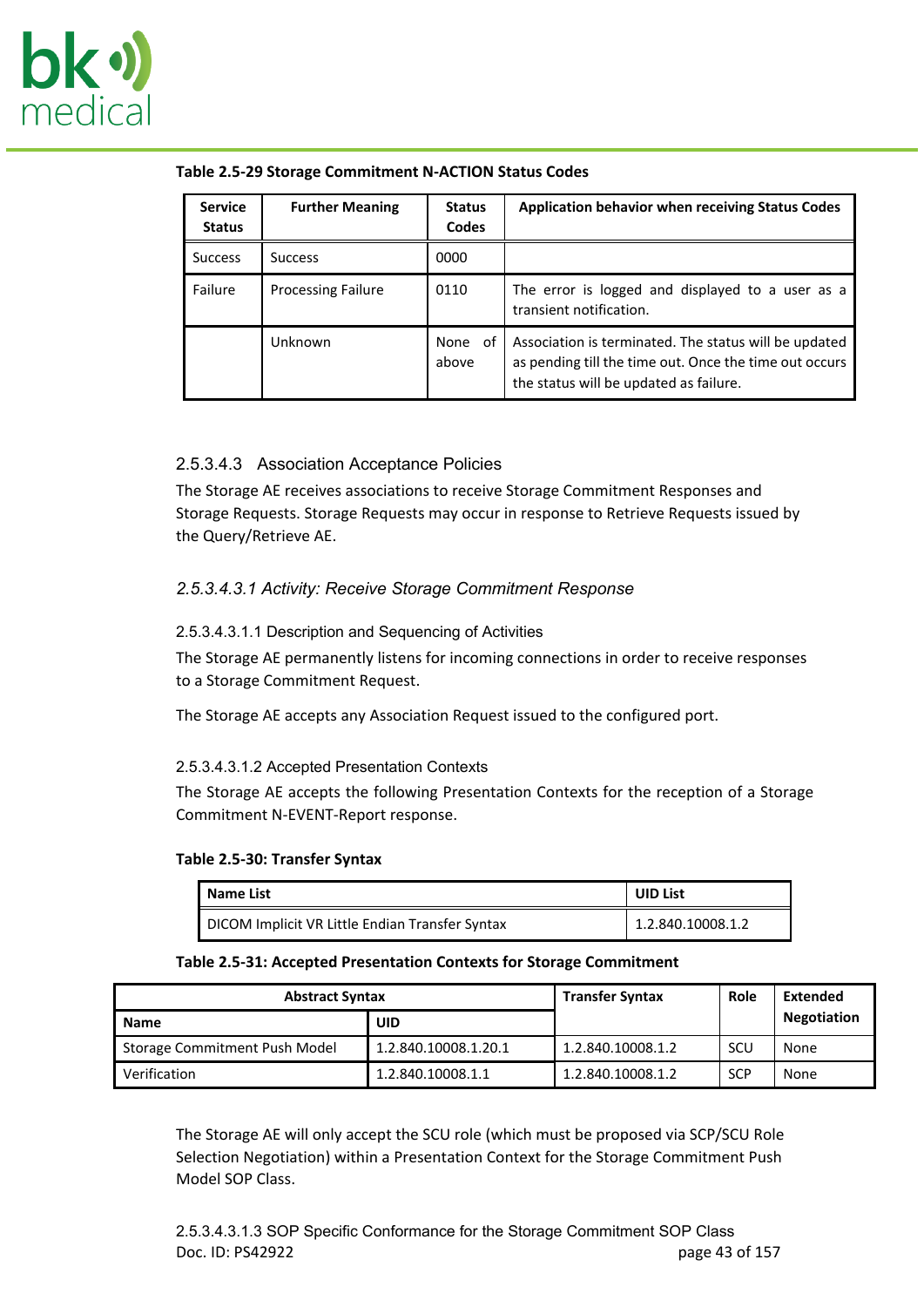**Table 2.5-29 Storage Commitment N-ACTION Status Codes**

| Service Status | Further Meaning | Status Codes | Application behavior when receiving Status Codes |
|---|---|---|---|
| Success | Success | 0000 | |
| Failure | Processing Failure | 0110 | The error is logged and displayed to a user as a transient notification. |
| | Unknown | None of above | Association is terminated. The status will be updated as pending till the time out. Once the time out occurs the status will be updated as failure. |

#### 2.5.3.4.3 Association Acceptance Policies

The Storage AE receives associations to receive Storage Commitment Responses and Storage Requests. Storage Requests may occur in response to Retrieve Requests issued by the Query/Retrieve AE.

##### *2.5.3.4.3.1 Activity: Receive Storage Commitment Response*

###### 2.5.3.4.3.1.1 Description and Sequencing of Activities

The Storage AE permanently listens for incoming connections in order to receive responses to a Storage Commitment Request.

The Storage AE accepts any Association Request issued to the configured port.

###### 2.5.3.4.3.1.2 Accepted Presentation Contexts

The Storage AE accepts the following Presentation Contexts for the reception of a Storage Commitment N-EVENT-Report response.

**Table 2.5-30: Transfer Syntax**

| Name List | UID List |
|---|---|
| DICOM Implicit VR Little Endian Transfer Syntax | 1.2.840.10008.1.2 |

**Table 2.5-31: Accepted Presentation Contexts for Storage Commitment**

| Abstract Syntax | | Transfer Syntax | Role | Extended Negotiation |
|---|---|---|---|---|
| Name | UID | | | |
| Storage Commitment Push Model | 1.2.840.10008.1.20.1 | 1.2.840.10008.1.2 | SCU | None |
| Verification | 1.2.840.10008.1.1 | 1.2.840.10008.1.2 | SCP | None |

The Storage AE will only accept the SCU role (which must be proposed via SCP/SCU Role Selection Negotiation) within a Presentation Context for the Storage Commitment Push Model SOP Class.

###### 2.5.3.4.3.1.3 SOP Specific Conformance for the Storage Commitment SOP Class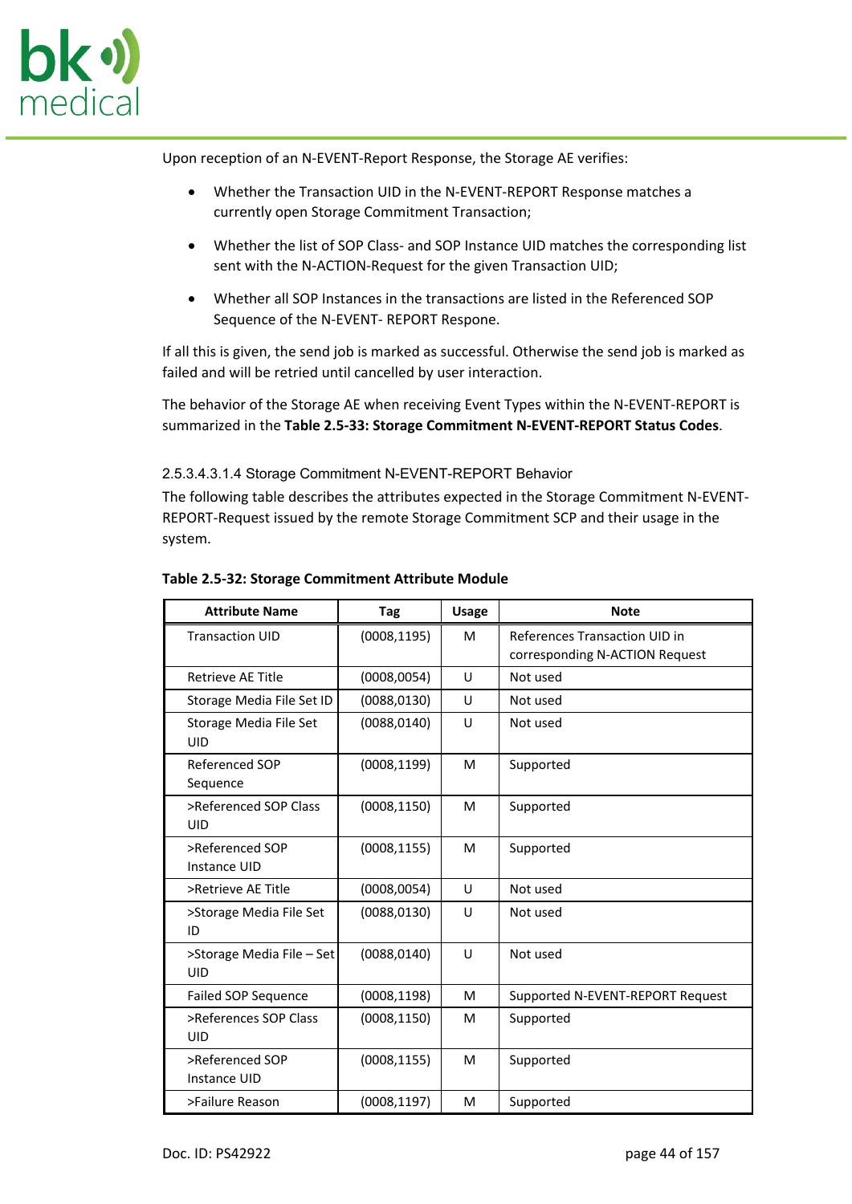Upon reception of an N-EVENT-Report Response, the Storage AE verifies:

- Whether the Transaction UID in the N-EVENT-REPORT Response matches a currently open Storage Commitment Transaction;
- Whether the list of SOP Class- and SOP Instance UID matches the corresponding list sent with the N-ACTION-Request for the given Transaction UID;
- Whether all SOP Instances in the transactions are listed in the Referenced SOP Sequence of the N-EVENT- REPORT Respone.

If all this is given, the send job is marked as successful. Otherwise the send job is marked as failed and will be retried until cancelled by user interaction.

The behavior of the Storage AE when receiving Event Types within the N-EVENT-REPORT is summarized in the **Table 2.5-33: Storage Commitment N-EVENT-REPORT Status Codes**.

#### 2.5.3.4.3.1.4 Storage Commitment N-EVENT-REPORT Behavior

The following table describes the attributes expected in the Storage Commitment N-EVENT-REPORT-Request issued by the remote Storage Commitment SCP and their usage in the system.

**Table 2.5-32: Storage Commitment Attribute Module**

| Attribute Name | Tag | Usage | Note |
|---|---|---|---|
| Transaction UID | (0008,1195) | M | References Transaction UID in corresponding N-ACTION Request |
| Retrieve AE Title | (0008,0054) | U | Not used |
| Storage Media File Set ID | (0088,0130) | U | Not used |
| Storage Media File Set UID | (0088,0140) | U | Not used |
| Referenced SOP Sequence | (0008,1199) | M | Supported |
| >Referenced SOP Class UID | (0008,1150) | M | Supported |
| >Referenced SOP Instance UID | (0008,1155) | M | Supported |
| >Retrieve AE Title | (0008,0054) | U | Not used |
| >Storage Media File Set ID | (0088,0130) | U | Not used |
| >Storage Media File – Set UID | (0088,0140) | U | Not used |
| Failed SOP Sequence | (0008,1198) | M | Supported N-EVENT-REPORT Request |
| >References SOP Class UID | (0008,1150) | M | Supported |
| >Referenced SOP Instance UID | (0008,1155) | M | Supported |
| >Failure Reason | (0008,1197) | M | Supported |

Doc. ID: PS42922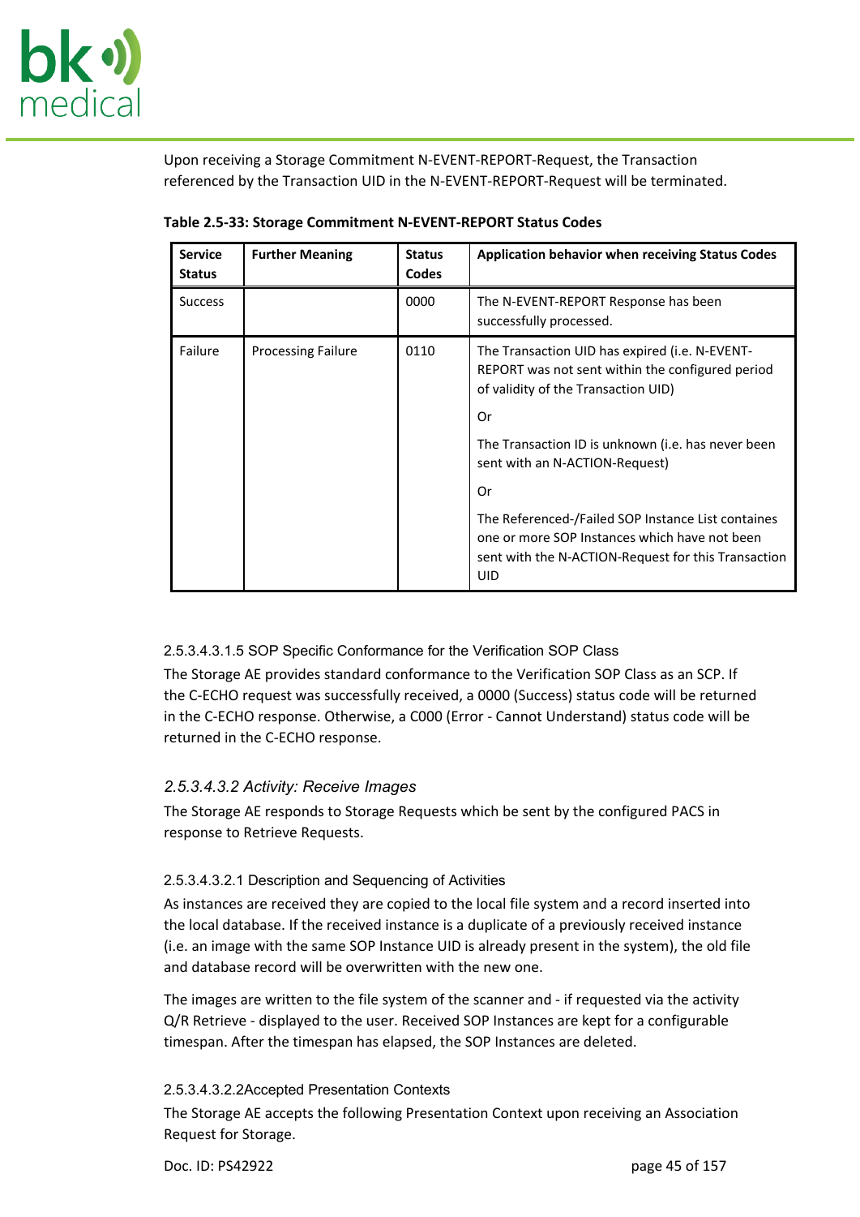Upon receiving a Storage Commitment N-EVENT-REPORT-Request, the Transaction referenced by the Transaction UID in the N-EVENT-REPORT-Request will be terminated.

**Table 2.5-33: Storage Commitment N-EVENT-REPORT Status Codes**

| Service Status | Further Meaning | Status Codes | Application behavior when receiving Status Codes |
|---|---|---|---|
| Success | | 0000 | The N-EVENT-REPORT Response has been successfully processed. |
| Failure | Processing Failure | 0110 | The Transaction UID has expired (i.e. N-EVENT-REPORT was not sent within the configured period of validity of the Transaction UID)<br><br>Or<br><br>The Transaction ID is unknown (i.e. has never been sent with an N-ACTION-Request)<br><br>Or<br><br>The Referenced-/Failed SOP Instance List containes one or more SOP Instances which have not been sent with the N-ACTION-Request for this Transaction UID |

##### 2.5.3.4.3.1.5 SOP Specific Conformance for the Verification SOP Class

The Storage AE provides standard conformance to the Verification SOP Class as an SCP. If the C-ECHO request was successfully received, a 0000 (Success) status code will be returned in the C-ECHO response. Otherwise, a C000 (Error - Cannot Understand) status code will be returned in the C-ECHO response.

#### *2.5.3.4.3.2 Activity: Receive Images*

The Storage AE responds to Storage Requests which be sent by the configured PACS in response to Retrieve Requests.

##### 2.5.3.4.3.2.1 Description and Sequencing of Activities

As instances are received they are copied to the local file system and a record inserted into the local database. If the received instance is a duplicate of a previously received instance (i.e. an image with the same SOP Instance UID is already present in the system), the old file and database record will be overwritten with the new one.

The images are written to the file system of the scanner and - if requested via the activity Q/R Retrieve - displayed to the user. Received SOP Instances are kept for a configurable timespan. After the timespan has elapsed, the SOP Instances are deleted.

##### 2.5.3.4.3.2.2Accepted Presentation Contexts

The Storage AE accepts the following Presentation Context upon receiving an Association Request for Storage.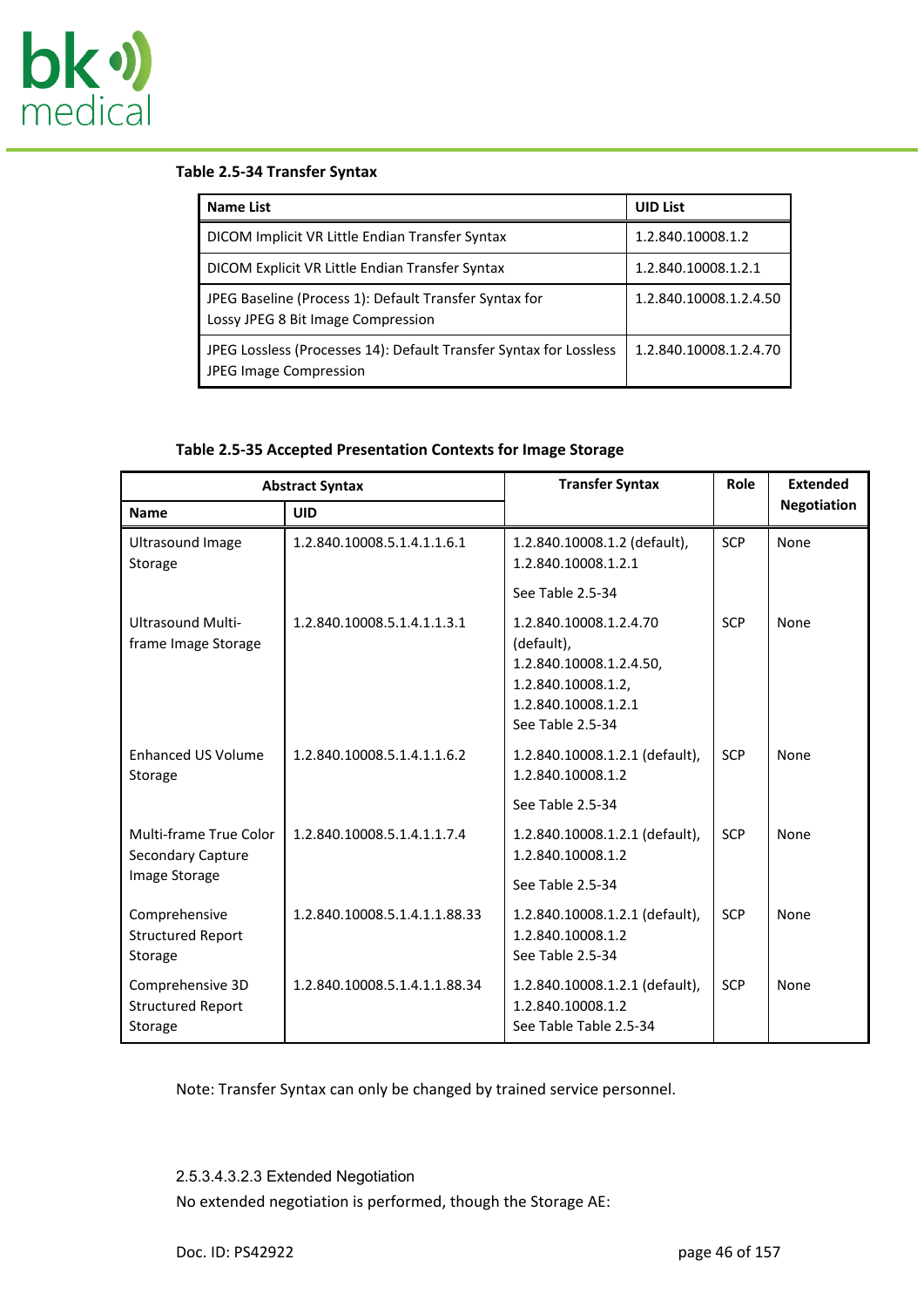**Table 2.5-34 Transfer Syntax**

| Name List | UID List |
|---|---|
| DICOM Implicit VR Little Endian Transfer Syntax | 1.2.840.10008.1.2 |
| DICOM Explicit VR Little Endian Transfer Syntax | 1.2.840.10008.1.2.1 |
| JPEG Baseline (Process 1): Default Transfer Syntax for Lossy JPEG 8 Bit Image Compression | 1.2.840.10008.1.2.4.50 |
| JPEG Lossless (Processes 14): Default Transfer Syntax for Lossless JPEG Image Compression | 1.2.840.10008.1.2.4.70 |

**Table 2.5-35 Accepted Presentation Contexts for Image Storage**

| Abstract Syntax | | Transfer Syntax | Role | Extended Negotiation |
|---|---|---|---|---|
| Name | UID | | | |
| Ultrasound Image Storage | 1.2.840.10008.5.1.4.1.1.6.1 | 1.2.840.10008.1.2 (default), 1.2.840.10008.1.2.1<br><br>See Table 2.5-34 | SCP | None |
| Ultrasound Multi-frame Image Storage | 1.2.840.10008.5.1.4.1.1.3.1 | 1.2.840.10008.1.2.4.70 (default), 1.2.840.10008.1.2.4.50, 1.2.840.10008.1.2, 1.2.840.10008.1.2.1<br>See Table 2.5-34 | SCP | None |
| Enhanced US Volume Storage | 1.2.840.10008.5.1.4.1.1.6.2 | 1.2.840.10008.1.2.1 (default), 1.2.840.10008.1.2<br><br>See Table 2.5-34 | SCP | None |
| Multi-frame True Color Secondary Capture Image Storage | 1.2.840.10008.5.1.4.1.1.7.4 | 1.2.840.10008.1.2.1 (default), 1.2.840.10008.1.2<br><br>See Table 2.5-34 | SCP | None |
| Comprehensive Structured Report Storage | 1.2.840.10008.5.1.4.1.1.88.33 | 1.2.840.10008.1.2.1 (default), 1.2.840.10008.1.2<br>See Table 2.5-34 | SCP | None |
| Comprehensive 3D Structured Report Storage | 1.2.840.10008.5.1.4.1.1.88.34 | 1.2.840.10008.1.2.1 (default), 1.2.840.10008.1.2<br>See Table Table 2.5-34 | SCP | None |

Note: Transfer Syntax can only be changed by trained service personnel.

2.5.3.4.3.2.3 Extended Negotiation

No extended negotiation is performed, though the Storage AE:

Doc. ID: PS42922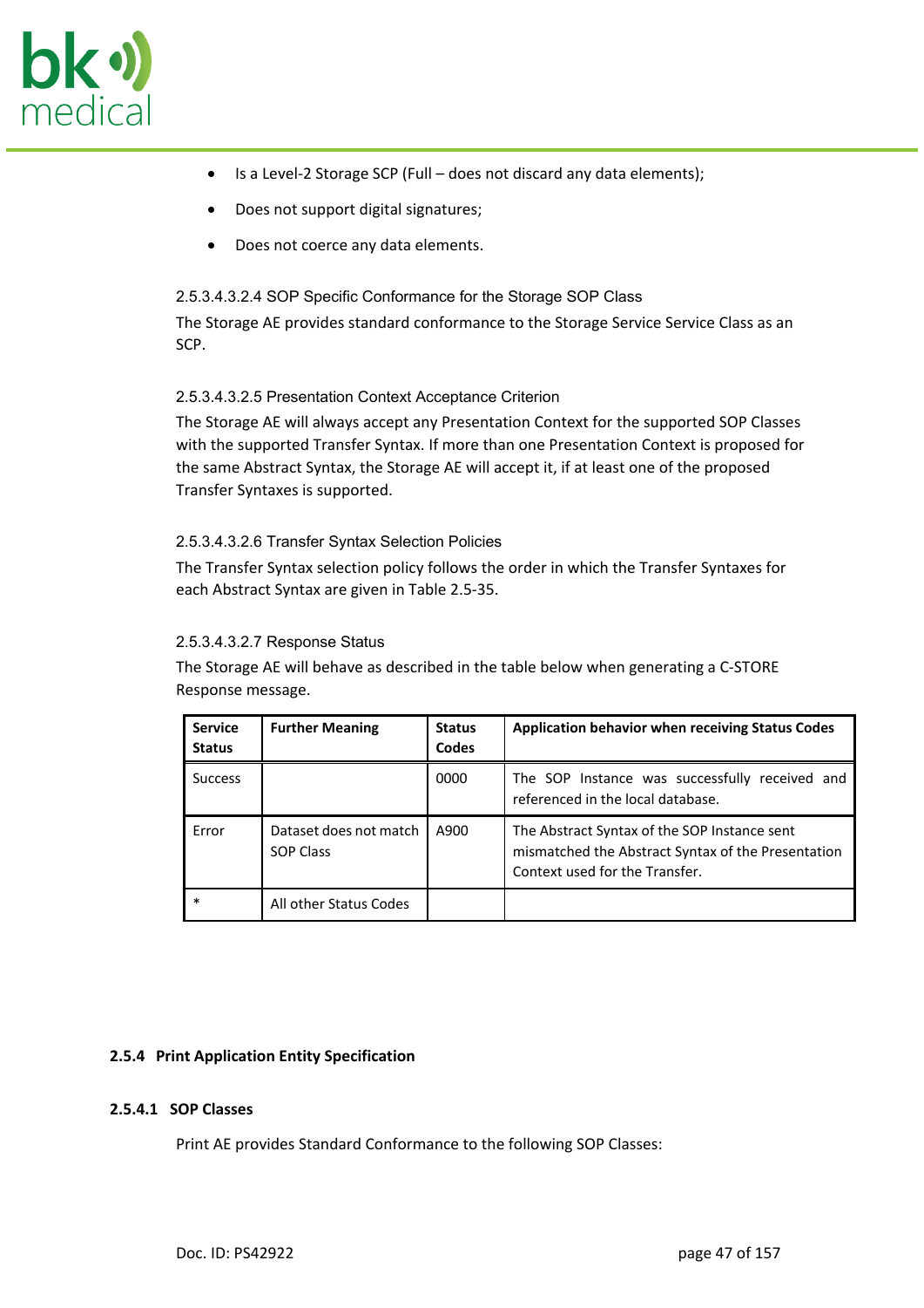- Is a Level-2 Storage SCP (Full – does not discard any data elements);
- Does not support digital signatures;
- Does not coerce any data elements.

##### 2.5.3.4.3.2.4 SOP Specific Conformance for the Storage SOP Class

The Storage AE provides standard conformance to the Storage Service Service Class as an SCP.

##### 2.5.3.4.3.2.5 Presentation Context Acceptance Criterion

The Storage AE will always accept any Presentation Context for the supported SOP Classes with the supported Transfer Syntax. If more than one Presentation Context is proposed for the same Abstract Syntax, the Storage AE will accept it, if at least one of the proposed Transfer Syntaxes is supported.

##### 2.5.3.4.3.2.6 Transfer Syntax Selection Policies

The Transfer Syntax selection policy follows the order in which the Transfer Syntaxes for each Abstract Syntax are given in Table 2.5-35.

##### 2.5.3.4.3.2.7 Response Status

The Storage AE will behave as described in the table below when generating a C-STORE Response message.

| Service Status | Further Meaning | Status Codes | Application behavior when receiving Status Codes |
|---|---|---|---|
| Success | | 0000 | The SOP Instance was successfully received and referenced in the local database. |
| Error | Dataset does not match SOP Class | A900 | The Abstract Syntax of the SOP Instance sent mismatched the Abstract Syntax of the Presentation Context used for the Transfer. |
| * | All other Status Codes | | |

### 2.5.4 Print Application Entity Specification

#### 2.5.4.1 SOP Classes

Print AE provides Standard Conformance to the following SOP Classes: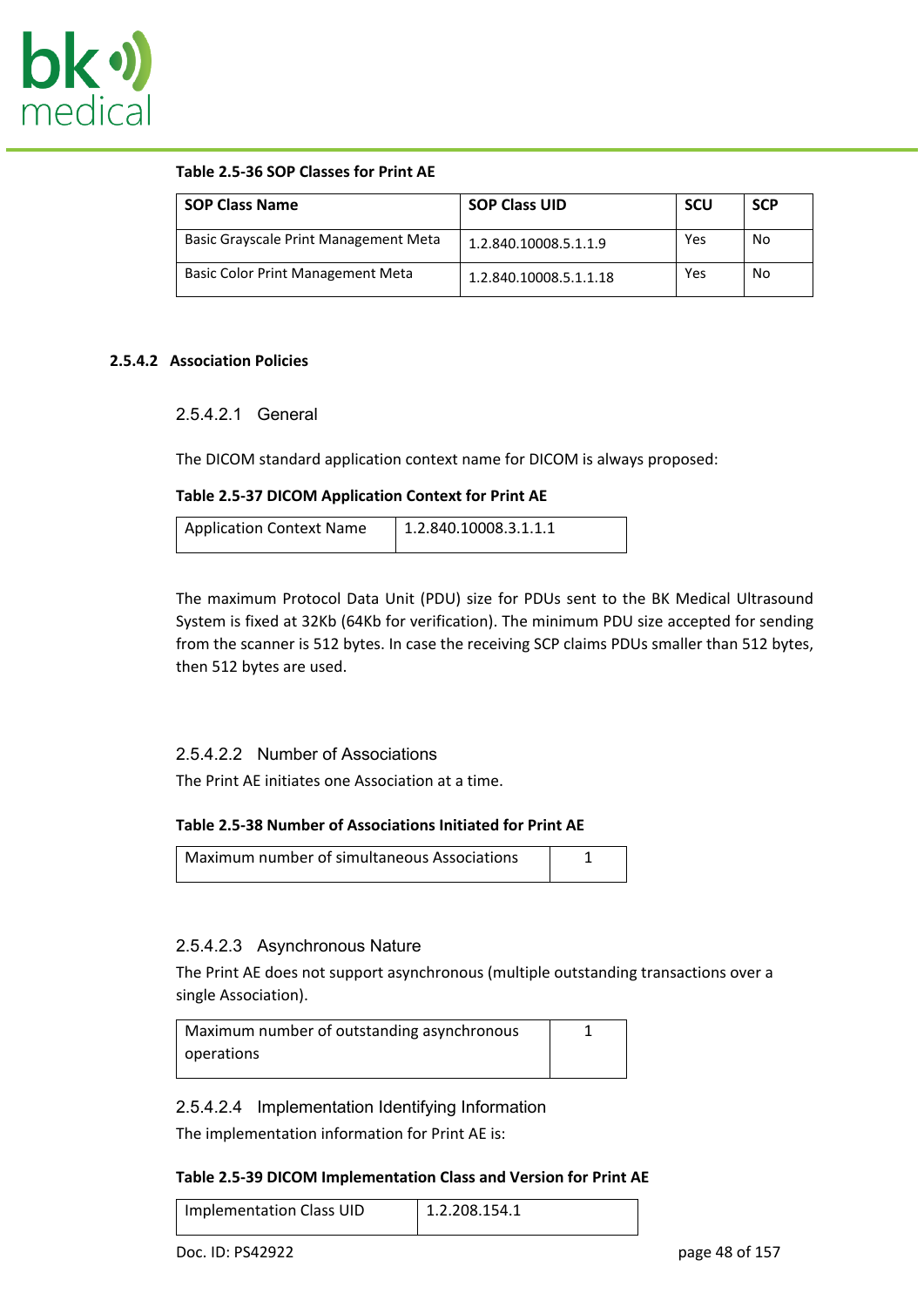**Table 2.5-36 SOP Classes for Print AE**

| SOP Class Name | SOP Class UID | SCU | SCP |
|---|---|---|---|
| Basic Grayscale Print Management Meta | 1.2.840.10008.5.1.1.9 | Yes | No |
| Basic Color Print Management Meta | 1.2.840.10008.5.1.1.18 | Yes | No |

### 2.5.4.2 Association Policies

#### 2.5.4.2.1 General

The DICOM standard application context name for DICOM is always proposed:

**Table 2.5-37 DICOM Application Context for Print AE**

| | |
|---|---|
| Application Context Name | 1.2.840.10008.3.1.1.1 |

The maximum Protocol Data Unit (PDU) size for PDUs sent to the BK Medical Ultrasound System is fixed at 32Kb (64Kb for verification). The minimum PDU size accepted for sending from the scanner is 512 bytes. In case the receiving SCP claims PDUs smaller than 512 bytes, then 512 bytes are used.

#### 2.5.4.2.2 Number of Associations

The Print AE initiates one Association at a time.

**Table 2.5-38 Number of Associations Initiated for Print AE**

| | |
|---|---|
| Maximum number of simultaneous Associations | 1 |

#### 2.5.4.2.3 Asynchronous Nature

The Print AE does not support asynchronous (multiple outstanding transactions over a single Association).

| | |
|---|---|
| Maximum number of outstanding asynchronous operations | 1 |

#### 2.5.4.2.4 Implementation Identifying Information

The implementation information for Print AE is:

**Table 2.5-39 DICOM Implementation Class and Version for Print AE**

| | |
|---|---|
| Implementation Class UID | 1.2.208.154.1 |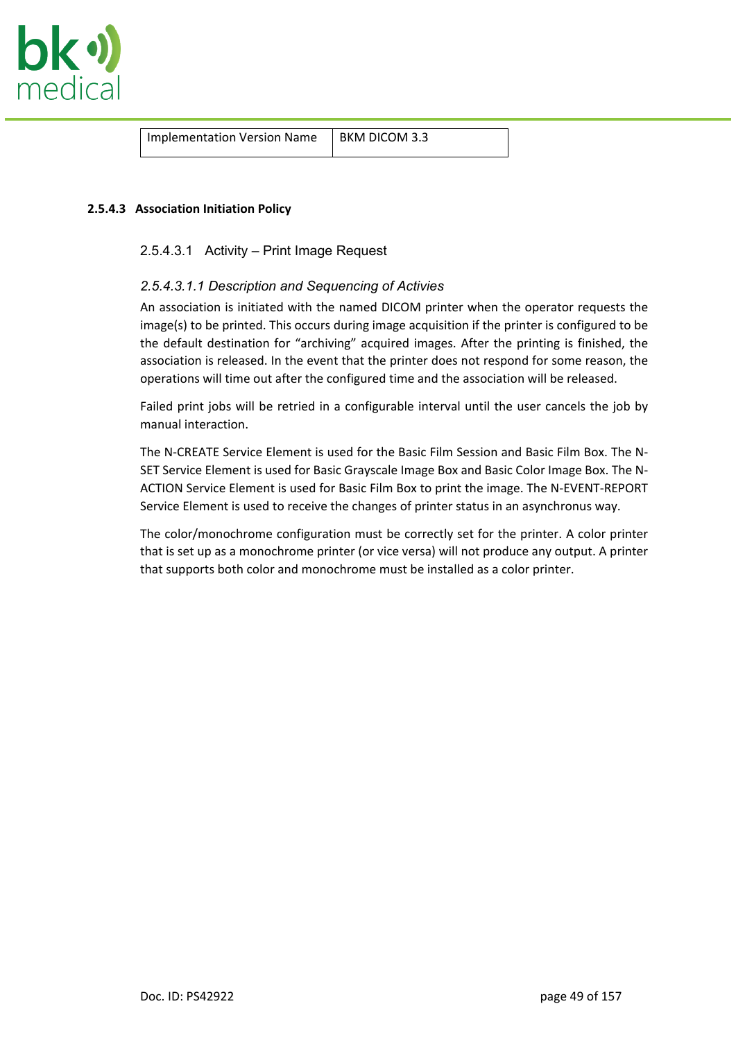| | |
|---|---|
| Implementation Version Name | BKM DICOM 3.3 |

### 2.5.4.3 Association Initiation Policy

#### 2.5.4.3.1 Activity – Print Image Request

##### *2.5.4.3.1.1 Description and Sequencing of Activies*

An association is initiated with the named DICOM printer when the operator requests the image(s) to be printed. This occurs during image acquisition if the printer is configured to be the default destination for “archiving” acquired images. After the printing is finished, the association is released. In the event that the printer does not respond for some reason, the operations will time out after the configured time and the association will be released.

Failed print jobs will be retried in a configurable interval until the user cancels the job by manual interaction.

The N-CREATE Service Element is used for the Basic Film Session and Basic Film Box. The N-SET Service Element is used for Basic Grayscale Image Box and Basic Color Image Box. The N-ACTION Service Element is used for Basic Film Box to print the image. The N-EVENT-REPORT Service Element is used to receive the changes of printer status in an asynchronus way.

The color/monochrome configuration must be correctly set for the printer. A color printer that is set up as a monochrome printer (or vice versa) will not produce any output. A printer that supports both color and monochrome must be installed as a color printer.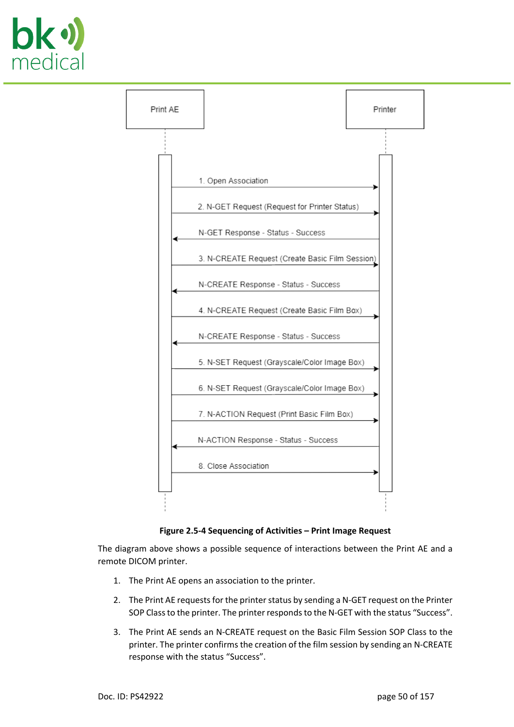Print AE

Printer

1. Open Association

2. N-GET Request (Request for Printer Status)

N-GET Response - Status - Success

3. N-CREATE Request (Create Basic Film Session)

N-CREATE Response - Status - Success

4. N-CREATE Request (Create Basic Film Box)

N-CREATE Response - Status - Success

5. N-SET Request (Grayscale/Color Image Box)

6. N-SET Request (Grayscale/Color Image Box)

7. N-ACTION Request (Print Basic Film Box)

N-ACTION Response - Status - Success

8. Close Association

**Figure 2.5-4 Sequencing of Activities – Print Image Request**

The diagram above shows a possible sequence of interactions between the Print AE and a remote DICOM printer.

1. The Print AE opens an association to the printer.
2. The Print AE requests for the printer status by sending a N-GET request on the Printer SOP Class to the printer. The printer responds to the N-GET with the status "Success".
3. The Print AE sends an N-CREATE request on the Basic Film Session SOP Class to the printer. The printer confirms the creation of the film session by sending an N-CREATE response with the status "Success".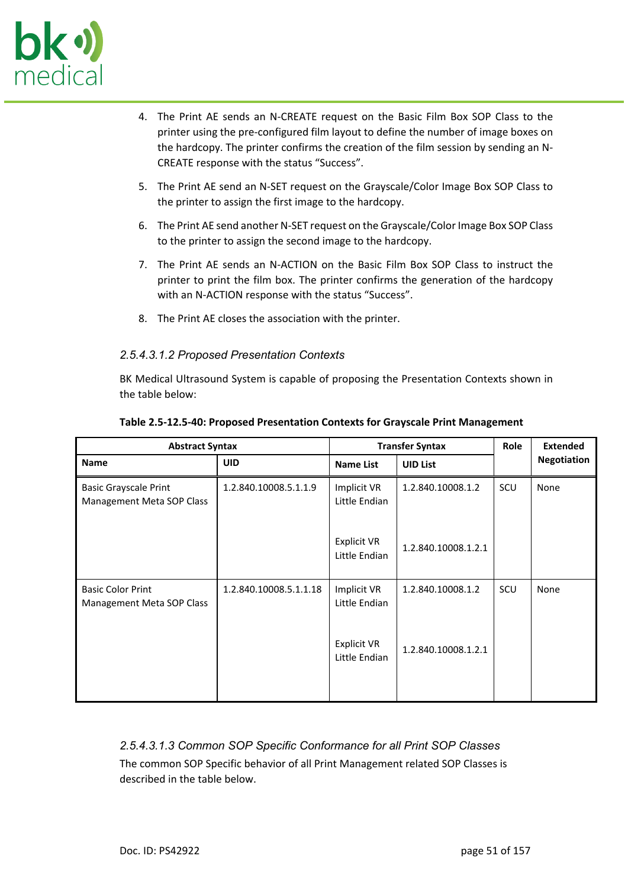4. The Print AE sends an N-CREATE request on the Basic Film Box SOP Class to the printer using the pre-configured film layout to define the number of image boxes on the hardcopy. The printer confirms the creation of the film session by sending an N-CREATE response with the status "Success".

5. The Print AE send an N-SET request on the Grayscale/Color Image Box SOP Class to the printer to assign the first image to the hardcopy.

6. The Print AE send another N-SET request on the Grayscale/Color Image Box SOP Class to the printer to assign the second image to the hardcopy.

7. The Print AE sends an N-ACTION on the Basic Film Box SOP Class to instruct the printer to print the film box. The printer confirms the generation of the hardcopy with an N-ACTION response with the status "Success".

8. The Print AE closes the association with the printer.

#### *2.5.4.3.1.2 Proposed Presentation Contexts*

BK Medical Ultrasound System is capable of proposing the Presentation Contexts shown in the table below:

**Table 2.5-12.5-40: Proposed Presentation Contexts for Grayscale Print Management**

| Abstract Syntax | | Transfer Syntax | | Role | Extended Negotiation |
|---|---|---|---|---|---|
| **Name** | **UID** | **Name List** | **UID List** | | |
| Basic Grayscale Print Management Meta SOP Class | 1.2.840.10008.5.1.1.9 | Implicit VR Little Endian | 1.2.840.10008.1.2 | SCU | None |
| | | Explicit VR Little Endian | 1.2.840.10008.1.2.1 | | |
| Basic Color Print Management Meta SOP Class | 1.2.840.10008.5.1.1.18 | Implicit VR Little Endian | 1.2.840.10008.1.2 | SCU | None |
| | | Explicit VR Little Endian | 1.2.840.10008.1.2.1 | | |

#### *2.5.4.3.1.3 Common SOP Specific Conformance for all Print SOP Classes*

The common SOP Specific behavior of all Print Management related SOP Classes is described in the table below.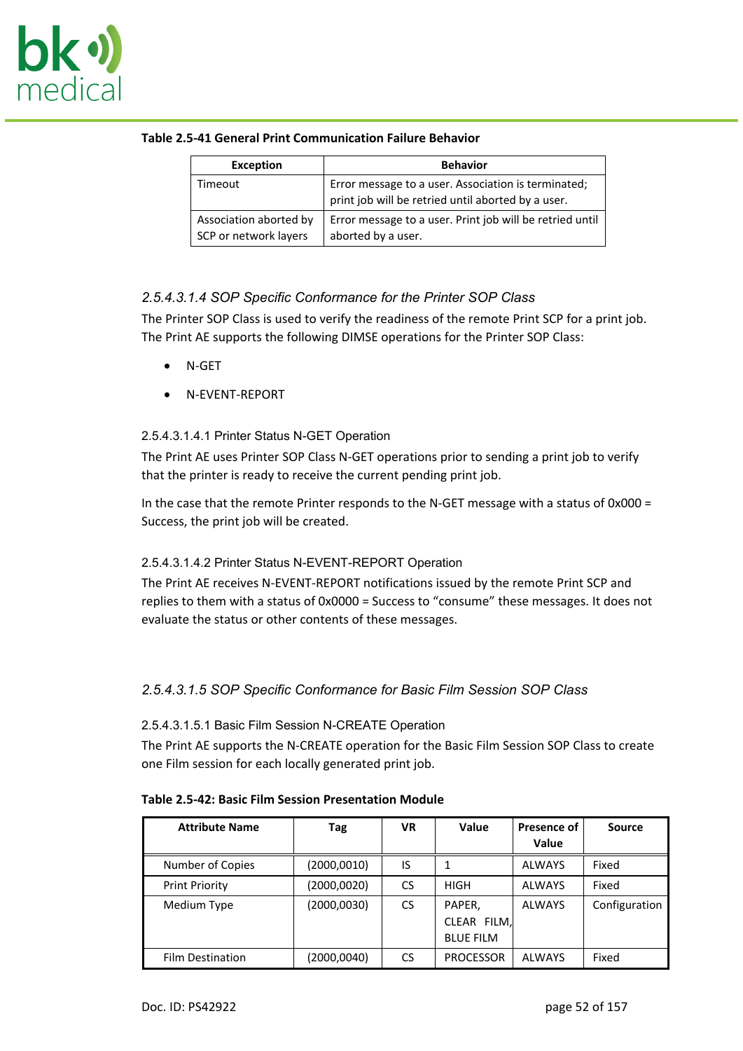**Table 2.5-41 General Print Communication Failure Behavior**

| Exception | Behavior |
|---|---|
| Timeout | Error message to a user. Association is terminated; print job will be retried until aborted by a user. |
| Association aborted by SCP or network layers | Error message to a user. Print job will be retried until aborted by a user. |

### *2.5.4.3.1.4 SOP Specific Conformance for the Printer SOP Class*

The Printer SOP Class is used to verify the readiness of the remote Print SCP for a print job. The Print AE supports the following DIMSE operations for the Printer SOP Class:

- N-GET
- N-EVENT-REPORT

#### 2.5.4.3.1.4.1 Printer Status N-GET Operation

The Print AE uses Printer SOP Class N-GET operations prior to sending a print job to verify that the printer is ready to receive the current pending print job.

In the case that the remote Printer responds to the N-GET message with a status of 0x000 = Success, the print job will be created.

#### 2.5.4.3.1.4.2 Printer Status N-EVENT-REPORT Operation

The Print AE receives N-EVENT-REPORT notifications issued by the remote Print SCP and replies to them with a status of 0x0000 = Success to "consume" these messages. It does not evaluate the status or other contents of these messages.

### *2.5.4.3.1.5 SOP Specific Conformance for Basic Film Session SOP Class*

#### 2.5.4.3.1.5.1 Basic Film Session N-CREATE Operation

The Print AE supports the N-CREATE operation for the Basic Film Session SOP Class to create one Film session for each locally generated print job.

**Table 2.5-42: Basic Film Session Presentation Module**

| Attribute Name | Tag | VR | Value | Presence of Value | Source |
|---|---|---|---|---|---|
| Number of Copies | (2000,0010) | IS | 1 | ALWAYS | Fixed |
| Print Priority | (2000,0020) | CS | HIGH | ALWAYS | Fixed |
| Medium Type | (2000,0030) | CS | PAPER, CLEAR FILM, BLUE FILM | ALWAYS | Configuration |
| Film Destination | (2000,0040) | CS | PROCESSOR | ALWAYS | Fixed |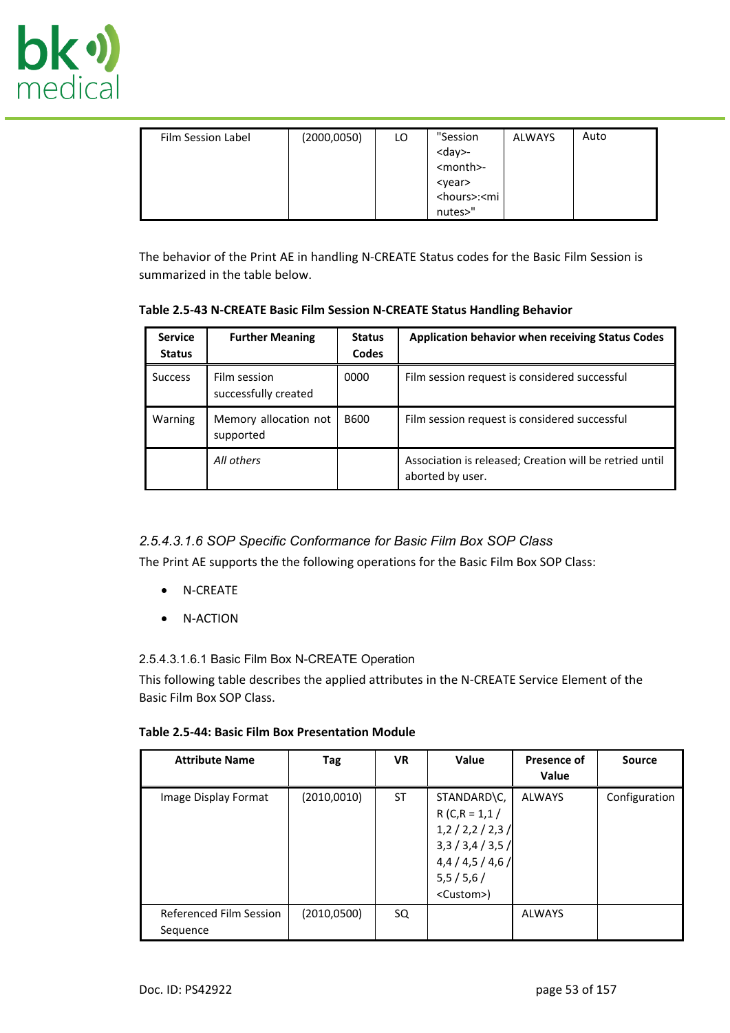| | | | | | |
|---|---|---|---|---|---|
| Film Session Label | (2000,0050) | LO | "Session <day>-<month>-<year> <hours>:<minutes>" | ALWAYS | Auto |

The behavior of the Print AE in handling N-CREATE Status codes for the Basic Film Session is summarized in the table below.

**Table 2.5-43 N-CREATE Basic Film Session N-CREATE Status Handling Behavior**

| Service Status | Further Meaning | Status Codes | Application behavior when receiving Status Codes |
|---|---|---|---|
| Success | Film session successfully created | 0000 | Film session request is considered successful |
| Warning | Memory allocation not supported | B600 | Film session request is considered successful |
| | *All others* | | Association is released; Creation will be retried until aborted by user. |

### *2.5.4.3.1.6 SOP Specific Conformance for Basic Film Box SOP Class*

The Print AE supports the the following operations for the Basic Film Box SOP Class:

- N-CREATE
- N-ACTION

#### 2.5.4.3.1.6.1 Basic Film Box N-CREATE Operation

This following table describes the applied attributes in the N-CREATE Service Element of the Basic Film Box SOP Class.

**Table 2.5-44: Basic Film Box Presentation Module**

| Attribute Name | Tag | VR | Value | Presence of Value | Source |
|---|---|---|---|---|---|
| Image Display Format | (2010,0010) | ST | STANDARD\C, R (C,R = 1,1 / 1,2 / 2,2 / 2,3 / 3,3 / 3,4 / 3,5 / 4,4 / 4,5 / 4,6 / 5,5 / 5,6 / <Custom>) | ALWAYS | Configuration |
| Referenced Film Session Sequence | (2010,0500) | SQ | | ALWAYS | |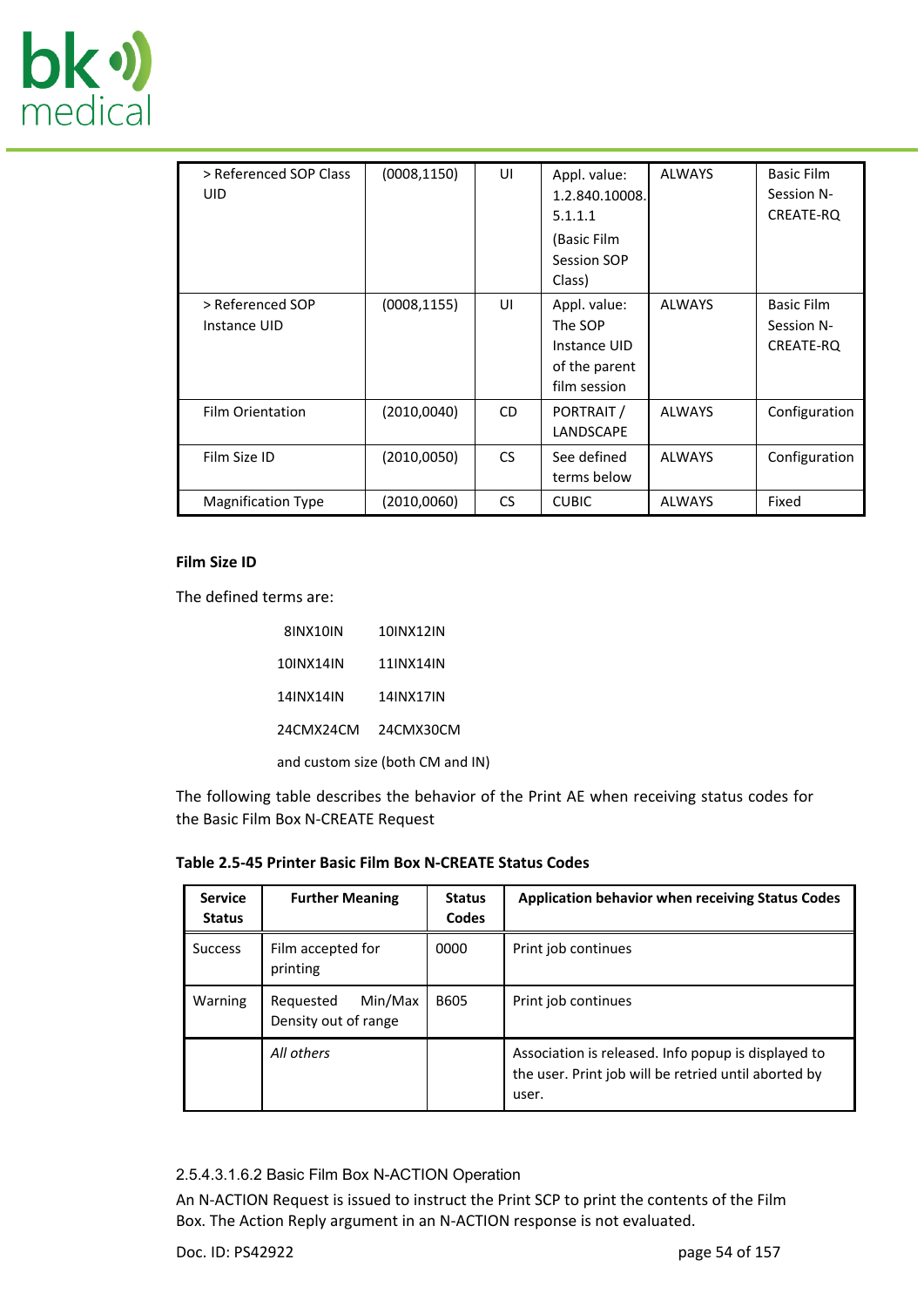| | | | | | |
|---|---|---|---|---|---|
| > Referenced SOP Class UID | (0008,1150) | UI | Appl. value: 1.2.840.10008.5.1.1.1 (Basic Film Session SOP Class) | ALWAYS | Basic Film Session N-CREATE-RQ |
| > Referenced SOP Instance UID | (0008,1155) | UI | Appl. value: The SOP Instance UID of the parent film session | ALWAYS | Basic Film Session N-CREATE-RQ |
| Film Orientation | (2010,0040) | CD | PORTRAIT / LANDSCAPE | ALWAYS | Configuration |
| Film Size ID | (2010,0050) | CS | See defined terms below | ALWAYS | Configuration |
| Magnification Type | (2010,0060) | CS | CUBIC | ALWAYS | Fixed |

**Film Size ID**

The defined terms are:

8INX10IN 10INX12IN

10INX14IN 11INX14IN

14INX14IN 14INX17IN

24CMX24CM 24CMX30CM

and custom size (both CM and IN)

The following table describes the behavior of the Print AE when receiving status codes for the Basic Film Box N-CREATE Request

**Table 2.5-45 Printer Basic Film Box N-CREATE Status Codes**

| Service Status | Further Meaning | Status Codes | Application behavior when receiving Status Codes |
|---|---|---|---|
| Success | Film accepted for printing | 0000 | Print job continues |
| Warning | Requested Min/Max Density out of range | B605 | Print job continues |
| | *All others* | | Association is released. Info popup is displayed to the user. Print job will be retried until aborted by user. |

2.5.4.3.1.6.2 Basic Film Box N-ACTION Operation

An N-ACTION Request is issued to instruct the Print SCP to print the contents of the Film Box. The Action Reply argument in an N-ACTION response is not evaluated.

Doc. ID: PS42922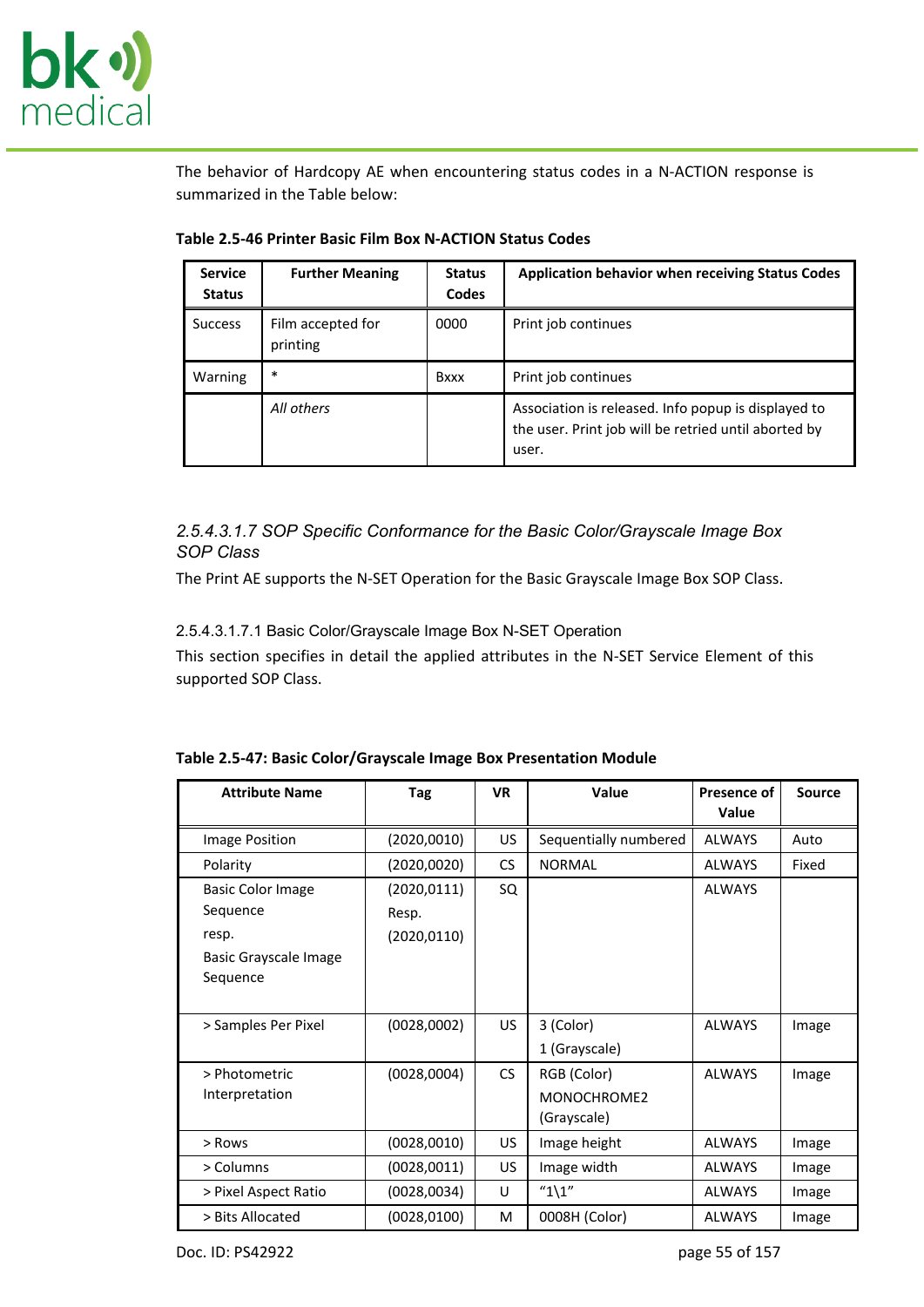The behavior of Hardcopy AE when encountering status codes in a N-ACTION response is summarized in the Table below:

**Table 2.5-46 Printer Basic Film Box N-ACTION Status Codes**

| Service Status | Further Meaning | Status Codes | Application behavior when receiving Status Codes |
|---|---|---|---|
| Success | Film accepted for printing | 0000 | Print job continues |
| Warning | * | Bxxx | Print job continues |
| | *All others* | | Association is released. Info popup is displayed to the user. Print job will be retried until aborted by user. |

##### *2.5.4.3.1.7 SOP Specific Conformance for the Basic Color/Grayscale Image Box SOP Class*

The Print AE supports the N-SET Operation for the Basic Grayscale Image Box SOP Class.

###### 2.5.4.3.1.7.1 Basic Color/Grayscale Image Box N-SET Operation

This section specifies in detail the applied attributes in the N-SET Service Element of this supported SOP Class.

**Table 2.5-47: Basic Color/Grayscale Image Box Presentation Module**

| Attribute Name | Tag | VR | Value | Presence of Value | Source |
|---|---|---|---|---|---|
| Image Position | (2020,0010) | US | Sequentially numbered | ALWAYS | Auto |
| Polarity | (2020,0020) | CS | NORMAL | ALWAYS | Fixed |
| Basic Color Image Sequence resp. Basic Grayscale Image Sequence | (2020,0111) Resp. (2020,0110) | SQ | | ALWAYS | |
| > Samples Per Pixel | (0028,0002) | US | 3 (Color) 1 (Grayscale) | ALWAYS | Image |
| > Photometric Interpretation | (0028,0004) | CS | RGB (Color) MONOCHROME2 (Grayscale) | ALWAYS | Image |
| > Rows | (0028,0010) | US | Image height | ALWAYS | Image |
| > Columns | (0028,0011) | US | Image width | ALWAYS | Image |
| > Pixel Aspect Ratio | (0028,0034) | U | "1\1" | ALWAYS | Image |
| > Bits Allocated | (0028,0100) | M | 0008H (Color) | ALWAYS | Image |

Doc. ID: PS42922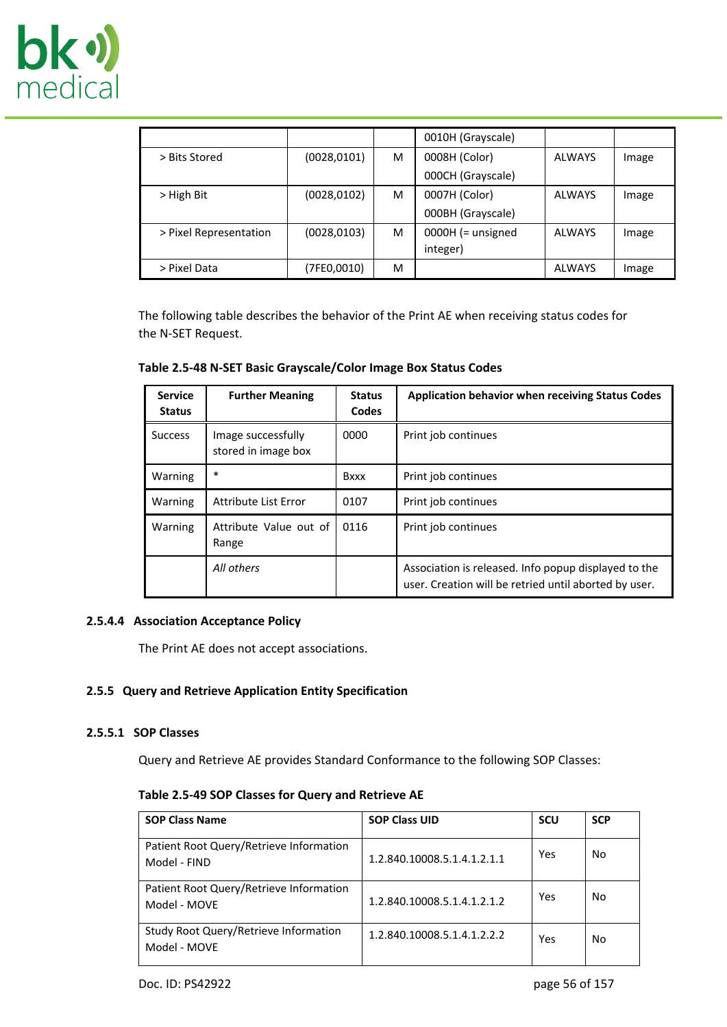| | | | | | |
|---|---|---|---|---|---|
| | | | 0010H (Grayscale) | | |
| > Bits Stored | (0028,0101) | M | 0008H (Color)<br>000CH (Grayscale) | ALWAYS | Image |
| > High Bit | (0028,0102) | M | 0007H (Color)<br>000BH (Grayscale) | ALWAYS | Image |
| > Pixel Representation | (0028,0103) | M | 0000H (= unsigned integer) | ALWAYS | Image |
| > Pixel Data | (7FE0,0010) | M | | ALWAYS | Image |

The following table describes the behavior of the Print AE when receiving status codes for the N-SET Request.

**Table 2.5-48 N-SET Basic Grayscale/Color Image Box Status Codes**

| Service Status | Further Meaning | Status Codes | Application behavior when receiving Status Codes |
|---|---|---|---|
| Success | Image successfully stored in image box | 0000 | Print job continues |
| Warning | * | Bxxx | Print job continues |
| Warning | Attribute List Error | 0107 | Print job continues |
| Warning | Attribute Value out of Range | 0116 | Print job continues |
| | *All others* | | Association is released. Info popup displayed to the user. Creation will be retried until aborted by user. |

#### 2.5.4.4 Association Acceptance Policy

The Print AE does not accept associations.

### 2.5.5 Query and Retrieve Application Entity Specification

#### 2.5.5.1 SOP Classes

Query and Retrieve AE provides Standard Conformance to the following SOP Classes:

**Table 2.5-49 SOP Classes for Query and Retrieve AE**

| SOP Class Name | SOP Class UID | SCU | SCP |
|---|---|---|---|
| Patient Root Query/Retrieve Information Model - FIND | 1.2.840.10008.5.1.4.1.2.1.1 | Yes | No |
| Patient Root Query/Retrieve Information Model - MOVE | 1.2.840.10008.5.1.4.1.2.1.2 | Yes | No |
| Study Root Query/Retrieve Information Model - MOVE | 1.2.840.10008.5.1.4.1.2.2.2 | Yes | No |

Doc. ID: PS42922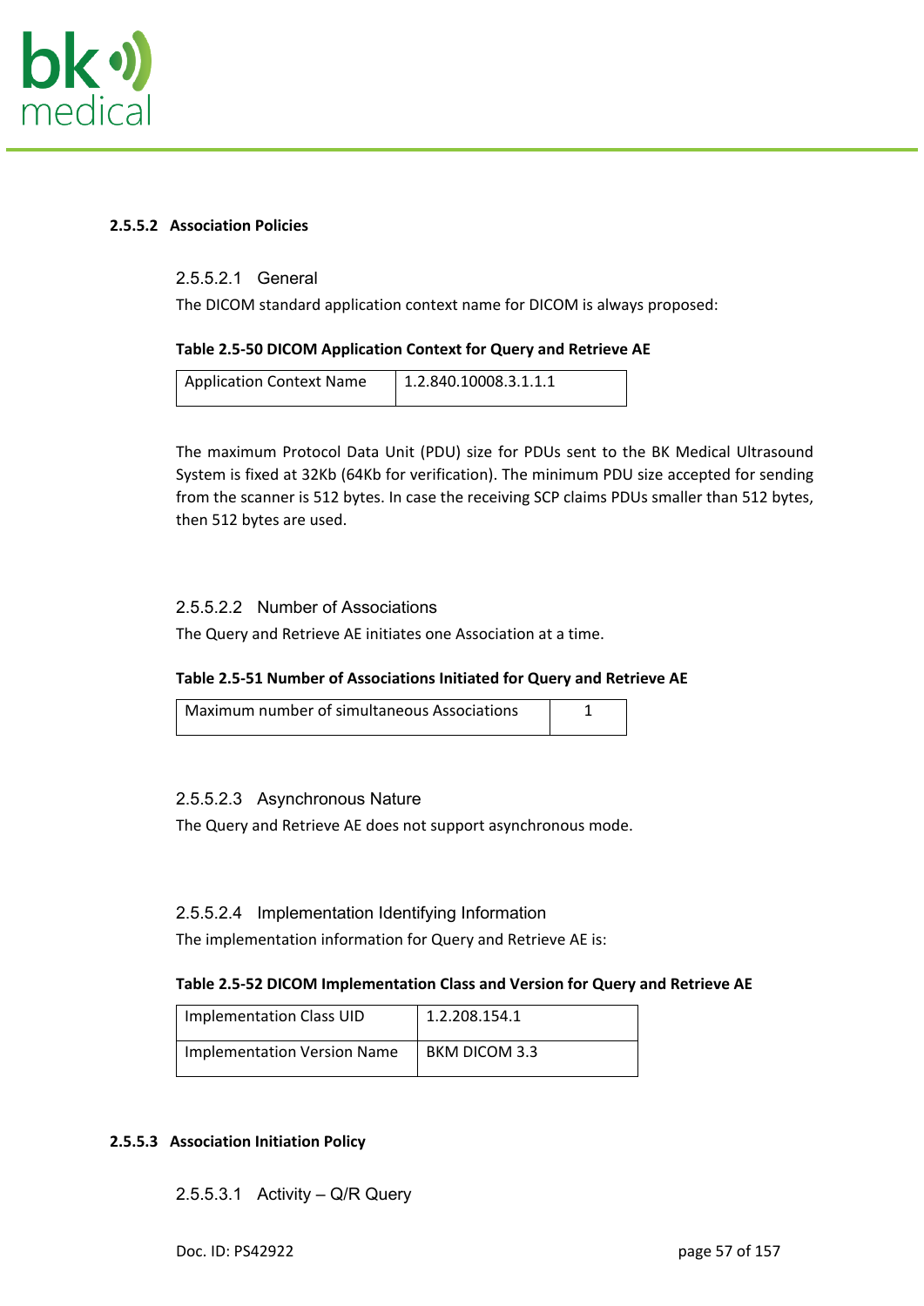### 2.5.5.2 Association Policies

#### 2.5.5.2.1 General

The DICOM standard application context name for DICOM is always proposed:

**Table 2.5-50 DICOM Application Context for Query and Retrieve AE**

| | |
|---|---|
| Application Context Name | 1.2.840.10008.3.1.1.1 |

The maximum Protocol Data Unit (PDU) size for PDUs sent to the BK Medical Ultrasound System is fixed at 32Kb (64Kb for verification). The minimum PDU size accepted for sending from the scanner is 512 bytes. In case the receiving SCP claims PDUs smaller than 512 bytes, then 512 bytes are used.

#### 2.5.5.2.2 Number of Associations

The Query and Retrieve AE initiates one Association at a time.

**Table 2.5-51 Number of Associations Initiated for Query and Retrieve AE**

| | |
|---|---|
| Maximum number of simultaneous Associations | 1 |

#### 2.5.5.2.3 Asynchronous Nature

The Query and Retrieve AE does not support asynchronous mode.

#### 2.5.5.2.4 Implementation Identifying Information

The implementation information for Query and Retrieve AE is:

**Table 2.5-52 DICOM Implementation Class and Version for Query and Retrieve AE**

| | |
|---|---|
| Implementation Class UID | 1.2.208.154.1 |
| Implementation Version Name | BKM DICOM 3.3 |

### 2.5.5.3 Association Initiation Policy

#### 2.5.5.3.1 Activity – Q/R Query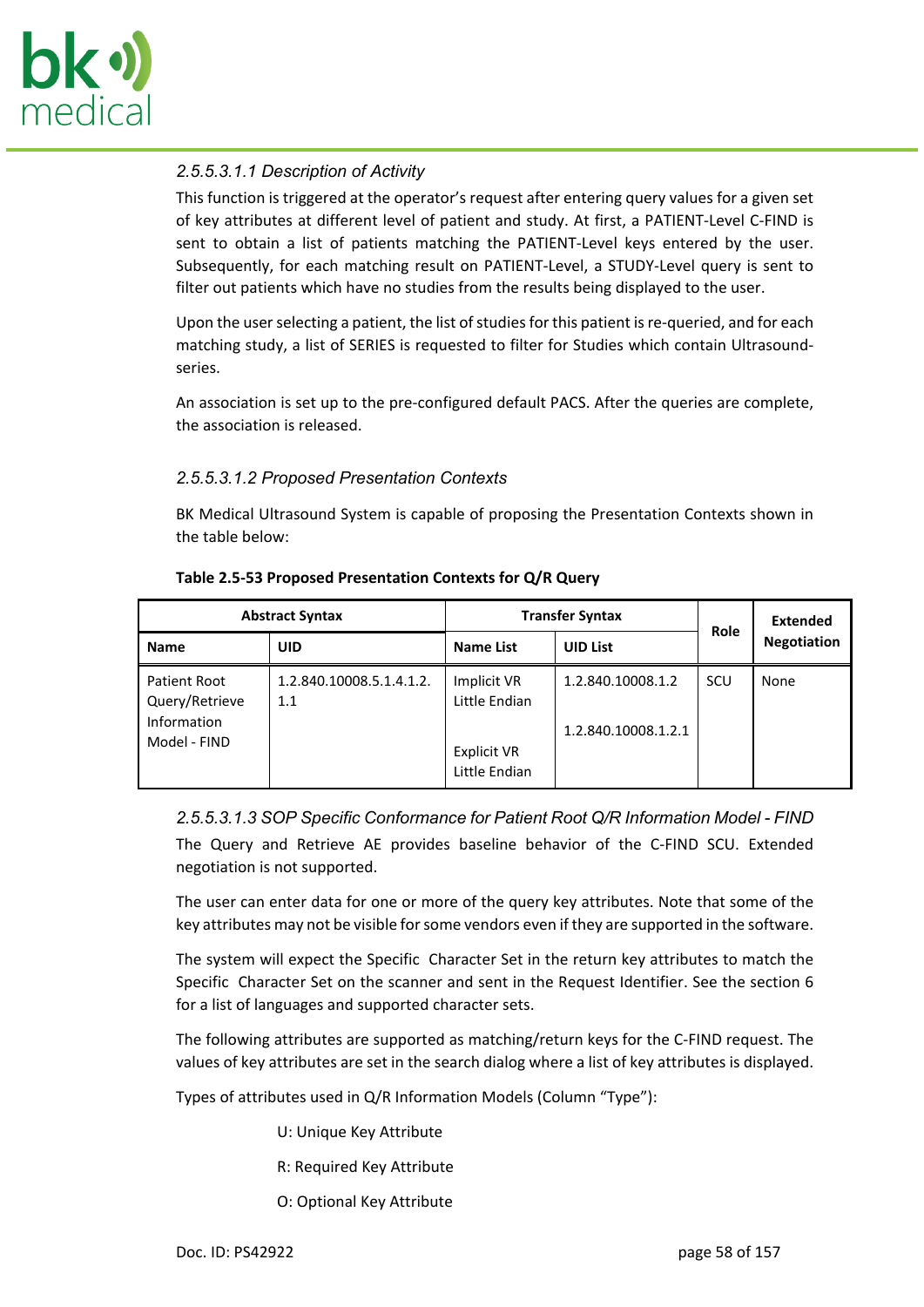#### 2.5.5.3.1.1 Description of Activity

This function is triggered at the operator's request after entering query values for a given set of key attributes at different level of patient and study. At first, a PATIENT-Level C-FIND is sent to obtain a list of patients matching the PATIENT-Level keys entered by the user. Subsequently, for each matching result on PATIENT-Level, a STUDY-Level query is sent to filter out patients which have no studies from the results being displayed to the user.

Upon the user selecting a patient, the list of studies for this patient is re-queried, and for each matching study, a list of SERIES is requested to filter for Studies which contain Ultrasound-series.

An association is set up to the pre-configured default PACS. After the queries are complete, the association is released.

#### 2.5.5.3.1.2 Proposed Presentation Contexts

BK Medical Ultrasound System is capable of proposing the Presentation Contexts shown in the table below:

**Table 2.5-53 Proposed Presentation Contexts for Q/R Query**

| Abstract Syntax | | Transfer Syntax | | Role | Extended Negotiation |
|---|---|---|---|---|---|
| **Name** | **UID** | **Name List** | **UID List** | | |
| Patient Root Query/Retrieve Information Model - FIND | 1.2.840.10008.5.1.4.1.2.1.1 | Implicit VR Little Endian | 1.2.840.10008.1.2 | SCU | None |
| | | Explicit VR Little Endian | 1.2.840.10008.1.2.1 | | |

#### 2.5.5.3.1.3 SOP Specific Conformance for Patient Root Q/R Information Model - FIND

The Query and Retrieve AE provides baseline behavior of the C-FIND SCU. Extended negotiation is not supported.

The user can enter data for one or more of the query key attributes. Note that some of the key attributes may not be visible for some vendors even if they are supported in the software.

The system will expect the Specific Character Set in the return key attributes to match the Specific Character Set on the scanner and sent in the Request Identifier. See the section 6 for a list of languages and supported character sets.

The following attributes are supported as matching/return keys for the C-FIND request. The values of key attributes are set in the search dialog where a list of key attributes is displayed.

Types of attributes used in Q/R Information Models (Column "Type"):

U: Unique Key Attribute

R: Required Key Attribute

O: Optional Key Attribute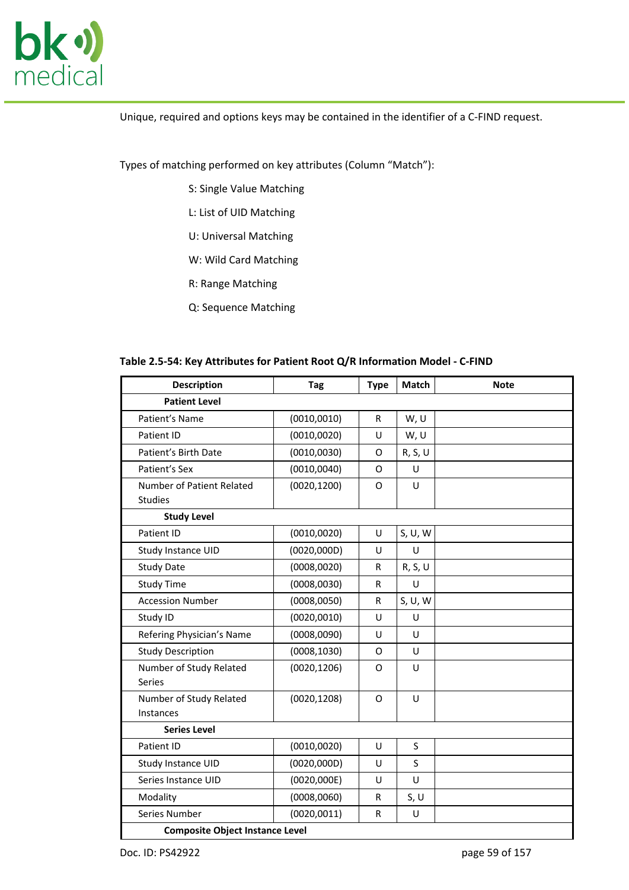Unique, required and options keys may be contained in the identifier of a C-FIND request.

Types of matching performed on key attributes (Column “Match”):

S: Single Value Matching

L: List of UID Matching

U: Universal Matching

W: Wild Card Matching

R: Range Matching

Q: Sequence Matching

**Table 2.5-54: Key Attributes for Patient Root Q/R Information Model - C-FIND**

| Description | Tag | Type | Match | Note |
|---|---|---|---|---|
| **Patient Level** | | | | |
| Patient’s Name | (0010,0010) | R | W, U | |
| Patient ID | (0010,0020) | U | W, U | |
| Patient’s Birth Date | (0010,0030) | O | R, S, U | |
| Patient’s Sex | (0010,0040) | O | U | |
| Number of Patient Related Studies | (0020,1200) | O | U | |
| **Study Level** | | | | |
| Patient ID | (0010,0020) | U | S, U, W | |
| Study Instance UID | (0020,000D) | U | U | |
| Study Date | (0008,0020) | R | R, S, U | |
| Study Time | (0008,0030) | R | U | |
| Accession Number | (0008,0050) | R | S, U, W | |
| Study ID | (0020,0010) | U | U | |
| Refering Physician’s Name | (0008,0090) | U | U | |
| Study Description | (0008,1030) | O | U | |
| Number of Study Related Series | (0020,1206) | O | U | |
| Number of Study Related Instances | (0020,1208) | O | U | |
| **Series Level** | | | | |
| Patient ID | (0010,0020) | U | S | |
| Study Instance UID | (0020,000D) | U | S | |
| Series Instance UID | (0020,000E) | U | U | |
| Modality | (0008,0060) | R | S, U | |
| Series Number | (0020,0011) | R | U | |
| **Composite Object Instance Level** | | | | |

Doc. ID: PS42922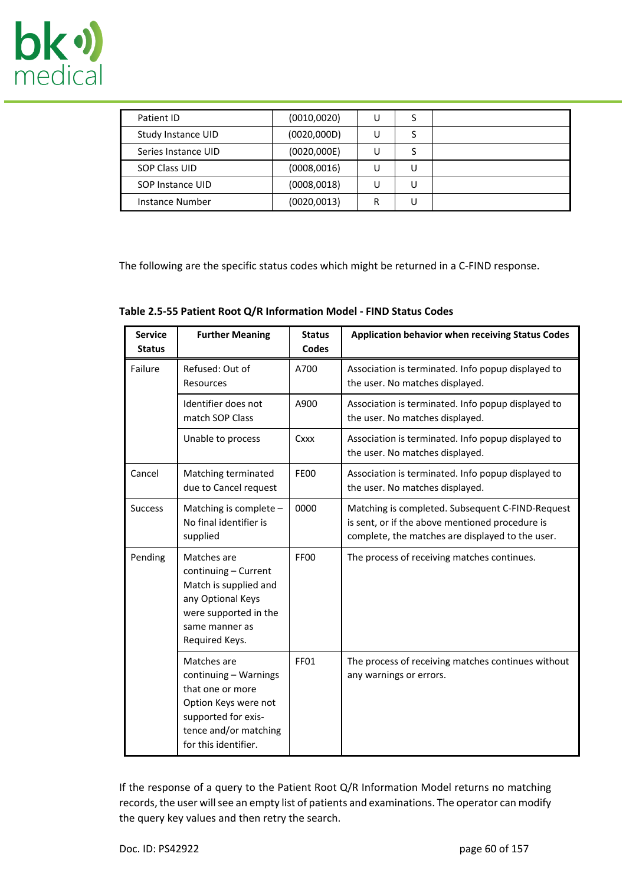| | | | | |
|---|---|---|---|---|
| Patient ID | (0010,0020) | U | S | |
| Study Instance UID | (0020,000D) | U | S | |
| Series Instance UID | (0020,000E) | U | S | |
| SOP Class UID | (0008,0016) | U | U | |
| SOP Instance UID | (0008,0018) | U | U | |
| Instance Number | (0020,0013) | R | U | |

The following are the specific status codes which might be returned in a C-FIND response.

**Table 2.5-55 Patient Root Q/R Information Model - FIND Status Codes**

| Service Status | Further Meaning | Status Codes | Application behavior when receiving Status Codes |
|---|---|---|---|
| Failure | Refused: Out of Resources | A700 | Association is terminated. Info popup displayed to the user. No matches displayed. |
| | Identifier does not match SOP Class | A900 | Association is terminated. Info popup displayed to the user. No matches displayed. |
| | Unable to process | Cxxx | Association is terminated. Info popup displayed to the user. No matches displayed. |
| Cancel | Matching terminated due to Cancel request | FE00 | Association is terminated. Info popup displayed to the user. No matches displayed. |
| Success | Matching is complete – No final identifier is supplied | 0000 | Matching is completed. Subsequent C-FIND-Request is sent, or if the above mentioned procedure is complete, the matches are displayed to the user. |
| Pending | Matches are continuing – Current Match is supplied and any Optional Keys were supported in the same manner as Required Keys. | FF00 | The process of receiving matches continues. |
| | Matches are continuing – Warnings that one or more Option Keys were not supported for existence and/or matching for this identifier. | FF01 | The process of receiving matches continues without any warnings or errors. |

If the response of a query to the Patient Root Q/R Information Model returns no matching records, the user will see an empty list of patients and examinations. The operator can modify the query key values and then retry the search.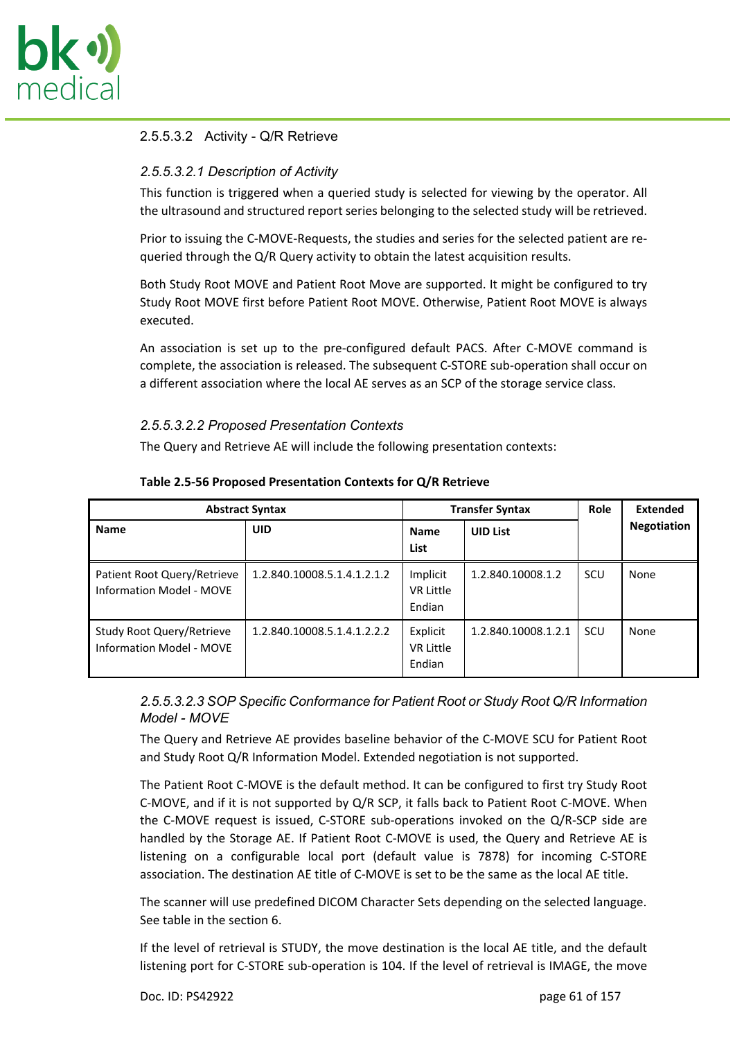#### 2.5.5.3.2 Activity - Q/R Retrieve

##### *2.5.5.3.2.1 Description of Activity*

This function is triggered when a queried study is selected for viewing by the operator. All the ultrasound and structured report series belonging to the selected study will be retrieved.

Prior to issuing the C-MOVE-Requests, the studies and series for the selected patient are re-queried through the Q/R Query activity to obtain the latest acquisition results.

Both Study Root MOVE and Patient Root Move are supported. It might be configured to try Study Root MOVE first before Patient Root MOVE. Otherwise, Patient Root MOVE is always executed.

An association is set up to the pre-configured default PACS. After C-MOVE command is complete, the association is released. The subsequent C-STORE sub-operation shall occur on a different association where the local AE serves as an SCP of the storage service class.

##### *2.5.5.3.2.2 Proposed Presentation Contexts*

The Query and Retrieve AE will include the following presentation contexts:

**Table 2.5-56 Proposed Presentation Contexts for Q/R Retrieve**

| Abstract Syntax | | Transfer Syntax | | Role | Extended Negotiation |
|---|---|---|---|---|---|
| **Name** | **UID** | **Name List** | **UID List** | | |
| Patient Root Query/Retrieve Information Model - MOVE | 1.2.840.10008.5.1.4.1.2.1.2 | Implicit VR Little Endian | 1.2.840.10008.1.2 | SCU | None |
| Study Root Query/Retrieve Information Model - MOVE | 1.2.840.10008.5.1.4.1.2.2.2 | Explicit VR Little Endian | 1.2.840.10008.1.2.1 | SCU | None |

##### *2.5.5.3.2.3 SOP Specific Conformance for Patient Root or Study Root Q/R Information Model - MOVE*

The Query and Retrieve AE provides baseline behavior of the C-MOVE SCU for Patient Root and Study Root Q/R Information Model. Extended negotiation is not supported.

The Patient Root C-MOVE is the default method. It can be configured to first try Study Root C-MOVE, and if it is not supported by Q/R SCP, it falls back to Patient Root C-MOVE. When the C-MOVE request is issued, C-STORE sub-operations invoked on the Q/R-SCP side are handled by the Storage AE. If Patient Root C-MOVE is used, the Query and Retrieve AE is listening on a configurable local port (default value is 7878) for incoming C-STORE association. The destination AE title of C-MOVE is set to be the same as the local AE title.

The scanner will use predefined DICOM Character Sets depending on the selected language. See table in the section 6.

If the level of retrieval is STUDY, the move destination is the local AE title, and the default listening port for C-STORE sub-operation is 104. If the level of retrieval is IMAGE, the move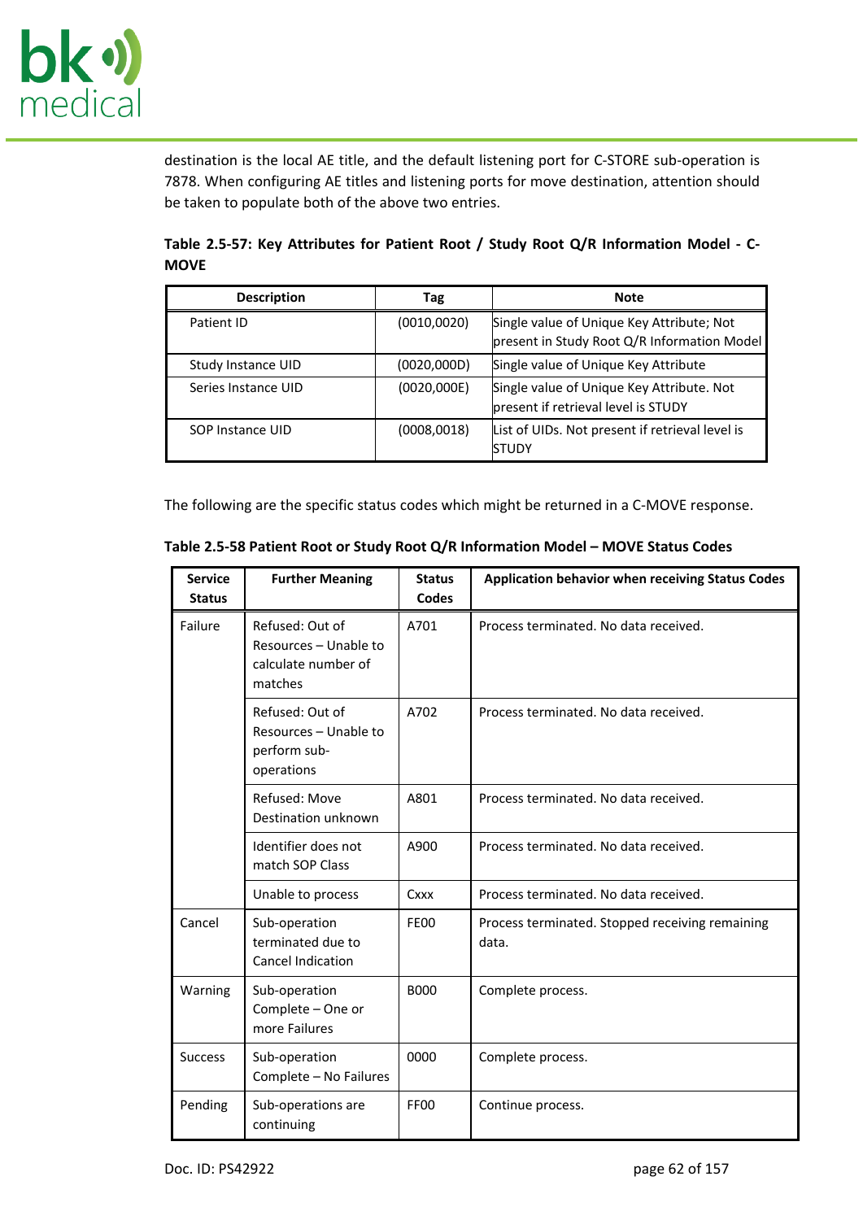destination is the local AE title, and the default listening port for C-STORE sub-operation is 7878. When configuring AE titles and listening ports for move destination, attention should be taken to populate both of the above two entries.

**Table 2.5-57: Key Attributes for Patient Root / Study Root Q/R Information Model - C-MOVE**

| Description | Tag | Note |
|---|---|---|
| Patient ID | (0010,0020) | Single value of Unique Key Attribute; Not present in Study Root Q/R Information Model |
| Study Instance UID | (0020,000D) | Single value of Unique Key Attribute |
| Series Instance UID | (0020,000E) | Single value of Unique Key Attribute. Not present if retrieval level is STUDY |
| SOP Instance UID | (0008,0018) | List of UIDs. Not present if retrieval level is STUDY |

The following are the specific status codes which might be returned in a C-MOVE response.

**Table 2.5-58 Patient Root or Study Root Q/R Information Model – MOVE Status Codes**

| Service Status | Further Meaning | Status Codes | Application behavior when receiving Status Codes |
|---|---|---|---|
| Failure | Refused: Out of Resources – Unable to calculate number of matches | A701 | Process terminated. No data received. |
| | Refused: Out of Resources – Unable to perform sub-operations | A702 | Process terminated. No data received. |
| | Refused: Move Destination unknown | A801 | Process terminated. No data received. |
| | Identifier does not match SOP Class | A900 | Process terminated. No data received. |
| | Unable to process | Cxxx | Process terminated. No data received. |
| Cancel | Sub-operation terminated due to Cancel Indication | FE00 | Process terminated. Stopped receiving remaining data. |
| Warning | Sub-operation Complete – One or more Failures | B000 | Complete process. |
| Success | Sub-operation Complete – No Failures | 0000 | Complete process. |
| Pending | Sub-operations are continuing | FF00 | Continue process. |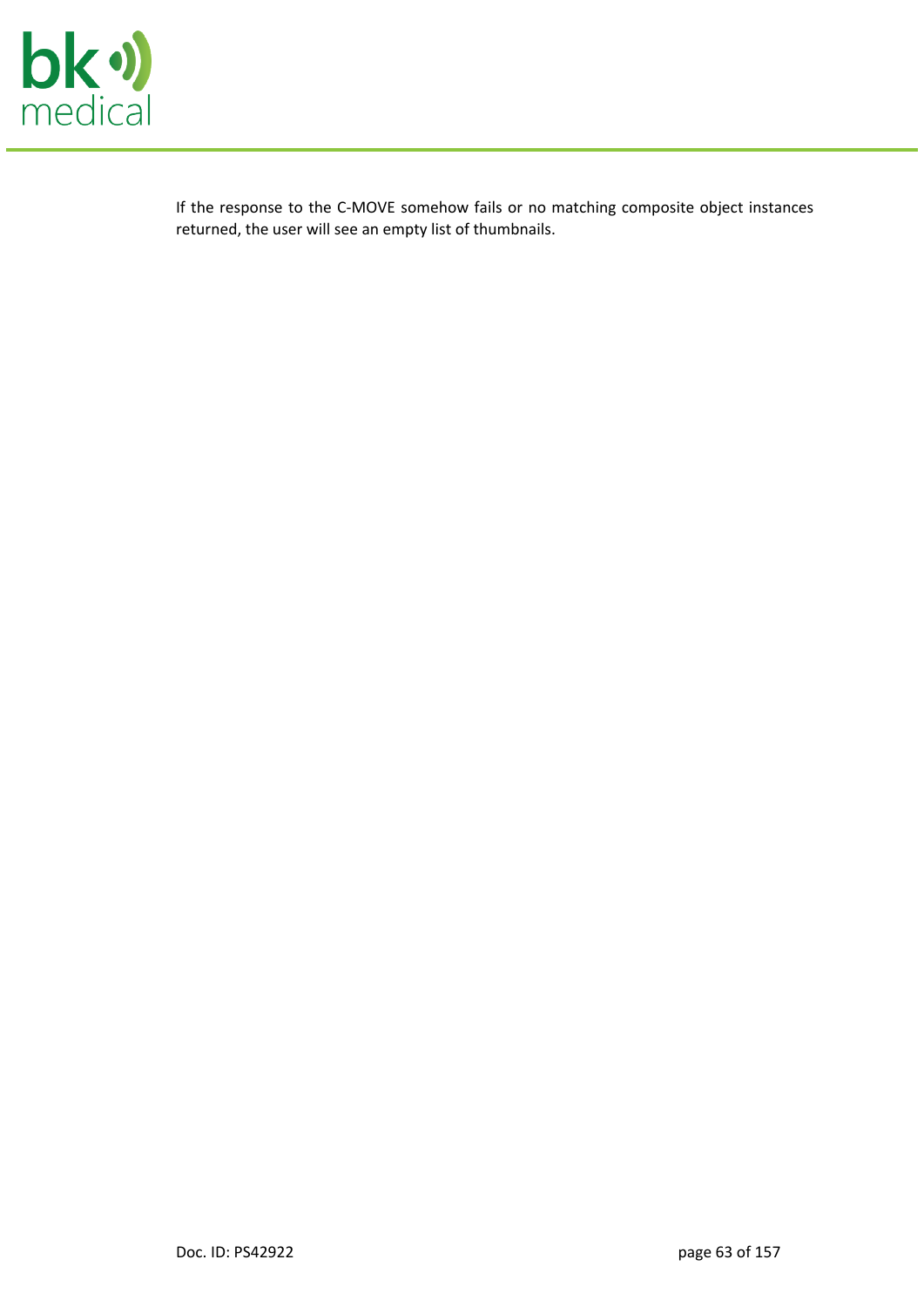If the response to the C-MOVE somehow fails or no matching composite object instances returned, the user will see an empty list of thumbnails.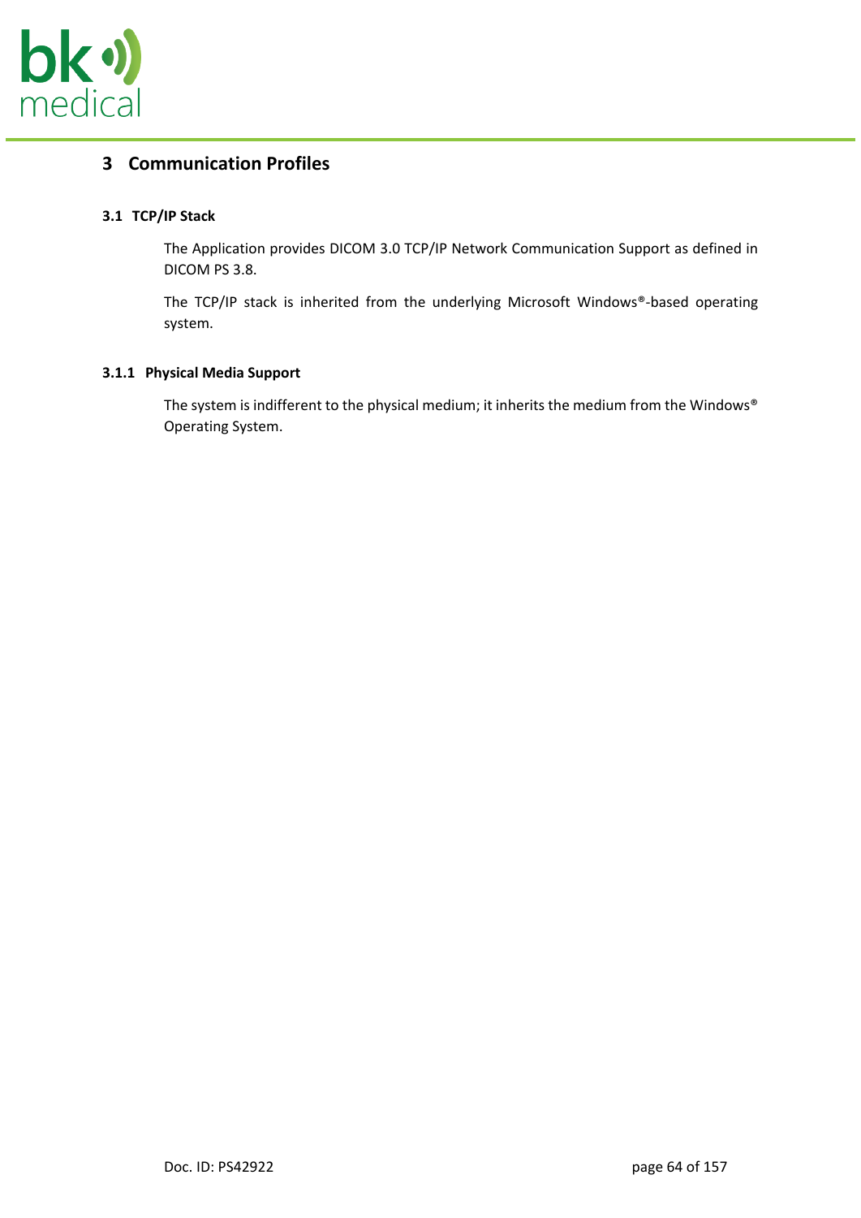# 3 Communication Profiles

## 3.1 TCP/IP Stack

The Application provides DICOM 3.0 TCP/IP Network Communication Support as defined in DICOM PS 3.8.

The TCP/IP stack is inherited from the underlying Microsoft Windows®-based operating system.

### 3.1.1 Physical Media Support

The system is indifferent to the physical medium; it inherits the medium from the Windows® Operating System.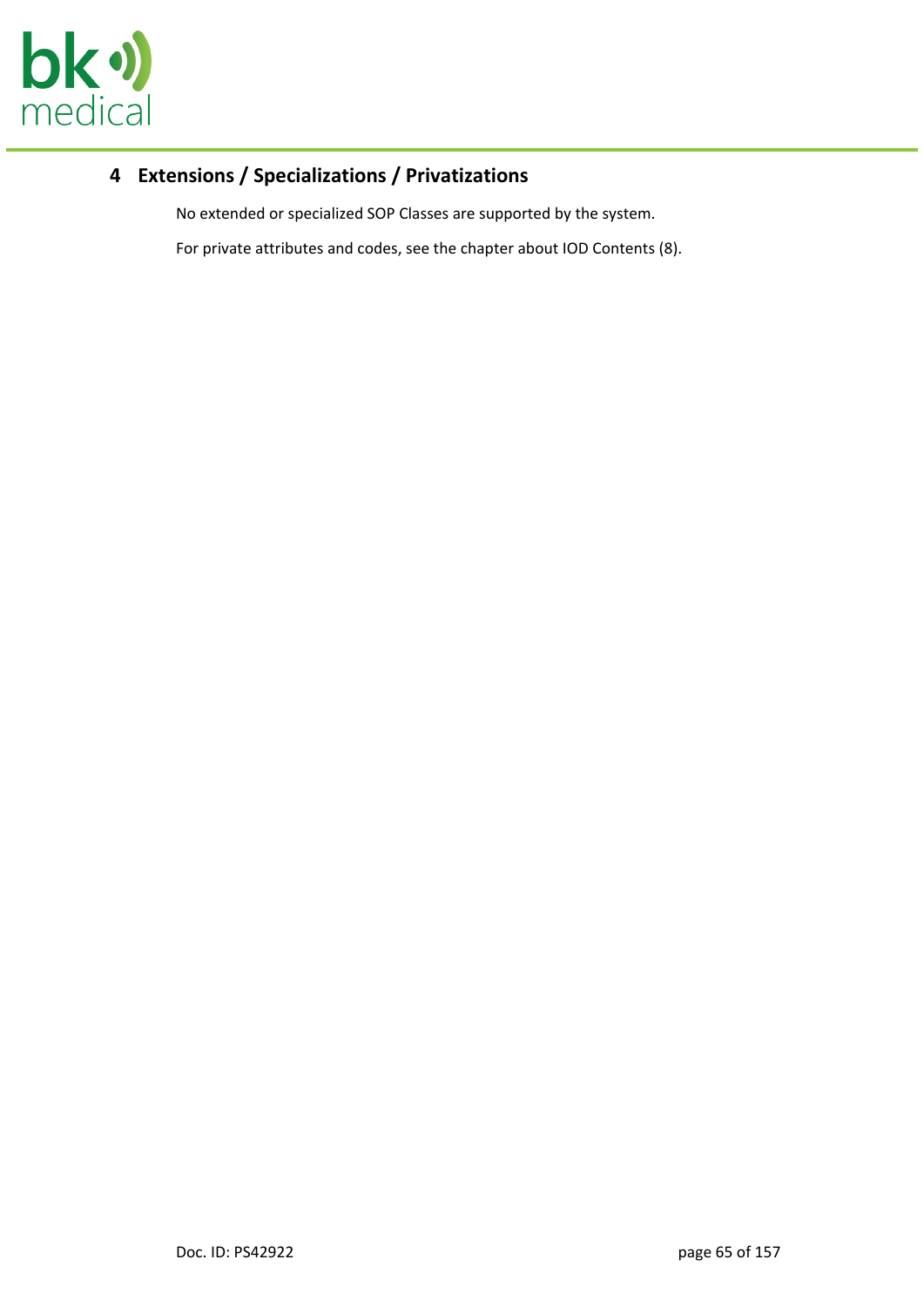# 4 Extensions / Specializations / Privatizations

No extended or specialized SOP Classes are supported by the system.

For private attributes and codes, see the chapter about IOD Contents (8).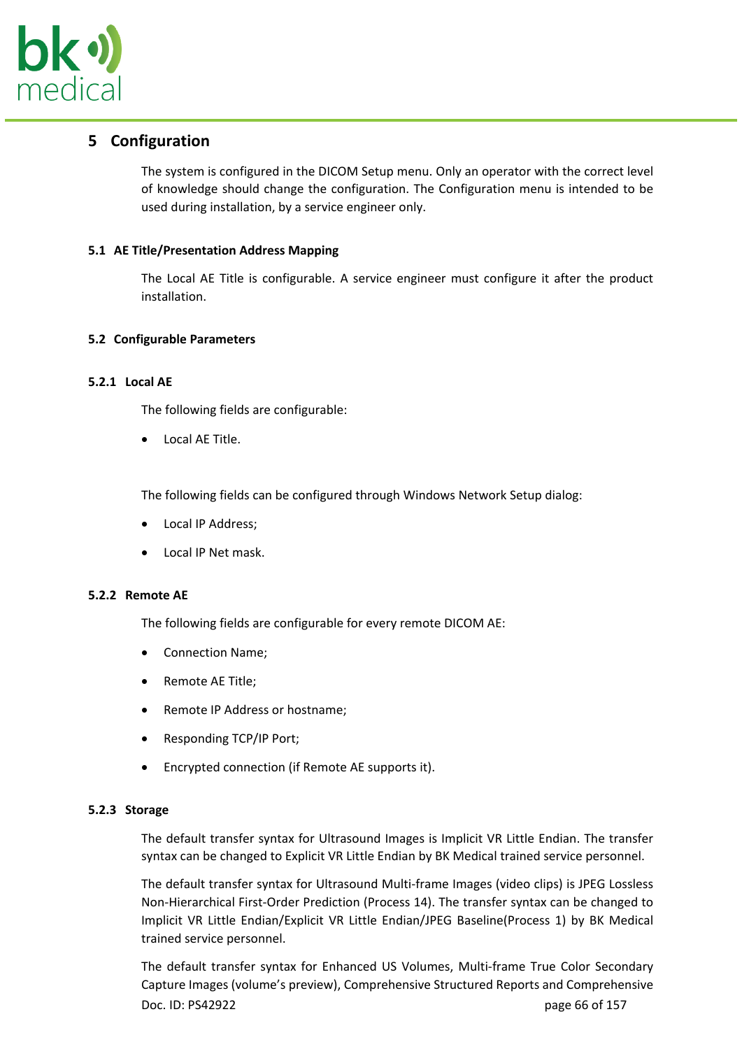# 5 Configuration

The system is configured in the DICOM Setup menu. Only an operator with the correct level of knowledge should change the configuration. The Configuration menu is intended to be used during installation, by a service engineer only.

## 5.1 AE Title/Presentation Address Mapping

The Local AE Title is configurable. A service engineer must configure it after the product installation.

## 5.2 Configurable Parameters

### 5.2.1 Local AE

The following fields are configurable:

- Local AE Title.

The following fields can be configured through Windows Network Setup dialog:

- Local IP Address;
- Local IP Net mask.

### 5.2.2 Remote AE

The following fields are configurable for every remote DICOM AE:

- Connection Name;
- Remote AE Title;
- Remote IP Address or hostname;
- Responding TCP/IP Port;
- Encrypted connection (if Remote AE supports it).

### 5.2.3 Storage

The default transfer syntax for Ultrasound Images is Implicit VR Little Endian. The transfer syntax can be changed to Explicit VR Little Endian by BK Medical trained service personnel.

The default transfer syntax for Ultrasound Multi-frame Images (video clips) is JPEG Lossless Non-Hierarchical First-Order Prediction (Process 14). The transfer syntax can be changed to Implicit VR Little Endian/Explicit VR Little Endian/JPEG Baseline(Process 1) by BK Medical trained service personnel.

The default transfer syntax for Enhanced US Volumes, Multi-frame True Color Secondary Capture Images (volume's preview), Comprehensive Structured Reports and Comprehensive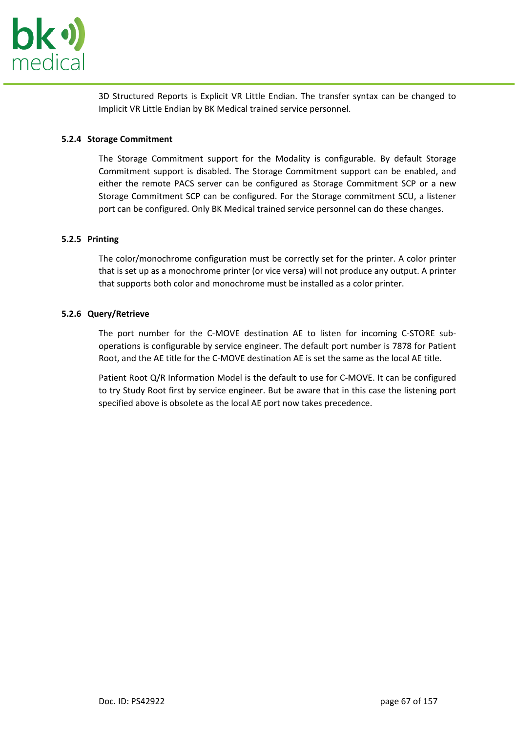3D Structured Reports is Explicit VR Little Endian. The transfer syntax can be changed to Implicit VR Little Endian by BK Medical trained service personnel.

### 5.2.4 Storage Commitment

The Storage Commitment support for the Modality is configurable. By default Storage Commitment support is disabled. The Storage Commitment support can be enabled, and either the remote PACS server can be configured as Storage Commitment SCP or a new Storage Commitment SCP can be configured. For the Storage commitment SCU, a listener port can be configured. Only BK Medical trained service personnel can do these changes.

### 5.2.5 Printing

The color/monochrome configuration must be correctly set for the printer. A color printer that is set up as a monochrome printer (or vice versa) will not produce any output. A printer that supports both color and monochrome must be installed as a color printer.

### 5.2.6 Query/Retrieve

The port number for the C-MOVE destination AE to listen for incoming C-STORE sub-operations is configurable by service engineer. The default port number is 7878 for Patient Root, and the AE title for the C-MOVE destination AE is set the same as the local AE title.

Patient Root Q/R Information Model is the default to use for C-MOVE. It can be configured to try Study Root first by service engineer. But be aware that in this case the listening port specified above is obsolete as the local AE port now takes precedence.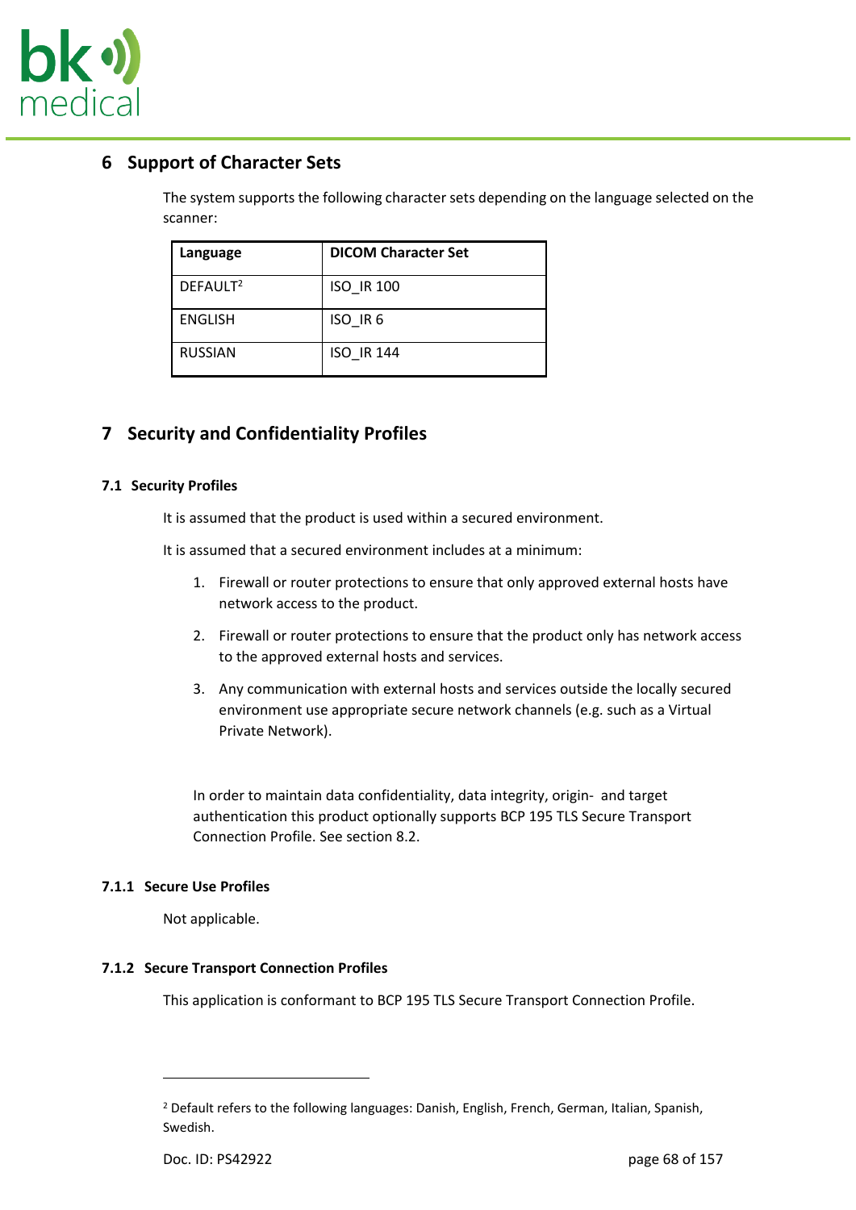# 6 Support of Character Sets

The system supports the following character sets depending on the language selected on the scanner:

| Language | DICOM Character Set |
|---|---|
| DEFAULT[2] | ISO_IR 100 |
| ENGLISH | ISO_IR 6 |
| RUSSIAN | ISO_IR 144 |

# 7 Security and Confidentiality Profiles

## 7.1 Security Profiles

It is assumed that the product is used within a secured environment.

It is assumed that a secured environment includes at a minimum:

1. Firewall or router protections to ensure that only approved external hosts have network access to the product.
2. Firewall or router protections to ensure that the product only has network access to the approved external hosts and services.
3. Any communication with external hosts and services outside the locally secured environment use appropriate secure network channels (e.g. such as a Virtual Private Network).

In order to maintain data confidentiality, data integrity, origin- and target authentication this product optionally supports BCP 195 TLS Secure Transport Connection Profile. See section 8.2.

### 7.1.1 Secure Use Profiles

Not applicable.

### 7.1.2 Secure Transport Connection Profiles

This application is conformant to BCP 195 TLS Secure Transport Connection Profile.

[2] Default refers to the following languages: Danish, English, French, German, Italian, Spanish, Swedish.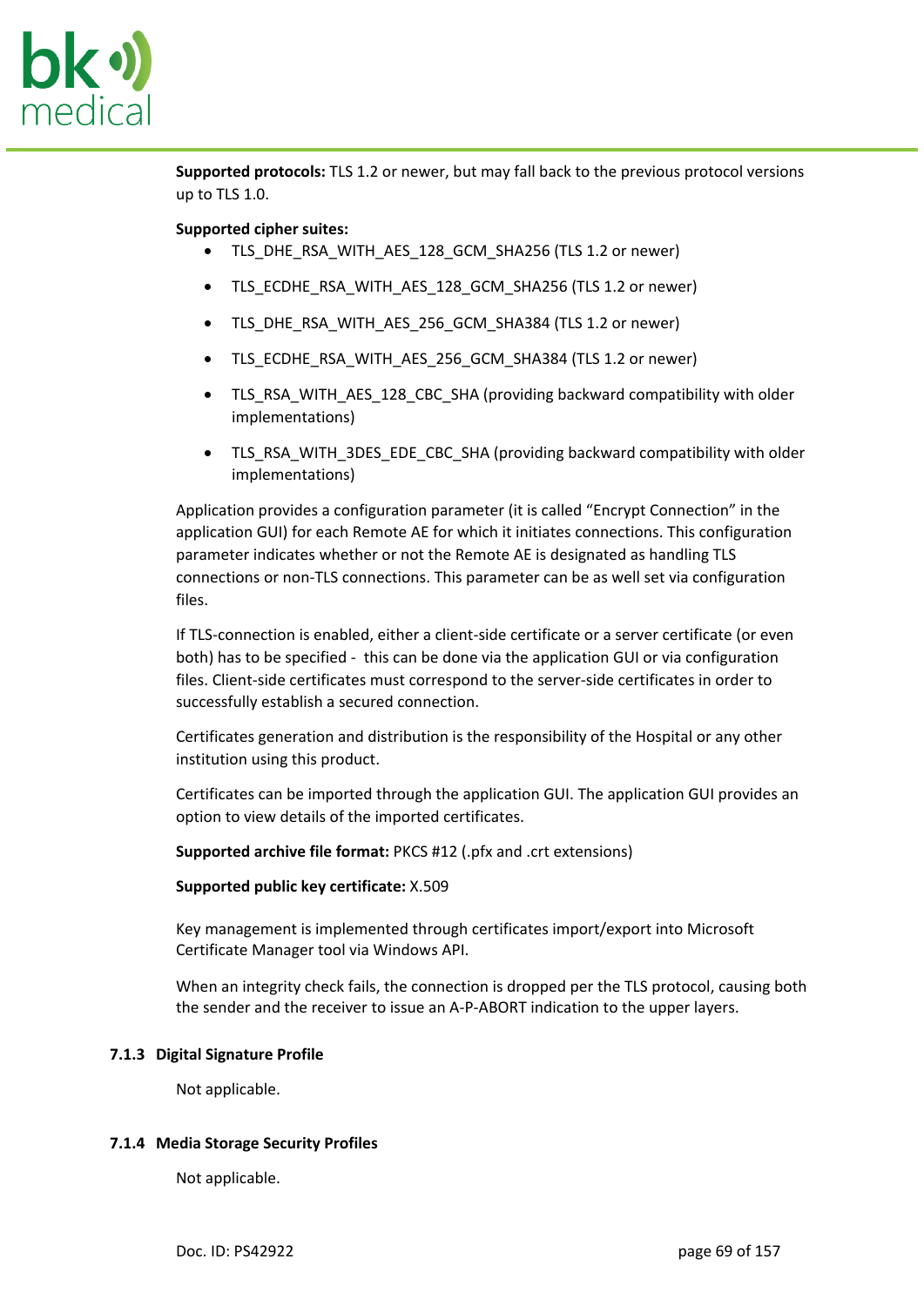**Supported protocols:** TLS 1.2 or newer, but may fall back to the previous protocol versions up to TLS 1.0.

**Supported cipher suites:**

- TLS_DHE_RSA_WITH_AES_128_GCM_SHA256 (TLS 1.2 or newer)
- TLS_ECDHE_RSA_WITH_AES_128_GCM_SHA256 (TLS 1.2 or newer)
- TLS_DHE_RSA_WITH_AES_256_GCM_SHA384 (TLS 1.2 or newer)
- TLS_ECDHE_RSA_WITH_AES_256_GCM_SHA384 (TLS 1.2 or newer)
- TLS_RSA_WITH_AES_128_CBC_SHA (providing backward compatibility with older implementations)
- TLS_RSA_WITH_3DES_EDE_CBC_SHA (providing backward compatibility with older implementations)

Application provides a configuration parameter (it is called "Encrypt Connection" in the application GUI) for each Remote AE for which it initiates connections. This configuration parameter indicates whether or not the Remote AE is designated as handling TLS connections or non-TLS connections. This parameter can be as well set via configuration files.

If TLS-connection is enabled, either a client-side certificate or a server certificate (or even both) has to be specified - this can be done via the application GUI or via configuration files. Client-side certificates must correspond to the server-side certificates in order to successfully establish a secured connection.

Certificates generation and distribution is the responsibility of the Hospital or any other institution using this product.

Certificates can be imported through the application GUI. The application GUI provides an option to view details of the imported certificates.

**Supported archive file format:** PKCS #12 (.pfx and .crt extensions)

**Supported public key certificate:** X.509

Key management is implemented through certificates import/export into Microsoft Certificate Manager tool via Windows API.

When an integrity check fails, the connection is dropped per the TLS protocol, causing both the sender and the receiver to issue an A-P-ABORT indication to the upper layers.

### 7.1.3 Digital Signature Profile

Not applicable.

### 7.1.4 Media Storage Security Profiles

Not applicable.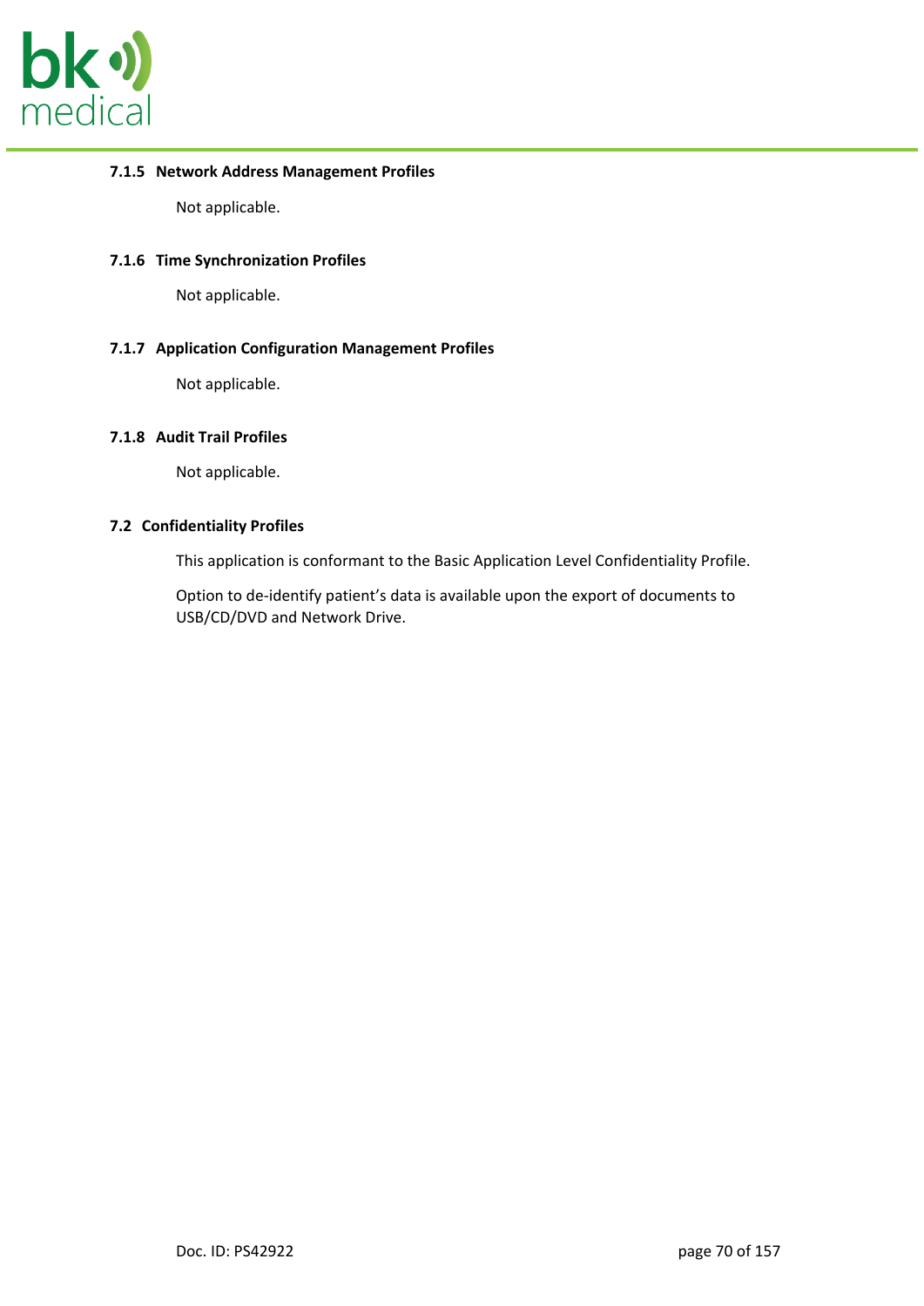### 7.1.5 Network Address Management Profiles

Not applicable.

### 7.1.6 Time Synchronization Profiles

Not applicable.

### 7.1.7 Application Configuration Management Profiles

Not applicable.

### 7.1.8 Audit Trail Profiles

Not applicable.

## 7.2 Confidentiality Profiles

This application is conformant to the Basic Application Level Confidentiality Profile.

Option to de-identify patient's data is available upon the export of documents to USB/CD/DVD and Network Drive.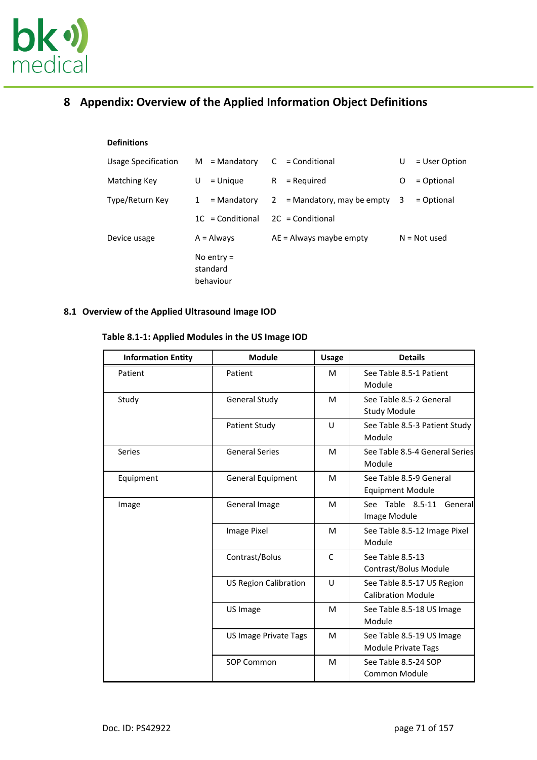# 8 Appendix: Overview of the Applied Information Object Definitions

**Definitions**

| | | | |
|---|---|---|---|
| Usage Specification | M = Mandatory | C = Conditional | U = User Option |
| Matching Key | U = Unique | R = Required | O = Optional |
| Type/Return Key | 1 = Mandatory | 2 = Mandatory, may be empty | 3 = Optional |
| | 1C = Conditional | 2C = Conditional | |
| Device usage | A = Always | AE = Always maybe empty | N = Not used |
| | No entry = standard behaviour | | |

## 8.1 Overview of the Applied Ultrasound Image IOD

**Table 8.1-1: Applied Modules in the US Image IOD**

| Information Entity | Module | Usage | Details |
|---|---|---|---|
| Patient | Patient | M | See Table 8.5-1 Patient Module |
| Study | General Study | M | See Table 8.5-2 General Study Module |
| | Patient Study | U | See Table 8.5-3 Patient Study Module |
| Series | General Series | M | See Table 8.5-4 General Series Module |
| Equipment | General Equipment | M | See Table 8.5-9 General Equipment Module |
| Image | General Image | M | See Table 8.5-11 General Image Module |
| | Image Pixel | M | See Table 8.5-12 Image Pixel Module |
| | Contrast/Bolus | C | See Table 8.5-13 Contrast/Bolus Module |
| | US Region Calibration | U | See Table 8.5-17 US Region Calibration Module |
| | US Image | M | See Table 8.5-18 US Image Module |
| | US Image Private Tags | M | See Table 8.5-19 US Image Module Private Tags |
| | SOP Common | M | See Table 8.5-24 SOP Common Module |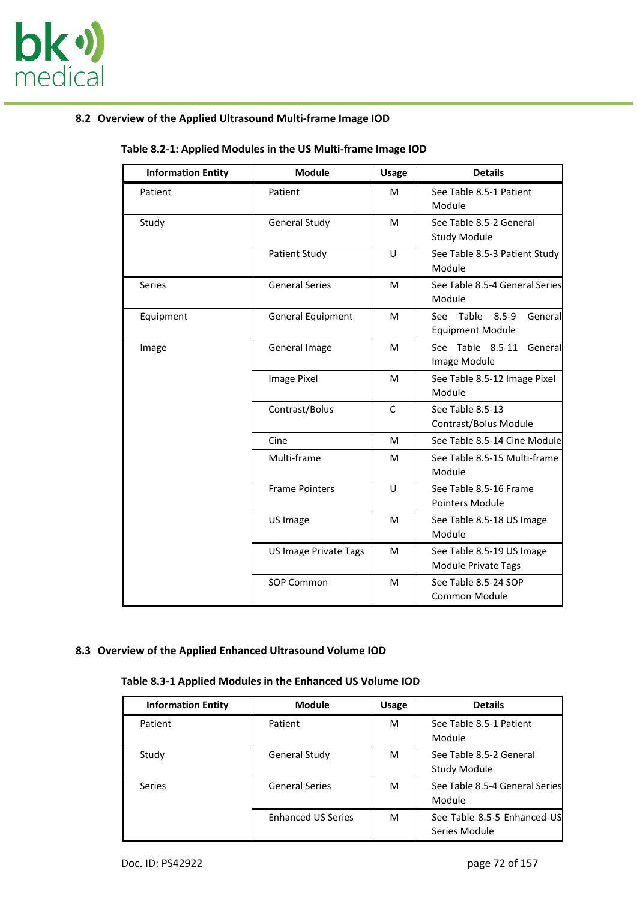## 8.2 Overview of the Applied Ultrasound Multi-frame Image IOD

**Table 8.2-1: Applied Modules in the US Multi-frame Image IOD**

| Information Entity | Module | Usage | Details |
|---|---|---|---|
| Patient | Patient | M | See Table 8.5-1 Patient Module |
| Study | General Study | M | See Table 8.5-2 General Study Module |
| | Patient Study | U | See Table 8.5-3 Patient Study Module |
| Series | General Series | M | See Table 8.5-4 General Series Module |
| Equipment | General Equipment | M | See Table 8.5-9 General Equipment Module |
| Image | General Image | M | See Table 8.5-11 General Image Module |
| | Image Pixel | M | See Table 8.5-12 Image Pixel Module |
| | Contrast/Bolus | C | See Table 8.5-13 Contrast/Bolus Module |
| | Cine | M | See Table 8.5-14 Cine Module |
| | Multi-frame | M | See Table 8.5-15 Multi-frame Module |
| | Frame Pointers | U | See Table 8.5-16 Frame Pointers Module |
| | US Image | M | See Table 8.5-18 US Image Module |
| | US Image Private Tags | M | See Table 8.5-19 US Image Module Private Tags |
| | SOP Common | M | See Table 8.5-24 SOP Common Module |

## 8.3 Overview of the Applied Enhanced Ultrasound Volume IOD

**Table 8.3-1 Applied Modules in the Enhanced US Volume IOD**

| Information Entity | Module | Usage | Details |
|---|---|---|---|
| Patient | Patient | M | See Table 8.5-1 Patient Module |
| Study | General Study | M | See Table 8.5-2 General Study Module |
| Series | General Series | M | See Table 8.5-4 General Series Module |
| | Enhanced US Series | M | See Table 8.5-5 Enhanced US Series Module |

Doc. ID: PS42922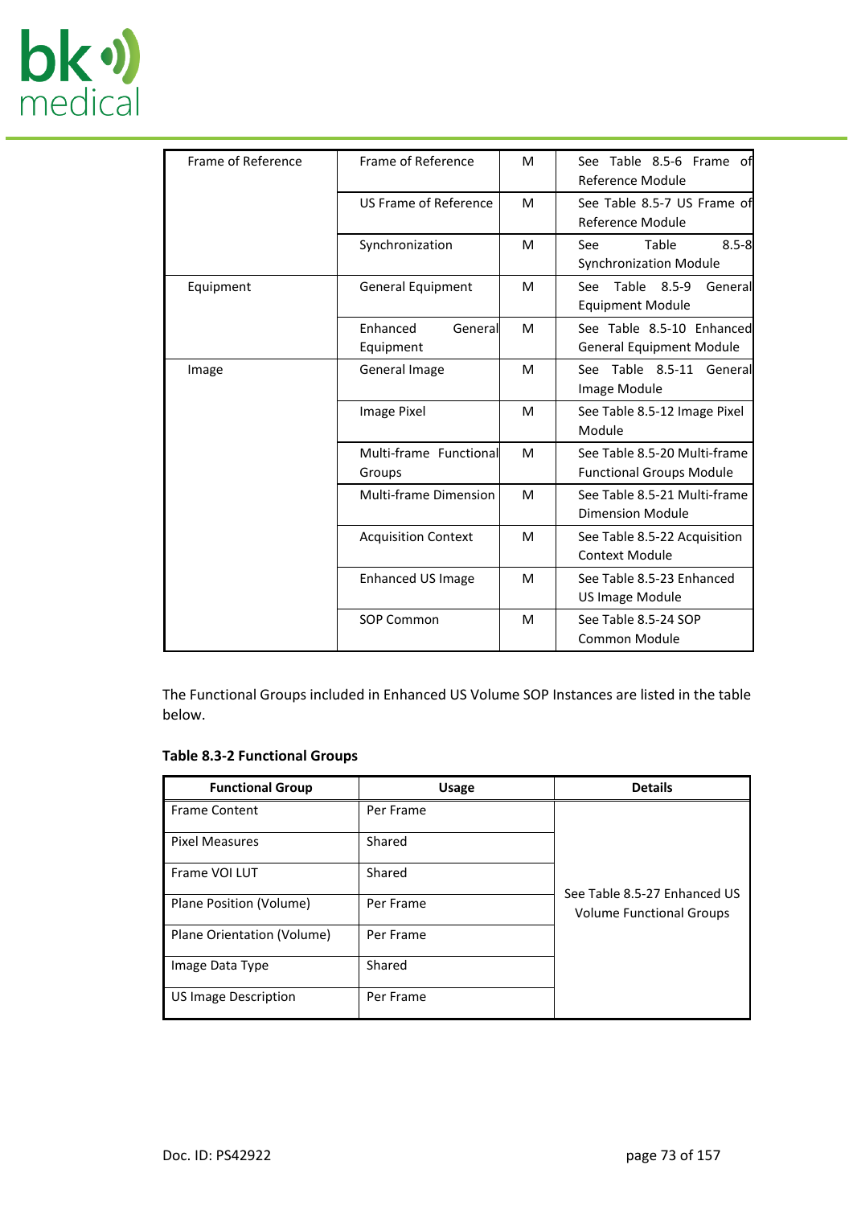| | | | |
|---|---|---|---|
| Frame of Reference | Frame of Reference | M | See Table 8.5-6 Frame of Reference Module |
| | US Frame of Reference | M | See Table 8.5-7 US Frame of Reference Module |
| | Synchronization | M | See Table 8.5-8 Synchronization Module |
| Equipment | General Equipment | M | See Table 8.5-9 General Equipment Module |
| | Enhanced General Equipment | M | See Table 8.5-10 Enhanced General Equipment Module |
| Image | General Image | M | See Table 8.5-11 General Image Module |
| | Image Pixel | M | See Table 8.5-12 Image Pixel Module |
| | Multi-frame Functional Groups | M | See Table 8.5-20 Multi-frame Functional Groups Module |
| | Multi-frame Dimension | M | See Table 8.5-21 Multi-frame Dimension Module |
| | Acquisition Context | M | See Table 8.5-22 Acquisition Context Module |
| | Enhanced US Image | M | See Table 8.5-23 Enhanced US Image Module |
| | SOP Common | M | See Table 8.5-24 SOP Common Module |

The Functional Groups included in Enhanced US Volume SOP Instances are listed in the table below.

**Table 8.3-2 Functional Groups**

| Functional Group | Usage | Details |
|---|---|---|
| Frame Content | Per Frame | See Table 8.5-27 Enhanced US Volume Functional Groups |
| Pixel Measures | Shared | |
| Frame VOI LUT | Shared | |
| Plane Position (Volume) | Per Frame | |
| Plane Orientation (Volume) | Per Frame | |
| Image Data Type | Shared | |
| US Image Description | Per Frame | |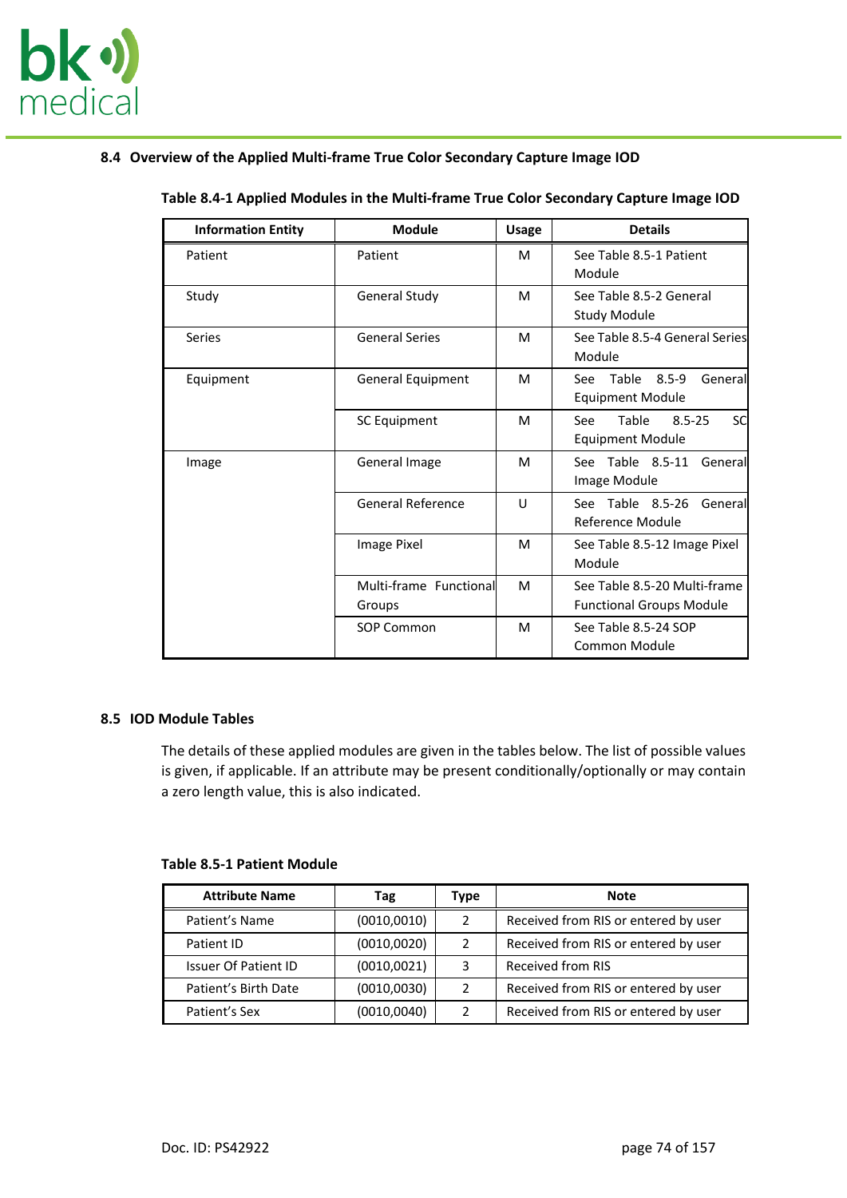## 8.4 Overview of the Applied Multi-frame True Color Secondary Capture Image IOD

**Table 8.4-1 Applied Modules in the Multi-frame True Color Secondary Capture Image IOD**

| Information Entity | Module | Usage | Details |
|---|---|---|---|
| Patient | Patient | M | See Table 8.5-1 Patient Module |
| Study | General Study | M | See Table 8.5-2 General Study Module |
| Series | General Series | M | See Table 8.5-4 General Series Module |
| Equipment | General Equipment | M | See Table 8.5-9 General Equipment Module |
| | SC Equipment | M | See Table 8.5-25 SC Equipment Module |
| Image | General Image | M | See Table 8.5-11 General Image Module |
| | General Reference | U | See Table 8.5-26 General Reference Module |
| | Image Pixel | M | See Table 8.5-12 Image Pixel Module |
| | Multi-frame Functional Groups | M | See Table 8.5-20 Multi-frame Functional Groups Module |
| | SOP Common | M | See Table 8.5-24 SOP Common Module |

## 8.5 IOD Module Tables

The details of these applied modules are given in the tables below. The list of possible values is given, if applicable. If an attribute may be present conditionally/optionally or may contain a zero length value, this is also indicated.

**Table 8.5-1 Patient Module**

| Attribute Name | Tag | Type | Note |
|---|---|---|---|
| Patient's Name | (0010,0010) | 2 | Received from RIS or entered by user |
| Patient ID | (0010,0020) | 2 | Received from RIS or entered by user |
| Issuer Of Patient ID | (0010,0021) | 3 | Received from RIS |
| Patient's Birth Date | (0010,0030) | 2 | Received from RIS or entered by user |
| Patient's Sex | (0010,0040) | 2 | Received from RIS or entered by user |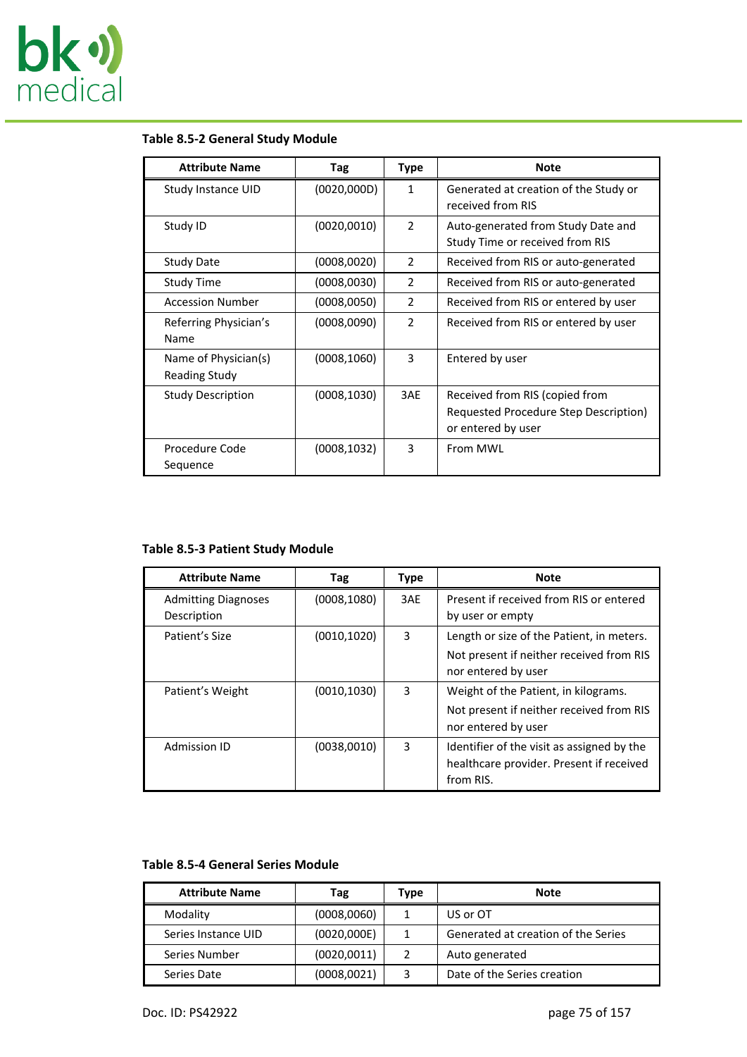**Table 8.5-2 General Study Module**

| Attribute Name | Tag | Type | Note |
|---|---|---|---|
| Study Instance UID | (0020,000D) | 1 | Generated at creation of the Study or received from RIS |
| Study ID | (0020,0010) | 2 | Auto-generated from Study Date and Study Time or received from RIS |
| Study Date | (0008,0020) | 2 | Received from RIS or auto-generated |
| Study Time | (0008,0030) | 2 | Received from RIS or auto-generated |
| Accession Number | (0008,0050) | 2 | Received from RIS or entered by user |
| Referring Physician's Name | (0008,0090) | 2 | Received from RIS or entered by user |
| Name of Physician(s) Reading Study | (0008,1060) | 3 | Entered by user |
| Study Description | (0008,1030) | 3AE | Received from RIS (copied from Requested Procedure Step Description) or entered by user |
| Procedure Code Sequence | (0008,1032) | 3 | From MWL |

**Table 8.5-3 Patient Study Module**

| Attribute Name | Tag | Type | Note |
|---|---|---|---|
| Admitting Diagnoses Description | (0008,1080) | 3AE | Present if received from RIS or entered by user or empty |
| Patient's Size | (0010,1020) | 3 | Length or size of the Patient, in meters. Not present if neither received from RIS nor entered by user |
| Patient's Weight | (0010,1030) | 3 | Weight of the Patient, in kilograms. Not present if neither received from RIS nor entered by user |
| Admission ID | (0038,0010) | 3 | Identifier of the visit as assigned by the healthcare provider. Present if received from RIS. |

**Table 8.5-4 General Series Module**

| Attribute Name | Tag | Type | Note |
|---|---|---|---|
| Modality | (0008,0060) | 1 | US or OT |
| Series Instance UID | (0020,000E) | 1 | Generated at creation of the Series |
| Series Number | (0020,0011) | 2 | Auto generated |
| Series Date | (0008,0021) | 3 | Date of the Series creation |

Doc. ID: PS42922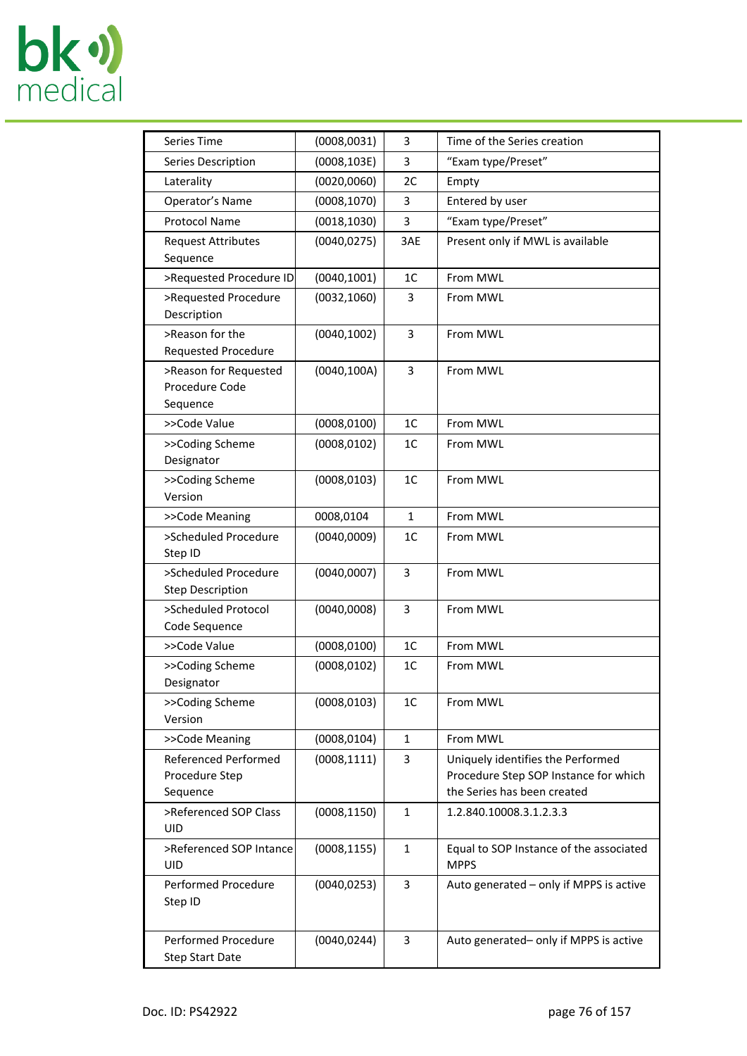| | | | |
|---|---|---|---|
| Series Time | (0008,0031) | 3 | Time of the Series creation |
| Series Description | (0008,103E) | 3 | “Exam type/Preset” |
| Laterality | (0020,0060) | 2C | Empty |
| Operator’s Name | (0008,1070) | 3 | Entered by user |
| Protocol Name | (0018,1030) | 3 | “Exam type/Preset” |
| Request Attributes Sequence | (0040,0275) | 3AE | Present only if MWL is available |
| >Requested Procedure ID | (0040,1001) | 1C | From MWL |
| >Requested Procedure Description | (0032,1060) | 3 | From MWL |
| >Reason for the Requested Procedure | (0040,1002) | 3 | From MWL |
| >Reason for Requested Procedure Code Sequence | (0040,100A) | 3 | From MWL |
| >>Code Value | (0008,0100) | 1C | From MWL |
| >>Coding Scheme Designator | (0008,0102) | 1C | From MWL |
| >>Coding Scheme Version | (0008,0103) | 1C | From MWL |
| >>Code Meaning | 0008,0104 | 1 | From MWL |
| >Scheduled Procedure Step ID | (0040,0009) | 1C | From MWL |
| >Scheduled Procedure Step Description | (0040,0007) | 3 | From MWL |
| >Scheduled Protocol Code Sequence | (0040,0008) | 3 | From MWL |
| >>Code Value | (0008,0100) | 1C | From MWL |
| >>Coding Scheme Designator | (0008,0102) | 1C | From MWL |
| >>Coding Scheme Version | (0008,0103) | 1C | From MWL |
| >>Code Meaning | (0008,0104) | 1 | From MWL |
| Referenced Performed Procedure Step Sequence | (0008,1111) | 3 | Uniquely identifies the Performed Procedure Step SOP Instance for which the Series has been created |
| >Referenced SOP Class UID | (0008,1150) | 1 | 1.2.840.10008.3.1.2.3.3 |
| >Referenced SOP Intance UID | (0008,1155) | 1 | Equal to SOP Instance of the associated MPPS |
| Performed Procedure Step ID | (0040,0253) | 3 | Auto generated – only if MPPS is active |
| Performed Procedure Step Start Date | (0040,0244) | 3 | Auto generated– only if MPPS is active |

Doc. ID: PS42922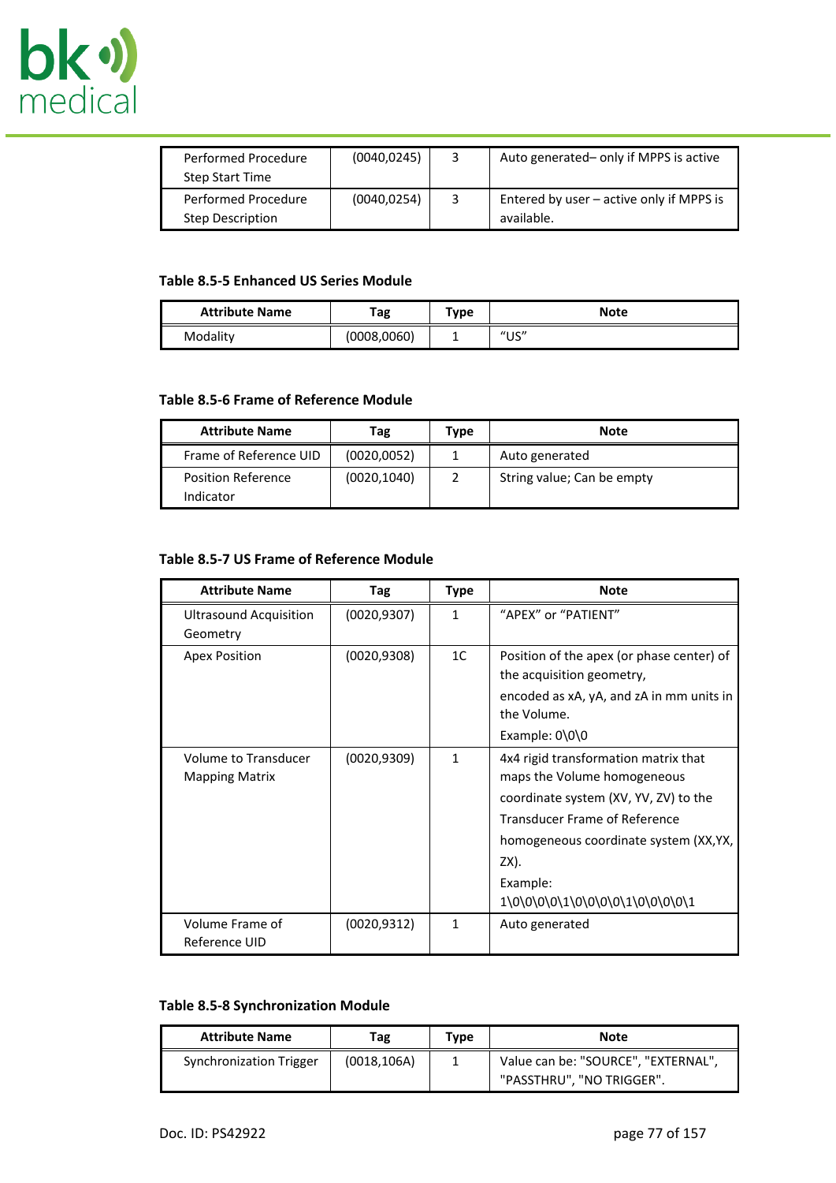| | | | |
|---|---|---|---|
| Performed Procedure Step Start Time | (0040,0245) | 3 | Auto generated– only if MPPS is active |
| Performed Procedure Step Description | (0040,0254) | 3 | Entered by user – active only if MPPS is available. |

**Table 8.5-5 Enhanced US Series Module**

| Attribute Name | Tag | Type | Note |
|---|---|---|---|
| Modality | (0008,0060) | 1 | "US" |

**Table 8.5-6 Frame of Reference Module**

| Attribute Name | Tag | Type | Note |
|---|---|---|---|
| Frame of Reference UID | (0020,0052) | 1 | Auto generated |
| Position Reference Indicator | (0020,1040) | 2 | String value; Can be empty |

**Table 8.5-7 US Frame of Reference Module**

| Attribute Name | Tag | Type | Note |
|---|---|---|---|
| Ultrasound Acquisition Geometry | (0020,9307) | 1 | "APEX" or "PATIENT" |
| Apex Position | (0020,9308) | 1C | Position of the apex (or phase center) of the acquisition geometry, encoded as xA, yA, and zA in mm units in the Volume. Example: 0\0\0 |
| Volume to Transducer Mapping Matrix | (0020,9309) | 1 | 4x4 rigid transformation matrix that maps the Volume homogeneous coordinate system (XV, YV, ZV) to the Transducer Frame of Reference homogeneous coordinate system (XX,YX, ZX). Example: 1\0\0\0\0\1\0\0\0\0\1\0\0\0\0\1 |
| Volume Frame of Reference UID | (0020,9312) | 1 | Auto generated |

**Table 8.5-8 Synchronization Module**

| Attribute Name | Tag | Type | Note |
|---|---|---|---|
| Synchronization Trigger | (0018,106A) | 1 | Value can be: "SOURCE", "EXTERNAL", "PASSTHRU", "NO TRIGGER". |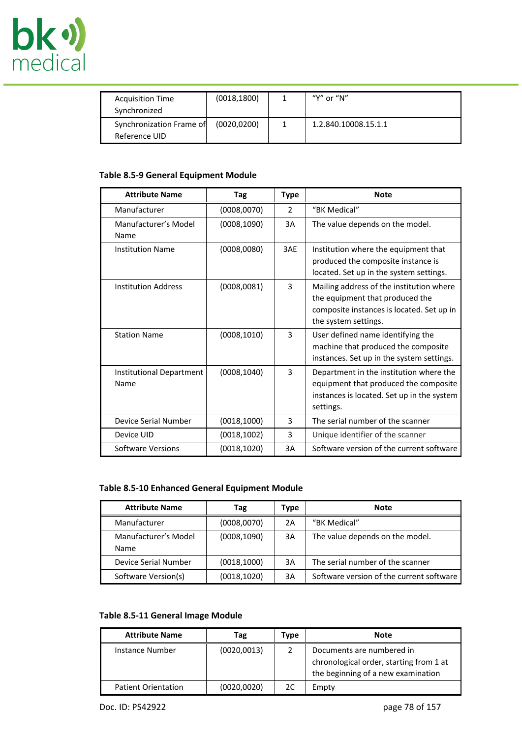| | | | |
|---|---|---|---|
| Acquisition Time Synchronized | (0018,1800) | 1 | "Y" or "N" |
| Synchronization Frame of Reference UID | (0020,0200) | 1 | 1.2.840.10008.15.1.1 |

**Table 8.5-9 General Equipment Module**

| Attribute Name | Tag | Type | Note |
|---|---|---|---|
| Manufacturer | (0008,0070) | 2 | "BK Medical" |
| Manufacturer's Model Name | (0008,1090) | 3A | The value depends on the model. |
| Institution Name | (0008,0080) | 3AE | Institution where the equipment that produced the composite instance is located. Set up in the system settings. |
| Institution Address | (0008,0081) | 3 | Mailing address of the institution where the equipment that produced the composite instances is located. Set up in the system settings. |
| Station Name | (0008,1010) | 3 | User defined name identifying the machine that produced the composite instances. Set up in the system settings. |
| Institutional Department Name | (0008,1040) | 3 | Department in the institution where the equipment that produced the composite instances is located. Set up in the system settings. |
| Device Serial Number | (0018,1000) | 3 | The serial number of the scanner |
| Device UID | (0018,1002) | 3 | Unique identifier of the scanner |
| Software Versions | (0018,1020) | 3A | Software version of the current software |

**Table 8.5-10 Enhanced General Equipment Module**

| Attribute Name | Tag | Type | Note |
|---|---|---|---|
| Manufacturer | (0008,0070) | 2A | "BK Medical" |
| Manufacturer's Model Name | (0008,1090) | 3A | The value depends on the model. |
| Device Serial Number | (0018,1000) | 3A | The serial number of the scanner |
| Software Version(s) | (0018,1020) | 3A | Software version of the current software |

**Table 8.5-11 General Image Module**

| Attribute Name | Tag | Type | Note |
|---|---|---|---|
| Instance Number | (0020,0013) | 2 | Documents are numbered in chronological order, starting from 1 at the beginning of a new examination |
| Patient Orientation | (0020,0020) | 2C | Empty |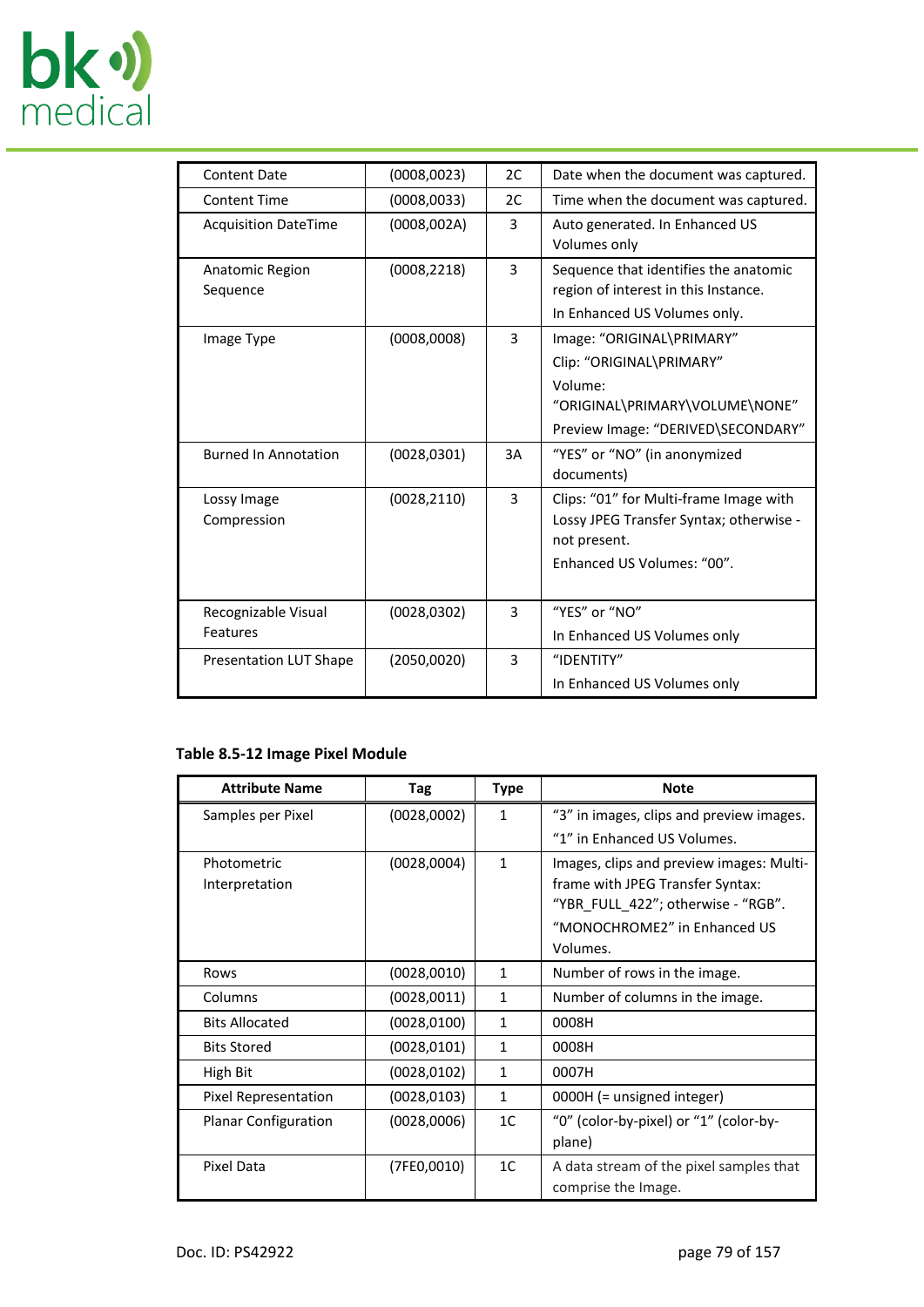| | | | |
|---|---|---|---|
| Content Date | (0008,0023) | 2C | Date when the document was captured. |
| Content Time | (0008,0033) | 2C | Time when the document was captured. |
| Acquisition DateTime | (0008,002A) | 3 | Auto generated. In Enhanced US Volumes only |
| Anatomic Region Sequence | (0008,2218) | 3 | Sequence that identifies the anatomic region of interest in this Instance.<br>In Enhanced US Volumes only. |
| Image Type | (0008,0008) | 3 | Image: "ORIGINAL\PRIMARY"<br>Clip: "ORIGINAL\PRIMARY"<br>Volume: "ORIGINAL\PRIMARY\VOLUME\NONE"<br>Preview Image: "DERIVED\SECONDARY" |
| Burned In Annotation | (0028,0301) | 3A | "YES" or "NO" (in anonymized documents) |
| Lossy Image Compression | (0028,2110) | 3 | Clips: "01" for Multi-frame Image with Lossy JPEG Transfer Syntax; otherwise - not present.<br>Enhanced US Volumes: "00". |
| Recognizable Visual Features | (0028,0302) | 3 | "YES" or "NO"<br>In Enhanced US Volumes only |
| Presentation LUT Shape | (2050,0020) | 3 | "IDENTITY"<br>In Enhanced US Volumes only |

**Table 8.5-12 Image Pixel Module**

| Attribute Name | Tag | Type | Note |
|---|---|---|---|
| Samples per Pixel | (0028,0002) | 1 | "3" in images, clips and preview images.<br>"1" in Enhanced US Volumes. |
| Photometric Interpretation | (0028,0004) | 1 | Images, clips and preview images: Multi-frame with JPEG Transfer Syntax: "YBR_FULL_422"; otherwise - "RGB".<br>"MONOCHROME2" in Enhanced US Volumes. |
| Rows | (0028,0010) | 1 | Number of rows in the image. |
| Columns | (0028,0011) | 1 | Number of columns in the image. |
| Bits Allocated | (0028,0100) | 1 | 0008H |
| Bits Stored | (0028,0101) | 1 | 0008H |
| High Bit | (0028,0102) | 1 | 0007H |
| Pixel Representation | (0028,0103) | 1 | 0000H (= unsigned integer) |
| Planar Configuration | (0028,0006) | 1C | "0" (color-by-pixel) or "1" (color-by-plane) |
| Pixel Data | (7FE0,0010) | 1C | A data stream of the pixel samples that comprise the Image. |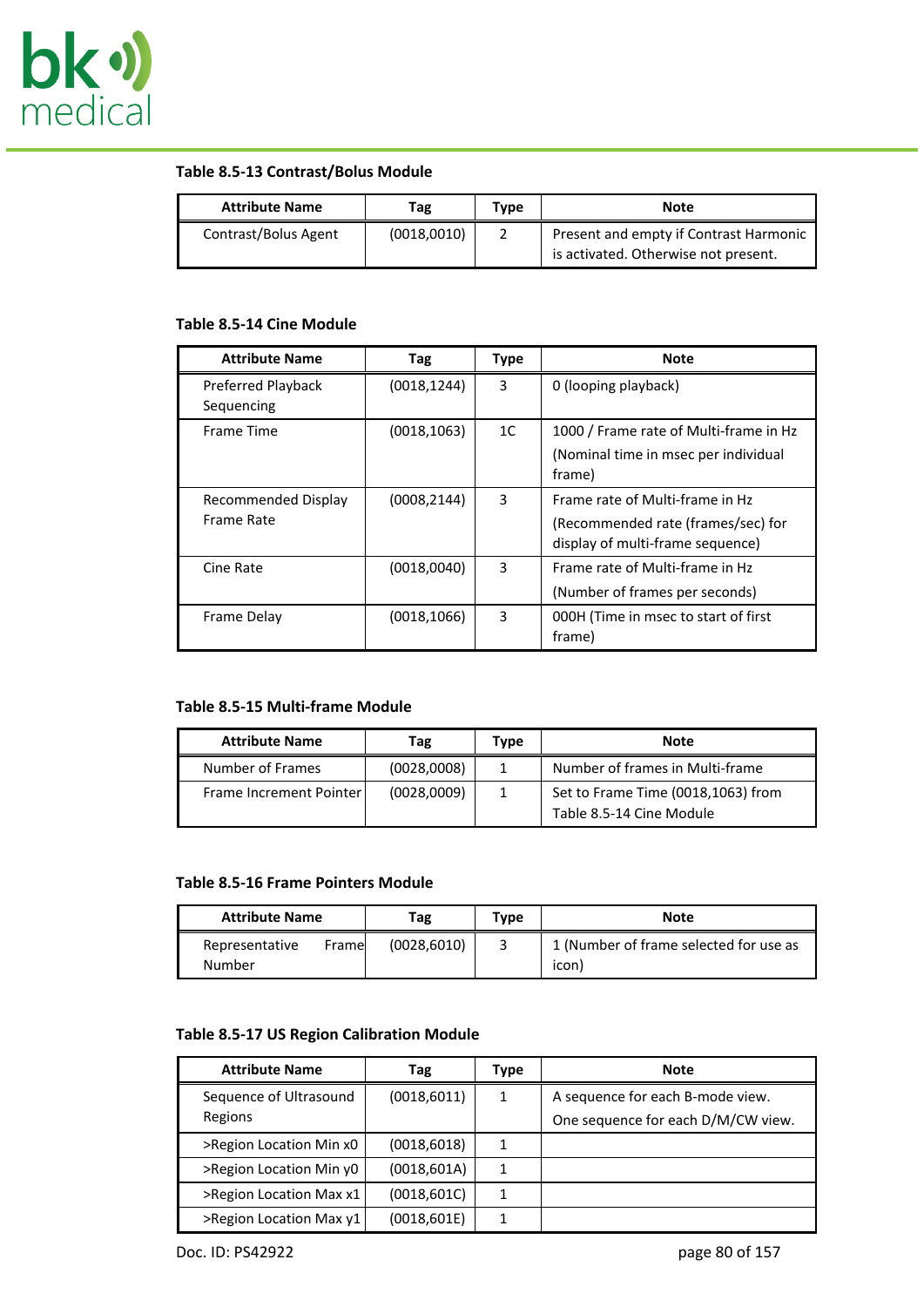**Table 8.5-13 Contrast/Bolus Module**

| Attribute Name | Tag | Type | Note |
|---|---|---|---|
| Contrast/Bolus Agent | (0018,0010) | 2 | Present and empty if Contrast Harmonic is activated. Otherwise not present. |

**Table 8.5-14 Cine Module**

| Attribute Name | Tag | Type | Note |
|---|---|---|---|
| Preferred Playback Sequencing | (0018,1244) | 3 | 0 (looping playback) |
| Frame Time | (0018,1063) | 1C | 1000 / Frame rate of Multi-frame in Hz (Nominal time in msec per individual frame) |
| Recommended Display Frame Rate | (0008,2144) | 3 | Frame rate of Multi-frame in Hz (Recommended rate (frames/sec) for display of multi-frame sequence) |
| Cine Rate | (0018,0040) | 3 | Frame rate of Multi-frame in Hz (Number of frames per seconds) |
| Frame Delay | (0018,1066) | 3 | 000H (Time in msec to start of first frame) |

**Table 8.5-15 Multi-frame Module**

| Attribute Name | Tag | Type | Note |
|---|---|---|---|
| Number of Frames | (0028,0008) | 1 | Number of frames in Multi-frame |
| Frame Increment Pointer | (0028,0009) | 1 | Set to Frame Time (0018,1063) from Table 8.5-14 Cine Module |

**Table 8.5-16 Frame Pointers Module**

| Attribute Name | Tag | Type | Note |
|---|---|---|---|
| Representative Frame Number | (0028,6010) | 3 | 1 (Number of frame selected for use as icon) |

**Table 8.5-17 US Region Calibration Module**

| Attribute Name | Tag | Type | Note |
|---|---|---|---|
| Sequence of Ultrasound Regions | (0018,6011) | 1 | A sequence for each B-mode view. One sequence for each D/M/CW view. |
| >Region Location Min x0 | (0018,6018) | 1 | |
| >Region Location Min y0 | (0018,601A) | 1 | |
| >Region Location Max x1 | (0018,601C) | 1 | |
| >Region Location Max y1 | (0018,601E) | 1 | |

Doc. ID: PS42922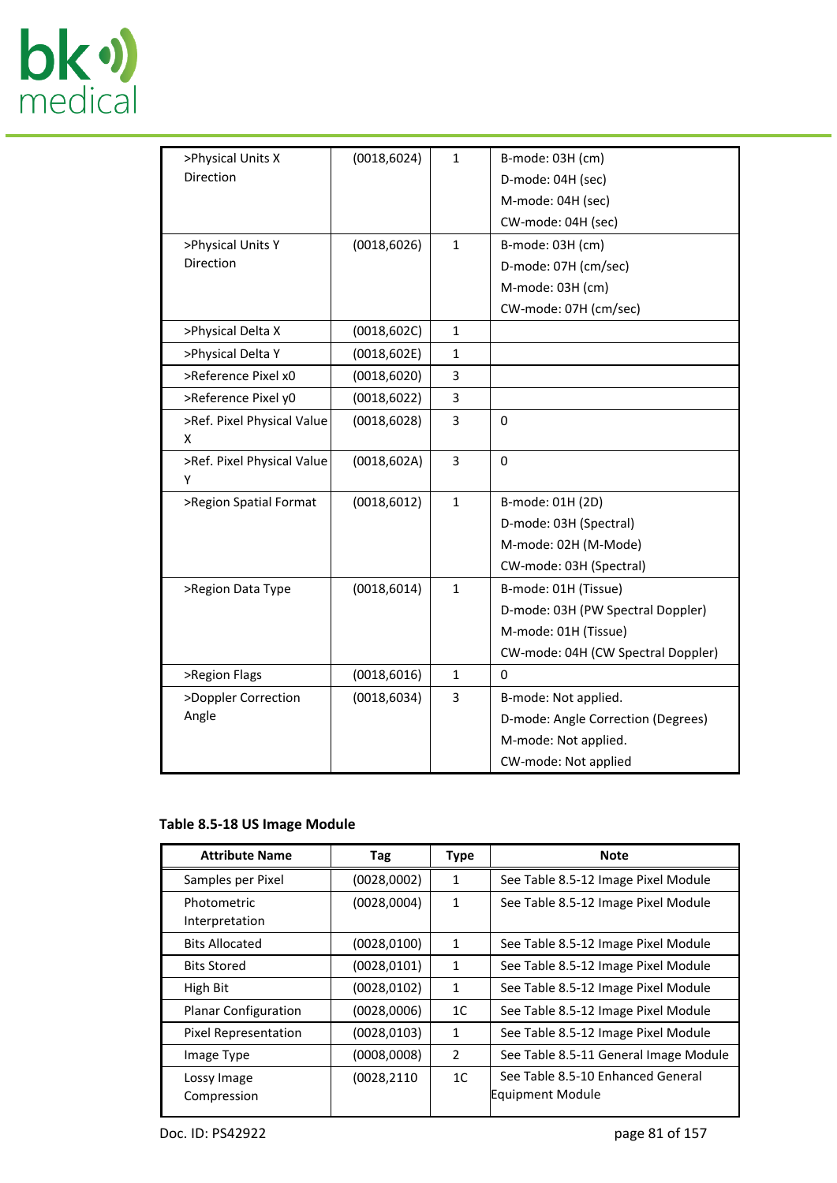| | | | |
|---|---|---|---|
| >Physical Units X Direction | (0018,6024) | 1 | B-mode: 03H (cm)<br>D-mode: 04H (sec)<br>M-mode: 04H (sec)<br>CW-mode: 04H (sec) |
| >Physical Units Y Direction | (0018,6026) | 1 | B-mode: 03H (cm)<br>D-mode: 07H (cm/sec)<br>M-mode: 03H (cm)<br>CW-mode: 07H (cm/sec) |
| >Physical Delta X | (0018,602C) | 1 | |
| >Physical Delta Y | (0018,602E) | 1 | |
| >Reference Pixel x0 | (0018,6020) | 3 | |
| >Reference Pixel y0 | (0018,6022) | 3 | |
| >Ref. Pixel Physical Value X | (0018,6028) | 3 | 0 |
| >Ref. Pixel Physical Value Y | (0018,602A) | 3 | 0 |
| >Region Spatial Format | (0018,6012) | 1 | B-mode: 01H (2D)<br>D-mode: 03H (Spectral)<br>M-mode: 02H (M-Mode)<br>CW-mode: 03H (Spectral) |
| >Region Data Type | (0018,6014) | 1 | B-mode: 01H (Tissue)<br>D-mode: 03H (PW Spectral Doppler)<br>M-mode: 01H (Tissue)<br>CW-mode: 04H (CW Spectral Doppler) |
| >Region Flags | (0018,6016) | 1 | 0 |
| >Doppler Correction Angle | (0018,6034) | 3 | B-mode: Not applied.<br>D-mode: Angle Correction (Degrees)<br>M-mode: Not applied.<br>CW-mode: Not applied |

**Table 8.5-18 US Image Module**

| Attribute Name | Tag | Type | Note |
|---|---|---|---|
| Samples per Pixel | (0028,0002) | 1 | See Table 8.5-12 Image Pixel Module |
| Photometric Interpretation | (0028,0004) | 1 | See Table 8.5-12 Image Pixel Module |
| Bits Allocated | (0028,0100) | 1 | See Table 8.5-12 Image Pixel Module |
| Bits Stored | (0028,0101) | 1 | See Table 8.5-12 Image Pixel Module |
| High Bit | (0028,0102) | 1 | See Table 8.5-12 Image Pixel Module |
| Planar Configuration | (0028,0006) | 1C | See Table 8.5-12 Image Pixel Module |
| Pixel Representation | (0028,0103) | 1 | See Table 8.5-12 Image Pixel Module |
| Image Type | (0008,0008) | 2 | See Table 8.5-11 General Image Module |
| Lossy Image Compression | (0028,2110 | 1C | See Table 8.5-10 Enhanced General Equipment Module |

Doc. ID: PS42922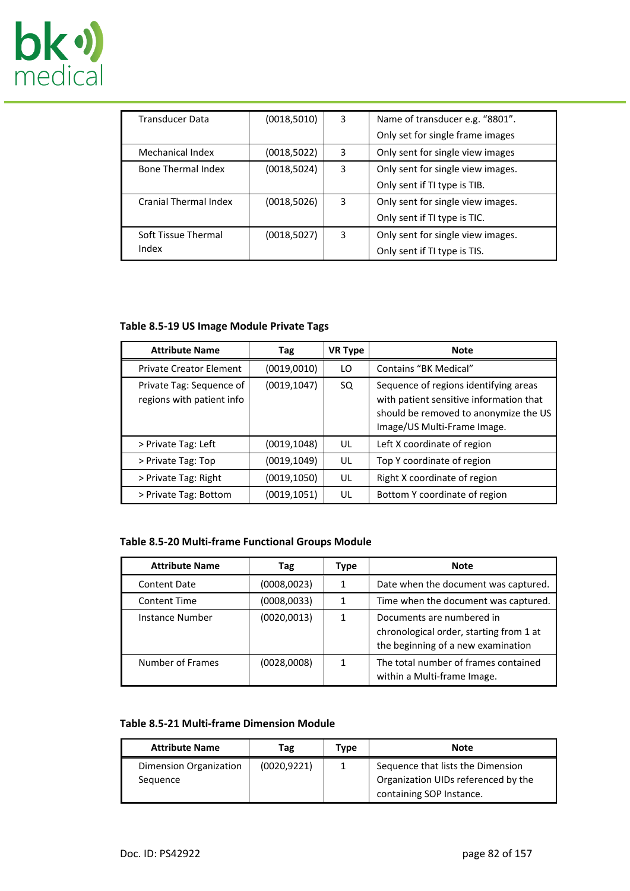| | | | |
|---|---|---|---|
| Transducer Data | (0018,5010) | 3 | Name of transducer e.g. "8801". Only set for single frame images |
| Mechanical Index | (0018,5022) | 3 | Only sent for single view images |
| Bone Thermal Index | (0018,5024) | 3 | Only sent for single view images. Only sent if TI type is TIB. |
| Cranial Thermal Index | (0018,5026) | 3 | Only sent for single view images. Only sent if TI type is TIC. |
| Soft Tissue Thermal Index | (0018,5027) | 3 | Only sent for single view images. Only sent if TI type is TIS. |

**Table 8.5-19 US Image Module Private Tags**

| Attribute Name | Tag | VR Type | Note |
|---|---|---|---|
| Private Creator Element | (0019,0010) | LO | Contains "BK Medical" |
| Private Tag: Sequence of regions with patient info | (0019,1047) | SQ | Sequence of regions identifying areas with patient sensitive information that should be removed to anonymize the US Image/US Multi-Frame Image. |
| > Private Tag: Left | (0019,1048) | UL | Left X coordinate of region |
| > Private Tag: Top | (0019,1049) | UL | Top Y coordinate of region |
| > Private Tag: Right | (0019,1050) | UL | Right X coordinate of region |
| > Private Tag: Bottom | (0019,1051) | UL | Bottom Y coordinate of region |

**Table 8.5-20 Multi-frame Functional Groups Module**

| Attribute Name | Tag | Type | Note |
|---|---|---|---|
| Content Date | (0008,0023) | 1 | Date when the document was captured. |
| Content Time | (0008,0033) | 1 | Time when the document was captured. |
| Instance Number | (0020,0013) | 1 | Documents are numbered in chronological order, starting from 1 at the beginning of a new examination |
| Number of Frames | (0028,0008) | 1 | The total number of frames contained within a Multi-frame Image. |

**Table 8.5-21 Multi-frame Dimension Module**

| Attribute Name | Tag | Type | Note |
|---|---|---|---|
| Dimension Organization Sequence | (0020,9221) | 1 | Sequence that lists the Dimension Organization UIDs referenced by the containing SOP Instance. |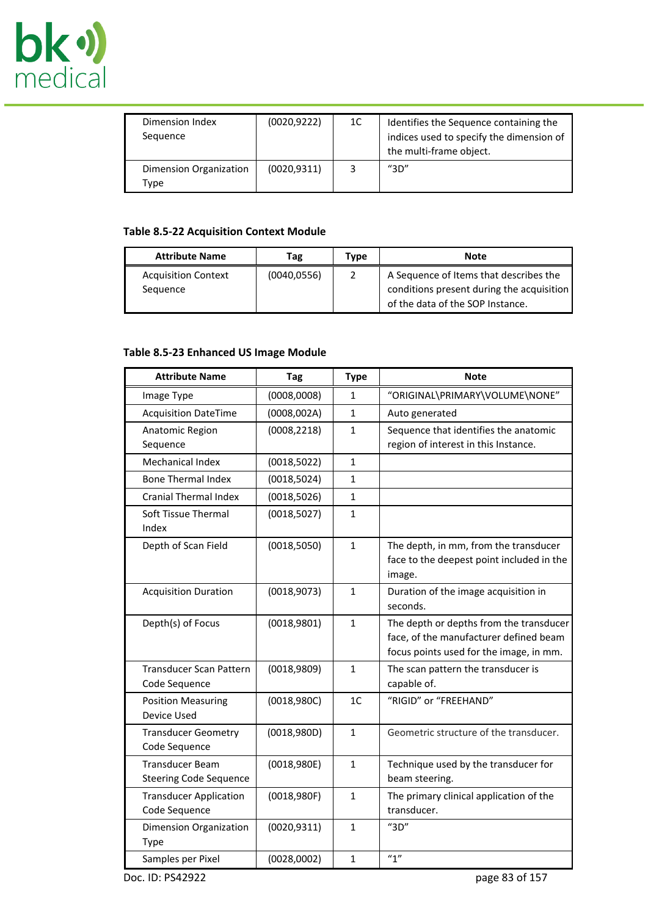| | | | |
|---|---|---|---|
| Dimension Index Sequence | (0020,9222) | 1C | Identifies the Sequence containing the indices used to specify the dimension of the multi-frame object. |
| Dimension Organization Type | (0020,9311) | 3 | "3D" |

**Table 8.5-22 Acquisition Context Module**

| Attribute Name | Tag | Type | Note |
|---|---|---|---|
| Acquisition Context Sequence | (0040,0556) | 2 | A Sequence of Items that describes the conditions present during the acquisition of the data of the SOP Instance. |

**Table 8.5-23 Enhanced US Image Module**

| Attribute Name | Tag | Type | Note |
|---|---|---|---|
| Image Type | (0008,0008) | 1 | "ORIGINAL\PRIMARY\VOLUME\NONE" |
| Acquisition DateTime | (0008,002A) | 1 | Auto generated |
| Anatomic Region Sequence | (0008,2218) | 1 | Sequence that identifies the anatomic region of interest in this Instance. |
| Mechanical Index | (0018,5022) | 1 | |
| Bone Thermal Index | (0018,5024) | 1 | |
| Cranial Thermal Index | (0018,5026) | 1 | |
| Soft Tissue Thermal Index | (0018,5027) | 1 | |
| Depth of Scan Field | (0018,5050) | 1 | The depth, in mm, from the transducer face to the deepest point included in the image. |
| Acquisition Duration | (0018,9073) | 1 | Duration of the image acquisition in seconds. |
| Depth(s) of Focus | (0018,9801) | 1 | The depth or depths from the transducer face, of the manufacturer defined beam focus points used for the image, in mm. |
| Transducer Scan Pattern Code Sequence | (0018,9809) | 1 | The scan pattern the transducer is capable of. |
| Position Measuring Device Used | (0018,980C) | 1C | "RIGID" or "FREEHAND" |
| Transducer Geometry Code Sequence | (0018,980D) | 1 | Geometric structure of the transducer. |
| Transducer Beam Steering Code Sequence | (0018,980E) | 1 | Technique used by the transducer for beam steering. |
| Transducer Application Code Sequence | (0018,980F) | 1 | The primary clinical application of the transducer. |
| Dimension Organization Type | (0020,9311) | 1 | "3D" |
| Samples per Pixel | (0028,0002) | 1 | "1" |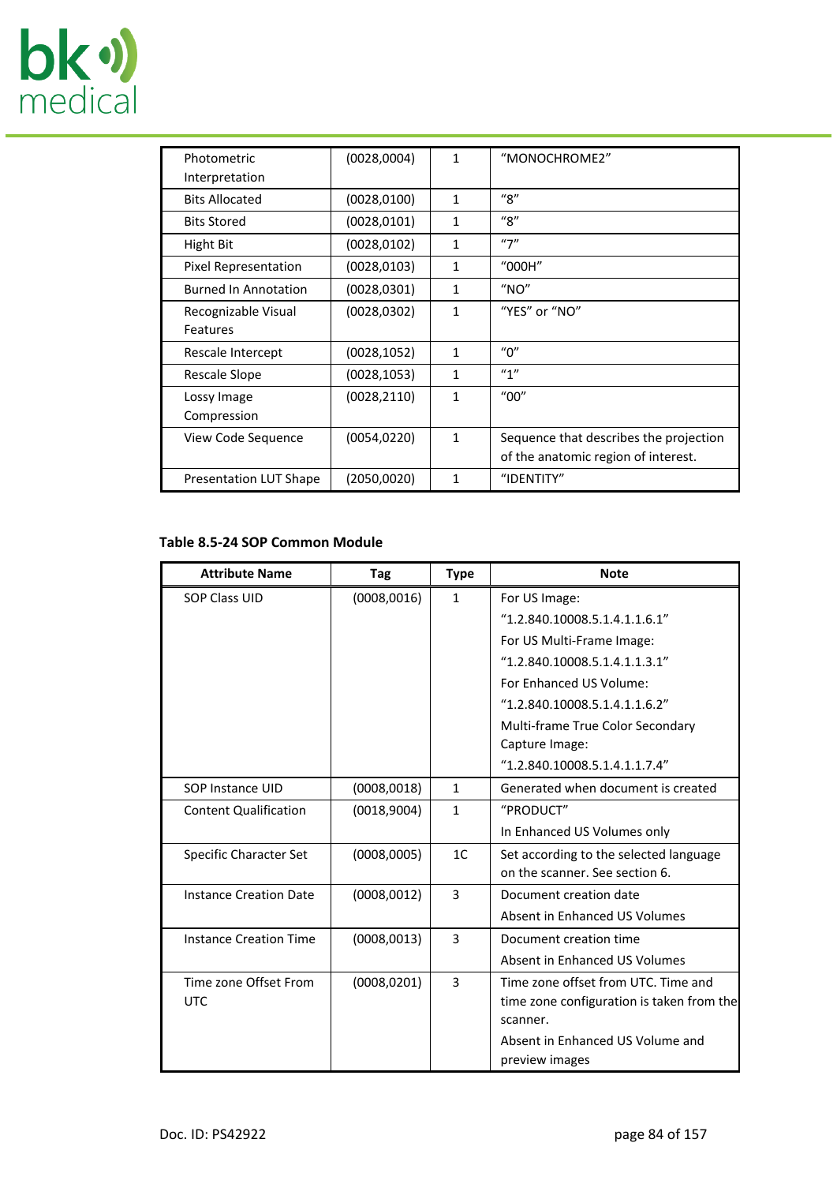| | | | |
|---|---|---|---|
| Photometric Interpretation | (0028,0004) | 1 | "MONOCHROME2" |
| Bits Allocated | (0028,0100) | 1 | "8" |
| Bits Stored | (0028,0101) | 1 | "8" |
| Hight Bit | (0028,0102) | 1 | "7" |
| Pixel Representation | (0028,0103) | 1 | "000H" |
| Burned In Annotation | (0028,0301) | 1 | "NO" |
| Recognizable Visual Features | (0028,0302) | 1 | "YES" or "NO" |
| Rescale Intercept | (0028,1052) | 1 | "0" |
| Rescale Slope | (0028,1053) | 1 | "1" |
| Lossy Image Compression | (0028,2110) | 1 | "00" |
| View Code Sequence | (0054,0220) | 1 | Sequence that describes the projection of the anatomic region of interest. |
| Presentation LUT Shape | (2050,0020) | 1 | "IDENTITY" |

**Table 8.5-24 SOP Common Module**

| Attribute Name | Tag | Type | Note |
|---|---|---|---|
| SOP Class UID | (0008,0016) | 1 | For US Image: "1.2.840.10008.5.1.4.1.1.6.1" For US Multi-Frame Image: "1.2.840.10008.5.1.4.1.1.3.1" For Enhanced US Volume: "1.2.840.10008.5.1.4.1.1.6.2" Multi-frame True Color Secondary Capture Image: "1.2.840.10008.5.1.4.1.1.7.4" |
| SOP Instance UID | (0008,0018) | 1 | Generated when document is created |
| Content Qualification | (0018,9004) | 1 | "PRODUCT" In Enhanced US Volumes only |
| Specific Character Set | (0008,0005) | 1C | Set according to the selected language on the scanner. See section 6. |
| Instance Creation Date | (0008,0012) | 3 | Document creation date Absent in Enhanced US Volumes |
| Instance Creation Time | (0008,0013) | 3 | Document creation time Absent in Enhanced US Volumes |
| Time zone Offset From UTC | (0008,0201) | 3 | Time zone offset from UTC. Time and time zone configuration is taken from the scanner. Absent in Enhanced US Volume and preview images |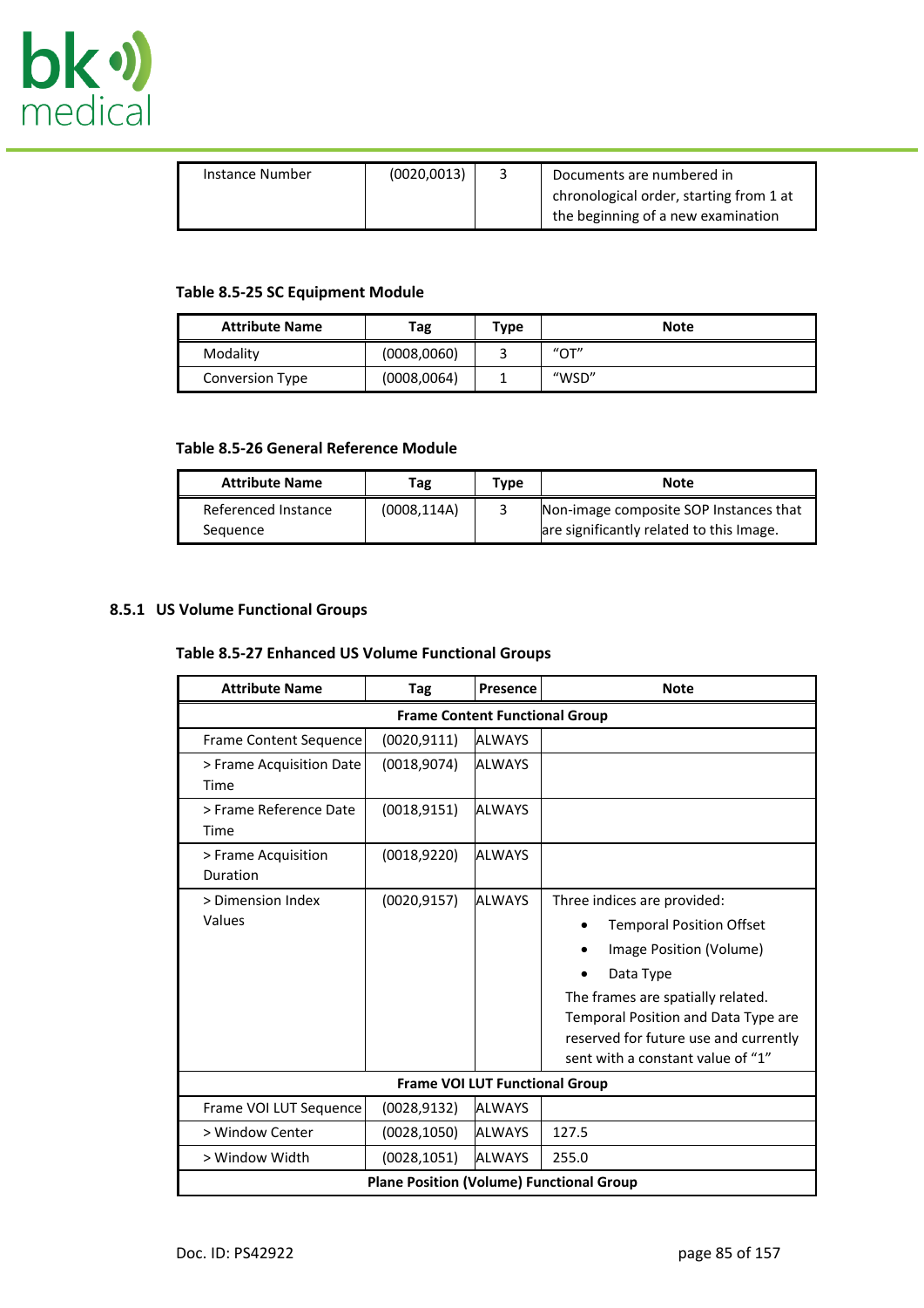| | | | |
|---|---|---|---|
| Instance Number | (0020,0013) | 3 | Documents are numbered in chronological order, starting from 1 at the beginning of a new examination |

**Table 8.5-25 SC Equipment Module**

| Attribute Name | Tag | Type | Note |
|---|---|---|---|
| Modality | (0008,0060) | 3 | "OT" |
| Conversion Type | (0008,0064) | 1 | "WSD" |

**Table 8.5-26 General Reference Module**

| Attribute Name | Tag | Type | Note |
|---|---|---|---|
| Referenced Instance Sequence | (0008,114A) | 3 | Non-image composite SOP Instances that are significantly related to this Image. |

### 8.5.1 US Volume Functional Groups

**Table 8.5-27 Enhanced US Volume Functional Groups**

| Attribute Name | Tag | Presence | Note |
|---|---|---|---|
| **Frame Content Functional Group** | | | |
| Frame Content Sequence | (0020,9111) | ALWAYS | |
| > Frame Acquisition Date Time | (0018,9074) | ALWAYS | |
| > Frame Reference Date Time | (0018,9151) | ALWAYS | |
| > Frame Acquisition Duration | (0018,9220) | ALWAYS | |
| > Dimension Index Values | (0020,9157) | ALWAYS | Three indices are provided: • Temporal Position Offset • Image Position (Volume) • Data Type The frames are spatially related. Temporal Position and Data Type are reserved for future use and currently sent with a constant value of "1" |
| **Frame VOI LUT Functional Group** | | | |
| Frame VOI LUT Sequence | (0028,9132) | ALWAYS | |
| > Window Center | (0028,1050) | ALWAYS | 127.5 |
| > Window Width | (0028,1051) | ALWAYS | 255.0 |
| **Plane Position (Volume) Functional Group** | | | |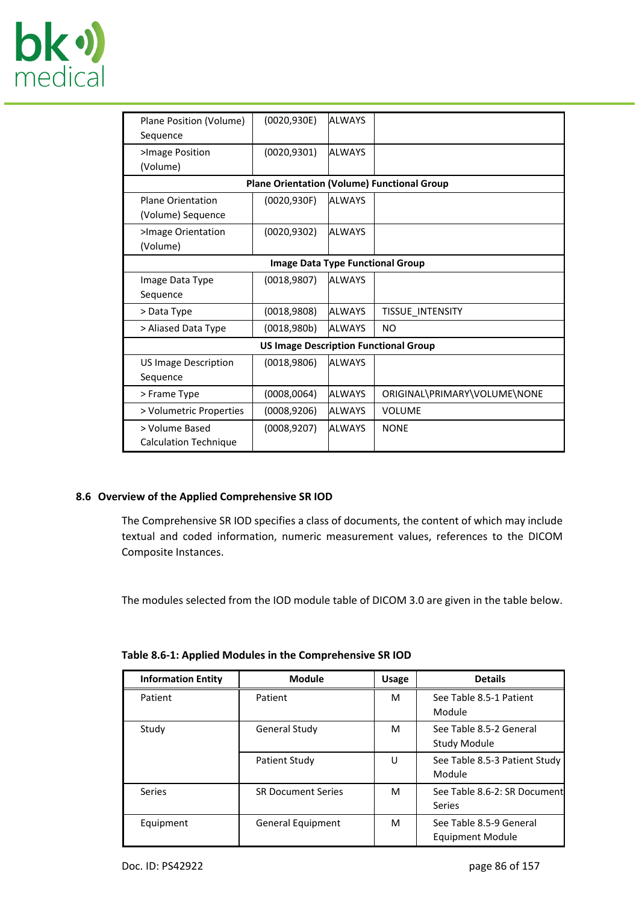| | | | |
|---|---|---|---|
| Plane Position (Volume) Sequence | (0020,930E) | ALWAYS | |
| >Image Position (Volume) | (0020,9301) | ALWAYS | |
| **Plane Orientation (Volume) Functional Group** | | | |
| Plane Orientation (Volume) Sequence | (0020,930F) | ALWAYS | |
| >Image Orientation (Volume) | (0020,9302) | ALWAYS | |
| **Image Data Type Functional Group** | | | |
| Image Data Type Sequence | (0018,9807) | ALWAYS | |
| > Data Type | (0018,9808) | ALWAYS | TISSUE_INTENSITY |
| > Aliased Data Type | (0018,980b) | ALWAYS | NO |
| **US Image Description Functional Group** | | | |
| US Image Description Sequence | (0018,9806) | ALWAYS | |
| > Frame Type | (0008,0064) | ALWAYS | ORIGINAL\PRIMARY\VOLUME\NONE |
| > Volumetric Properties | (0008,9206) | ALWAYS | VOLUME |
| > Volume Based Calculation Technique | (0008,9207) | ALWAYS | NONE |

## 8.6 Overview of the Applied Comprehensive SR IOD

The Comprehensive SR IOD specifies a class of documents, the content of which may include textual and coded information, numeric measurement values, references to the DICOM Composite Instances.

The modules selected from the IOD module table of DICOM 3.0 are given in the table below.

**Table 8.6-1: Applied Modules in the Comprehensive SR IOD**

| Information Entity | Module | Usage | Details |
|---|---|---|---|
| Patient | Patient | M | See Table 8.5-1 Patient Module |
| Study | General Study | M | See Table 8.5-2 General Study Module |
| | Patient Study | U | See Table 8.5-3 Patient Study Module |
| Series | SR Document Series | M | See Table 8.6-2: SR Document Series |
| Equipment | General Equipment | M | See Table 8.5-9 General Equipment Module |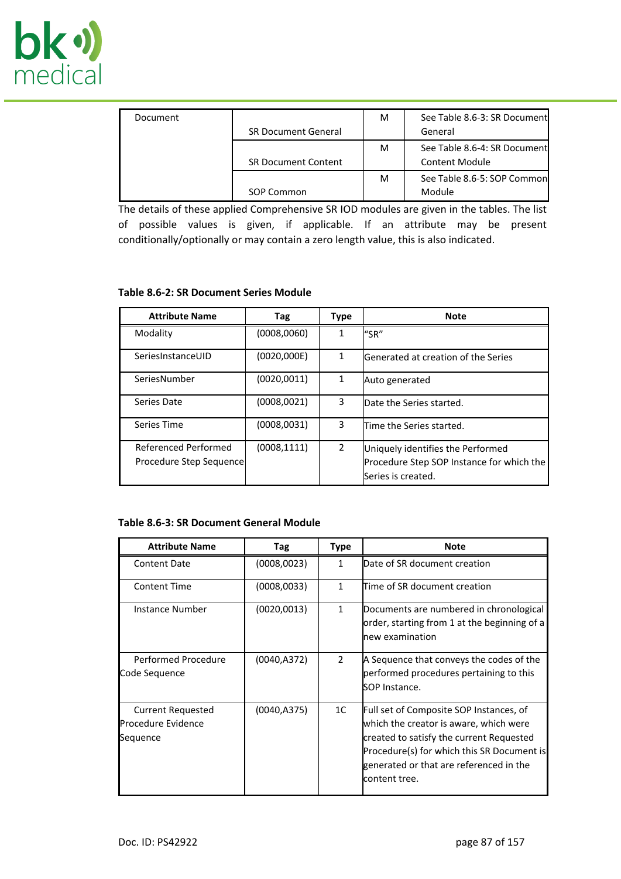| | | | |
|---|---|---|---|
| Document | SR Document General | M | See Table 8.6-3: SR Document General |
| | SR Document Content | M | See Table 8.6-4: SR Document Content Module |
| | SOP Common | M | See Table 8.6-5: SOP Common Module |

The details of these applied Comprehensive SR IOD modules are given in the tables. The list of possible values is given, if applicable. If an attribute may be present conditionally/optionally or may contain a zero length value, this is also indicated.

**Table 8.6-2: SR Document Series Module**

| Attribute Name | Tag | Type | Note |
|---|---|---|---|
| Modality | (0008,0060) | 1 | "SR" |
| SeriesInstanceUID | (0020,000E) | 1 | Generated at creation of the Series |
| SeriesNumber | (0020,0011) | 1 | Auto generated |
| Series Date | (0008,0021) | 3 | Date the Series started. |
| Series Time | (0008,0031) | 3 | Time the Series started. |
| Referenced Performed Procedure Step Sequence | (0008,1111) | 2 | Uniquely identifies the Performed Procedure Step SOP Instance for which the Series is created. |

**Table 8.6-3: SR Document General Module**

| Attribute Name | Tag | Type | Note |
|---|---|---|---|
| Content Date | (0008,0023) | 1 | Date of SR document creation |
| Content Time | (0008,0033) | 1 | Time of SR document creation |
| Instance Number | (0020,0013) | 1 | Documents are numbered in chronological order, starting from 1 at the beginning of a new examination |
| Performed Procedure Code Sequence | (0040,A372) | 2 | A Sequence that conveys the codes of the performed procedures pertaining to this SOP Instance. |
| Current Requested Procedure Evidence Sequence | (0040,A375) | 1C | Full set of Composite SOP Instances, of which the creator is aware, which were created to satisfy the current Requested Procedure(s) for which this SR Document is generated or that are referenced in the content tree. |

Doc. ID: PS42922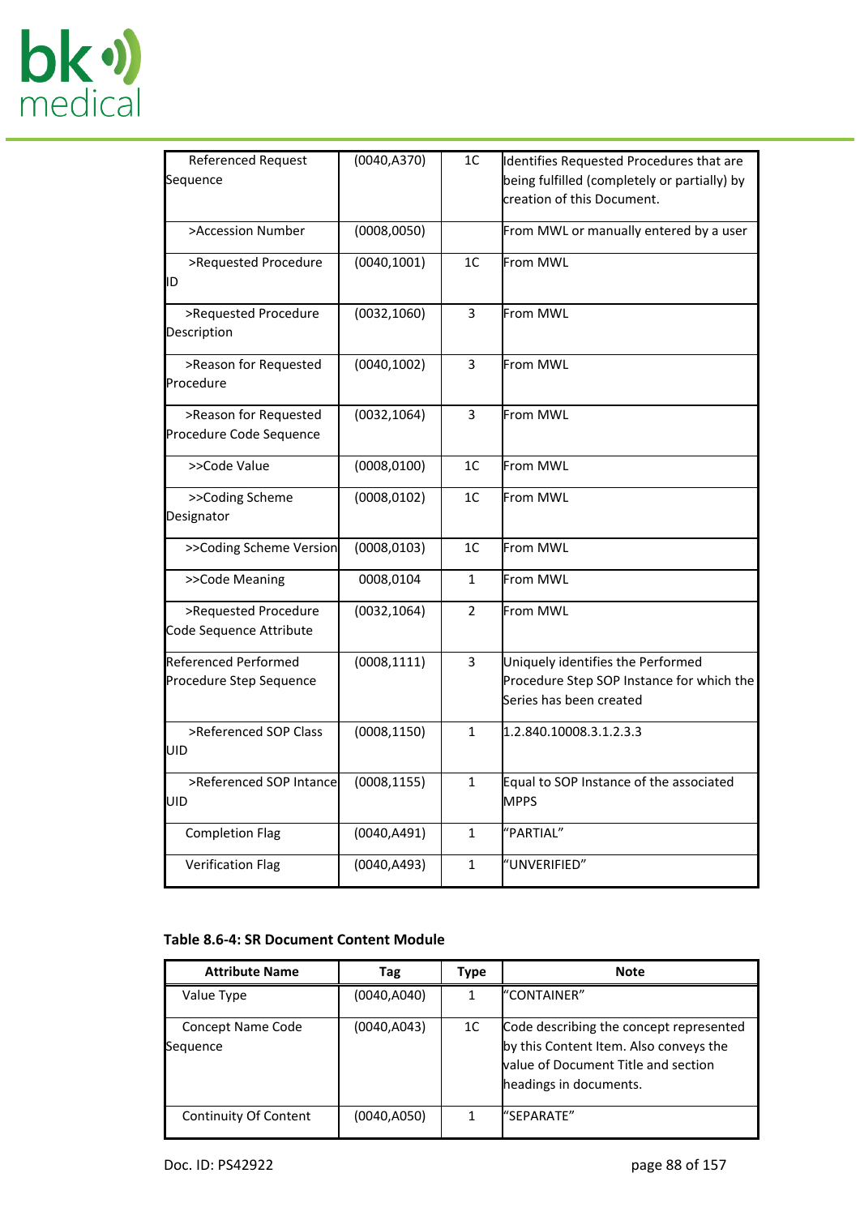| | | | |
|---|---|---|---|
| Referenced Request Sequence | (0040,A370) | 1C | Identifies Requested Procedures that are being fulfilled (completely or partially) by creation of this Document. |
| >Accession Number | (0008,0050) | | From MWL or manually entered by a user |
| >Requested Procedure ID | (0040,1001) | 1C | From MWL |
| >Requested Procedure Description | (0032,1060) | 3 | From MWL |
| >Reason for Requested Procedure | (0040,1002) | 3 | From MWL |
| >Reason for Requested Procedure Code Sequence | (0032,1064) | 3 | From MWL |
| >>Code Value | (0008,0100) | 1C | From MWL |
| >>Coding Scheme Designator | (0008,0102) | 1C | From MWL |
| >>Coding Scheme Version | (0008,0103) | 1C | From MWL |
| >>Code Meaning | 0008,0104 | 1 | From MWL |
| >Requested Procedure Code Sequence Attribute | (0032,1064) | 2 | From MWL |
| Referenced Performed Procedure Step Sequence | (0008,1111) | 3 | Uniquely identifies the Performed Procedure Step SOP Instance for which the Series has been created |
| >Referenced SOP Class UID | (0008,1150) | 1 | 1.2.840.10008.3.1.2.3.3 |
| >Referenced SOP Intance UID | (0008,1155) | 1 | Equal to SOP Instance of the associated MPPS |
| Completion Flag | (0040,A491) | 1 | "PARTIAL" |
| Verification Flag | (0040,A493) | 1 | "UNVERIFIED" |

**Table 8.6-4: SR Document Content Module**

| Attribute Name | Tag | Type | Note |
|---|---|---|---|
| Value Type | (0040,A040) | 1 | "CONTAINER" |
| Concept Name Code Sequence | (0040,A043) | 1C | Code describing the concept represented by this Content Item. Also conveys the value of Document Title and section headings in documents. |
| Continuity Of Content | (0040,A050) | 1 | "SEPARATE" |

Doc. ID: PS42922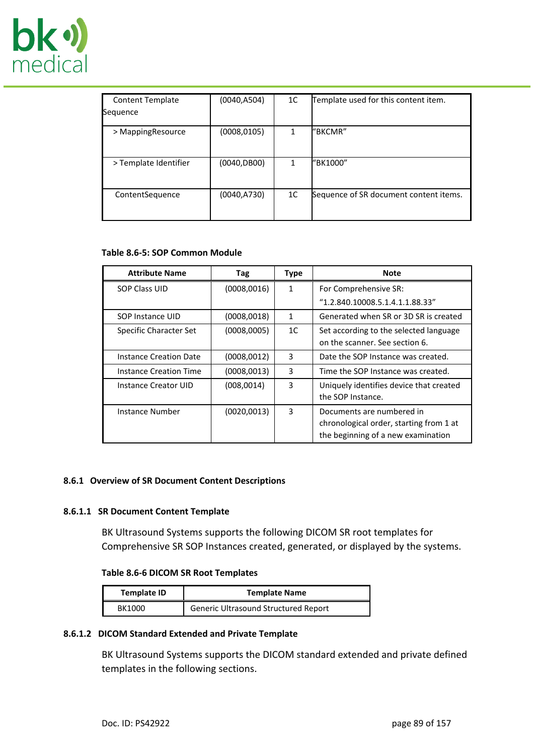| | | | |
|---|---|---|---|
| Content Template Sequence | (0040,A504) | 1C | Template used for this content item. |
| > MappingResource | (0008,0105) | 1 | "BKCMR" |
| > Template Identifier | (0040,DB00) | 1 | "BK1000" |
| ContentSequence | (0040,A730) | 1C | Sequence of SR document content items. |

**Table 8.6-5: SOP Common Module**

| Attribute Name | Tag | Type | Note |
|---|---|---|---|
| SOP Class UID | (0008,0016) | 1 | For Comprehensive SR: "1.2.840.10008.5.1.4.1.1.88.33" |
| SOP Instance UID | (0008,0018) | 1 | Generated when SR or 3D SR is created |
| Specific Character Set | (0008,0005) | 1C | Set according to the selected language on the scanner. See section 6. |
| Instance Creation Date | (0008,0012) | 3 | Date the SOP Instance was created. |
| Instance Creation Time | (0008,0013) | 3 | Time the SOP Instance was created. |
| Instance Creator UID | (008,0014) | 3 | Uniquely identifies device that created the SOP Instance. |
| Instance Number | (0020,0013) | 3 | Documents are numbered in chronological order, starting from 1 at the beginning of a new examination |

### 8.6.1 Overview of SR Document Content Descriptions

#### 8.6.1.1 SR Document Content Template

BK Ultrasound Systems supports the following DICOM SR root templates for Comprehensive SR SOP Instances created, generated, or displayed by the systems.

**Table 8.6-6 DICOM SR Root Templates**

| Template ID | Template Name |
|---|---|
| BK1000 | Generic Ultrasound Structured Report |

#### 8.6.1.2 DICOM Standard Extended and Private Template

BK Ultrasound Systems supports the DICOM standard extended and private defined templates in the following sections.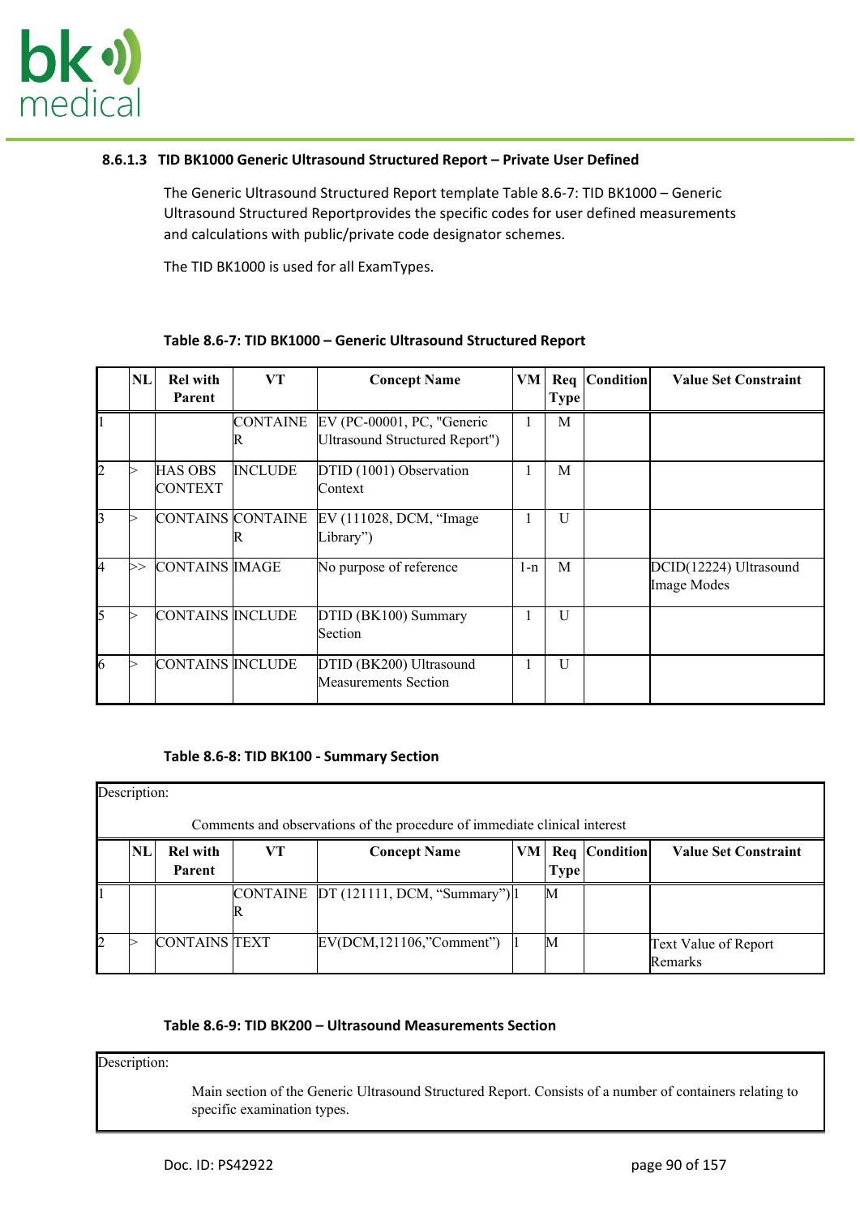### 8.6.1.3 TID BK1000 Generic Ultrasound Structured Report – Private User Defined

The Generic Ultrasound Structured Report template Table 8.6-7: TID BK1000 – Generic Ultrasound Structured Reportprovides the specific codes for user defined measurements and calculations with public/private code designator schemes.

The TID BK1000 is used for all ExamTypes.

**Table 8.6-7: TID BK1000 – Generic Ultrasound Structured Report**

| | NL | Rel with Parent | VT | Concept Name | VM | Req Type | Condition | Value Set Constraint |
|---|---|---|---|---|---|---|---|---|
| 1 | | | CONTAINER | EV (PC-00001, PC, "Generic Ultrasound Structured Report") | 1 | M | | |
| 2 | > | HAS OBS CONTEXT | INCLUDE | DTID (1001) Observation Context | 1 | M | | |
| 3 | > | CONTAINS | CONTAINER | EV (111028, DCM, "Image Library") | 1 | U | | |
| 4 | >> | CONTAINS | IMAGE | No purpose of reference | 1-n | M | | DCID(12224) Ultrasound Image Modes |
| 5 | > | CONTAINS | INCLUDE | DTID (BK100) Summary Section | 1 | U | | |
| 6 | > | CONTAINS | INCLUDE | DTID (BK200) Ultrasound Measurements Section | 1 | U | | |

**Table 8.6-8: TID BK100 - Summary Section**

Description:

Comments and observations of the procedure of immediate clinical interest

| | NL | Rel with Parent | VT | Concept Name | VM | Req Type | Condition | Value Set Constraint |
|---|---|---|---|---|---|---|---|---|
| 1 | | | CONTAINER | DT (121111, DCM, "Summary") | 1 | M | | |
| 2 | > | CONTAINS | TEXT | EV(DCM,121106,"Comment") | 1 | M | | Text Value of Report Remarks |

**Table 8.6-9: TID BK200 – Ultrasound Measurements Section**

Description:

Main section of the Generic Ultrasound Structured Report. Consists of a number of containers relating to specific examination types.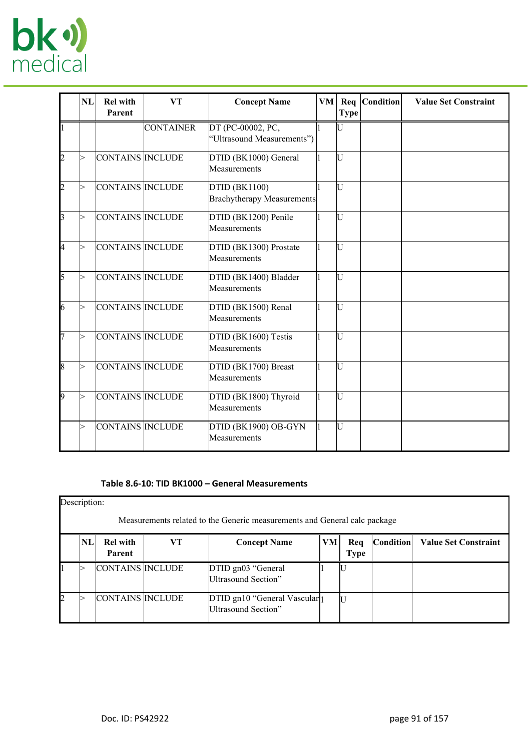| | NL | Rel with Parent | VT | Concept Name | VM | Req Type | Condition | Value Set Constraint |
|---|---|---|---|---|---|---|---|---|
| 1 | | | CONTAINER | DT (PC-00002, PC, "Ultrasound Measurements") | 1 | U | | |
| 2 | > | CONTAINS | INCLUDE | DTID (BK1000) General Measurements | 1 | U | | |
| 2 | > | CONTAINS | INCLUDE | DTID (BK1100) Brachytherapy Measurements | 1 | U | | |
| 3 | > | CONTAINS | INCLUDE | DTID (BK1200) Penile Measurements | 1 | U | | |
| 4 | > | CONTAINS | INCLUDE | DTID (BK1300) Prostate Measurements | 1 | U | | |
| 5 | > | CONTAINS | INCLUDE | DTID (BK1400) Bladder Measurements | 1 | U | | |
| 6 | > | CONTAINS | INCLUDE | DTID (BK1500) Renal Measurements | 1 | U | | |
| 7 | > | CONTAINS | INCLUDE | DTID (BK1600) Testis Measurements | 1 | U | | |
| 8 | > | CONTAINS | INCLUDE | DTID (BK1700) Breast Measurements | 1 | U | | |
| 9 | > | CONTAINS | INCLUDE | DTID (BK1800) Thyroid Measurements | 1 | U | | |
| | > | CONTAINS | INCLUDE | DTID (BK1900) OB-GYN Measurements | 1 | U | | |

**Table 8.6-10: TID BK1000 – General Measurements**

Description:

Measurements related to the Generic measurements and General calc package

| | NL | Rel with Parent | VT | Concept Name | VM | Req Type | Condition | Value Set Constraint |
|---|---|---|---|---|---|---|---|---|
| 1 | > | CONTAINS | INCLUDE | DTID gn03 "General Ultrasound Section" | 1 | U | | |
| 2 | > | CONTAINS | INCLUDE | DTID gn10 "General Vascular Ultrasound Section" | 1 | U | | |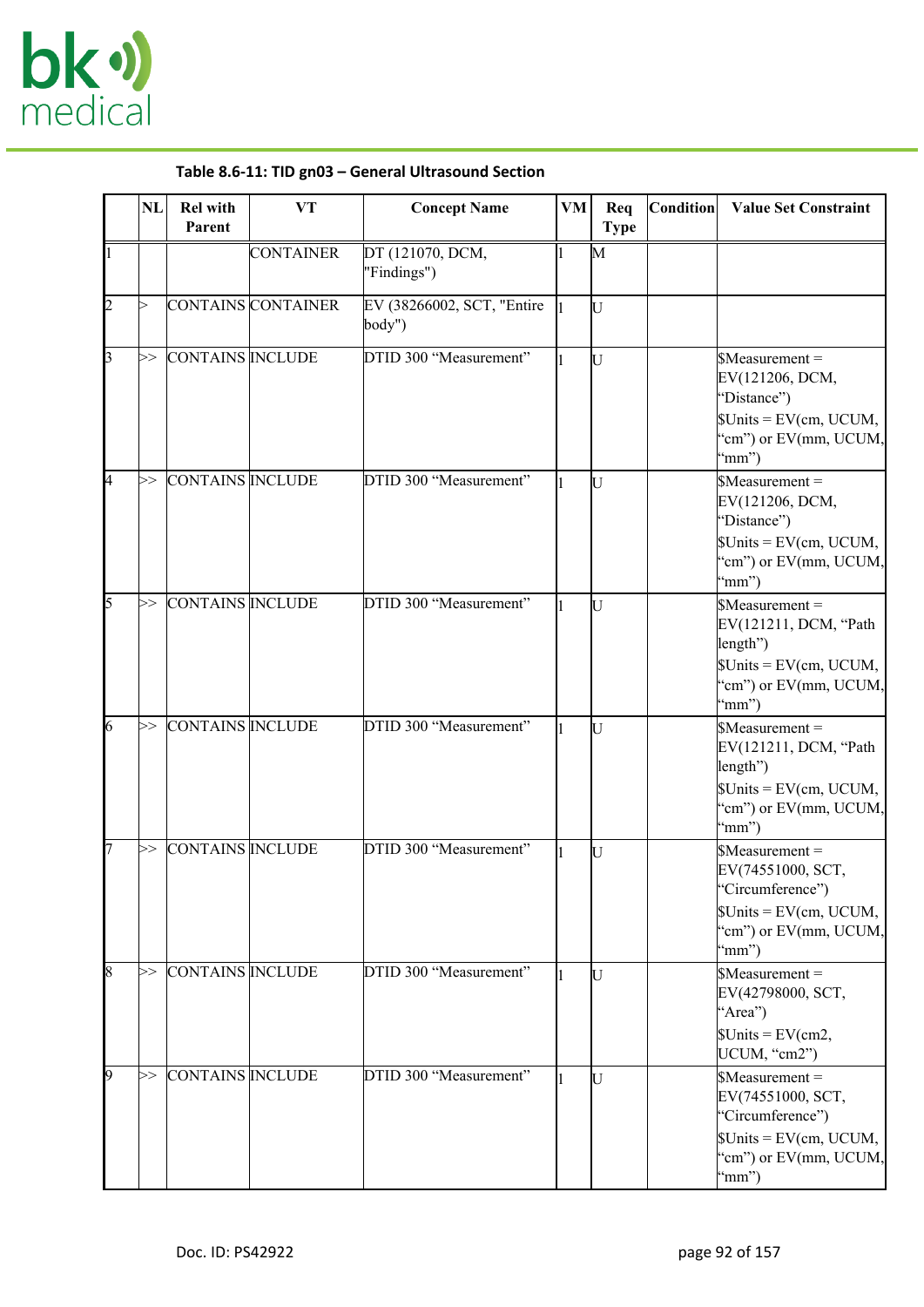**Table 8.6-11: TID gn03 – General Ultrasound Section**

| | NL | Rel with Parent | VT | Concept Name | VM | Req Type | Condition | Value Set Constraint |
|---|---|---|---|---|---|---|---|---|
| 1 | | | CONTAINER | DT (121070, DCM, "Findings") | 1 | M | | |
| 2 | > | CONTAINS | CONTAINER | EV (38266002, SCT, "Entire body") | 1 | U | | |
| 3 | >> | CONTAINS | INCLUDE | DTID 300 "Measurement" | 1 | U | | $Measurement = EV(121206, DCM, "Distance") $Units = EV(cm, UCUM, "cm") or EV(mm, UCUM, "mm") |
| 4 | >> | CONTAINS | INCLUDE | DTID 300 "Measurement" | 1 | U | | $Measurement = EV(121206, DCM, "Distance") $Units = EV(cm, UCUM, "cm") or EV(mm, UCUM, "mm") |
| 5 | >> | CONTAINS | INCLUDE | DTID 300 "Measurement" | 1 | U | | $Measurement = EV(121211, DCM, "Path length") $Units = EV(cm, UCUM, "cm") or EV(mm, UCUM, "mm") |
| 6 | >> | CONTAINS | INCLUDE | DTID 300 "Measurement" | 1 | U | | $Measurement = EV(121211, DCM, "Path length") $Units = EV(cm, UCUM, "cm") or EV(mm, UCUM, "mm") |
| 7 | >> | CONTAINS | INCLUDE | DTID 300 "Measurement" | 1 | U | | $Measurement = EV(74551000, SCT, "Circumference") $Units = EV(cm, UCUM, "cm") or EV(mm, UCUM, "mm") |
| 8 | >> | CONTAINS | INCLUDE | DTID 300 "Measurement" | 1 | U | | $Measurement = EV(42798000, SCT, "Area") $Units = EV(cm2, UCUM, "cm2") |
| 9 | >> | CONTAINS | INCLUDE | DTID 300 "Measurement" | 1 | U | | $Measurement = EV(74551000, SCT, "Circumference") $Units = EV(cm, UCUM, "cm") or EV(mm, UCUM, "mm") |

Doc. ID: PS42922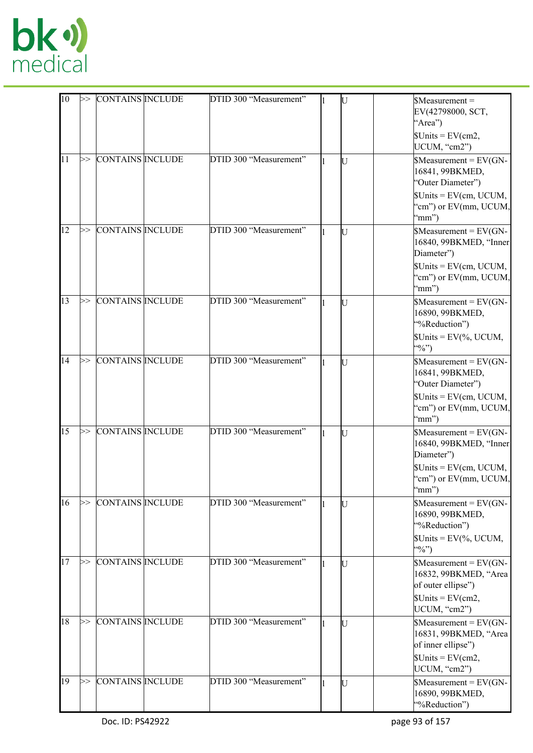| | | | | | | | | |
|---|---|---|---|---|---|---|---|---|
| 10 | >> | CONTAINS | INCLUDE | DTID 300 “Measurement” | 1 | U | | $Measurement = EV(42798000, SCT, “Area”)<br>$Units = EV(cm2, UCUM, “cm2”) |
| 11 | >> | CONTAINS | INCLUDE | DTID 300 “Measurement” | 1 | U | | $Measurement = EV(GN-16841, 99BKMED, “Outer Diameter”)<br>$Units = EV(cm, UCUM, “cm”) or EV(mm, UCUM, “mm”) |
| 12 | >> | CONTAINS | INCLUDE | DTID 300 “Measurement” | 1 | U | | $Measurement = EV(GN-16840, 99BKMED, “Inner Diameter”)<br>$Units = EV(cm, UCUM, “cm”) or EV(mm, UCUM, “mm”) |
| 13 | >> | CONTAINS | INCLUDE | DTID 300 “Measurement” | 1 | U | | $Measurement = EV(GN-16890, 99BKMED, “%Reduction”)<br>$Units = EV(%, UCUM, “%”) |
| 14 | >> | CONTAINS | INCLUDE | DTID 300 “Measurement” | 1 | U | | $Measurement = EV(GN-16841, 99BKMED, “Outer Diameter”)<br>$Units = EV(cm, UCUM, “cm”) or EV(mm, UCUM, “mm”) |
| 15 | >> | CONTAINS | INCLUDE | DTID 300 “Measurement” | 1 | U | | $Measurement = EV(GN-16840, 99BKMED, “Inner Diameter”)<br>$Units = EV(cm, UCUM, “cm”) or EV(mm, UCUM, “mm”) |
| 16 | >> | CONTAINS | INCLUDE | DTID 300 “Measurement” | 1 | U | | $Measurement = EV(GN-16890, 99BKMED, “%Reduction”)<br>$Units = EV(%, UCUM, “%”) |
| 17 | >> | CONTAINS | INCLUDE | DTID 300 “Measurement” | 1 | U | | $Measurement = EV(GN-16832, 99BKMED, “Area of outer ellipse”)<br>$Units = EV(cm2, UCUM, “cm2”) |
| 18 | >> | CONTAINS | INCLUDE | DTID 300 “Measurement” | 1 | U | | $Measurement = EV(GN-16831, 99BKMED, “Area of inner ellipse”)<br>$Units = EV(cm2, UCUM, “cm2”) |
| 19 | >> | CONTAINS | INCLUDE | DTID 300 “Measurement” | 1 | U | | $Measurement = EV(GN-16890, 99BKMED, “%Reduction”) |

Doc. ID: PS42922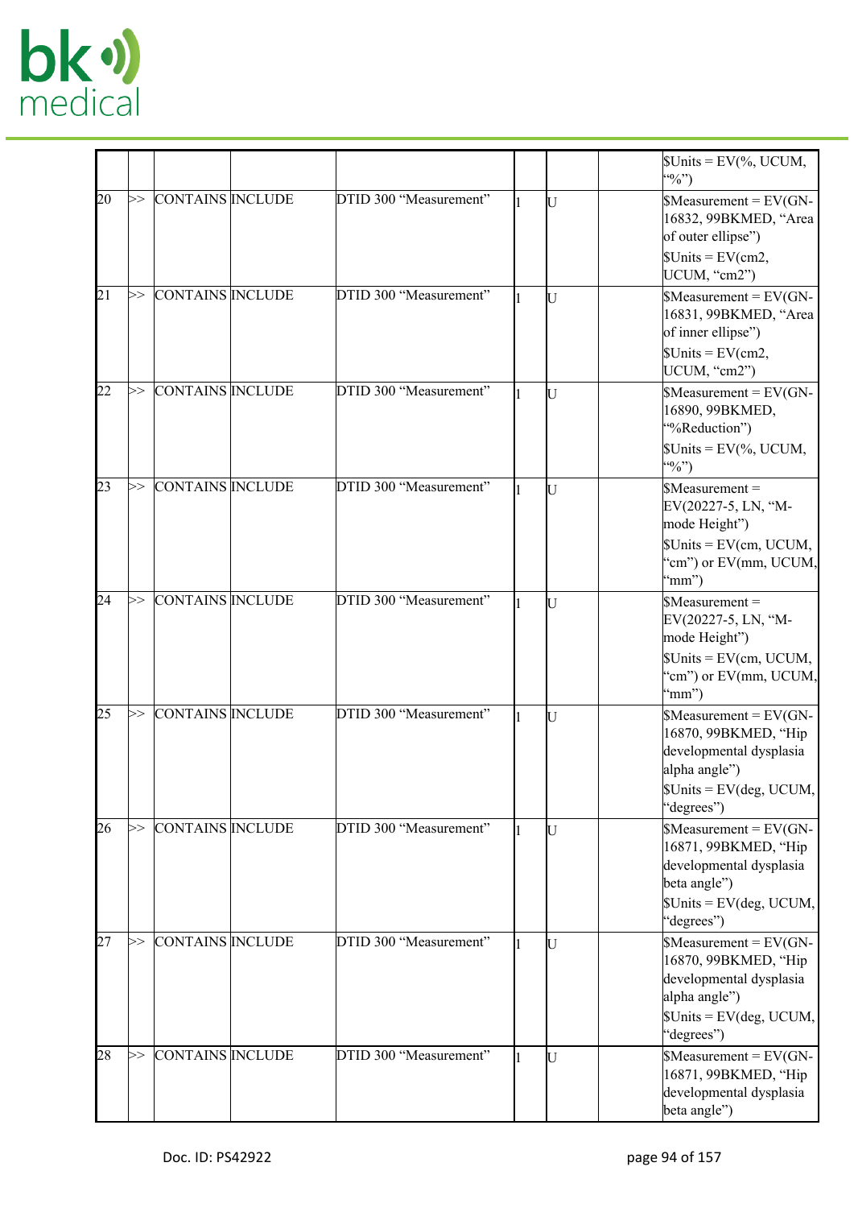| | | | | | | | | |
|---|---|---|---|---|---|---|---|---|
| | | | | | | | | $Units = EV(%, UCUM, "%") |
| 20 | >> | CONTAINS | INCLUDE | DTID 300 "Measurement" | 1 | U | | $Measurement = EV(GN-16832, 99BKMED, "Area of outer ellipse")<br>$Units = EV(cm2, UCUM, "cm2") |
| 21 | >> | CONTAINS | INCLUDE | DTID 300 "Measurement" | 1 | U | | $Measurement = EV(GN-16831, 99BKMED, "Area of inner ellipse")<br>$Units = EV(cm2, UCUM, "cm2") |
| 22 | >> | CONTAINS | INCLUDE | DTID 300 "Measurement" | 1 | U | | $Measurement = EV(GN-16890, 99BKMED, "%Reduction")<br>$Units = EV(%, UCUM, "%") |
| 23 | >> | CONTAINS | INCLUDE | DTID 300 "Measurement" | 1 | U | | $Measurement = EV(20227-5, LN, "M-mode Height")<br>$Units = EV(cm, UCUM, "cm") or EV(mm, UCUM, "mm") |
| 24 | >> | CONTAINS | INCLUDE | DTID 300 "Measurement" | 1 | U | | $Measurement = EV(20227-5, LN, "M-mode Height")<br>$Units = EV(cm, UCUM, "cm") or EV(mm, UCUM, "mm") |
| 25 | >> | CONTAINS | INCLUDE | DTID 300 "Measurement" | 1 | U | | $Measurement = EV(GN-16870, 99BKMED, "Hip developmental dysplasia alpha angle")<br>$Units = EV(deg, UCUM, "degrees") |
| 26 | >> | CONTAINS | INCLUDE | DTID 300 "Measurement" | 1 | U | | $Measurement = EV(GN-16871, 99BKMED, "Hip developmental dysplasia beta angle")<br>$Units = EV(deg, UCUM, "degrees") |
| 27 | >> | CONTAINS | INCLUDE | DTID 300 "Measurement" | 1 | U | | $Measurement = EV(GN-16870, 99BKMED, "Hip developmental dysplasia alpha angle")<br>$Units = EV(deg, UCUM, "degrees") |
| 28 | >> | CONTAINS | INCLUDE | DTID 300 "Measurement" | 1 | U | | $Measurement = EV(GN-16871, 99BKMED, "Hip developmental dysplasia beta angle") |

Doc. ID: PS42922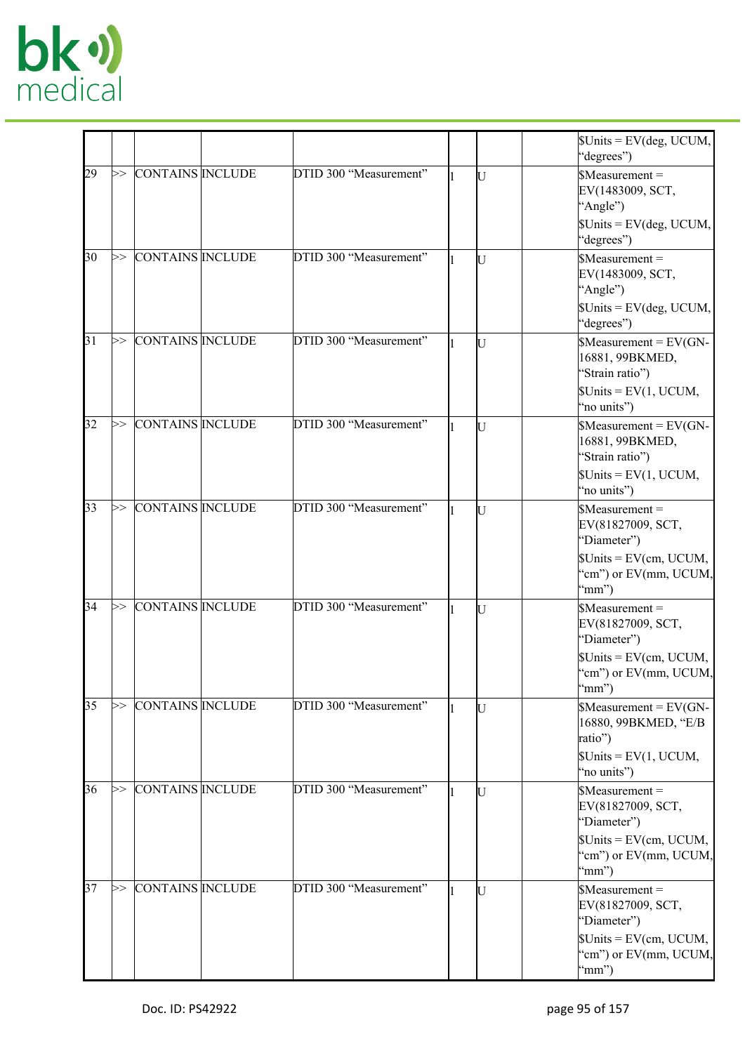| | | | | | | | | |
|---|---|---|---|---|---|---|---|---|
| | | | | | | | | $Units = EV(deg, UCUM, "degrees") |
| 29 | >> | CONTAINS | INCLUDE | DTID 300 "Measurement" | 1 | U | | $Measurement = EV(1483009, SCT, "Angle") $Units = EV(deg, UCUM, "degrees") |
| 30 | >> | CONTAINS | INCLUDE | DTID 300 "Measurement" | 1 | U | | $Measurement = EV(1483009, SCT, "Angle") $Units = EV(deg, UCUM, "degrees") |
| 31 | >> | CONTAINS | INCLUDE | DTID 300 "Measurement" | 1 | U | | $Measurement = EV(GN-16881, 99BKMED, "Strain ratio") $Units = EV(1, UCUM, "no units") |
| 32 | >> | CONTAINS | INCLUDE | DTID 300 "Measurement" | 1 | U | | $Measurement = EV(GN-16881, 99BKMED, "Strain ratio") $Units = EV(1, UCUM, "no units") |
| 33 | >> | CONTAINS | INCLUDE | DTID 300 "Measurement" | 1 | U | | $Measurement = EV(81827009, SCT, "Diameter") $Units = EV(cm, UCUM, "cm") or EV(mm, UCUM, "mm") |
| 34 | >> | CONTAINS | INCLUDE | DTID 300 "Measurement" | 1 | U | | $Measurement = EV(81827009, SCT, "Diameter") $Units = EV(cm, UCUM, "cm") or EV(mm, UCUM, "mm") |
| 35 | >> | CONTAINS | INCLUDE | DTID 300 "Measurement" | 1 | U | | $Measurement = EV(GN-16880, 99BKMED, "E/B ratio") $Units = EV(1, UCUM, "no units") |
| 36 | >> | CONTAINS | INCLUDE | DTID 300 "Measurement" | 1 | U | | $Measurement = EV(81827009, SCT, "Diameter") $Units = EV(cm, UCUM, "cm") or EV(mm, UCUM, "mm") |
| 37 | >> | CONTAINS | INCLUDE | DTID 300 "Measurement" | 1 | U | | $Measurement = EV(81827009, SCT, "Diameter") $Units = EV(cm, UCUM, "cm") or EV(mm, UCUM, "mm") |

Doc. ID: PS42922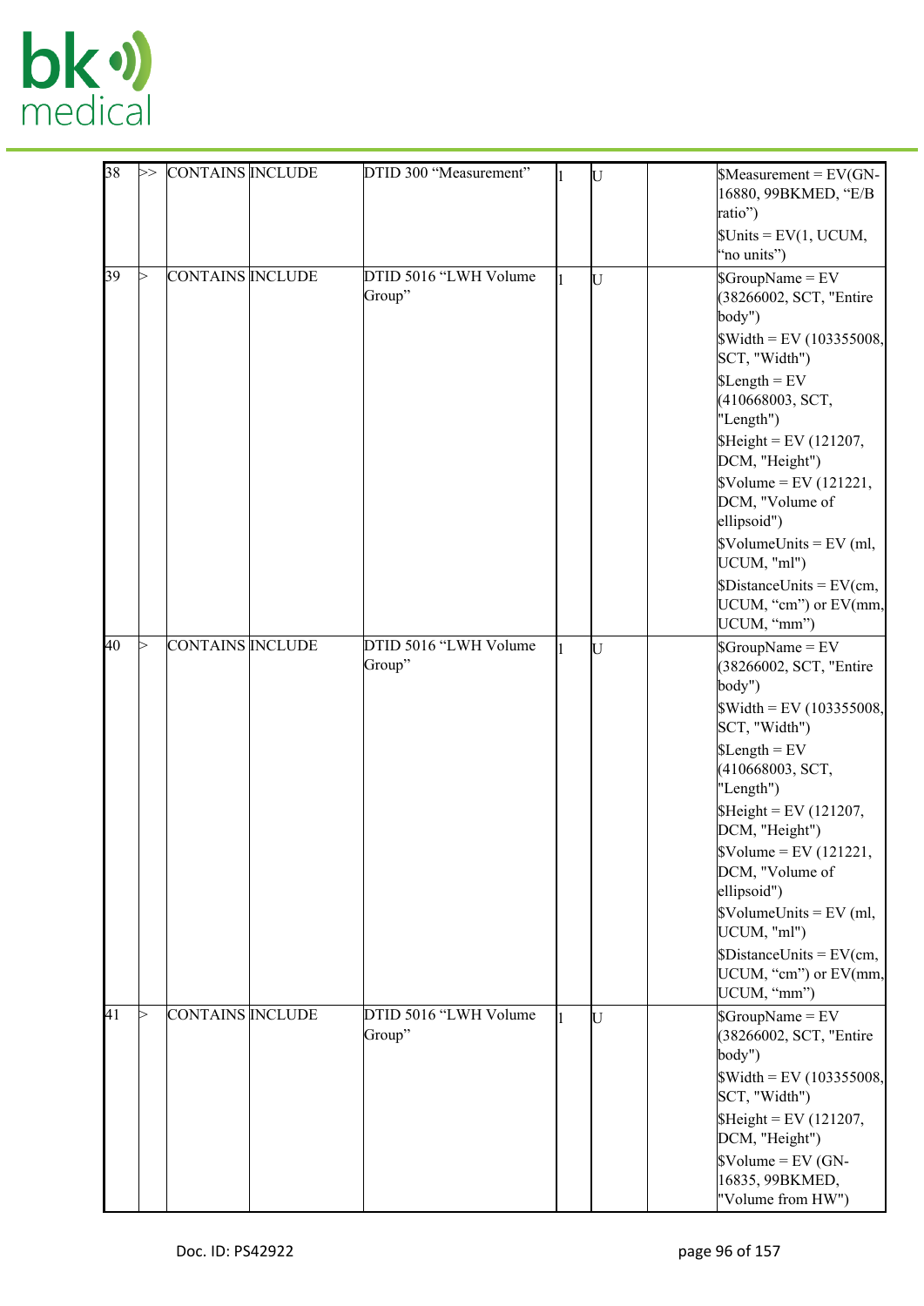| | | | | | | | | |
|---|---|---|---|---|---|---|---|---|
| 38 | >> | CONTAINS | INCLUDE | DTID 300 “Measurement” | 1 | U | | $Measurement = EV(GN-16880, 99BKMED, “E/B ratio”)<br>$Units = EV(1, UCUM, “no units”) |
| 39 | > | CONTAINS | INCLUDE | DTID 5016 “LWH Volume Group” | 1 | U | | $GroupName = EV (38266002, SCT, "Entire body")<br>$Width = EV (103355008, SCT, "Width")<br>$Length = EV (410668003, SCT, "Length")<br>$Height = EV (121207, DCM, "Height")<br>$Volume = EV (121221, DCM, "Volume of ellipsoid")<br>$VolumeUnits = EV (ml, UCUM, "ml")<br>$DistanceUnits = EV(cm, UCUM, “cm”) or EV(mm, UCUM, “mm”) |
| 40 | > | CONTAINS | INCLUDE | DTID 5016 “LWH Volume Group” | 1 | U | | $GroupName = EV (38266002, SCT, "Entire body")<br>$Width = EV (103355008, SCT, "Width")<br>$Length = EV (410668003, SCT, "Length")<br>$Height = EV (121207, DCM, "Height")<br>$Volume = EV (121221, DCM, "Volume of ellipsoid")<br>$VolumeUnits = EV (ml, UCUM, "ml")<br>$DistanceUnits = EV(cm, UCUM, “cm”) or EV(mm, UCUM, “mm”) |
| 41 | > | CONTAINS | INCLUDE | DTID 5016 “LWH Volume Group” | 1 | U | | $GroupName = EV (38266002, SCT, "Entire body")<br>$Width = EV (103355008, SCT, "Width")<br>$Height = EV (121207, DCM, "Height")<br>$Volume = EV (GN-16835, 99BKMED, "Volume from HW") |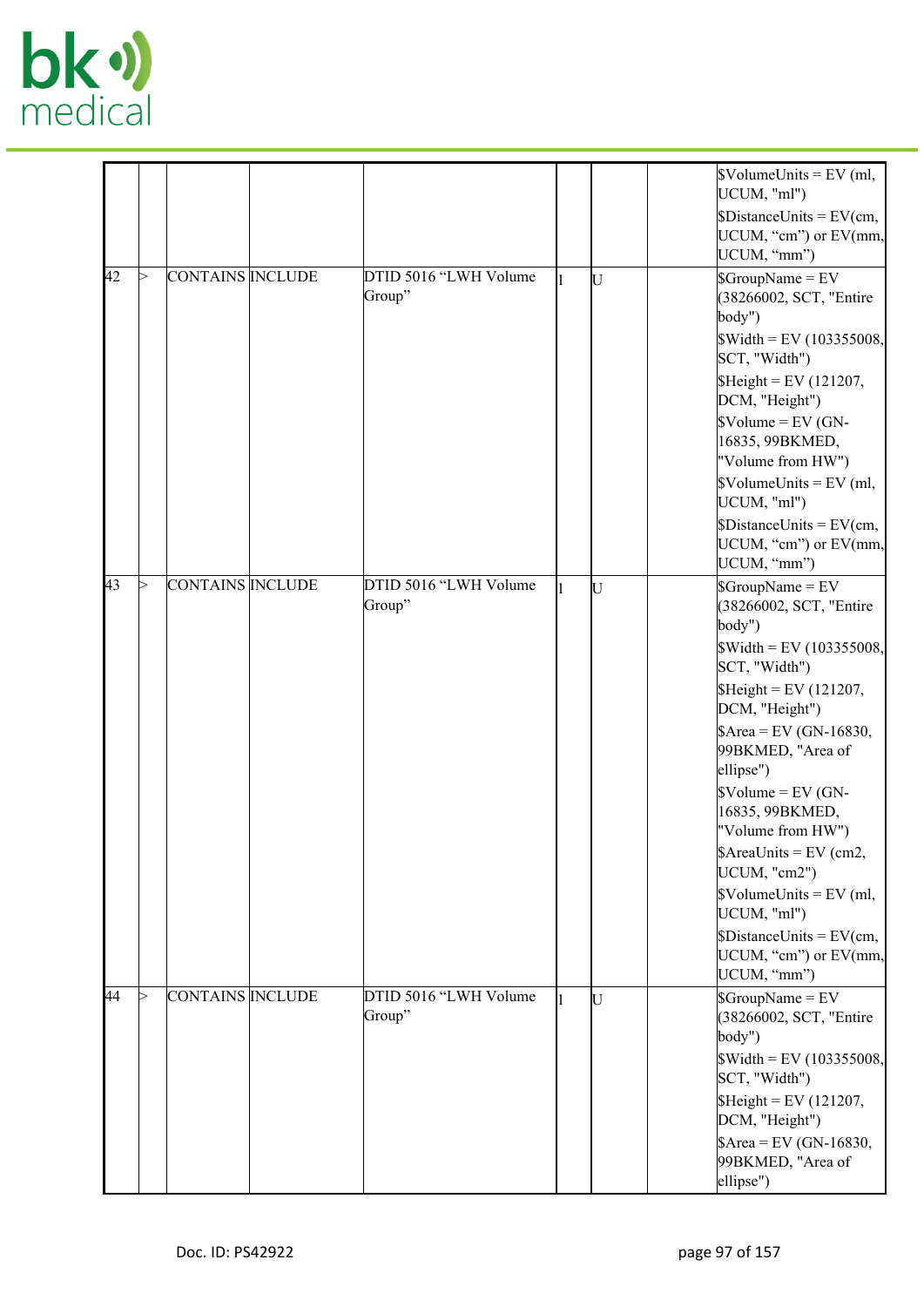| | | | | | | | | |
|---|---|---|---|---|---|---|---|---|
| | | | | | | | | $VolumeUnits = EV (ml, UCUM, "ml")<br>$DistanceUnits = EV(cm, UCUM, "cm") or EV(mm, UCUM, "mm") |
| 42 | > | CONTAINS | INCLUDE | DTID 5016 "LWH Volume Group" | 1 | U | | $GroupName = EV (38266002, SCT, "Entire body")<br>$Width = EV (103355008, SCT, "Width")<br>$Height = EV (121207, DCM, "Height")<br>$Volume = EV (GN-16835, 99BKMED, "Volume from HW")<br>$VolumeUnits = EV (ml, UCUM, "ml")<br>$DistanceUnits = EV(cm, UCUM, "cm") or EV(mm, UCUM, "mm") |
| 43 | > | CONTAINS | INCLUDE | DTID 5016 "LWH Volume Group" | 1 | U | | $GroupName = EV (38266002, SCT, "Entire body")<br>$Width = EV (103355008, SCT, "Width")<br>$Height = EV (121207, DCM, "Height")<br>$Area = EV (GN-16830, 99BKMED, "Area of ellipse")<br>$Volume = EV (GN-16835, 99BKMED, "Volume from HW")<br>$AreaUnits = EV (cm2, UCUM, "cm2")<br>$VolumeUnits = EV (ml, UCUM, "ml")<br>$DistanceUnits = EV(cm, UCUM, "cm") or EV(mm, UCUM, "mm") |
| 44 | > | CONTAINS | INCLUDE | DTID 5016 "LWH Volume Group" | 1 | U | | $GroupName = EV (38266002, SCT, "Entire body")<br>$Width = EV (103355008, SCT, "Width")<br>$Height = EV (121207, DCM, "Height")<br>$Area = EV (GN-16830, 99BKMED, "Area of ellipse") |

Doc. ID: PS42922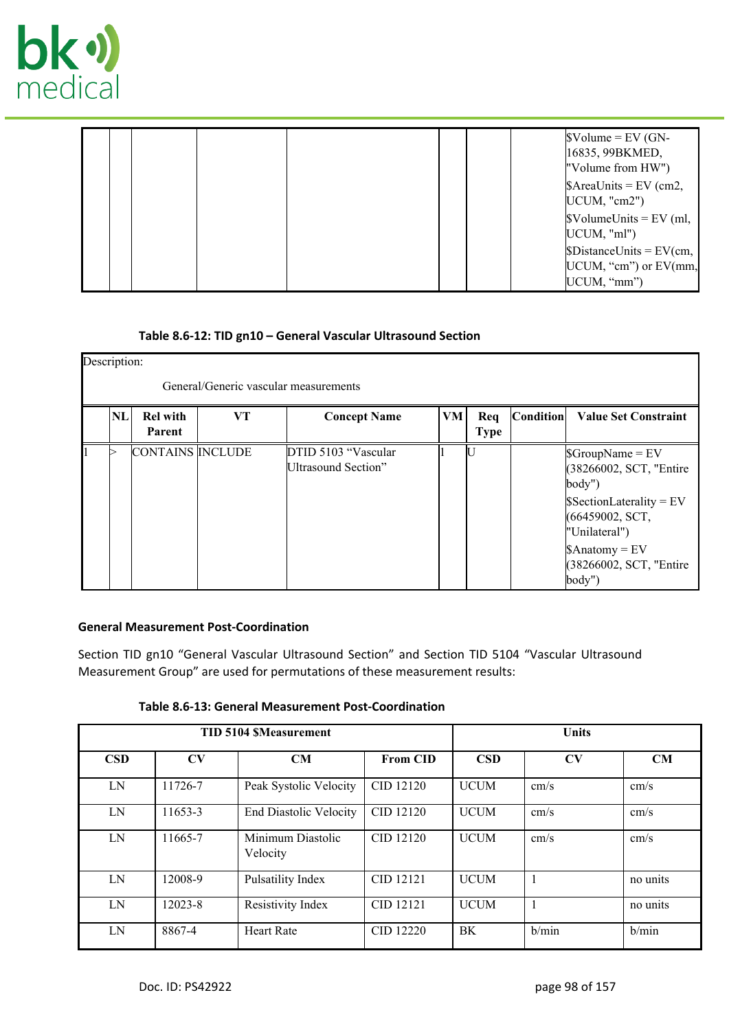| | | | | | | | | |
|---|---|---|---|---|---|---|---|---|
| | | | | | | | | $Volume = EV (GN-16835, 99BKMED, "Volume from HW")<br>$AreaUnits = EV (cm2, UCUM, "cm2")<br>$VolumeUnits = EV (ml, UCUM, "ml")<br>$DistanceUnits = EV(cm, UCUM, “cm”) or EV(mm, UCUM, “mm”) |

**Table 8.6-12: TID gn10 – General Vascular Ultrasound Section**

Description:

General/Generic vascular measurements

| | NL | Rel with Parent | VT | Concept Name | VM | Req Type | Condition | Value Set Constraint |
|---|---|---|---|---|---|---|---|---|
| 1 | > | CONTAINS | INCLUDE | DTID 5103 “Vascular Ultrasound Section” | 1 | U | | $GroupName = EV (38266002, SCT, "Entire body")<br>$SectionLaterality = EV (66459002, SCT, "Unilateral")<br>$Anatomy = EV (38266002, SCT, "Entire body") |

**General Measurement Post-Coordination**

Section TID gn10 “General Vascular Ultrasound Section” and Section TID 5104 “Vascular Ultrasound Measurement Group” are used for permutations of these measurement results:

**Table 8.6-13: General Measurement Post-Coordination**

| TID 5104 $Measurement | | | | Units | | |
|---|---|---|---|---|---|---|
| **CSD** | **CV** | **CM** | **From CID** | **CSD** | **CV** | **CM** |
| LN | 11726-7 | Peak Systolic Velocity | CID 12120 | UCUM | cm/s | cm/s |
| LN | 11653-3 | End Diastolic Velocity | CID 12120 | UCUM | cm/s | cm/s |
| LN | 11665-7 | Minimum Diastolic Velocity | CID 12120 | UCUM | cm/s | cm/s |
| LN | 12008-9 | Pulsatility Index | CID 12121 | UCUM | 1 | no units |
| LN | 12023-8 | Resistivity Index | CID 12121 | UCUM | 1 | no units |
| LN | 8867-4 | Heart Rate | CID 12220 | BK | b/min | b/min |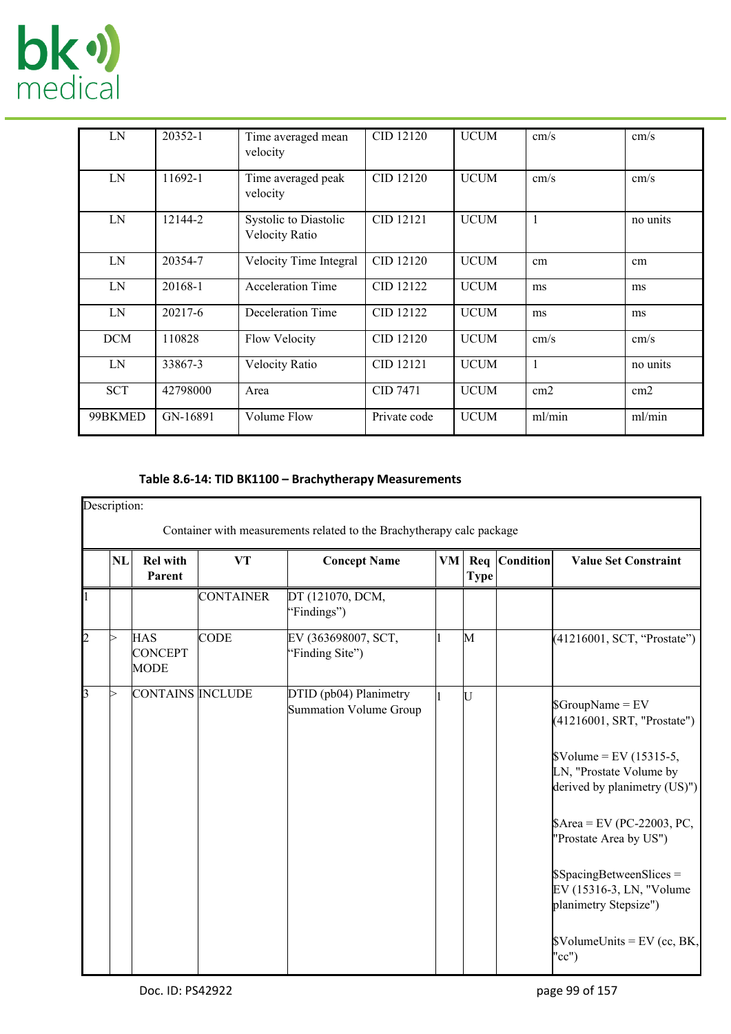| | | | | | | |
|---|---|---|---|---|---|---|
| LN | 20352-1 | Time averaged mean velocity | CID 12120 | UCUM | cm/s | cm/s |
| LN | 11692-1 | Time averaged peak velocity | CID 12120 | UCUM | cm/s | cm/s |
| LN | 12144-2 | Systolic to Diastolic Velocity Ratio | CID 12121 | UCUM | 1 | no units |
| LN | 20354-7 | Velocity Time Integral | CID 12120 | UCUM | cm | cm |
| LN | 20168-1 | Acceleration Time | CID 12122 | UCUM | ms | ms |
| LN | 20217-6 | Deceleration Time | CID 12122 | UCUM | ms | ms |
| DCM | 110828 | Flow Velocity | CID 12120 | UCUM | cm/s | cm/s |
| LN | 33867-3 | Velocity Ratio | CID 12121 | UCUM | 1 | no units |
| SCT | 42798000 | Area | CID 7471 | UCUM | cm2 | cm2 |
| 99BKMED | GN-16891 | Volume Flow | Private code | UCUM | ml/min | ml/min |

**Table 8.6-14: TID BK1100 – Brachytherapy Measurements**

Description:

Container with measurements related to the Brachytherapy calc package

| | NL | Rel with Parent | VT | Concept Name | VM | Req Type | Condition | Value Set Constraint |
|---|---|---|---|---|---|---|---|---|
| 1 | | | CONTAINER | DT (121070, DCM, "Findings") | | | | |
| 2 | > | HAS CONCEPT MODE | CODE | EV (363698007, SCT, "Finding Site") | 1 | M | | (41216001, SCT, "Prostate") |
| 3 | > | CONTAINS | INCLUDE | DTID (pb04) Planimetry Summation Volume Group | 1 | U | | $GroupName = EV (41216001, SRT, "Prostate")<br><br>$Volume = EV (15315-5, LN, "Prostate Volume by derived by planimetry (US)")<br><br>$Area = EV (PC-22003, PC, "Prostate Area by US")<br><br>$SpacingBetweenSlices = EV (15316-3, LN, "Volume planimetry Stepsize")<br><br>$VolumeUnits = EV (cc, BK, "cc") |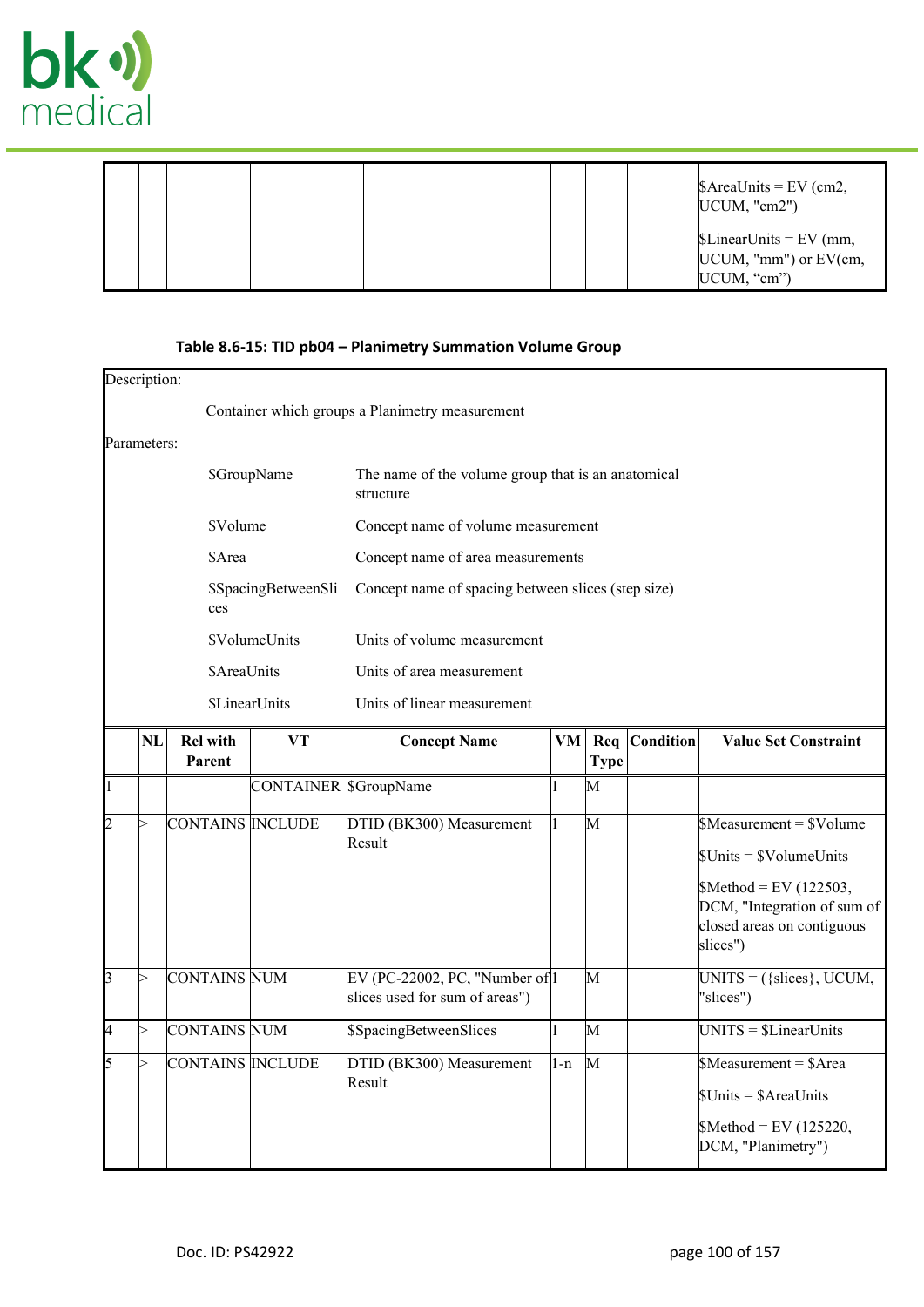| | | | | | | | | |
|---|---|---|---|---|---|---|---|---|
| | | | | | | | | $AreaUnits = EV (cm2, UCUM, "cm2")<br><br>$LinearUnits = EV (mm, UCUM, "mm") or EV(cm, UCUM, “cm”) |

**Table 8.6-15: TID pb04 – Planimetry Summation Volume Group**

Description:

Container which groups a Planimetry measurement

Parameters:

| Parameter | Description |
|---|---|
| $GroupName | The name of the volume group that is an anatomical structure |
| $Volume | Concept name of volume measurement |
| $Area | Concept name of area measurements |
| $SpacingBetweenSlices | Concept name of spacing between slices (step size) |
| $VolumeUnits | Units of volume measurement |
| $AreaUnits | Units of area measurement |
| $LinearUnits | Units of linear measurement |

| | NL | Rel with Parent | VT | Concept Name | VM | Req Type | Condition | Value Set Constraint |
|---|---|---|---|---|---|---|---|---|
| 1 | | | CONTAINER | $GroupName | 1 | M | | |
| 2 | > | CONTAINS | INCLUDE | DTID (BK300) Measurement Result | 1 | M | | $Measurement = $Volume<br><br>$Units = $VolumeUnits<br><br>$Method = EV (122503, DCM, "Integration of sum of closed areas on contiguous slices") |
| 3 | > | CONTAINS | NUM | EV (PC-22002, PC, "Number of slices used for sum of areas") | 1 | M | | UNITS = ({slices}, UCUM, "slices") |
| 4 | > | CONTAINS | NUM | $SpacingBetweenSlices | 1 | M | | UNITS = $LinearUnits |
| 5 | > | CONTAINS | INCLUDE | DTID (BK300) Measurement Result | 1-n | M | | $Measurement = $Area<br><br>$Units = $AreaUnits<br><br>$Method = EV (125220, DCM, "Planimetry") |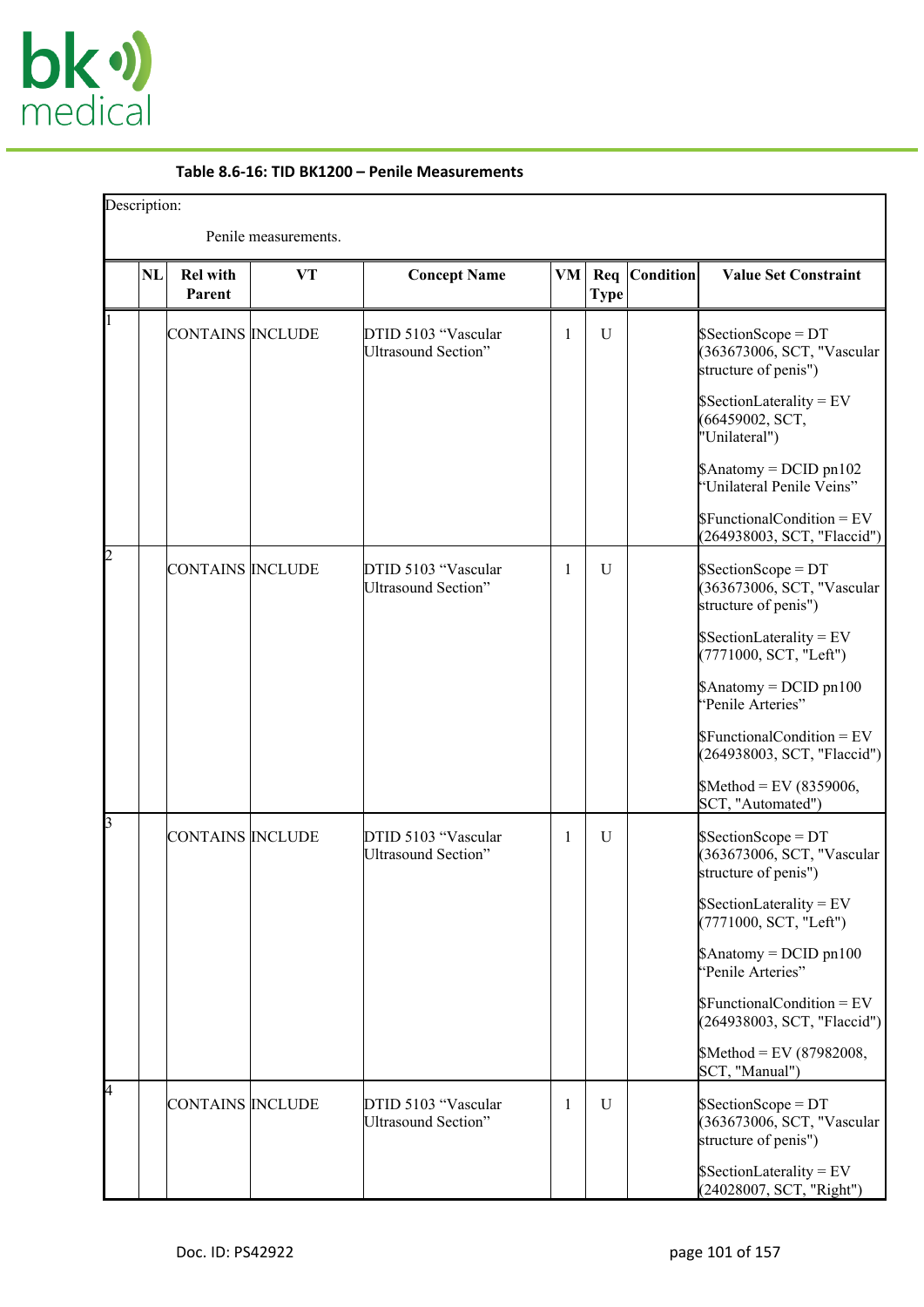**Table 8.6-16: TID BK1200 – Penile Measurements**

Description:

Penile measurements.

|  | NL | Rel with Parent | VT | Concept Name | VM | Req Type | Condition | Value Set Constraint |
|---|---|---|---|---|---|---|---|---|
| 1 |  | CONTAINS | INCLUDE | DTID 5103 “Vascular Ultrasound Section” | 1 | U |  | $SectionScope = DT (363673006, SCT, "Vascular structure of penis") $SectionLaterality = EV (66459002, SCT, "Unilateral") $Anatomy = DCID pn102 “Unilateral Penile Veins” $FunctionalCondition = EV (264938003, SCT, "Flaccid") |
| 2 |  | CONTAINS | INCLUDE | DTID 5103 “Vascular Ultrasound Section” | 1 | U |  | $SectionScope = DT (363673006, SCT, "Vascular structure of penis") $SectionLaterality = EV (7771000, SCT, "Left") $Anatomy = DCID pn100 “Penile Arteries” $FunctionalCondition = EV (264938003, SCT, "Flaccid") $Method = EV (8359006, SCT, "Automated") |
| 3 |  | CONTAINS | INCLUDE | DTID 5103 “Vascular Ultrasound Section” | 1 | U |  | $SectionScope = DT (363673006, SCT, "Vascular structure of penis") $SectionLaterality = EV (7771000, SCT, "Left") $Anatomy = DCID pn100 “Penile Arteries” $FunctionalCondition = EV (264938003, SCT, "Flaccid") $Method = EV (87982008, SCT, "Manual") |
| 4 |  | CONTAINS | INCLUDE | DTID 5103 “Vascular Ultrasound Section” | 1 | U |  | $SectionScope = DT (363673006, SCT, "Vascular structure of penis") $SectionLaterality = EV (24028007, SCT, "Right") |

Doc. ID: PS42922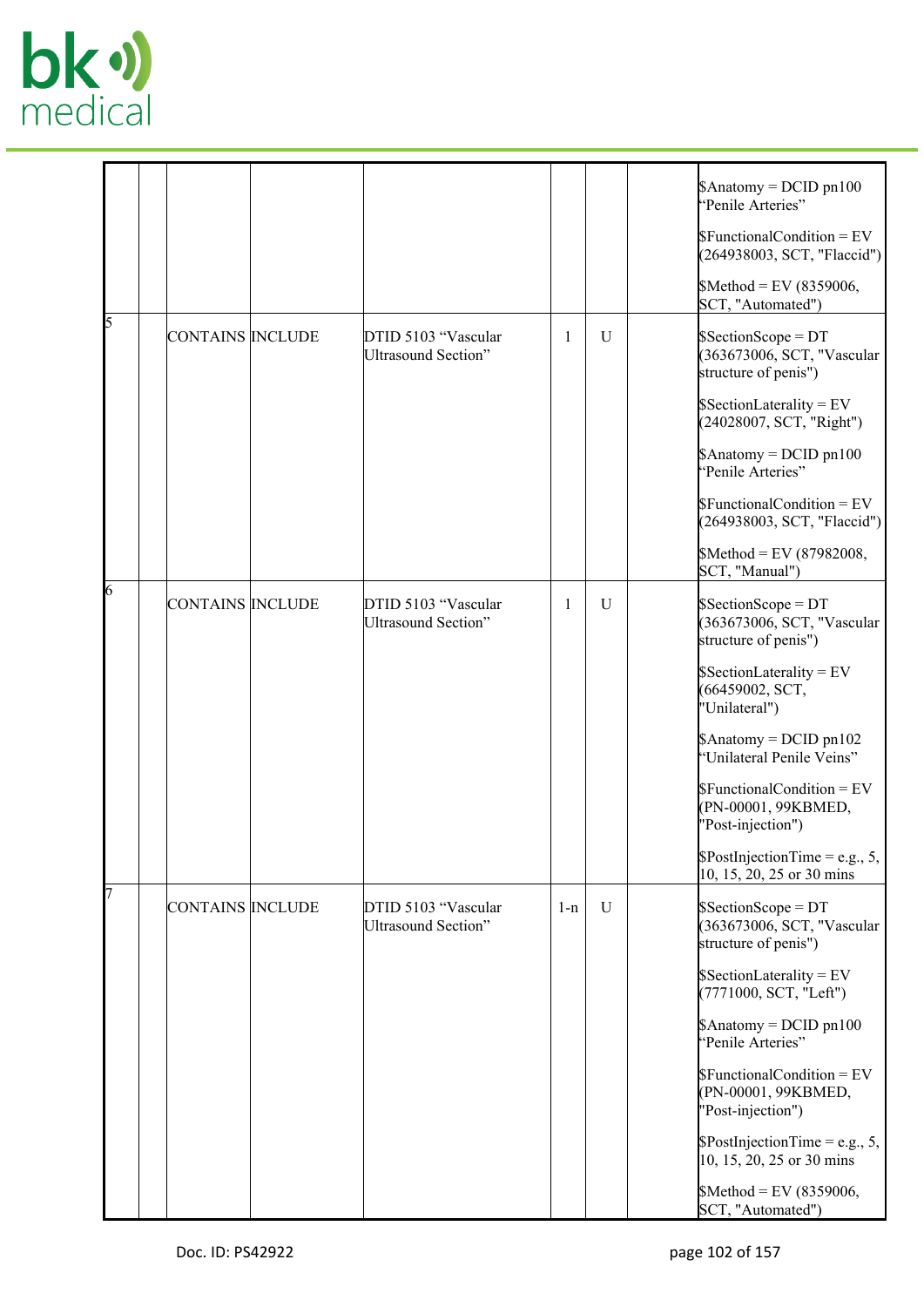| | | | | | | | | |
|---|---|---|---|---|---|---|---|---|
| | | | | | | | | $Anatomy = DCID pn100 "Penile Arteries"<br><br>$FunctionalCondition = EV (264938003, SCT, "Flaccid")<br><br>$Method = EV (8359006, SCT, "Automated") |
| 5 | | CONTAINS | INCLUDE | DTID 5103 "Vascular Ultrasound Section" | 1 | U | | $SectionScope = DT (363673006, SCT, "Vascular structure of penis")<br><br>$SectionLaterality = EV (24028007, SCT, "Right")<br><br>$Anatomy = DCID pn100 "Penile Arteries"<br><br>$FunctionalCondition = EV (264938003, SCT, "Flaccid")<br><br>$Method = EV (87982008, SCT, "Manual") |
| 6 | | CONTAINS | INCLUDE | DTID 5103 "Vascular Ultrasound Section" | 1 | U | | $SectionScope = DT (363673006, SCT, "Vascular structure of penis")<br><br>$SectionLaterality = EV (66459002, SCT, "Unilateral")<br><br>$Anatomy = DCID pn102 "Unilateral Penile Veins"<br><br>$FunctionalCondition = EV (PN-00001, 99KBMED, "Post-injection")<br><br>$PostInjectionTime = e.g., 5, 10, 15, 20, 25 or 30 mins |
| 7 | | CONTAINS | INCLUDE | DTID 5103 "Vascular Ultrasound Section" | 1-n | U | | $SectionScope = DT (363673006, SCT, "Vascular structure of penis")<br><br>$SectionLaterality = EV (7771000, SCT, "Left")<br><br>$Anatomy = DCID pn100 "Penile Arteries"<br><br>$FunctionalCondition = EV (PN-00001, 99KBMED, "Post-injection")<br><br>$PostInjectionTime = e.g., 5, 10, 15, 20, 25 or 30 mins<br><br>$Method = EV (8359006, SCT, "Automated") |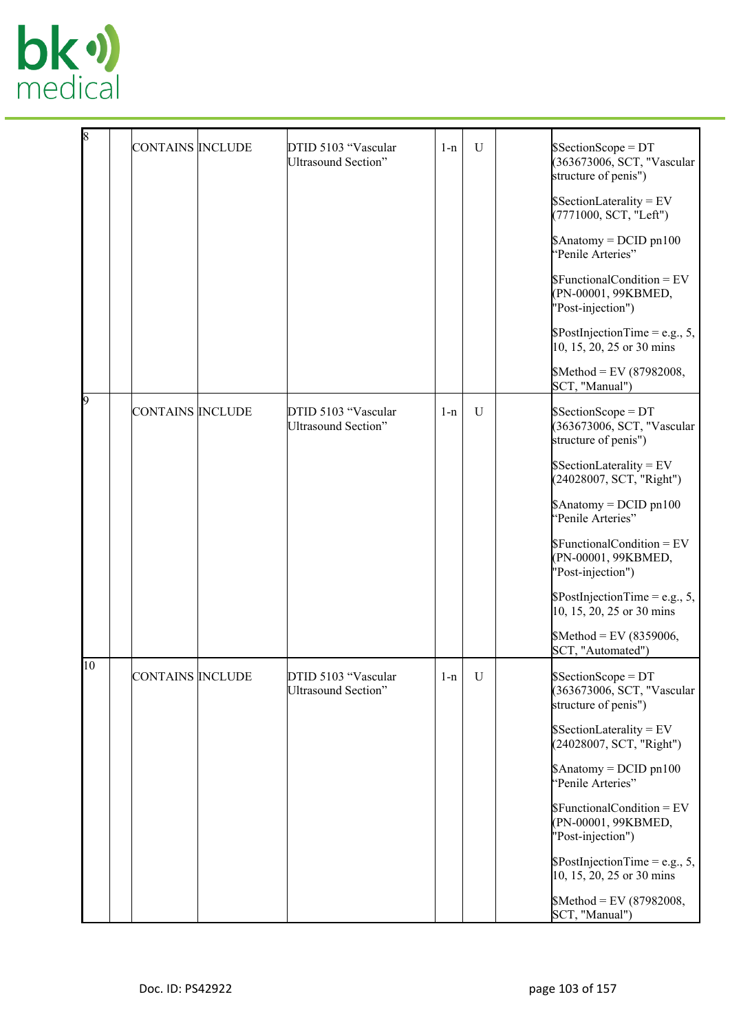| | | | | | | | | |
|---|---|---|---|---|---|---|---|---|
| 8 | | CONTAINS | INCLUDE | DTID 5103 “Vascular Ultrasound Section” | 1-n | U | | $SectionScope = DT (363673006, SCT, "Vascular structure of penis")<br><br>$SectionLaterality = EV (7771000, SCT, "Left")<br><br>$Anatomy = DCID pn100 “Penile Arteries”<br><br>$FunctionalCondition = EV (PN-00001, 99KBMED, "Post-injection")<br><br>$PostInjectionTime = e.g., 5, 10, 15, 20, 25 or 30 mins<br><br>$Method = EV (87982008, SCT, "Manual") |
| 9 | | CONTAINS | INCLUDE | DTID 5103 “Vascular Ultrasound Section” | 1-n | U | | $SectionScope = DT (363673006, SCT, "Vascular structure of penis")<br><br>$SectionLaterality = EV (24028007, SCT, "Right")<br><br>$Anatomy = DCID pn100 “Penile Arteries”<br><br>$FunctionalCondition = EV (PN-00001, 99KBMED, "Post-injection")<br><br>$PostInjectionTime = e.g., 5, 10, 15, 20, 25 or 30 mins<br><br>$Method = EV (8359006, SCT, "Automated") |
| 10 | | CONTAINS | INCLUDE | DTID 5103 “Vascular Ultrasound Section” | 1-n | U | | $SectionScope = DT (363673006, SCT, "Vascular structure of penis")<br><br>$SectionLaterality = EV (24028007, SCT, "Right")<br><br>$Anatomy = DCID pn100 “Penile Arteries”<br><br>$FunctionalCondition = EV (PN-00001, 99KBMED, "Post-injection")<br><br>$PostInjectionTime = e.g., 5, 10, 15, 20, 25 or 30 mins<br><br>$Method = EV (87982008, SCT, "Manual") |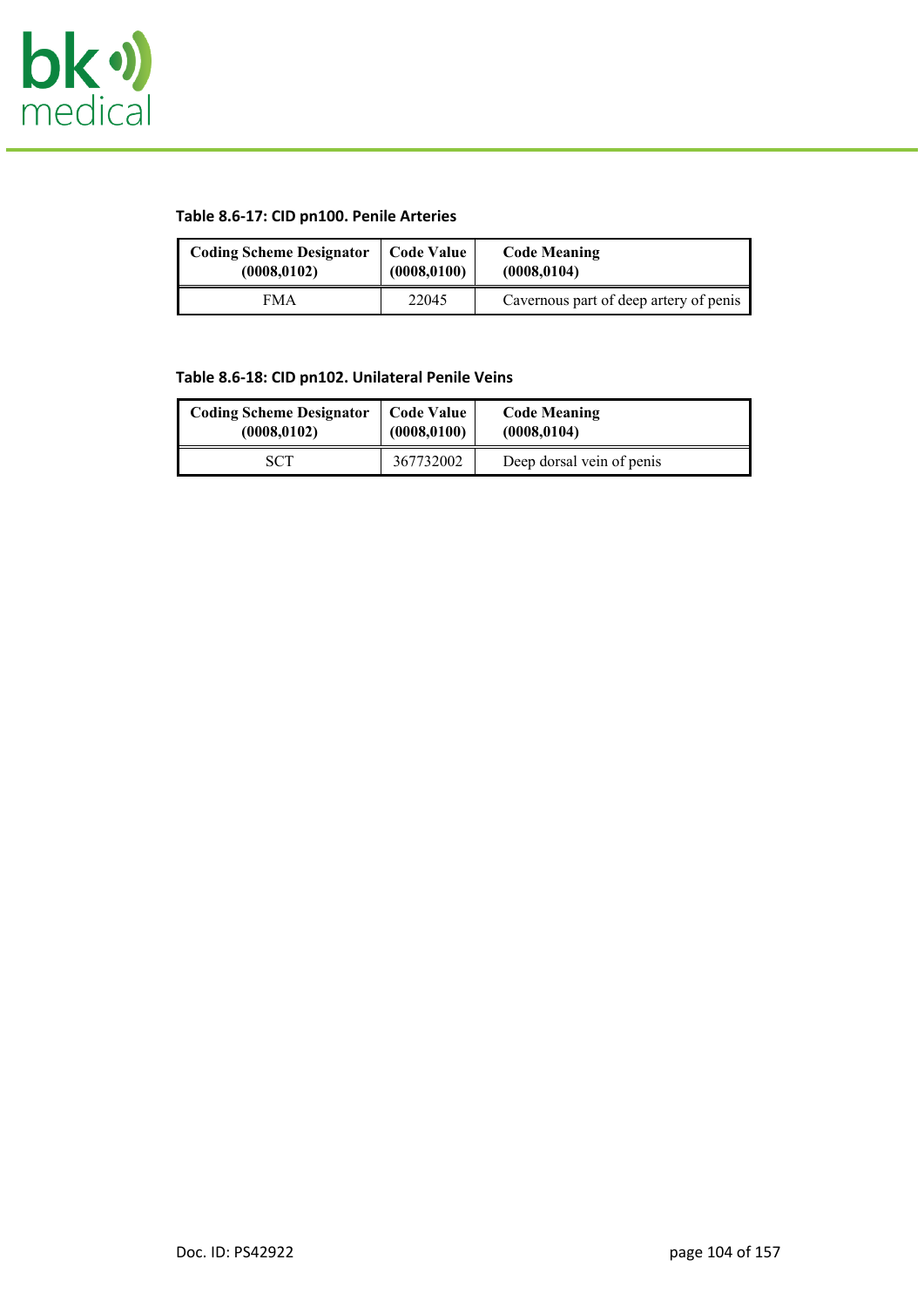**Table 8.6-17: CID pn100. Penile Arteries**

| Coding Scheme Designator (0008,0102) | Code Value (0008,0100) | Code Meaning (0008,0104) |
|---|---|---|
| FMA | 22045 | Cavernous part of deep artery of penis |

**Table 8.6-18: CID pn102. Unilateral Penile Veins**

| Coding Scheme Designator (0008,0102) | Code Value (0008,0100) | Code Meaning (0008,0104) |
|---|---|---|
| SCT | 367732002 | Deep dorsal vein of penis |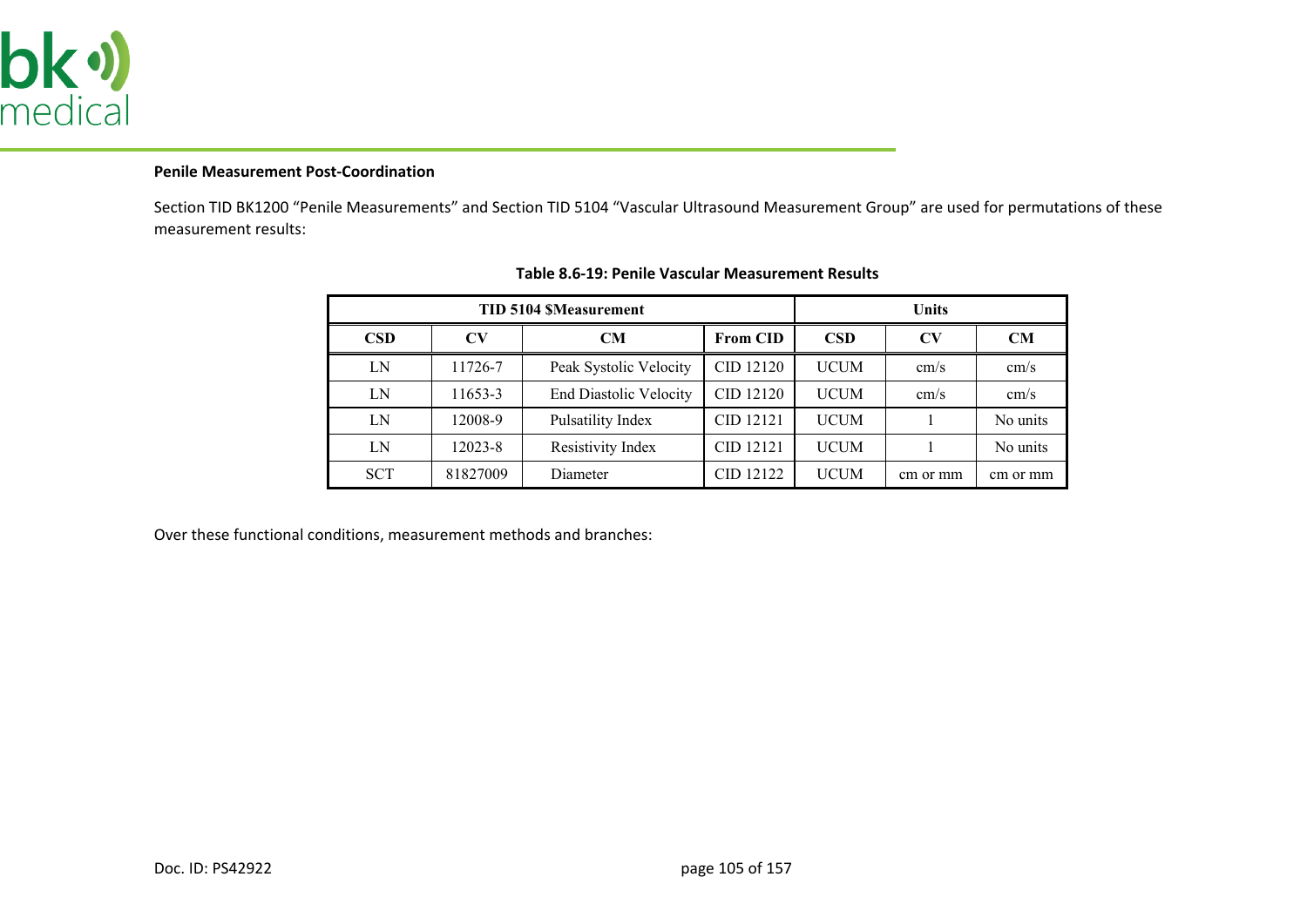**Penile Measurement Post-Coordination**

Section TID BK1200 “Penile Measurements” and Section TID 5104 “Vascular Ultrasound Measurement Group” are used for permutations of these measurement results:

**Table 8.6-19: Penile Vascular Measurement Results**

| TID 5104 $Measurement | | | | Units | | |
|---|---|---|---|---|---|---|
| **CSD** | **CV** | **CM** | **From CID** | **CSD** | **CV** | **CM** |
| LN | 11726-7 | Peak Systolic Velocity | CID 12120 | UCUM | cm/s | cm/s |
| LN | 11653-3 | End Diastolic Velocity | CID 12120 | UCUM | cm/s | cm/s |
| LN | 12008-9 | Pulsatility Index | CID 12121 | UCUM | 1 | No units |
| LN | 12023-8 | Resistivity Index | CID 12121 | UCUM | 1 | No units |
| SCT | 81827009 | Diameter | CID 12122 | UCUM | cm or mm | cm or mm |

Over these functional conditions, measurement methods and branches: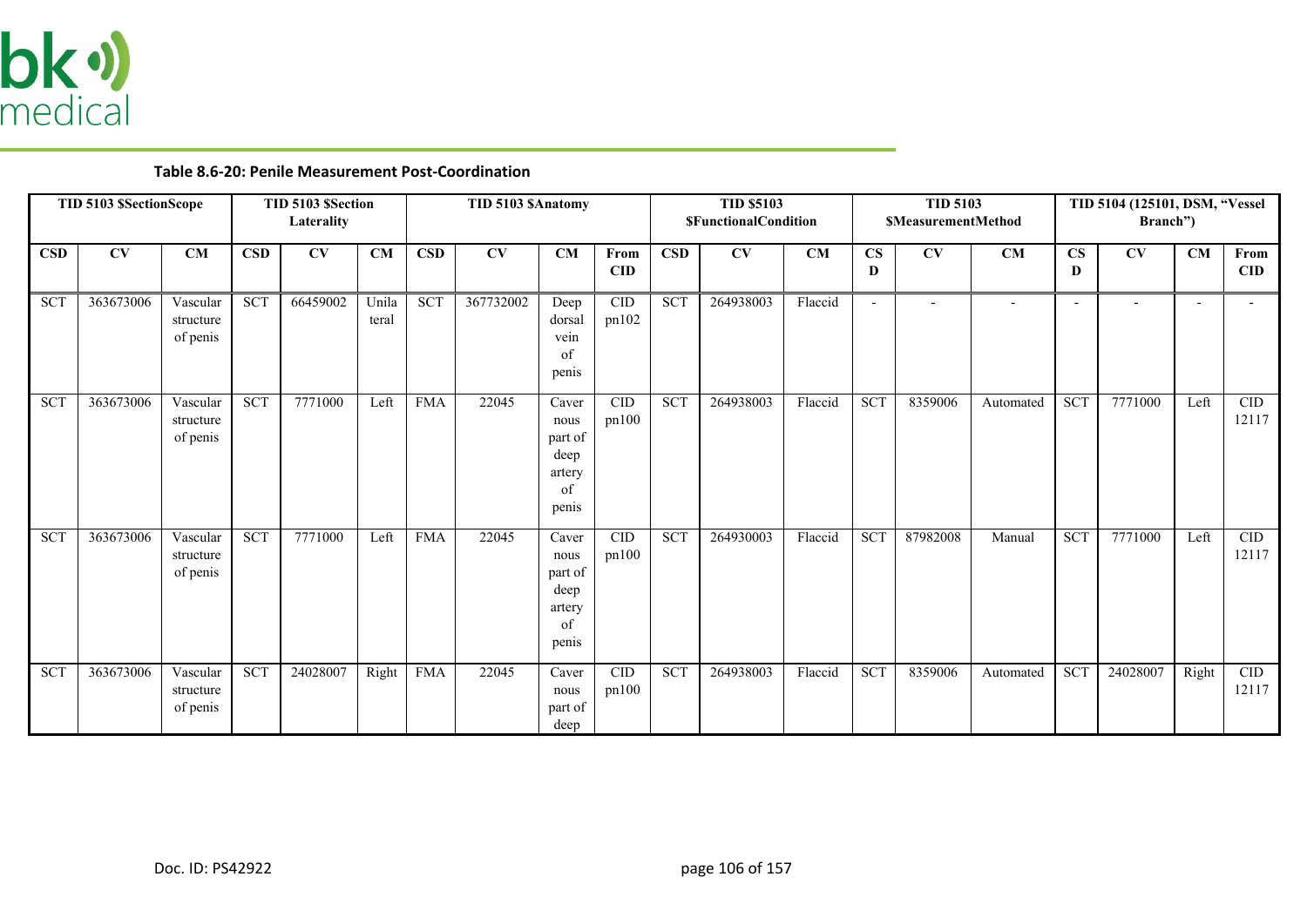**Table 8.6-20: Penile Measurement Post-Coordination**

| TID 5103 $SectionScope | | | TID 5103 $Section Laterality | | | TID 5103 $Anatomy | | | | TID $5103 $FunctionalCondition | | | TID 5103 $MeasurementMethod | | | TID 5104 (125101, DSM, "Vessel Branch") | | | |
|---|---|---|---|---|---|---|---|---|---|---|---|---|---|---|---|---|---|---|---|
| CSD | CV | CM | CSD | CV | CM | CSD | CV | CM | From CID | CSD | CV | CM | CSD | CV | CM | CSD | CV | CM | From CID |
| SCT | 363673006 | Vascular structure of penis | SCT | 66459002 | Unilateral | SCT | 367732002 | Deep dorsal vein of penis | CID pn102 | SCT | 264938003 | Flaccid | - | - | - | - | - | - | - |
| SCT | 363673006 | Vascular structure of penis | SCT | 7771000 | Left | FMA | 22045 | Cavernous part of deep artery of penis | CID pn100 | SCT | 264938003 | Flaccid | SCT | 8359006 | Automated | SCT | 7771000 | Left | CID 12117 |
| SCT | 363673006 | Vascular structure of penis | SCT | 7771000 | Left | FMA | 22045 | Cavernous part of deep artery of penis | CID pn100 | SCT | 264930003 | Flaccid | SCT | 87982008 | Manual | SCT | 7771000 | Left | CID 12117 |
| SCT | 363673006 | Vascular structure of penis | SCT | 24028007 | Right | FMA | 22045 | Cavernous part of deep | CID pn100 | SCT | 264938003 | Flaccid | SCT | 8359006 | Automated | SCT | 24028007 | Right | CID 12117 |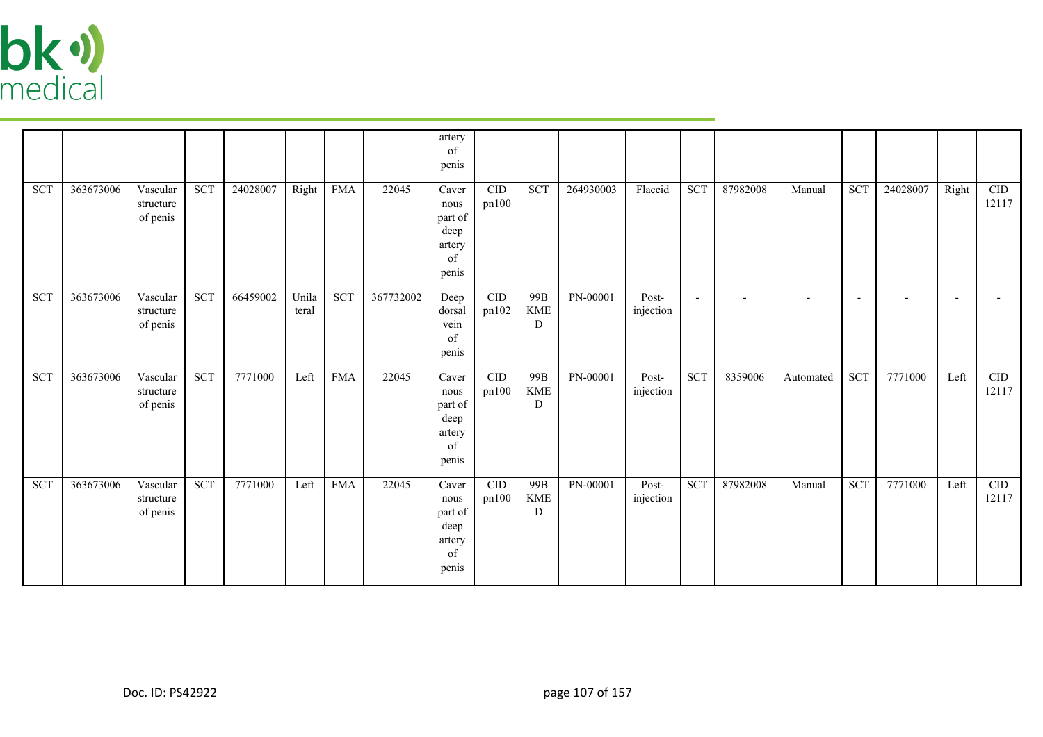| | | | | | | | | | | | | | | | | | | | | |
|---|---|---|---|---|---|---|---|---|---|---|---|---|---|---|---|---|---|---|---|---|
| | | | | | | | | artery of penis | | | | | | | | | | | | |
| SCT | 363673006 | Vascular structure of penis | SCT | 24028007 | Right | FMA | 22045 | Cavernous part of deep artery of penis | CID pn100 | SCT | 264930003 | Flaccid | SCT | 87982008 | Manual | SCT | 24028007 | Right | CID 12117 |
| SCT | 363673006 | Vascular structure of penis | SCT | 66459002 | Unilateral | SCT | 367732002 | Deep dorsal vein of penis | CID pn102 | 99BKMED | PN-00001 | Post-injection | - | - | - | - | - | - | - |
| SCT | 363673006 | Vascular structure of penis | SCT | 7771000 | Left | FMA | 22045 | Cavernous part of deep artery of penis | CID pn100 | 99BKMED | PN-00001 | Post-injection | SCT | 8359006 | Automated | SCT | 7771000 | Left | CID 12117 |
| SCT | 363673006 | Vascular structure of penis | SCT | 7771000 | Left | FMA | 22045 | Cavernous part of deep artery of penis | CID pn100 | 99BKMED | PN-00001 | Post-injection | SCT | 87982008 | Manual | SCT | 7771000 | Left | CID 12117 |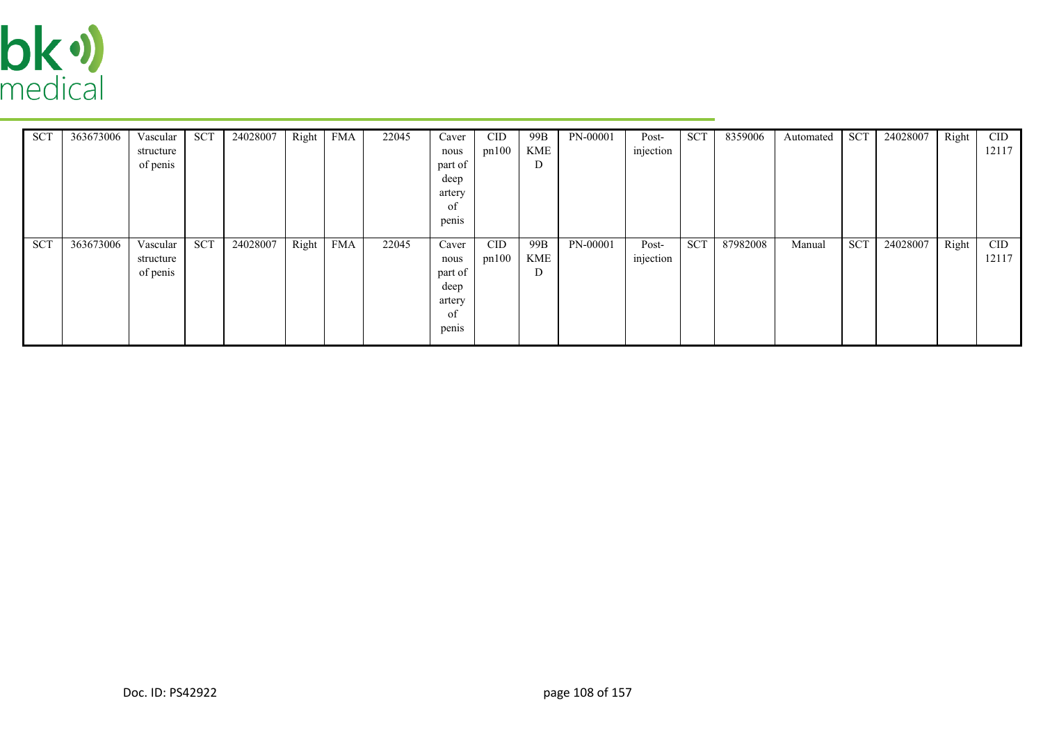| | | | | | | | | | | | | | | | | | | | | |
|---|---|---|---|---|---|---|---|---|---|---|---|---|---|---|---|---|---|---|---|---|
| SCT | 363673006 | Vascular structure of penis | SCT | 24028007 | Right | FMA | 22045 | Cavernous part of deep artery of penis | CID pn100 | 99BKMED | PN-00001 | Post-injection | SCT | 8359006 | Automated | SCT | 24028007 | Right | CID 12117 |
| SCT | 363673006 | Vascular structure of penis | SCT | 24028007 | Right | FMA | 22045 | Cavernous part of deep artery of penis | CID pn100 | 99BKMED | PN-00001 | Post-injection | SCT | 87982008 | Manual | SCT | 24028007 | Right | CID 12117 |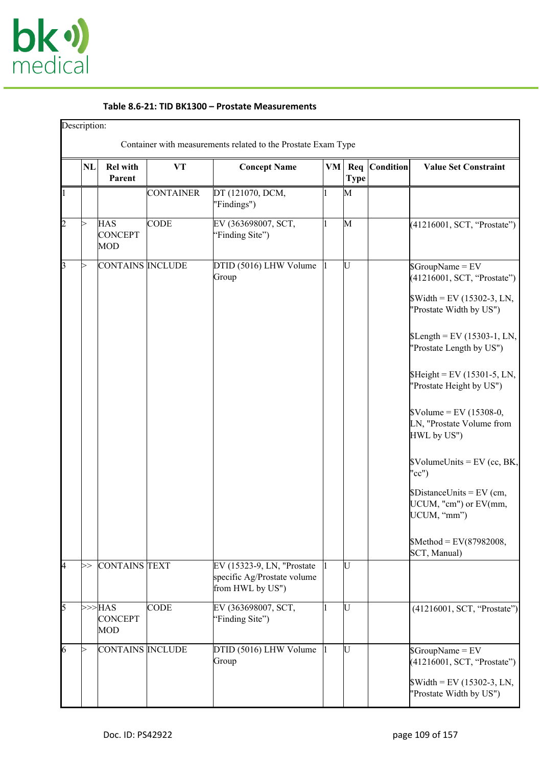**Table 8.6-21: TID BK1300 – Prostate Measurements**

Description:

Container with measurements related to the Prostate Exam Type

| | NL | Rel with Parent | VT | Concept Name | VM | Req Type | Condition | Value Set Constraint |
|---|---|---|---|---|---|---|---|---|
| 1 | | | CONTAINER | DT (121070, DCM, "Findings") | 1 | M | | |
| 2 | > | HAS CONCEPT MOD | CODE | EV (363698007, SCT, "Finding Site") | 1 | M | | (41216001, SCT, "Prostate") |
| 3 | > | CONTAINS | INCLUDE | DTID (5016) LHW Volume Group | 1 | U | | $GroupName = EV (41216001, SCT, "Prostate")<br><br>$Width = EV (15302-3, LN, "Prostate Width by US")<br><br>$Length = EV (15303-1, LN, "Prostate Length by US")<br><br>$Height = EV (15301-5, LN, "Prostate Height by US")<br><br>$Volume = EV (15308-0, LN, "Prostate Volume from HWL by US")<br><br>$VolumeUnits = EV (cc, BK, "cc")<br><br>$DistanceUnits = EV (cm, UCUM, "cm") or EV(mm, UCUM, "mm")<br><br>$Method = EV(87982008, SCT, Manual) |
| 4 | >> | CONTAINS | TEXT | EV (15323-9, LN, "Prostate specific Ag/Prostate volume from HWL by US") | 1 | U | | |
| 5 | >>> | HAS CONCEPT MOD | CODE | EV (363698007, SCT, "Finding Site") | 1 | U | | (41216001, SCT, "Prostate") |
| 6 | > | CONTAINS | INCLUDE | DTID (5016) LHW Volume Group | 1 | U | | $GroupName = EV (41216001, SCT, "Prostate")<br><br>$Width = EV (15302-3, LN, "Prostate Width by US") |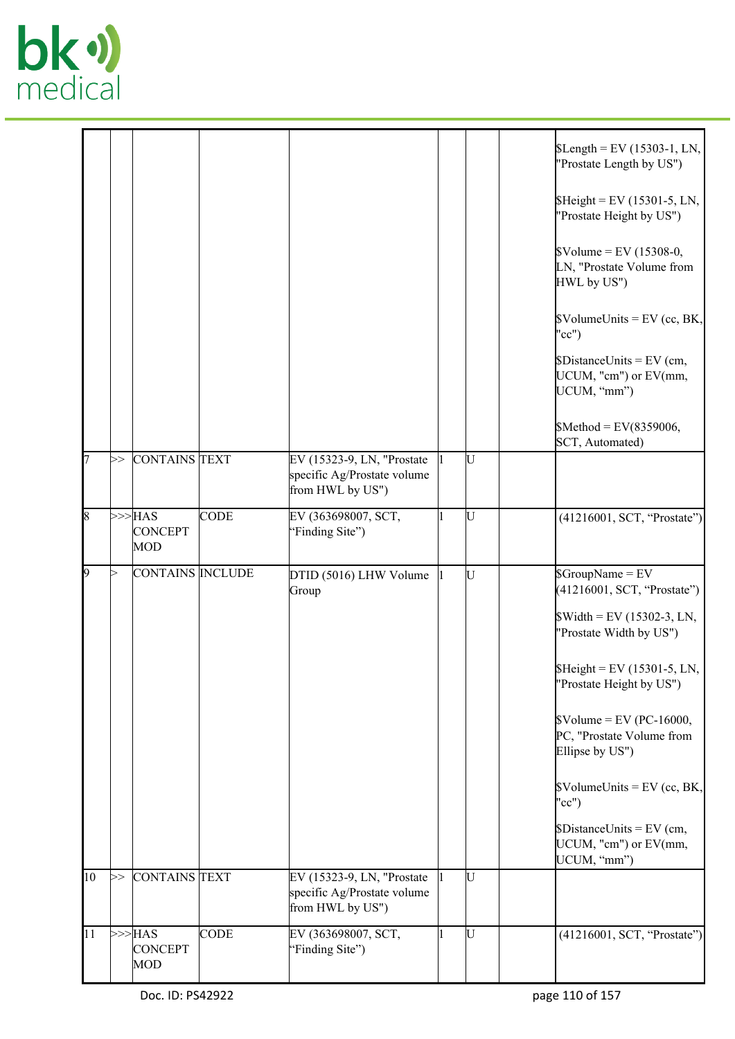| | | | | | | | | |
|---|---|---|---|---|---|---|---|---|
| | | | | | | | | $Length = EV (15303-1, LN, "Prostate Length by US")<br><br>$Height = EV (15301-5, LN, "Prostate Height by US")<br><br>$Volume = EV (15308-0, LN, "Prostate Volume from HWL by US")<br><br>$VolumeUnits = EV (cc, BK, "cc")<br><br>$DistanceUnits = EV (cm, UCUM, "cm") or EV(mm, UCUM, "mm")<br><br>$Method = EV(8359006, SCT, Automated) |
| 7 | >> | CONTAINS | TEXT | EV (15323-9, LN, "Prostate specific Ag/Prostate volume from HWL by US") | 1 | U | | |
| 8 | >>> | HAS CONCEPT MOD | CODE | EV (363698007, SCT, "Finding Site") | 1 | U | | (41216001, SCT, "Prostate") |
| 9 | > | CONTAINS | INCLUDE | DTID (5016) LHW Volume Group | 1 | U | | $GroupName = EV (41216001, SCT, "Prostate")<br><br>$Width = EV (15302-3, LN, "Prostate Width by US")<br><br>$Height = EV (15301-5, LN, "Prostate Height by US")<br><br>$Volume = EV (PC-16000, PC, "Prostate Volume from Ellipse by US")<br><br>$VolumeUnits = EV (cc, BK, "cc")<br><br>$DistanceUnits = EV (cm, UCUM, "cm") or EV(mm, UCUM, "mm") |
| 10 | >> | CONTAINS | TEXT | EV (15323-9, LN, "Prostate specific Ag/Prostate volume from HWL by US") | 1 | U | | |
| 11 | >>> | HAS CONCEPT MOD | CODE | EV (363698007, SCT, "Finding Site") | 1 | U | | (41216001, SCT, "Prostate") |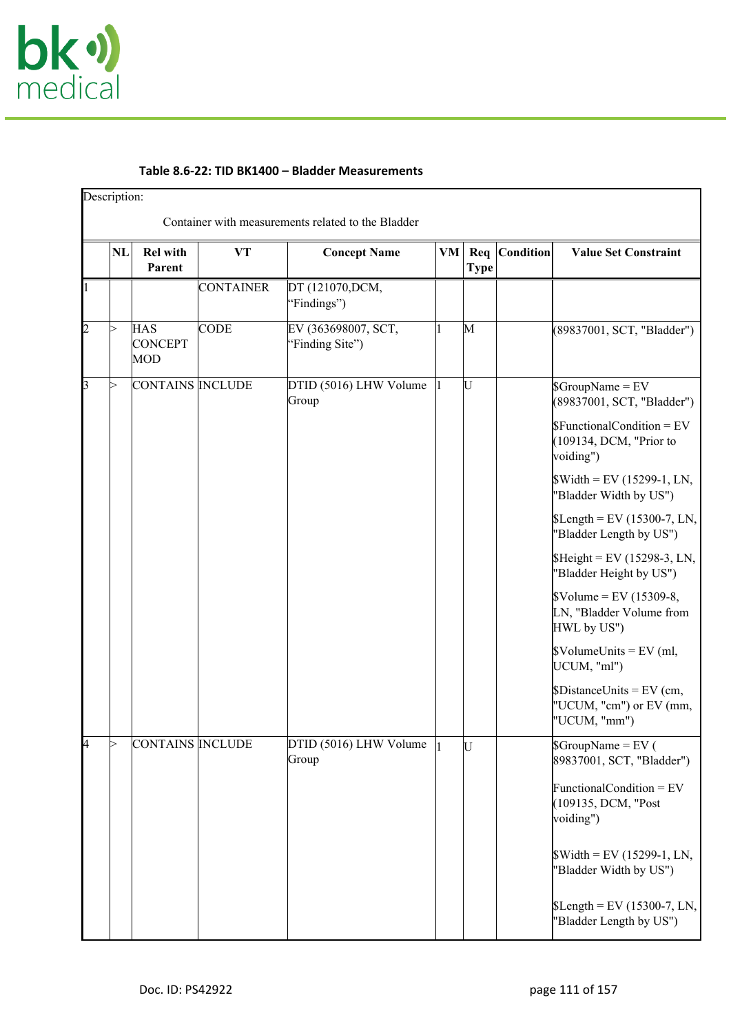**Table 8.6-22: TID BK1400 – Bladder Measurements**

Description:

Container with measurements related to the Bladder

| | NL | Rel with Parent | VT | Concept Name | VM | Req Type | Condition | Value Set Constraint |
|---|---|---|---|---|---|---|---|---|
| 1 | | | CONTAINER | DT (121070,DCM, "Findings") | | | | |
| 2 | > | HAS CONCEPT MOD | CODE | EV (363698007, SCT, "Finding Site") | 1 | M | | (89837001, SCT, "Bladder") |
| 3 | > | CONTAINS | INCLUDE | DTID (5016) LHW Volume Group | 1 | U | | $GroupName = EV (89837001, SCT, "Bladder")<br>$FunctionalCondition = EV (109134, DCM, "Prior to voiding")<br>$Width = EV (15299-1, LN, "Bladder Width by US")<br>$Length = EV (15300-7, LN, "Bladder Length by US")<br>$Height = EV (15298-3, LN, "Bladder Height by US")<br>$Volume = EV (15309-8, LN, "Bladder Volume from HWL by US")<br>$VolumeUnits = EV (ml, UCUM, "ml")<br>$DistanceUnits = EV (cm, "UCUM, "cm") or EV (mm, "UCUM, "mm") |
| 4 | > | CONTAINS | INCLUDE | DTID (5016) LHW Volume Group | 1 | U | | $GroupName = EV ( 89837001, SCT, "Bladder")<br>FunctionalCondition = EV (109135, DCM, "Post voiding")<br>$Width = EV (15299-1, LN, "Bladder Width by US")<br>$Length = EV (15300-7, LN, "Bladder Length by US") |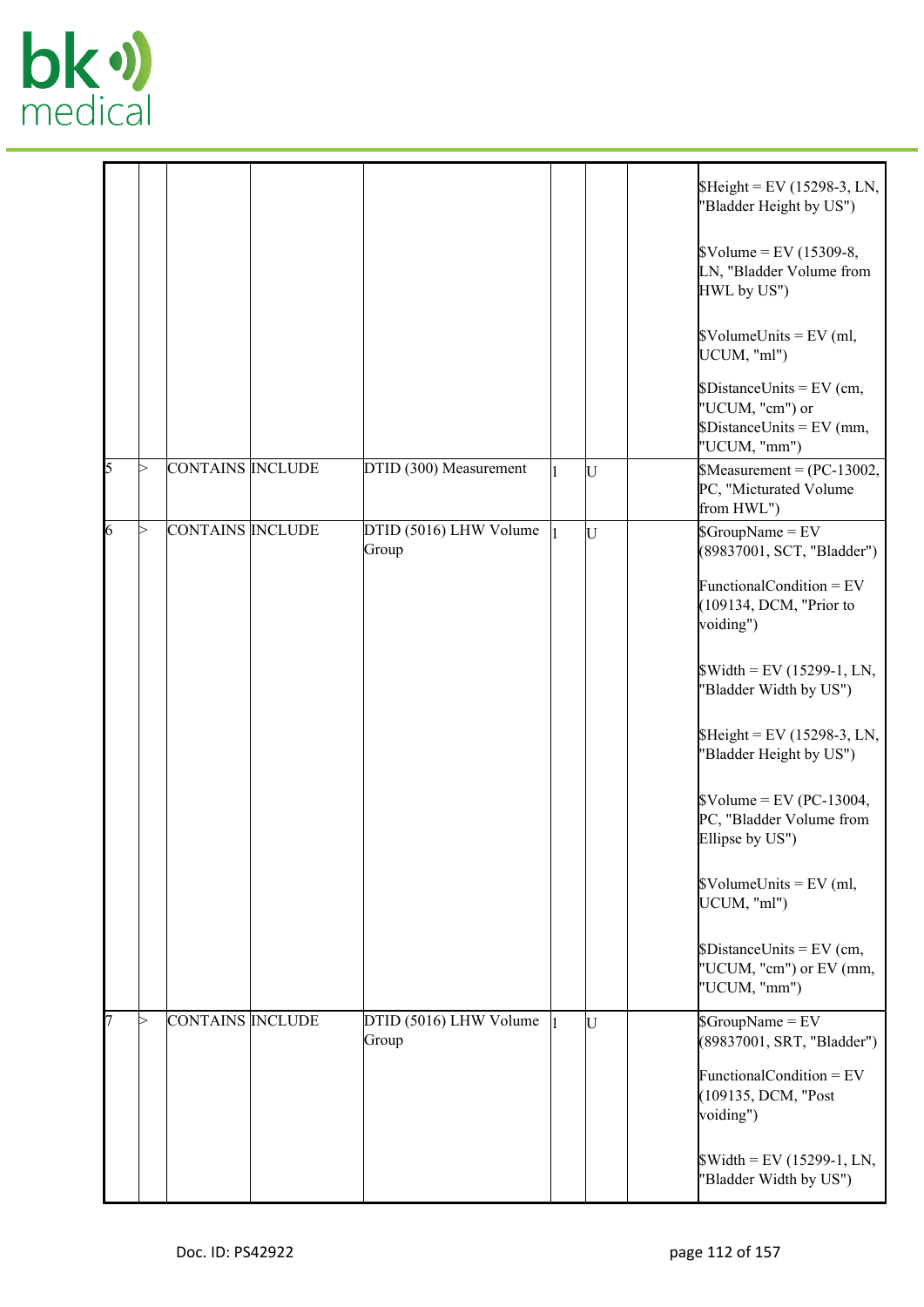| | | | | | | | | |
|---|---|---|---|---|---|---|---|---|
| | | | | | | | | $Height = EV (15298-3, LN, "Bladder Height by US")<br><br>$Volume = EV (15309-8, LN, "Bladder Volume from HWL by US")<br><br>$VolumeUnits = EV (ml, UCUM, "ml")<br><br>$DistanceUnits = EV (cm, "UCUM, "cm") or $DistanceUnits = EV (mm, "UCUM, "mm") |
| 5 | > | CONTAINS | INCLUDE | DTID (300) Measurement | 1 | U | | $Measurement = (PC-13002, PC, "Micturated Volume from HWL") |
| 6 | > | CONTAINS | INCLUDE | DTID (5016) LHW Volume Group | 1 | U | | $GroupName = EV (89837001, SCT, "Bladder")<br><br>FunctionalCondition = EV (109134, DCM, "Prior to voiding")<br><br>$Width = EV (15299-1, LN, "Bladder Width by US")<br><br>$Height = EV (15298-3, LN, "Bladder Height by US")<br><br>$Volume = EV (PC-13004, PC, "Bladder Volume from Ellipse by US")<br><br>$VolumeUnits = EV (ml, UCUM, "ml")<br><br>$DistanceUnits = EV (cm, "UCUM, "cm") or EV (mm, "UCUM, "mm") |
| 7 | > | CONTAINS | INCLUDE | DTID (5016) LHW Volume Group | 1 | U | | $GroupName = EV (89837001, SRT, "Bladder")<br><br>FunctionalCondition = EV (109135, DCM, "Post voiding")<br><br>$Width = EV (15299-1, LN, "Bladder Width by US") |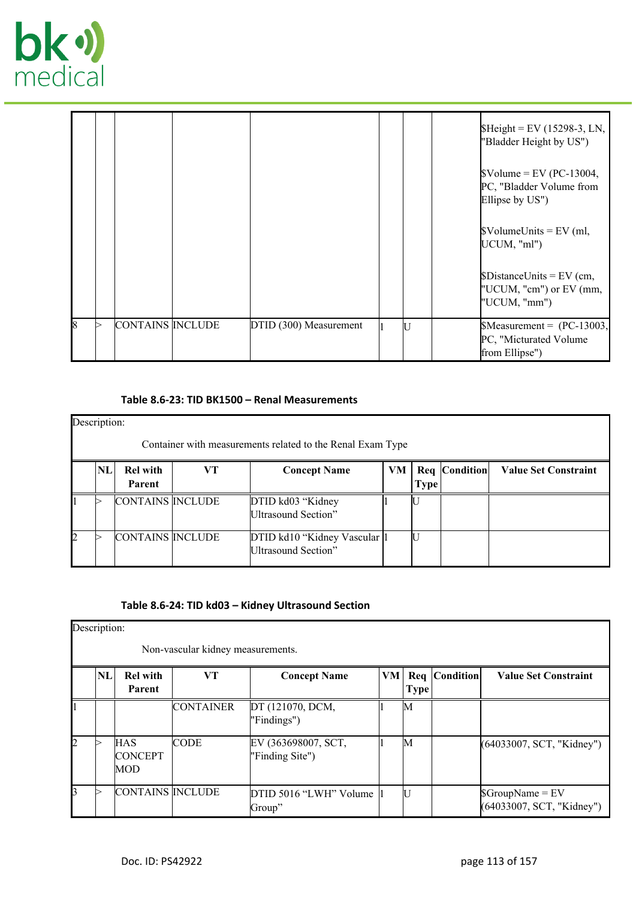| | | | | | | | | |
|---|---|---|---|---|---|---|---|---|
| | | | | | | | | $Height = EV (15298-3, LN, "Bladder Height by US")<br><br>$Volume = EV (PC-13004, PC, "Bladder Volume from Ellipse by US")<br><br>$VolumeUnits = EV (ml, UCUM, "ml")<br><br>$DistanceUnits = EV (cm, "UCUM, "cm") or EV (mm, "UCUM, "mm") |
| 8 | > | CONTAINS | INCLUDE | DTID (300) Measurement | 1 | U | | $Measurement = (PC-13003, PC, "Micturated Volume from Ellipse") |

**Table 8.6-23: TID BK1500 – Renal Measurements**

Description:

Container with measurements related to the Renal Exam Type

| | NL | Rel with Parent | VT | Concept Name | VM | Req Type | Condition | Value Set Constraint |
|---|---|---|---|---|---|---|---|---|
| 1 | > | CONTAINS | INCLUDE | DTID kd03 “Kidney Ultrasound Section” | 1 | U | | |
| 2 | > | CONTAINS | INCLUDE | DTID kd10 “Kidney Vascular Ultrasound Section” | 1 | U | | |

**Table 8.6-24: TID kd03 – Kidney Ultrasound Section**

Description:

Non-vascular kidney measurements.

| | NL | Rel with Parent | VT | Concept Name | VM | Req Type | Condition | Value Set Constraint |
|---|---|---|---|---|---|---|---|---|
| 1 | | | CONTAINER | DT (121070, DCM, "Findings") | 1 | M | | |
| 2 | > | HAS CONCEPT MOD | CODE | EV (363698007, SCT, "Finding Site") | 1 | M | | (64033007, SCT, "Kidney") |
| 3 | > | CONTAINS | INCLUDE | DTID 5016 “LWH” Volume Group” | 1 | U | | $GroupName = EV (64033007, SCT, "Kidney") |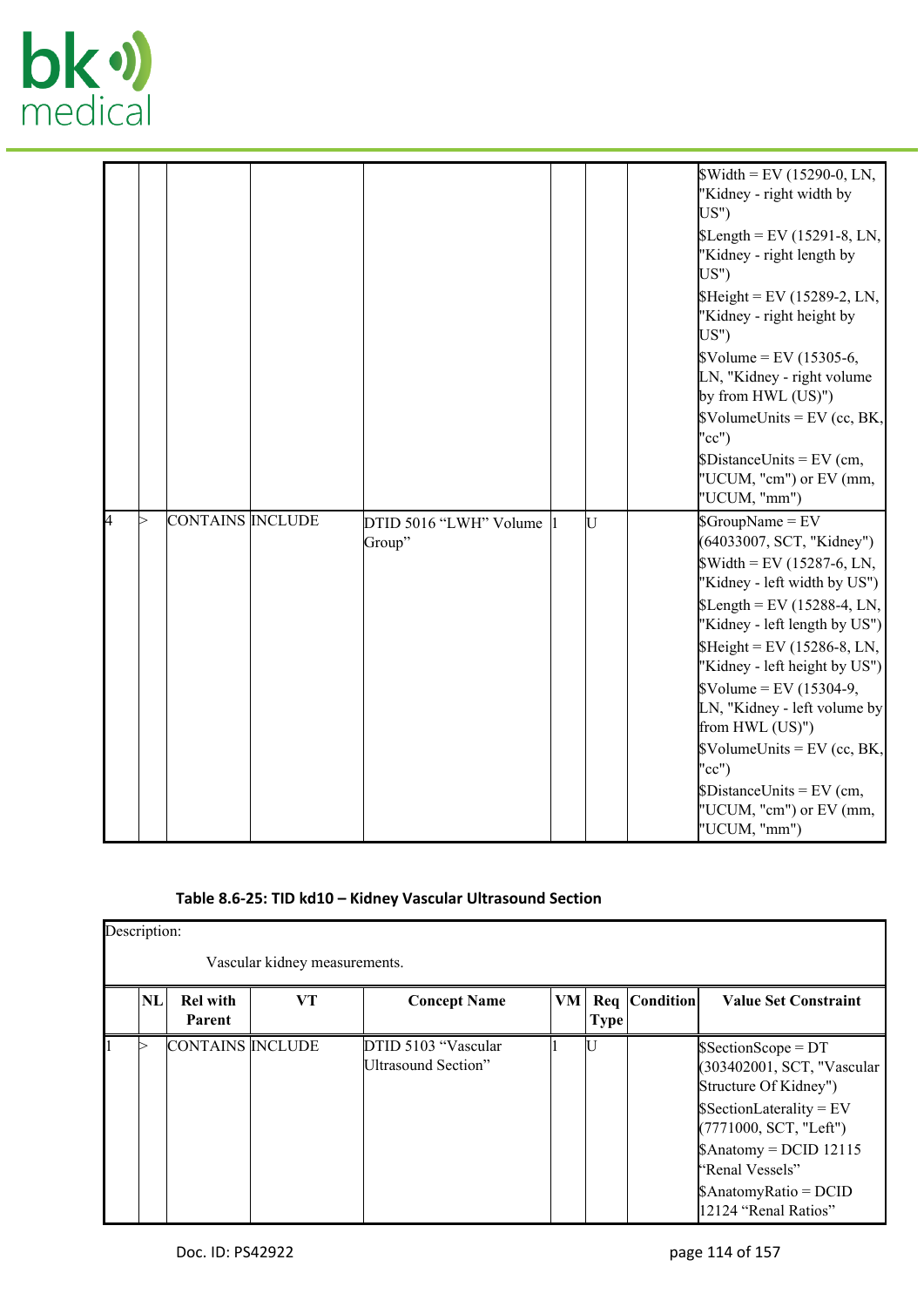| | NL | Rel with Parent | VT | Concept Name | VM | Req Type | Condition | Value Set Constraint |
|---|---|---|---|---|---|---|---|---|
| | | | | | | | | $Width = EV (15290-0, LN, "Kidney - right width by US")<br>$Length = EV (15291-8, LN, "Kidney - right length by US")<br>$Height = EV (15289-2, LN, "Kidney - right height by US")<br>$Volume = EV (15305-6, LN, "Kidney - right volume by from HWL (US)")<br>$VolumeUnits = EV (cc, BK, "cc")<br>$DistanceUnits = EV (cm, "UCUM, "cm") or EV (mm, "UCUM, "mm") |
| 4 | > | CONTAINS | INCLUDE | DTID 5016 "LWH" Volume Group" | 1 | U | | $GroupName = EV (64033007, SCT, "Kidney")<br>$Width = EV (15287-6, LN, "Kidney - left width by US")<br>$Length = EV (15288-4, LN, "Kidney - left length by US")<br>$Height = EV (15286-8, LN, "Kidney - left height by US")<br>$Volume = EV (15304-9, LN, "Kidney - left volume by from HWL (US)")<br>$VolumeUnits = EV (cc, BK, "cc")<br>$DistanceUnits = EV (cm, "UCUM, "cm") or EV (mm, "UCUM, "mm") |

**Table 8.6-25: TID kd10 – Kidney Vascular Ultrasound Section**

Description:

Vascular kidney measurements.

| | NL | Rel with Parent | VT | Concept Name | VM | Req Type | Condition | Value Set Constraint |
|---|---|---|---|---|---|---|---|---|
| 1 | > | CONTAINS | INCLUDE | DTID 5103 "Vascular Ultrasound Section" | 1 | U | | $SectionScope = DT (303402001, SCT, "Vascular Structure Of Kidney")<br>$SectionLaterality = EV (7771000, SCT, "Left")<br>$Anatomy = DCID 12115 "Renal Vessels"<br>$AnatomyRatio = DCID 12124 "Renal Ratios" |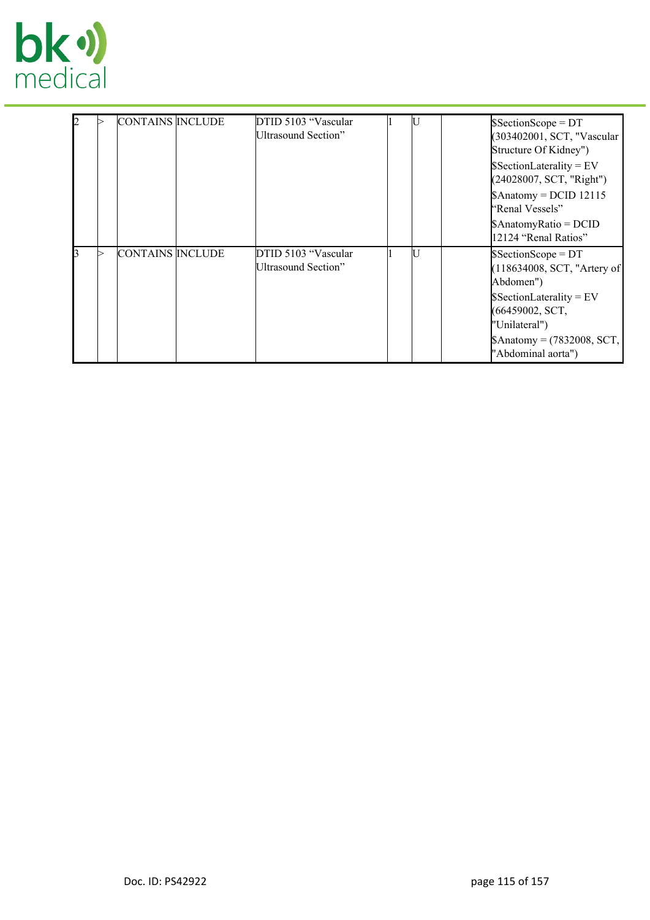| | | | | | | | | |
|---|---|---|---|---|---|---|---|---|
| 2 | > | CONTAINS | INCLUDE | DTID 5103 “Vascular Ultrasound Section” | 1 | U | | $SectionScope = DT (303402001, SCT, "Vascular Structure Of Kidney")<br>$SectionLaterality = EV (24028007, SCT, "Right")<br>$Anatomy = DCID 12115 “Renal Vessels”<br>$AnatomyRatio = DCID 12124 “Renal Ratios” |
| 3 | > | CONTAINS | INCLUDE | DTID 5103 “Vascular Ultrasound Section” | 1 | U | | $SectionScope = DT (118634008, SCT, "Artery of Abdomen")<br>$SectionLaterality = EV (66459002, SCT, "Unilateral")<br>$Anatomy = (7832008, SCT, "Abdominal aorta") |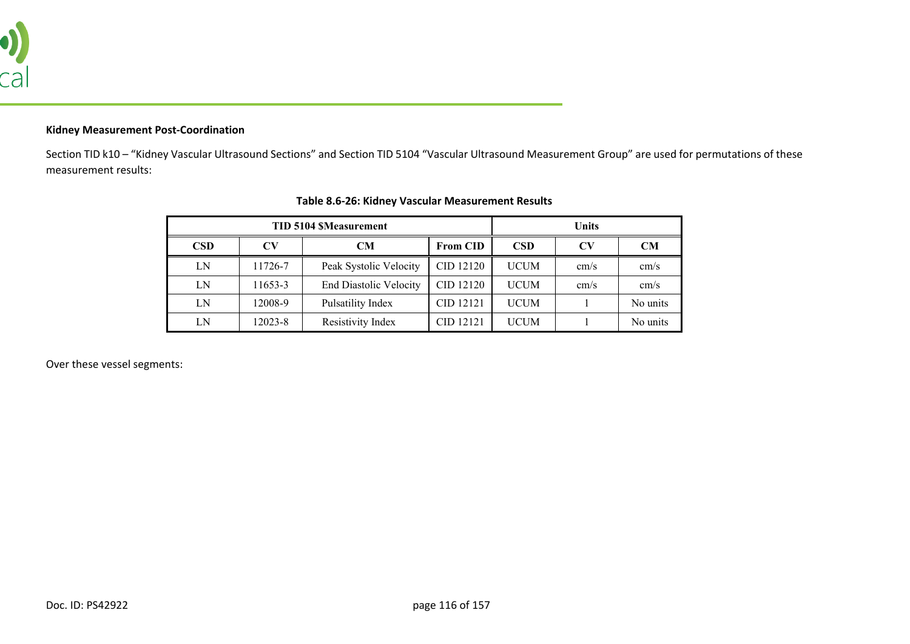**Kidney Measurement Post-Coordination**

Section TID k10 – "Kidney Vascular Ultrasound Sections" and Section TID 5104 "Vascular Ultrasound Measurement Group" are used for permutations of these measurement results:

**Table 8.6-26: Kidney Vascular Measurement Results**

| TID 5104 $Measurement | | | | Units | | |
|---|---|---|---|---|---|---|
| **CSD** | **CV** | **CM** | **From CID** | **CSD** | **CV** | **CM** |
| LN | 11726-7 | Peak Systolic Velocity | CID 12120 | UCUM | cm/s | cm/s |
| LN | 11653-3 | End Diastolic Velocity | CID 12120 | UCUM | cm/s | cm/s |
| LN | 12008-9 | Pulsatility Index | CID 12121 | UCUM | 1 | No units |
| LN | 12023-8 | Resistivity Index | CID 12121 | UCUM | 1 | No units |

Over these vessel segments: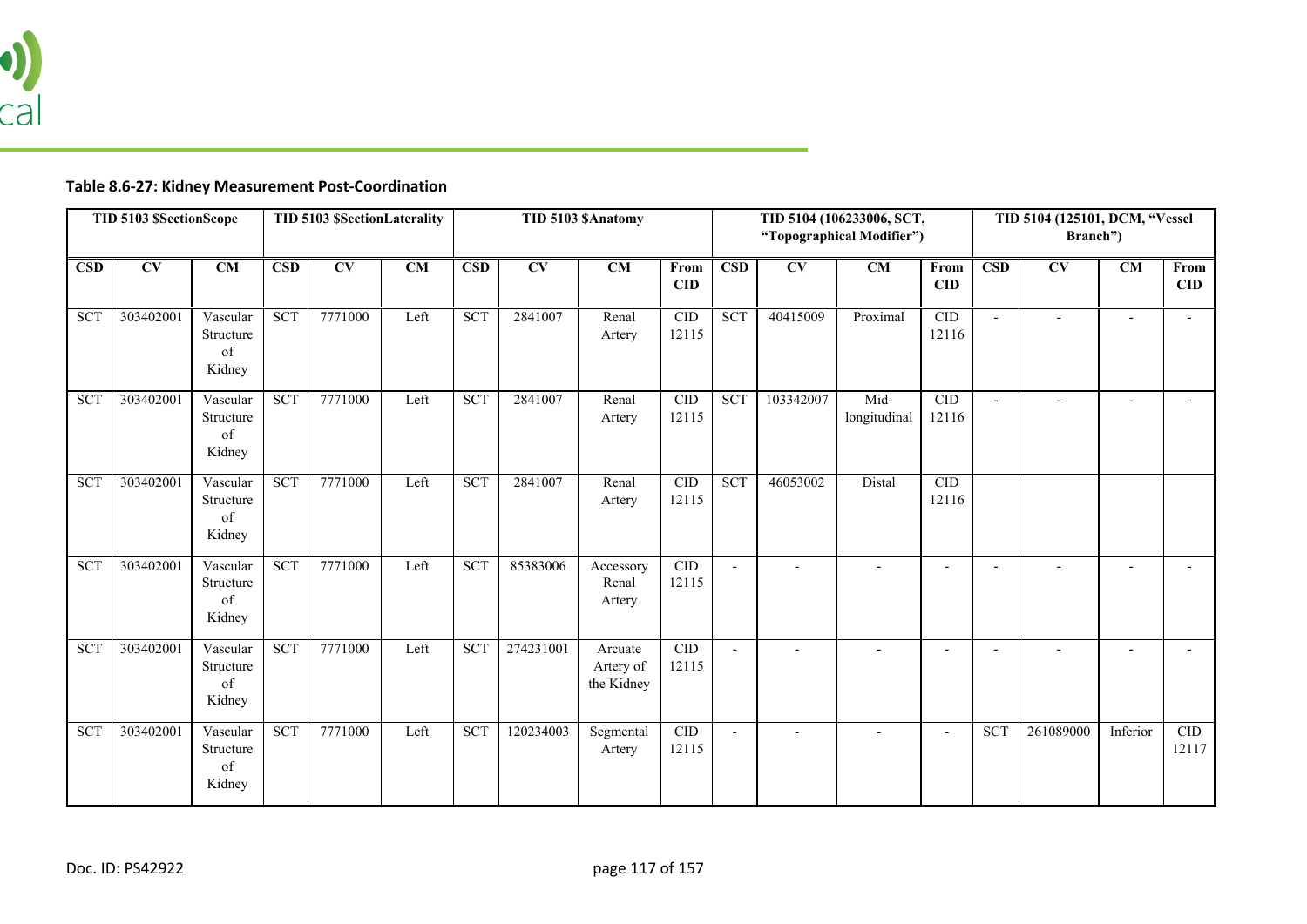**Table 8.6-27: Kidney Measurement Post-Coordination**

| TID 5103 $SectionScope | | | TID 5103 $SectionLaterality | | | TID 5103 $Anatomy | | | | TID 5104 (106233006, SCT, "Topographical Modifier") | | | | TID 5104 (125101, DCM, "Vessel Branch") | | | |
|---|---|---|---|---|---|---|---|---|---|---|---|---|---|---|---|---|---|
| CSD | CV | CM | CSD | CV | CM | CSD | CV | CM | From CID | CSD | CV | CM | From CID | CSD | CV | CM | From CID |
| SCT | 303402001 | Vascular Structure of Kidney | SCT | 7771000 | Left | SCT | 2841007 | Renal Artery | CID 12115 | SCT | 40415009 | Proximal | CID 12116 | - | - | - | - |
| SCT | 303402001 | Vascular Structure of Kidney | SCT | 7771000 | Left | SCT | 2841007 | Renal Artery | CID 12115 | SCT | 103342007 | Mid-longitudinal | CID 12116 | - | - | - | - |
| SCT | 303402001 | Vascular Structure of Kidney | SCT | 7771000 | Left | SCT | 2841007 | Renal Artery | CID 12115 | SCT | 46053002 | Distal | CID 12116 | | | | |
| SCT | 303402001 | Vascular Structure of Kidney | SCT | 7771000 | Left | SCT | 85383006 | Accessory Renal Artery | CID 12115 | - | - | - | - | - | - | - | - |
| SCT | 303402001 | Vascular Structure of Kidney | SCT | 7771000 | Left | SCT | 274231001 | Arcuate Artery of the Kidney | CID 12115 | - | - | - | - | - | - | - | - |
| SCT | 303402001 | Vascular Structure of Kidney | SCT | 7771000 | Left | SCT | 120234003 | Segmental Artery | CID 12115 | - | - | - | - | SCT | 261089000 | Inferior | CID 12117 |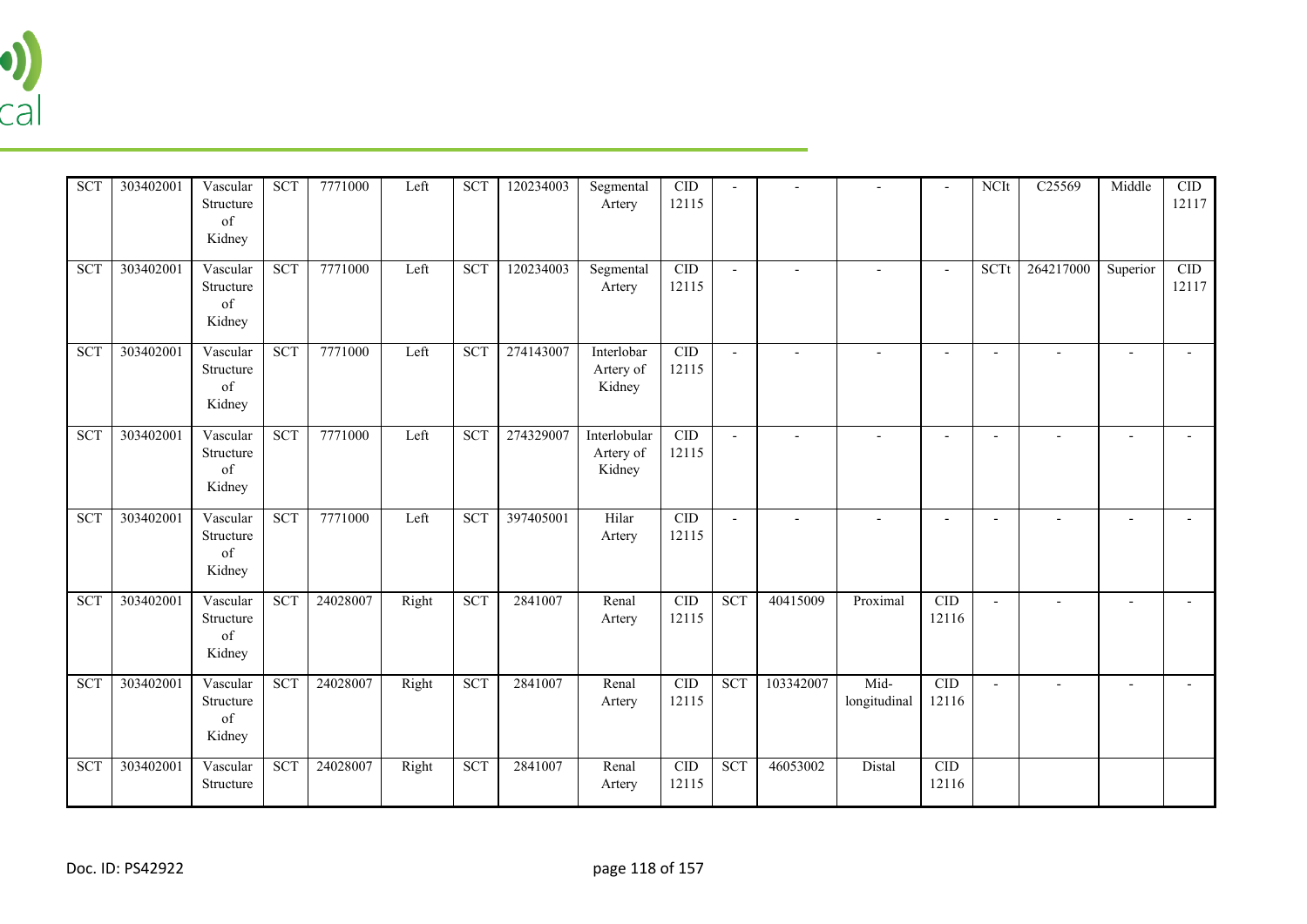| | | | | | | | | | | | | | | | | | | |
|---|---|---|---|---|---|---|---|---|---|---|---|---|---|---|---|---|---|---|
| SCT | 303402001 | Vascular Structure of Kidney | SCT | 7771000 | Left | SCT | 120234003 | Segmental Artery | CID 12115 | - | - | - | - | NCIt | C25569 | Middle | CID 12117 |
| SCT | 303402001 | Vascular Structure of Kidney | SCT | 7771000 | Left | SCT | 120234003 | Segmental Artery | CID 12115 | - | - | - | - | SCTt | 264217000 | Superior | CID 12117 |
| SCT | 303402001 | Vascular Structure of Kidney | SCT | 7771000 | Left | SCT | 274143007 | Interlobar Artery of Kidney | CID 12115 | - | - | - | - | - | - | - | - |
| SCT | 303402001 | Vascular Structure of Kidney | SCT | 7771000 | Left | SCT | 274329007 | Interlobular Artery of Kidney | CID 12115 | - | - | - | - | - | - | - | - |
| SCT | 303402001 | Vascular Structure of Kidney | SCT | 7771000 | Left | SCT | 397405001 | Hilar Artery | CID 12115 | - | - | - | - | - | - | - | - |
| SCT | 303402001 | Vascular Structure of Kidney | SCT | 24028007 | Right | SCT | 2841007 | Renal Artery | CID 12115 | SCT | 40415009 | Proximal | CID 12116 | - | - | - | - |
| SCT | 303402001 | Vascular Structure of Kidney | SCT | 24028007 | Right | SCT | 2841007 | Renal Artery | CID 12115 | SCT | 103342007 | Mid-longitudinal | CID 12116 | - | - | - | - |
| SCT | 303402001 | Vascular Structure | SCT | 24028007 | Right | SCT | 2841007 | Renal Artery | CID 12115 | SCT | 46053002 | Distal | CID 12116 | | | | |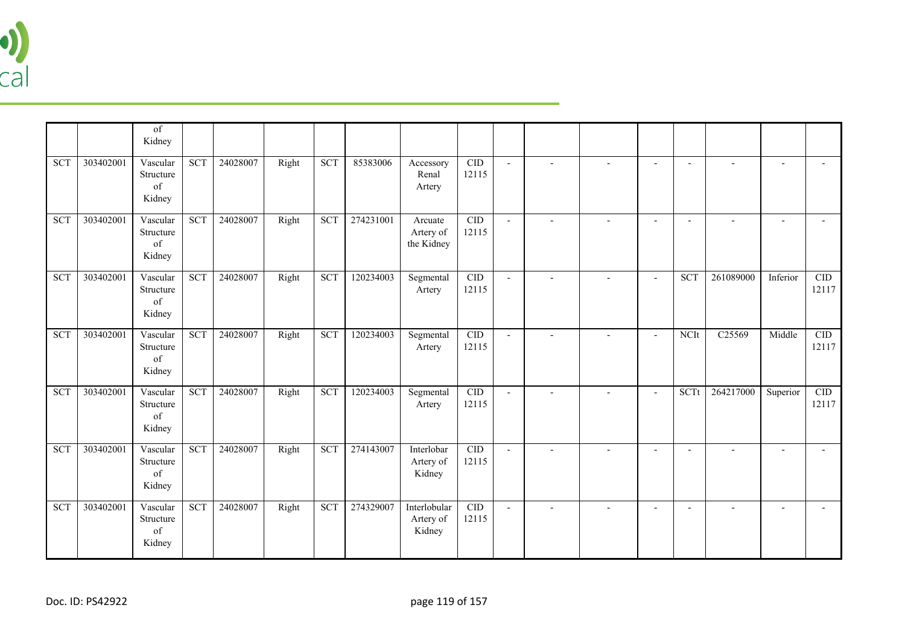| | | | | | | | | | | | | | | | | | |
|---|---|---|---|---|---|---|---|---|---|---|---|---|---|---|---|---|---|
| | | of Kidney | | | | | | | | | | | | | | | |
| SCT | 303402001 | Vascular Structure of Kidney | SCT | 24028007 | Right | SCT | 85383006 | Accessory Renal Artery | CID 12115 | - | - | - | - | - | - | - | - |
| SCT | 303402001 | Vascular Structure of Kidney | SCT | 24028007 | Right | SCT | 274231001 | Arcuate Artery of the Kidney | CID 12115 | - | - | - | - | - | - | - | - |
| SCT | 303402001 | Vascular Structure of Kidney | SCT | 24028007 | Right | SCT | 120234003 | Segmental Artery | CID 12115 | - | - | - | - | SCT | 261089000 | Inferior | CID 12117 |
| SCT | 303402001 | Vascular Structure of Kidney | SCT | 24028007 | Right | SCT | 120234003 | Segmental Artery | CID 12115 | - | - | - | - | NCIt | C25569 | Middle | CID 12117 |
| SCT | 303402001 | Vascular Structure of Kidney | SCT | 24028007 | Right | SCT | 120234003 | Segmental Artery | CID 12115 | - | - | - | - | SCTt | 264217000 | Superior | CID 12117 |
| SCT | 303402001 | Vascular Structure of Kidney | SCT | 24028007 | Right | SCT | 274143007 | Interlobar Artery of Kidney | CID 12115 | - | - | - | - | - | - | - | - |
| SCT | 303402001 | Vascular Structure of Kidney | SCT | 24028007 | Right | SCT | 274329007 | Interlobular Artery of Kidney | CID 12115 | - | - | - | - | - | - | - | - |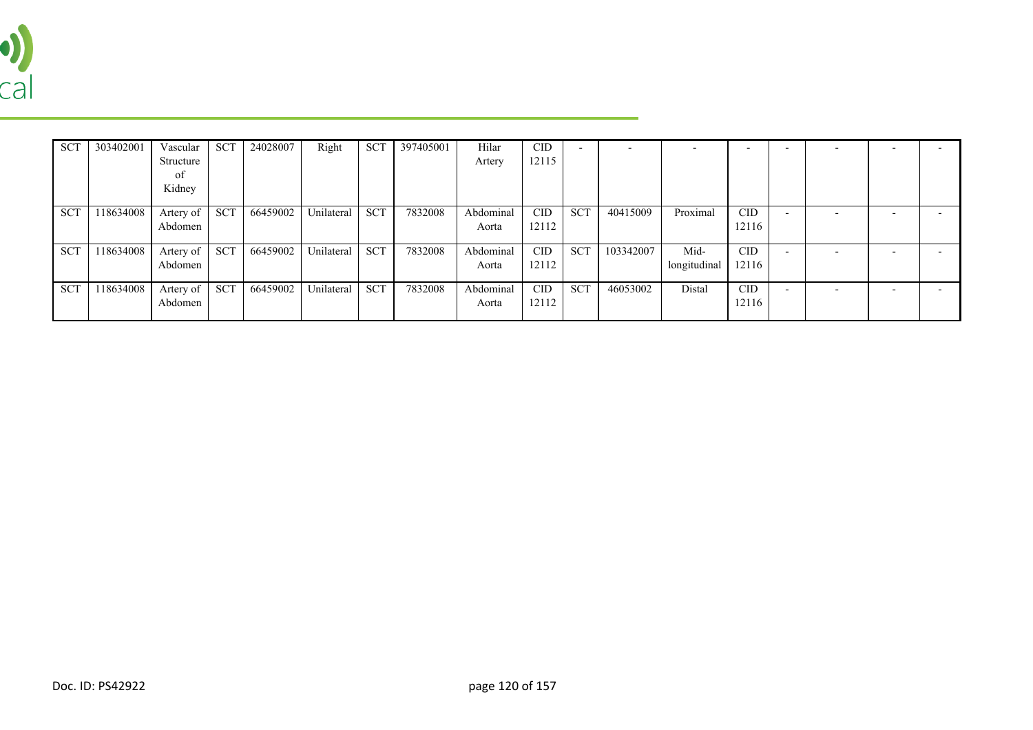| | | | | | | | | | | | | | | | | | |
|---|---|---|---|---|---|---|---|---|---|---|---|---|---|---|---|---|---|
| SCT | 303402001 | Vascular Structure of Kidney | SCT | 24028007 | Right | SCT | 397405001 | Hilar Artery | CID 12115 | - | - | - | - | - | - | - | - |
| SCT | 118634008 | Artery of Abdomen | SCT | 66459002 | Unilateral | SCT | 7832008 | Abdominal Aorta | CID 12112 | SCT | 40415009 | Proximal | CID 12116 | - | - | - | - |
| SCT | 118634008 | Artery of Abdomen | SCT | 66459002 | Unilateral | SCT | 7832008 | Abdominal Aorta | CID 12112 | SCT | 103342007 | Mid-longitudinal | CID 12116 | - | - | - | - |
| SCT | 118634008 | Artery of Abdomen | SCT | 66459002 | Unilateral | SCT | 7832008 | Abdominal Aorta | CID 12112 | SCT | 46053002 | Distal | CID 12116 | - | - | - | - |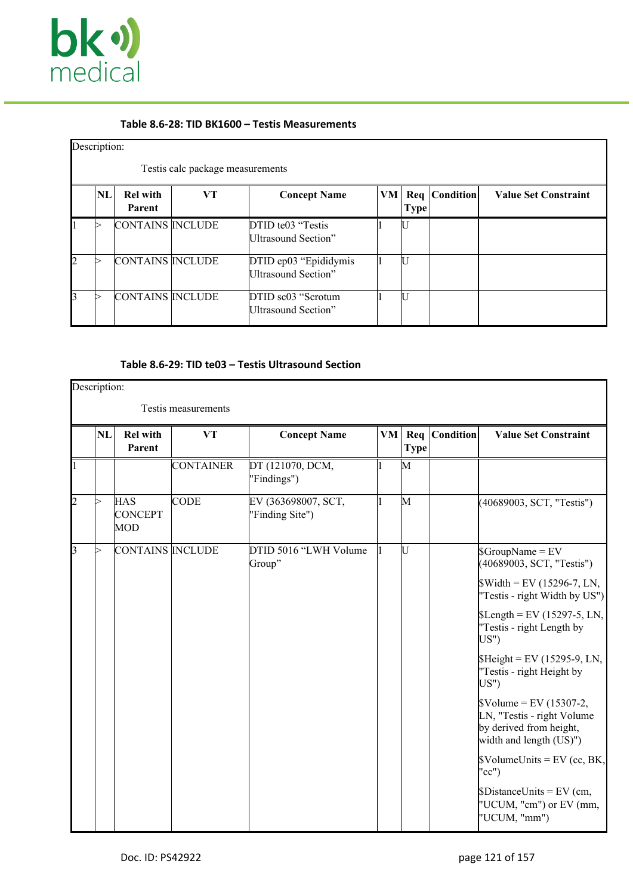**Table 8.6-28: TID BK1600 – Testis Measurements**

| | NL | Rel with Parent | VT | Concept Name | VM | Req Type | Condition | Value Set Constraint |
|---|---|---|---|---|---|---|---|---|
| Description: Testis calc package measurements | | | | | | | | |
| 1 | > | CONTAINS | INCLUDE | DTID te03 "Testis Ultrasound Section" | 1 | U | | |
| 2 | > | CONTAINS | INCLUDE | DTID ep03 "Epididymis Ultrasound Section" | 1 | U | | |
| 3 | > | CONTAINS | INCLUDE | DTID sc03 "Scrotum Ultrasound Section" | 1 | U | | |

**Table 8.6-29: TID te03 – Testis Ultrasound Section**

| | NL | Rel with Parent | VT | Concept Name | VM | Req Type | Condition | Value Set Constraint |
|---|---|---|---|---|---|---|---|---|
| Description: Testis measurements | | | | | | | | |
| 1 | | | CONTAINER | DT (121070, DCM, "Findings") | 1 | M | | |
| 2 | > | HAS CONCEPT MOD | CODE | EV (363698007, SCT, "Finding Site") | 1 | M | | (40689003, SCT, "Testis") |
| 3 | > | CONTAINS | INCLUDE | DTID 5016 "LWH Volume Group" | 1 | U | | $GroupName = EV (40689003, SCT, "Testis")<br>$Width = EV (15296-7, LN, "Testis - right Width by US")<br>$Length = EV (15297-5, LN, "Testis - right Length by US")<br>$Height = EV (15295-9, LN, "Testis - right Height by US")<br>$Volume = EV (15307-2, LN, "Testis - right Volume by derived from height, width and length (US)")<br>$VolumeUnits = EV (cc, BK, "cc")<br>$DistanceUnits = EV (cm, "UCUM, "cm") or EV (mm, "UCUM, "mm") |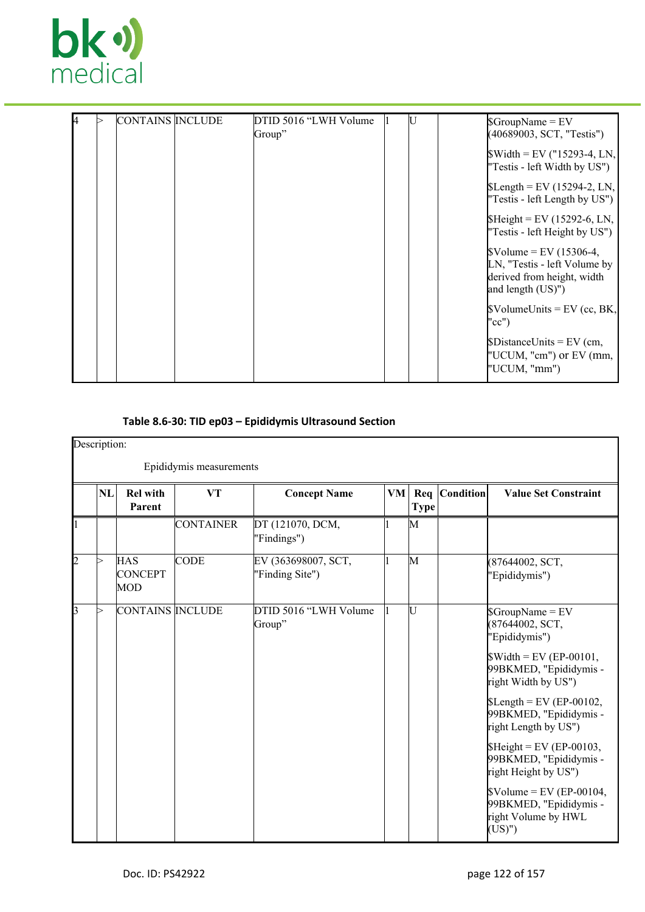| | | | | | | | | |
|---|---|---|---|---|---|---|---|---|
| 4 | > | CONTAINS | INCLUDE | DTID 5016 “LWH Volume Group” | 1 | U | | $GroupName = EV (40689003, SCT, "Testis") $Width = EV ("15293-4, LN, "Testis - left Width by US") $Length = EV (15294-2, LN, "Testis - left Length by US") $Height = EV (15292-6, LN, "Testis - left Height by US") $Volume = EV (15306-4, LN, "Testis - left Volume by derived from height, width and length (US)") $VolumeUnits = EV (cc, BK, "cc") $DistanceUnits = EV (cm, "UCUM, "cm") or EV (mm, "UCUM, "mm") |

**Table 8.6-30: TID ep03 – Epididymis Ultrasound Section**

Description:

Epididymis measurements

| | NL | Rel with Parent | VT | Concept Name | VM | Req Type | Condition | Value Set Constraint |
|---|---|---|---|---|---|---|---|---|
| 1 | | | CONTAINER | DT (121070, DCM, "Findings") | 1 | M | | |
| 2 | > | HAS CONCEPT MOD | CODE | EV (363698007, SCT, "Finding Site") | 1 | M | | (87644002, SCT, "Epididymis") |
| 3 | > | CONTAINS | INCLUDE | DTID 5016 “LWH Volume Group” | 1 | U | | $GroupName = EV (87644002, SCT, "Epididymis") $Width = EV (EP-00101, 99BKMED, "Epididymis - right Width by US") $Length = EV (EP-00102, 99BKMED, "Epididymis - right Length by US") $Height = EV (EP-00103, 99BKMED, "Epididymis - right Height by US") $Volume = EV (EP-00104, 99BKMED, "Epididymis - right Volume by HWL (US)") |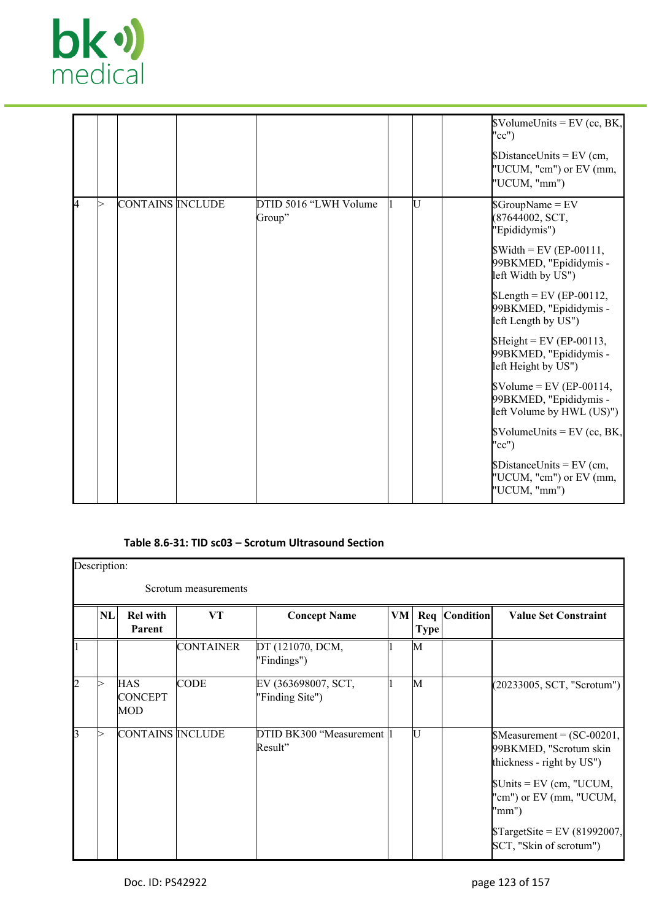| | | | | | | | | |
|---|---|---|---|---|---|---|---|---|
| | | | | | | | | $VolumeUnits = EV (cc, BK, "cc")<br><br>$DistanceUnits = EV (cm, "UCUM, "cm") or EV (mm, "UCUM, "mm") |
| 4 | > | CONTAINS | INCLUDE | DTID 5016 "LWH Volume Group" | 1 | U | | $GroupName = EV (87644002, SCT, "Epididymis")<br><br>$Width = EV (EP-00111, 99BKMED, "Epididymis - left Width by US")<br><br>$Length = EV (EP-00112, 99BKMED, "Epididymis - left Length by US")<br><br>$Height = EV (EP-00113, 99BKMED, "Epididymis - left Height by US")<br><br>$Volume = EV (EP-00114, 99BKMED, "Epididymis - left Volume by HWL (US)")<br><br>$VolumeUnits = EV (cc, BK, "cc")<br><br>$DistanceUnits = EV (cm, "UCUM, "cm") or EV (mm, "UCUM, "mm") |

**Table 8.6-31: TID sc03 – Scrotum Ultrasound Section**

Description:

Scrotum measurements

| | NL | Rel with Parent | VT | Concept Name | VM | Req Type | Condition | Value Set Constraint |
|---|---|---|---|---|---|---|---|---|
| 1 | | | CONTAINER | DT (121070, DCM, "Findings") | 1 | M | | |
| 2 | > | HAS CONCEPT MOD | CODE | EV (363698007, SCT, "Finding Site") | 1 | M | | (20233005, SCT, "Scrotum") |
| 3 | > | CONTAINS | INCLUDE | DTID BK300 "Measurement Result" | 1 | U | | $Measurement = (SC-00201, 99BKMED, "Scrotum skin thickness - right by US")<br><br>$Units = EV (cm, "UCUM, "cm") or EV (mm, "UCUM, "mm")<br><br>$TargetSite = EV (81992007, SCT, "Skin of scrotum") |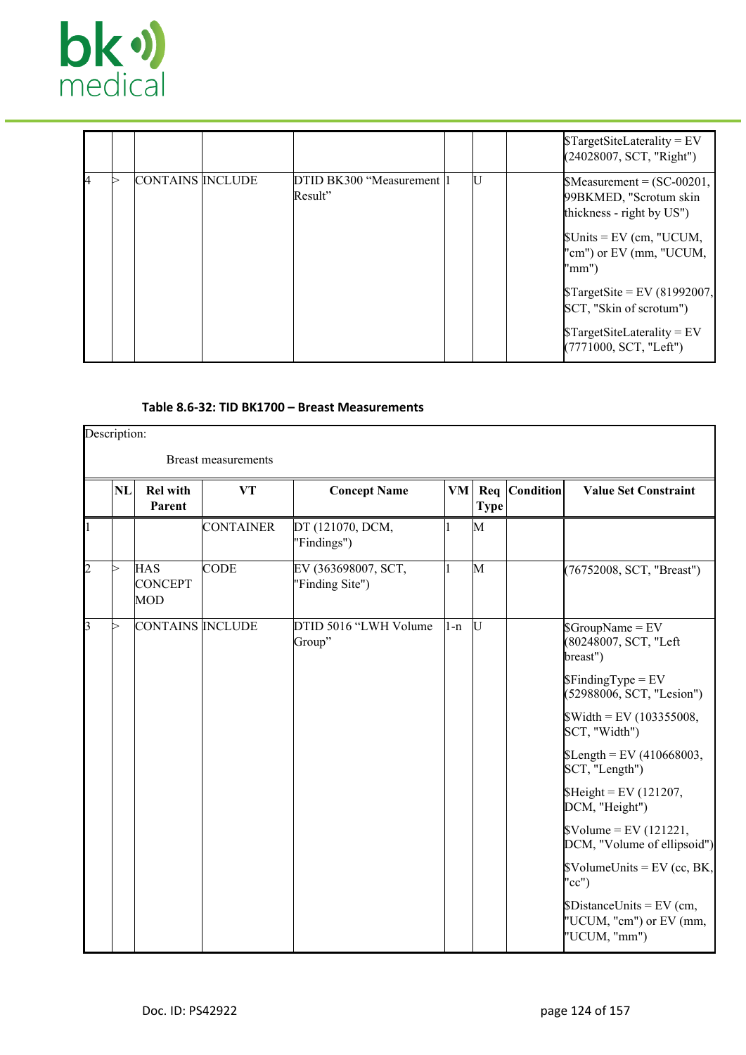| | | | | | | | | |
|---|---|---|---|---|---|---|---|---|
| | | | | | | | | $TargetSiteLaterality = EV (24028007, SCT, "Right") |
| 4 | > | CONTAINS | INCLUDE | DTID BK300 "Measurement Result" | 1 | U | | $Measurement = (SC-00201, 99BKMED, "Scrotum skin thickness - right by US")<br><br>$Units = EV (cm, "UCUM, "cm") or EV (mm, "UCUM, "mm")<br><br>$TargetSite = EV (81992007, SCT, "Skin of scrotum")<br><br>$TargetSiteLaterality = EV (7771000, SCT, "Left") |

**Table 8.6-32: TID BK1700 – Breast Measurements**

| Description: Breast measurements | | | | | | | | |
|---|---|---|---|---|---|---|---|---|
| | **NL** | **Rel with Parent** | **VT** | **Concept Name** | **VM** | **Req Type** | **Condition** | **Value Set Constraint** |
| 1 | | | CONTAINER | DT (121070, DCM, "Findings") | 1 | M | | |
| 2 | > | HAS CONCEPT MOD | CODE | EV (363698007, SCT, "Finding Site") | 1 | M | | (76752008, SCT, "Breast") |
| 3 | > | CONTAINS | INCLUDE | DTID 5016 "LWH Volume Group" | 1-n | U | | $GroupName = EV (80248007, SCT, "Left breast")<br><br>$FindingType = EV (52988006, SCT, "Lesion")<br><br>$Width = EV (103355008, SCT, "Width")<br><br>$Length = EV (410668003, SCT, "Length")<br><br>$Height = EV (121207, DCM, "Height")<br><br>$Volume = EV (121221, DCM, "Volume of ellipsoid")<br><br>$VolumeUnits = EV (cc, BK, "cc")<br><br>$DistanceUnits = EV (cm, "UCUM, "cm") or EV (mm, "UCUM, "mm") |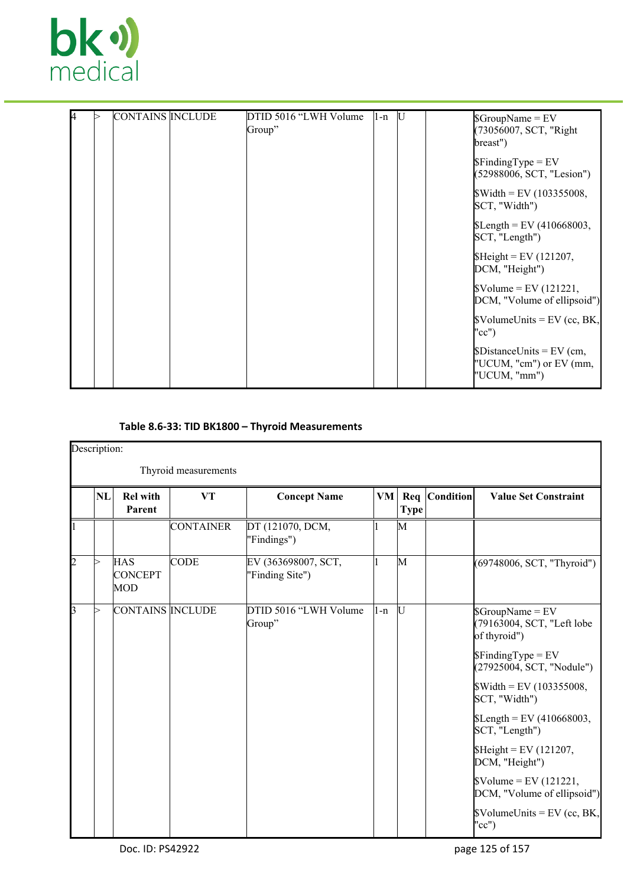| | | | | | | | | |
|---|---|---|---|---|---|---|---|---|
| 4 | > | CONTAINS | INCLUDE | DTID 5016 "LWH Volume Group" | 1-n | U | | $GroupName = EV (73056007, SCT, "Right breast")<br><br>$FindingType = EV (52988006, SCT, "Lesion")<br><br>$Width = EV (103355008, SCT, "Width")<br><br>$Length = EV (410668003, SCT, "Length")<br><br>$Height = EV (121207, DCM, "Height")<br><br>$Volume = EV (121221, DCM, "Volume of ellipsoid")<br><br>$VolumeUnits = EV (cc, BK, "cc")<br><br>$DistanceUnits = EV (cm, "UCUM, "cm") or EV (mm, "UCUM, "mm") |

**Table 8.6-33: TID BK1800 – Thyroid Measurements**

Description:

Thyroid measurements

| | NL | Rel with Parent | VT | Concept Name | VM | Req Type | Condition | Value Set Constraint |
|---|---|---|---|---|---|---|---|---|
| 1 | | | CONTAINER | DT (121070, DCM, "Findings") | 1 | M | | |
| 2 | > | HAS CONCEPT MOD | CODE | EV (363698007, SCT, "Finding Site") | 1 | M | | (69748006, SCT, "Thyroid") |
| 3 | > | CONTAINS | INCLUDE | DTID 5016 "LWH Volume Group" | 1-n | U | | $GroupName = EV (79163004, SCT, "Left lobe of thyroid")<br><br>$FindingType = EV (27925004, SCT, "Nodule")<br><br>$Width = EV (103355008, SCT, "Width")<br><br>$Length = EV (410668003, SCT, "Length")<br><br>$Height = EV (121207, DCM, "Height")<br><br>$Volume = EV (121221, DCM, "Volume of ellipsoid")<br><br>$VolumeUnits = EV (cc, BK, "cc") |

Doc. ID: PS42922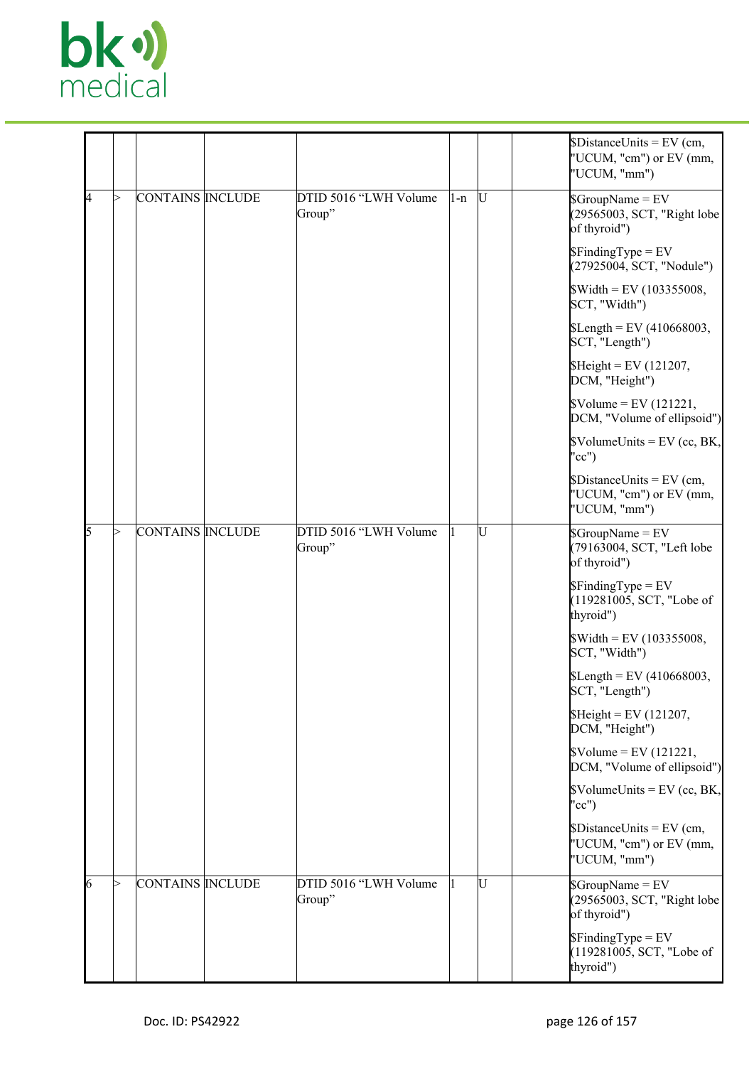| | | | | | | | | |
|---|---|---|---|---|---|---|---|---|
| | | | | | | | | $DistanceUnits = EV (cm, "UCUM, "cm") or EV (mm, "UCUM, "mm") |
| 4 | > | CONTAINS | INCLUDE | DTID 5016 "LWH Volume Group" | 1-n | U | | $GroupName = EV (29565003, SCT, "Right lobe of thyroid")<br><br>$FindingType = EV (27925004, SCT, "Nodule")<br><br>$Width = EV (103355008, SCT, "Width")<br><br>$Length = EV (410668003, SCT, "Length")<br><br>$Height = EV (121207, DCM, "Height")<br><br>$Volume = EV (121221, DCM, "Volume of ellipsoid")<br><br>$VolumeUnits = EV (cc, BK, "cc")<br><br>$DistanceUnits = EV (cm, "UCUM, "cm") or EV (mm, "UCUM, "mm") |
| 5 | > | CONTAINS | INCLUDE | DTID 5016 "LWH Volume Group" | 1 | U | | $GroupName = EV (79163004, SCT, "Left lobe of thyroid")<br><br>$FindingType = EV (119281005, SCT, "Lobe of thyroid")<br><br>$Width = EV (103355008, SCT, "Width")<br><br>$Length = EV (410668003, SCT, "Length")<br><br>$Height = EV (121207, DCM, "Height")<br><br>$Volume = EV (121221, DCM, "Volume of ellipsoid")<br><br>$VolumeUnits = EV (cc, BK, "cc")<br><br>$DistanceUnits = EV (cm, "UCUM, "cm") or EV (mm, "UCUM, "mm") |
| 6 | > | CONTAINS | INCLUDE | DTID 5016 "LWH Volume Group" | 1 | U | | $GroupName = EV (29565003, SCT, "Right lobe of thyroid")<br><br>$FindingType = EV (119281005, SCT, "Lobe of thyroid") |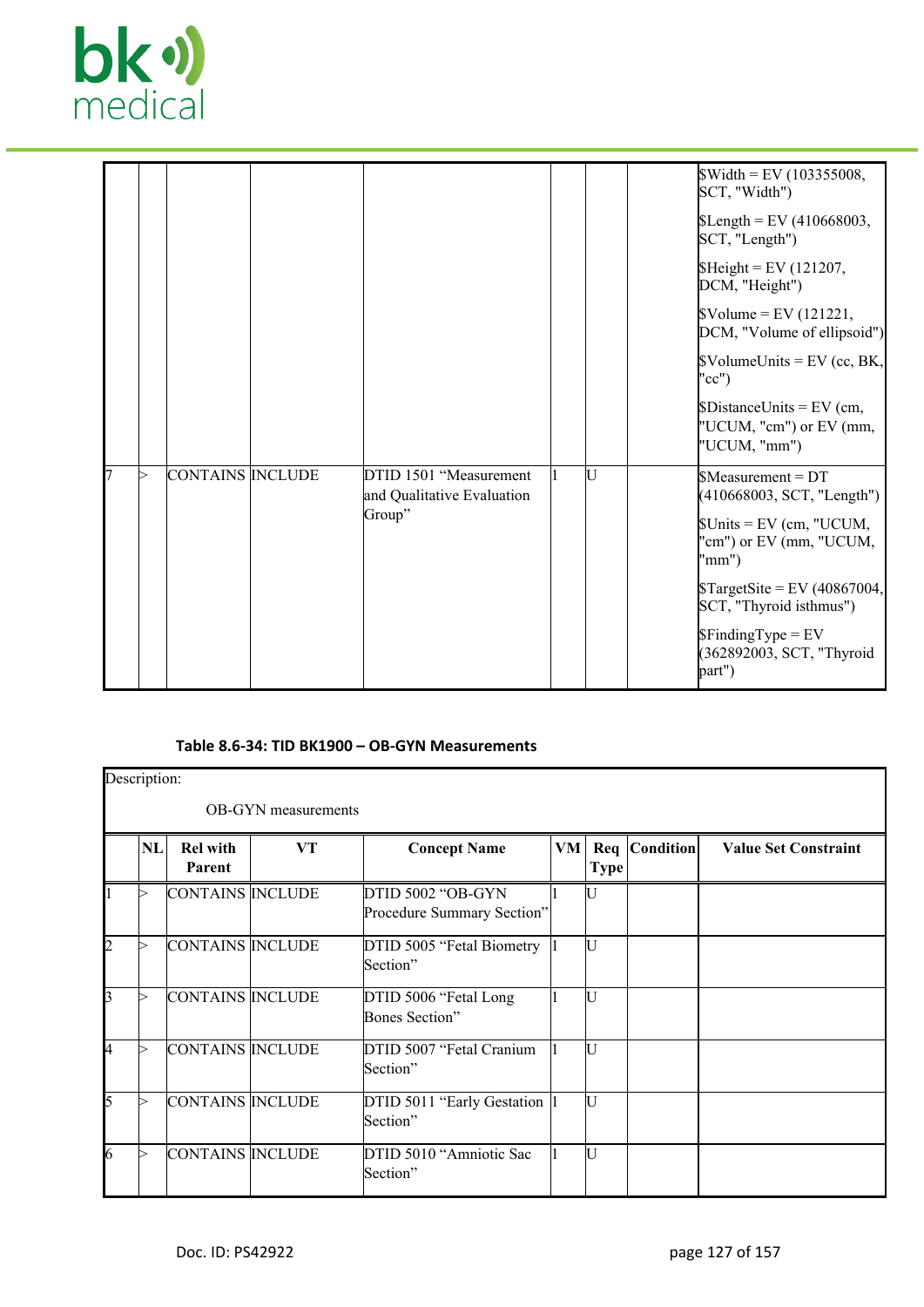| | | | | | | | | |
|---|---|---|---|---|---|---|---|---|
| | | | | | | | | $Width = EV (103355008, SCT, "Width")<br><br>$Length = EV (410668003, SCT, "Length")<br><br>$Height = EV (121207, DCM, "Height")<br><br>$Volume = EV (121221, DCM, "Volume of ellipsoid")<br><br>$VolumeUnits = EV (cc, BK, "cc")<br><br>$DistanceUnits = EV (cm, "UCUM, "cm") or EV (mm, "UCUM, "mm") |
| 7 | > | CONTAINS | INCLUDE | DTID 1501 "Measurement and Qualitative Evaluation Group" | 1 | U | | $Measurement = DT (410668003, SCT, "Length")<br><br>$Units = EV (cm, "UCUM, "cm") or EV (mm, "UCUM, "mm")<br><br>$TargetSite = EV (40867004, SCT, "Thyroid isthmus")<br><br>$FindingType = EV (362892003, SCT, "Thyroid part") |

**Table 8.6-34: TID BK1900 – OB-GYN Measurements**

Description:

OB-GYN measurements

| | NL | Rel with Parent | VT | Concept Name | VM | Req Type | Condition | Value Set Constraint |
|---|---|---|---|---|---|---|---|---|
| 1 | > | CONTAINS | INCLUDE | DTID 5002 "OB-GYN Procedure Summary Section" | 1 | U | | |
| 2 | > | CONTAINS | INCLUDE | DTID 5005 "Fetal Biometry Section" | 1 | U | | |
| 3 | > | CONTAINS | INCLUDE | DTID 5006 "Fetal Long Bones Section" | 1 | U | | |
| 4 | > | CONTAINS | INCLUDE | DTID 5007 "Fetal Cranium Section" | 1 | U | | |
| 5 | > | CONTAINS | INCLUDE | DTID 5011 "Early Gestation Section" | 1 | U | | |
| 6 | > | CONTAINS | INCLUDE | DTID 5010 "Amniotic Sac Section" | 1 | U | | |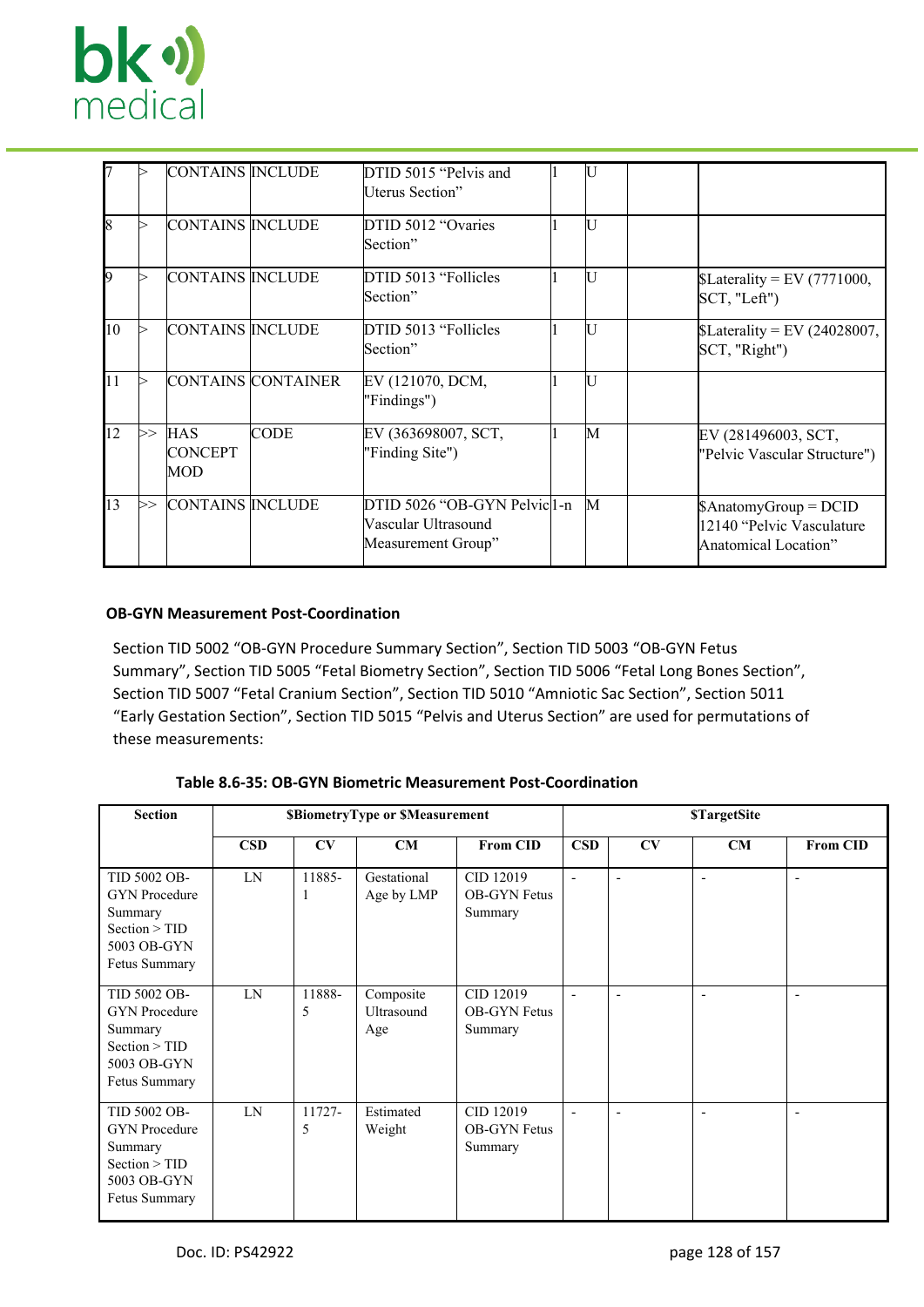| | | | | | | | | |
|---|---|---|---|---|---|---|---|---|
| 7 | > | CONTAINS | INCLUDE | DTID 5015 "Pelvis and Uterus Section" | 1 | U | | |
| 8 | > | CONTAINS | INCLUDE | DTID 5012 "Ovaries Section" | 1 | U | | |
| 9 | > | CONTAINS | INCLUDE | DTID 5013 "Follicles Section" | 1 | U | | $Laterality = EV (7771000, SCT, "Left") |
| 10 | > | CONTAINS | INCLUDE | DTID 5013 "Follicles Section" | 1 | U | | $Laterality = EV (24028007, SCT, "Right") |
| 11 | > | CONTAINS | CONTAINER | EV (121070, DCM, "Findings") | 1 | U | | |
| 12 | >> | HAS CONCEPT MOD | CODE | EV (363698007, SCT, "Finding Site") | 1 | M | | EV (281496003, SCT, "Pelvic Vascular Structure") |
| 13 | >> | CONTAINS | INCLUDE | DTID 5026 "OB-GYN Pelvic Vascular Ultrasound Measurement Group" | 1-n | M | | $AnatomyGroup = DCID 12140 "Pelvic Vasculature Anatomical Location" |

**OB-GYN Measurement Post-Coordination**

Section TID 5002 "OB-GYN Procedure Summary Section", Section TID 5003 "OB-GYN Fetus Summary", Section TID 5005 "Fetal Biometry Section", Section TID 5006 "Fetal Long Bones Section", Section TID 5007 "Fetal Cranium Section", Section TID 5010 "Amniotic Sac Section", Section 5011 "Early Gestation Section", Section TID 5015 "Pelvis and Uterus Section" are used for permutations of these measurements:

**Table 8.6-35: OB-GYN Biometric Measurement Post-Coordination**

| Section | $BiometryType or $Measurement | | | | $TargetSite | | | |
|---|---|---|---|---|---|---|---|---|
| | CSD | CV | CM | From CID | CSD | CV | CM | From CID |
| TID 5002 OB-GYN Procedure Summary Section > TID 5003 OB-GYN Fetus Summary | LN | 11885-1 | Gestational Age by LMP | CID 12019 OB-GYN Fetus Summary | - | - | - | - |
| TID 5002 OB-GYN Procedure Summary Section > TID 5003 OB-GYN Fetus Summary | LN | 11888-5 | Composite Ultrasound Age | CID 12019 OB-GYN Fetus Summary | - | - | - | - |
| TID 5002 OB-GYN Procedure Summary Section > TID 5003 OB-GYN Fetus Summary | LN | 11727-5 | Estimated Weight | CID 12019 OB-GYN Fetus Summary | - | - | - | - |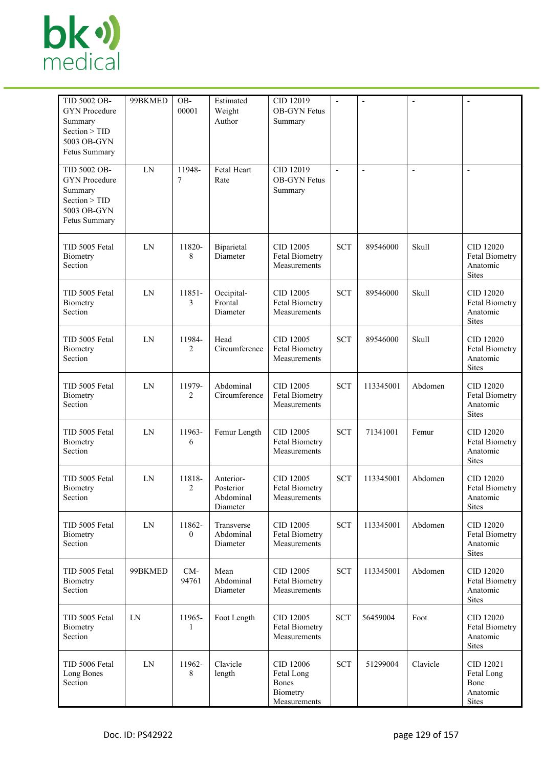| | | | | | | | | |
|---|---|---|---|---|---|---|---|---|
| TID 5002 OB-GYN Procedure Summary Section > TID 5003 OB-GYN Fetus Summary | 99BKMED | OB-00001 | Estimated Weight Author | CID 12019 OB-GYN Fetus Summary | - | - | - | - |
| TID 5002 OB-GYN Procedure Summary Section > TID 5003 OB-GYN Fetus Summary | LN | 11948-7 | Fetal Heart Rate | CID 12019 OB-GYN Fetus Summary | - | - | - | - |
| TID 5005 Fetal Biometry Section | LN | 11820-8 | Biparietal Diameter | CID 12005 Fetal Biometry Measurements | SCT | 89546000 | Skull | CID 12020 Fetal Biometry Anatomic Sites |
| TID 5005 Fetal Biometry Section | LN | 11851-3 | Occipital-Frontal Diameter | CID 12005 Fetal Biometry Measurements | SCT | 89546000 | Skull | CID 12020 Fetal Biometry Anatomic Sites |
| TID 5005 Fetal Biometry Section | LN | 11984-2 | Head Circumference | CID 12005 Fetal Biometry Measurements | SCT | 89546000 | Skull | CID 12020 Fetal Biometry Anatomic Sites |
| TID 5005 Fetal Biometry Section | LN | 11979-2 | Abdominal Circumference | CID 12005 Fetal Biometry Measurements | SCT | 113345001 | Abdomen | CID 12020 Fetal Biometry Anatomic Sites |
| TID 5005 Fetal Biometry Section | LN | 11963-6 | Femur Length | CID 12005 Fetal Biometry Measurements | SCT | 71341001 | Femur | CID 12020 Fetal Biometry Anatomic Sites |
| TID 5005 Fetal Biometry Section | LN | 11818-2 | Anterior-Posterior Abdominal Diameter | CID 12005 Fetal Biometry Measurements | SCT | 113345001 | Abdomen | CID 12020 Fetal Biometry Anatomic Sites |
| TID 5005 Fetal Biometry Section | LN | 11862-0 | Transverse Abdominal Diameter | CID 12005 Fetal Biometry Measurements | SCT | 113345001 | Abdomen | CID 12020 Fetal Biometry Anatomic Sites |
| TID 5005 Fetal Biometry Section | 99BKMED | CM-94761 | Mean Abdominal Diameter | CID 12005 Fetal Biometry Measurements | SCT | 113345001 | Abdomen | CID 12020 Fetal Biometry Anatomic Sites |
| TID 5005 Fetal Biometry Section | LN | 11965-1 | Foot Length | CID 12005 Fetal Biometry Measurements | SCT | 56459004 | Foot | CID 12020 Fetal Biometry Anatomic Sites |
| TID 5006 Fetal Long Bones Section | LN | 11962-8 | Clavicle length | CID 12006 Fetal Long Bones Biometry Measurements | SCT | 51299004 | Clavicle | CID 12021 Fetal Long Bone Anatomic Sites |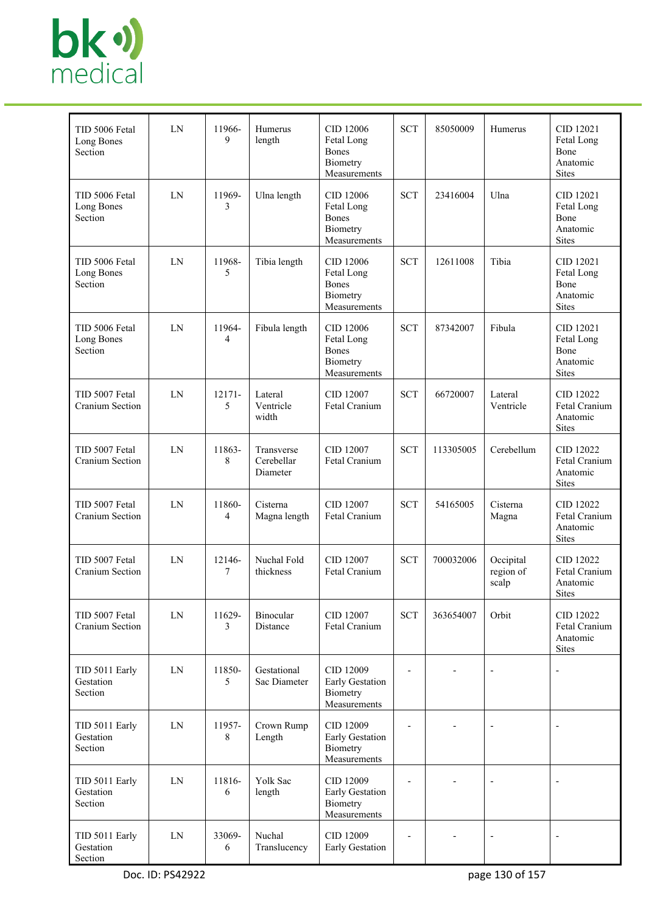| | | | | | | | | |
|---|---|---|---|---|---|---|---|---|
| TID 5006 Fetal Long Bones Section | LN | 11966-9 | Humerus length | CID 12006 Fetal Long Bones Biometry Measurements | SCT | 85050009 | Humerus | CID 12021 Fetal Long Bone Anatomic Sites |
| TID 5006 Fetal Long Bones Section | LN | 11969-3 | Ulna length | CID 12006 Fetal Long Bones Biometry Measurements | SCT | 23416004 | Ulna | CID 12021 Fetal Long Bone Anatomic Sites |
| TID 5006 Fetal Long Bones Section | LN | 11968-5 | Tibia length | CID 12006 Fetal Long Bones Biometry Measurements | SCT | 12611008 | Tibia | CID 12021 Fetal Long Bone Anatomic Sites |
| TID 5006 Fetal Long Bones Section | LN | 11964-4 | Fibula length | CID 12006 Fetal Long Bones Biometry Measurements | SCT | 87342007 | Fibula | CID 12021 Fetal Long Bone Anatomic Sites |
| TID 5007 Fetal Cranium Section | LN | 12171-5 | Lateral Ventricle width | CID 12007 Fetal Cranium | SCT | 66720007 | Lateral Ventricle | CID 12022 Fetal Cranium Anatomic Sites |
| TID 5007 Fetal Cranium Section | LN | 11863-8 | Transverse Cerebellar Diameter | CID 12007 Fetal Cranium | SCT | 113305005 | Cerebellum | CID 12022 Fetal Cranium Anatomic Sites |
| TID 5007 Fetal Cranium Section | LN | 11860-4 | Cisterna Magna length | CID 12007 Fetal Cranium | SCT | 54165005 | Cisterna Magna | CID 12022 Fetal Cranium Anatomic Sites |
| TID 5007 Fetal Cranium Section | LN | 12146-7 | Nuchal Fold thickness | CID 12007 Fetal Cranium | SCT | 700032006 | Occipital region of scalp | CID 12022 Fetal Cranium Anatomic Sites |
| TID 5007 Fetal Cranium Section | LN | 11629-3 | Binocular Distance | CID 12007 Fetal Cranium | SCT | 363654007 | Orbit | CID 12022 Fetal Cranium Anatomic Sites |
| TID 5011 Early Gestation Section | LN | 11850-5 | Gestational Sac Diameter | CID 12009 Early Gestation Biometry Measurements | - | - | - | - |
| TID 5011 Early Gestation Section | LN | 11957-8 | Crown Rump Length | CID 12009 Early Gestation Biometry Measurements | - | - | - | - |
| TID 5011 Early Gestation Section | LN | 11816-6 | Yolk Sac length | CID 12009 Early Gestation Biometry Measurements | - | - | - | - |
| TID 5011 Early Gestation Section | LN | 33069-6 | Nuchal Translucency | CID 12009 Early Gestation | - | - | - | - |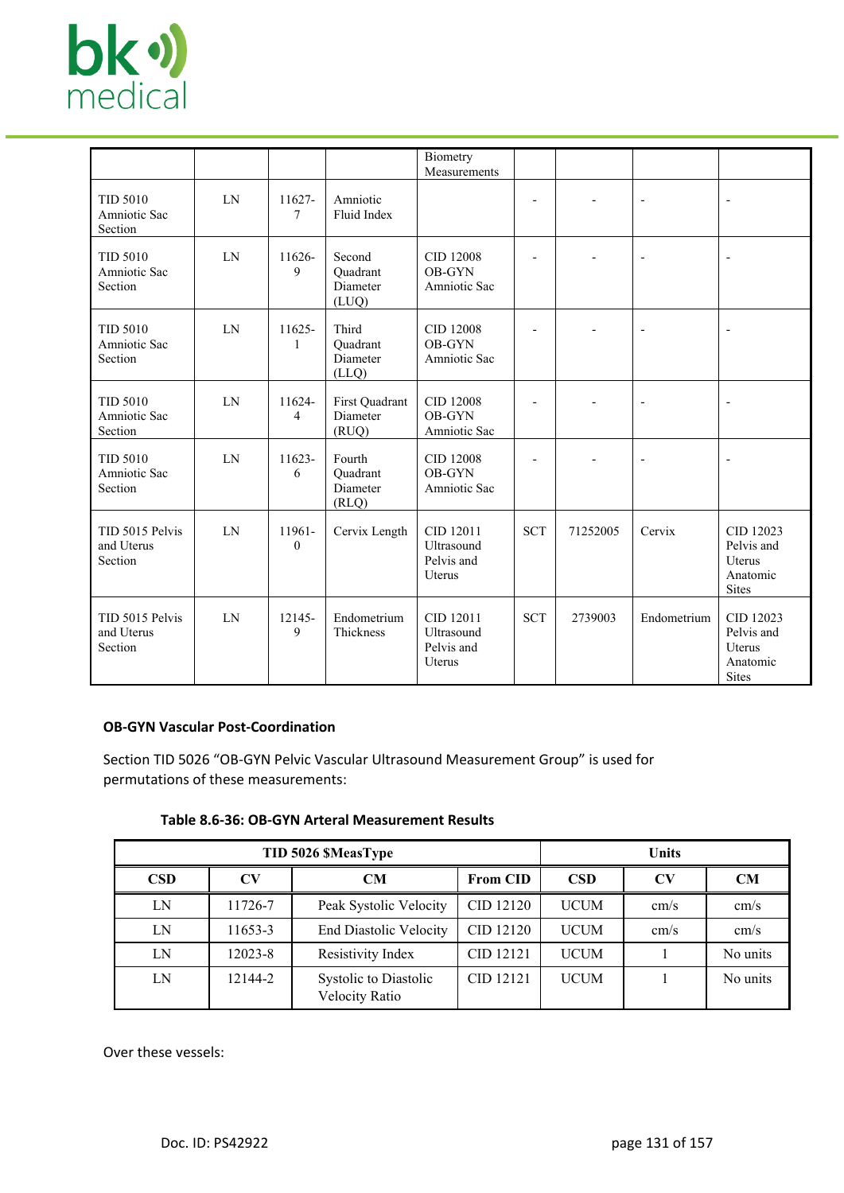| | | | | | | | | |
|---|---|---|---|---|---|---|---|---|
| | | | | Biometry Measurements | | | | |
| TID 5010 Amniotic Sac Section | LN | 11627-7 | Amniotic Fluid Index | | - | - | - | - |
| TID 5010 Amniotic Sac Section | LN | 11626-9 | Second Quadrant Diameter (LUQ) | CID 12008 OB-GYN Amniotic Sac | - | - | - | - |
| TID 5010 Amniotic Sac Section | LN | 11625-1 | Third Quadrant Diameter (LLQ) | CID 12008 OB-GYN Amniotic Sac | - | - | - | - |
| TID 5010 Amniotic Sac Section | LN | 11624-4 | First Quadrant Diameter (RUQ) | CID 12008 OB-GYN Amniotic Sac | - | - | - | - |
| TID 5010 Amniotic Sac Section | LN | 11623-6 | Fourth Quadrant Diameter (RLQ) | CID 12008 OB-GYN Amniotic Sac | - | - | - | - |
| TID 5015 Pelvis and Uterus Section | LN | 11961-0 | Cervix Length | CID 12011 Ultrasound Pelvis and Uterus | SCT | 71252005 | Cervix | CID 12023 Pelvis and Uterus Anatomic Sites |
| TID 5015 Pelvis and Uterus Section | LN | 12145-9 | Endometrium Thickness | CID 12011 Ultrasound Pelvis and Uterus | SCT | 2739003 | Endometrium | CID 12023 Pelvis and Uterus Anatomic Sites |

**OB-GYN Vascular Post-Coordination**

Section TID 5026 “OB-GYN Pelvic Vascular Ultrasound Measurement Group” is used for permutations of these measurements:

**Table 8.6-36: OB-GYN Arteral Measurement Results**

| TID 5026 $MeasType | | | | Units | | |
|---|---|---|---|---|---|---|
| **CSD** | **CV** | **CM** | **From CID** | **CSD** | **CV** | **CM** |
| LN | 11726-7 | Peak Systolic Velocity | CID 12120 | UCUM | cm/s | cm/s |
| LN | 11653-3 | End Diastolic Velocity | CID 12120 | UCUM | cm/s | cm/s |
| LN | 12023-8 | Resistivity Index | CID 12121 | UCUM | 1 | No units |
| LN | 12144-2 | Systolic to Diastolic Velocity Ratio | CID 12121 | UCUM | 1 | No units |

Over these vessels: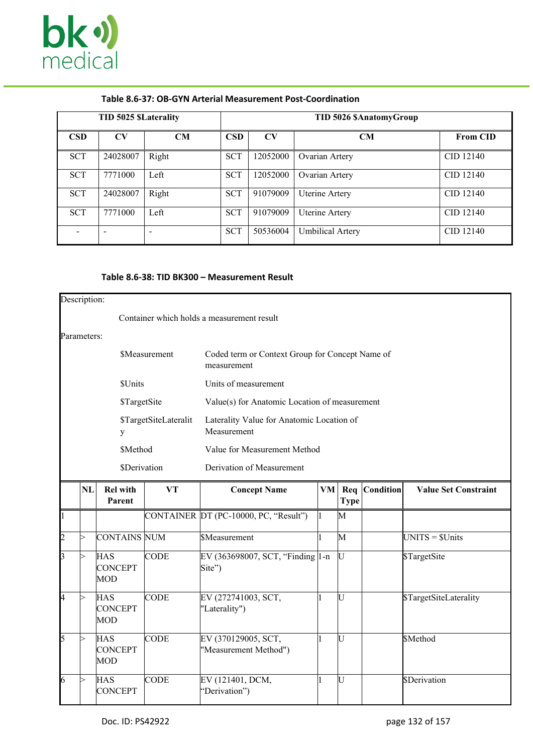**Table 8.6-37: OB-GYN Arterial Measurement Post-Coordination**

| TID 5025 $Laterality | | | TID 5026 $AnatomyGroup | | | |
|---|---|---|---|---|---|---|
| **CSD** | **CV** | **CM** | **CSD** | **CV** | **CM** | **From CID** |
| SCT | 24028007 | Right | SCT | 12052000 | Ovarian Artery | CID 12140 |
| SCT | 7771000 | Left | SCT | 12052000 | Ovarian Artery | CID 12140 |
| SCT | 24028007 | Right | SCT | 91079009 | Uterine Artery | CID 12140 |
| SCT | 7771000 | Left | SCT | 91079009 | Uterine Artery | CID 12140 |
| - | - | - | SCT | 50536004 | Umbilical Artery | CID 12140 |

**Table 8.6-38: TID BK300 – Measurement Result**

Description:

Container which holds a measurement result

Parameters:

| | |
|---|---|
| $Measurement | Coded term or Context Group for Concept Name of measurement |
| $Units | Units of measurement |
| $TargetSite | Value(s) for Anatomic Location of measurement |
| $TargetSiteLaterality | Laterality Value for Anatomic Location of Measurement |
| $Method | Value for Measurement Method |
| $Derivation | Derivation of Measurement |

| | NL | Rel with Parent | VT | Concept Name | VM | Req Type | Condition | Value Set Constraint |
|---|---|---|---|---|---|---|---|---|
| 1 | | | CONTAINER | DT (PC-10000, PC, "Result") | 1 | M | | |
| 2 | > | CONTAINS | NUM | $Measurement | 1 | M | | UNITS = $Units |
| 3 | > | HAS CONCEPT MOD | CODE | EV (363698007, SCT, "Finding Site") | 1-n | U | | $TargetSite |
| 4 | > | HAS CONCEPT MOD | CODE | EV (272741003, SCT, "Laterality") | 1 | U | | $TargetSiteLaterality |
| 5 | > | HAS CONCEPT MOD | CODE | EV (370129005, SCT, "Measurement Method") | 1 | U | | $Method |
| 6 | > | HAS CONCEPT | CODE | EV (121401, DCM, "Derivation") | 1 | U | | $Derivation |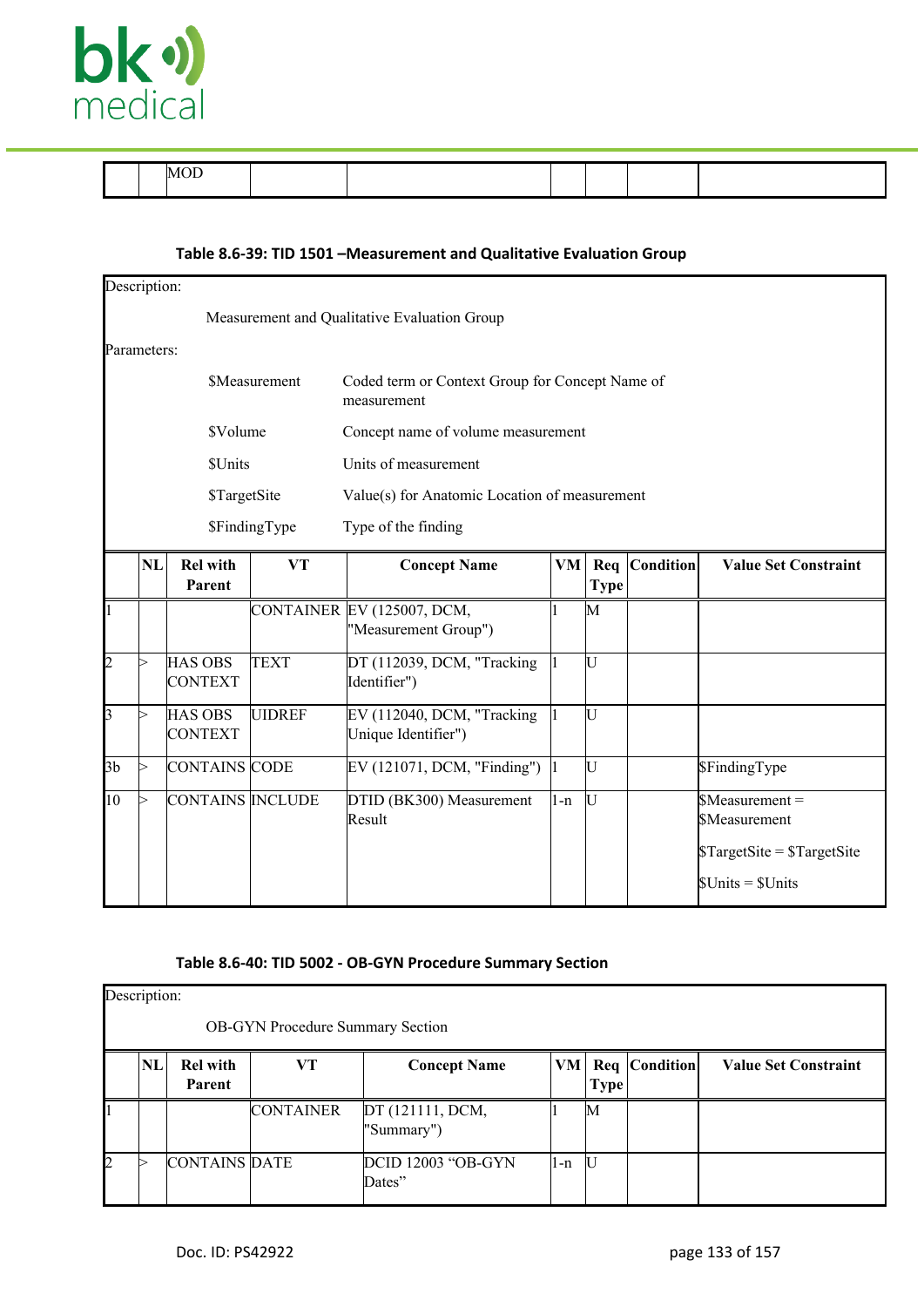| | | | | | | | | |
|---|---|---|---|---|---|---|---|---|
| | | MOD | | | | | | |

**Table 8.6-39: TID 1501 –Measurement and Qualitative Evaluation Group**

Description:

Measurement and Qualitative Evaluation Group

Parameters:

| | |
|---|---|
| $Measurement | Coded term or Context Group for Concept Name of measurement |
| $Volume | Concept name of volume measurement |
| $Units | Units of measurement |
| $TargetSite | Value(s) for Anatomic Location of measurement |
| $FindingType | Type of the finding |

| | NL | Rel with Parent | VT | Concept Name | VM | Req Type | Condition | Value Set Constraint |
|---|---|---|---|---|---|---|---|---|
| 1 | | | CONTAINER | EV (125007, DCM, "Measurement Group") | 1 | M | | |
| 2 | > | HAS OBS CONTEXT | TEXT | DT (112039, DCM, "Tracking Identifier") | 1 | U | | |
| 3 | > | HAS OBS CONTEXT | UIDREF | EV (112040, DCM, "Tracking Unique Identifier") | 1 | U | | |
| 3b | > | CONTAINS | CODE | EV (121071, DCM, "Finding") | 1 | U | | $FindingType |
| 10 | > | CONTAINS | INCLUDE | DTID (BK300) Measurement Result | 1-n | U | | $Measurement = $Measurement<br>$TargetSite = $TargetSite<br>$Units = $Units |

**Table 8.6-40: TID 5002 - OB-GYN Procedure Summary Section**

Description:

OB-GYN Procedure Summary Section

| | NL | Rel with Parent | VT | Concept Name | VM | Req Type | Condition | Value Set Constraint |
|---|---|---|---|---|---|---|---|---|
| 1 | | | CONTAINER | DT (121111, DCM, "Summary") | 1 | M | | |
| 2 | > | CONTAINS | DATE | DCID 12003 "OB-GYN Dates" | 1-n | U | | |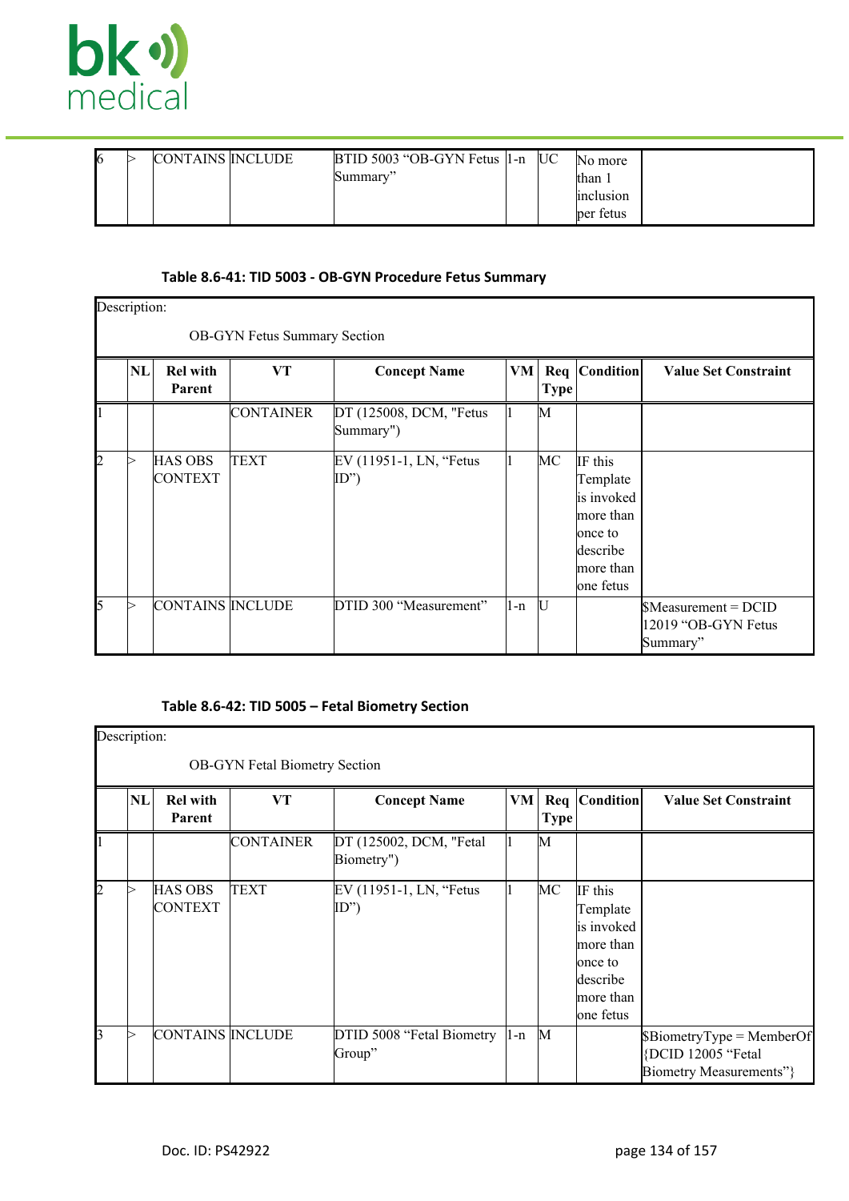| | | | | | | | | |
|---|---|---|---|---|---|---|---|---|
| 6 | > | CONTAINS | INCLUDE | BTID 5003 "OB-GYN Fetus Summary" | 1-n | UC | No more than 1 inclusion per fetus | |

**Table 8.6-41: TID 5003 - OB-GYN Procedure Fetus Summary**

Description:

OB-GYN Fetus Summary Section

| | NL | Rel with Parent | VT | Concept Name | VM | Req Type | Condition | Value Set Constraint |
|---|---|---|---|---|---|---|---|---|
| 1 | | | CONTAINER | DT (125008, DCM, "Fetus Summary") | 1 | M | | |
| 2 | > | HAS OBS CONTEXT | TEXT | EV (11951-1, LN, "Fetus ID") | 1 | MC | IF this Template is invoked more than once to describe more than one fetus | |
| 5 | > | CONTAINS | INCLUDE | DTID 300 "Measurement" | 1-n | U | | $Measurement = DCID 12019 "OB-GYN Fetus Summary" |

**Table 8.6-42: TID 5005 – Fetal Biometry Section**

Description:

OB-GYN Fetal Biometry Section

| | NL | Rel with Parent | VT | Concept Name | VM | Req Type | Condition | Value Set Constraint |
|---|---|---|---|---|---|---|---|---|
| 1 | | | CONTAINER | DT (125002, DCM, "Fetal Biometry") | 1 | M | | |
| 2 | > | HAS OBS CONTEXT | TEXT | EV (11951-1, LN, "Fetus ID") | 1 | MC | IF this Template is invoked more than once to describe more than one fetus | |
| 3 | > | CONTAINS | INCLUDE | DTID 5008 "Fetal Biometry Group" | 1-n | M | | $BiometryType = MemberOf {DCID 12005 "Fetal Biometry Measurements"} |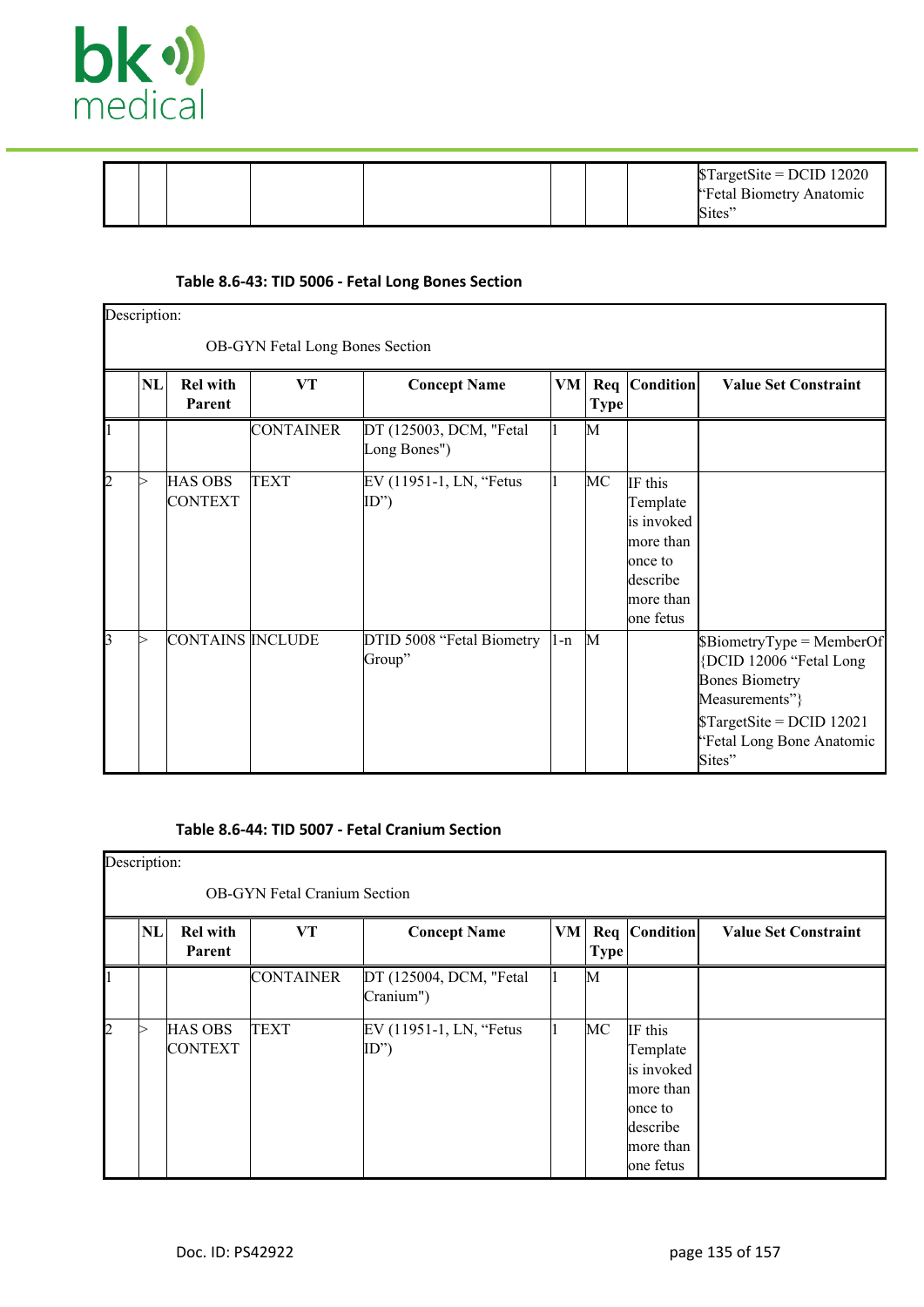| | | | | | | | | |
|---|---|---|---|---|---|---|---|---|
| | | | | | | | | $TargetSite = DCID 12020 "Fetal Biometry Anatomic Sites" |

**Table 8.6-43: TID 5006 - Fetal Long Bones Section**

Description:

OB-GYN Fetal Long Bones Section

| | NL | Rel with Parent | VT | Concept Name | VM | Req Type | Condition | Value Set Constraint |
|---|---|---|---|---|---|---|---|---|
| 1 | | | CONTAINER | DT (125003, DCM, "Fetal Long Bones") | 1 | M | | |
| 2 | > | HAS OBS CONTEXT | TEXT | EV (11951-1, LN, "Fetus ID") | 1 | MC | IF this Template is invoked more than once to describe more than one fetus | |
| 3 | > | CONTAINS | INCLUDE | DTID 5008 "Fetal Biometry Group" | 1-n | M | | $BiometryType = MemberOf {DCID 12006 "Fetal Long Bones Biometry Measurements"} $TargetSite = DCID 12021 "Fetal Long Bone Anatomic Sites" |

**Table 8.6-44: TID 5007 - Fetal Cranium Section**

Description:

OB-GYN Fetal Cranium Section

| | NL | Rel with Parent | VT | Concept Name | VM | Req Type | Condition | Value Set Constraint |
|---|---|---|---|---|---|---|---|---|
| 1 | | | CONTAINER | DT (125004, DCM, "Fetal Cranium") | 1 | M | | |
| 2 | > | HAS OBS CONTEXT | TEXT | EV (11951-1, LN, "Fetus ID") | 1 | MC | IF this Template is invoked more than once to describe more than one fetus | |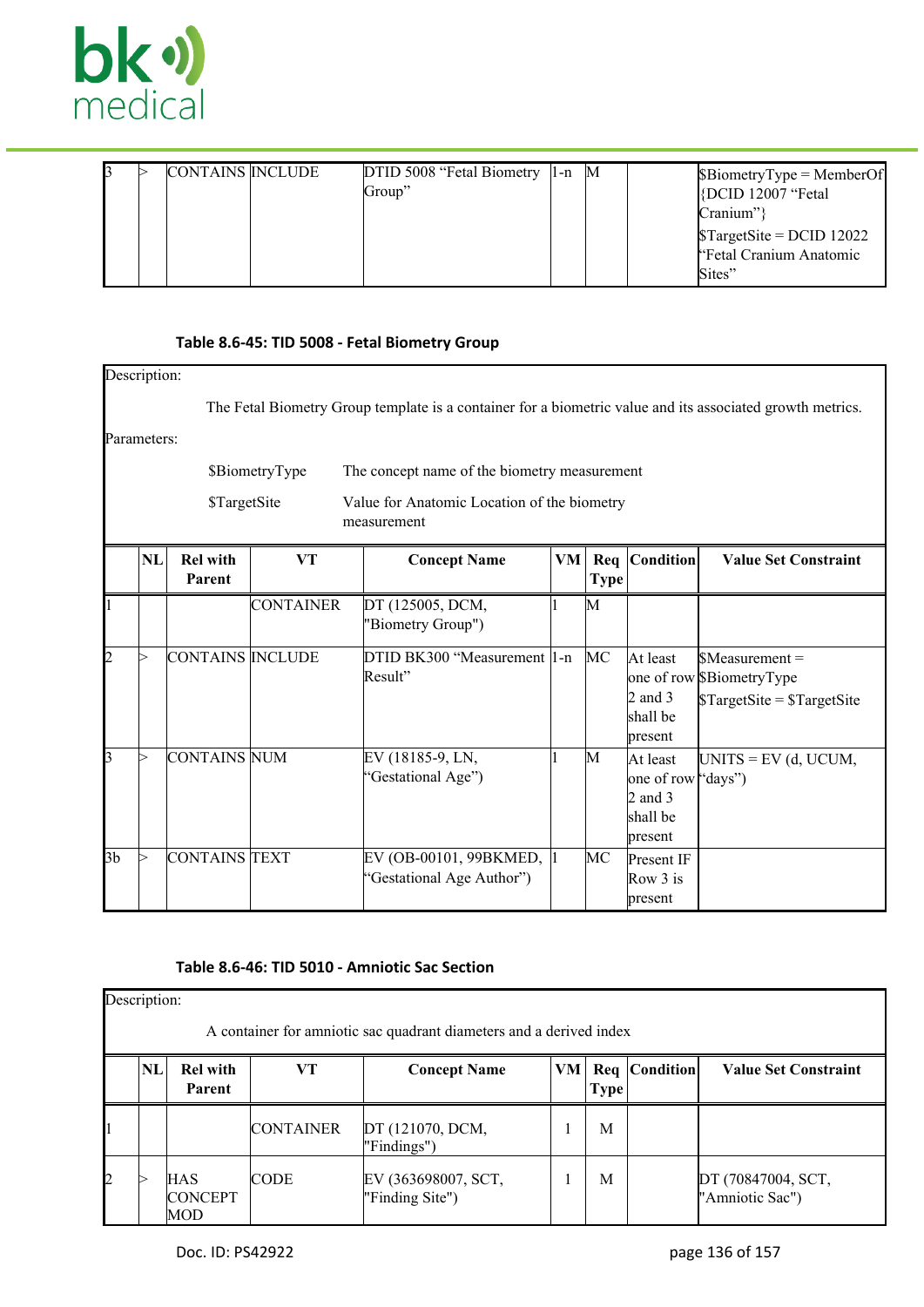| | | | | | | | | |
|---|---|---|---|---|---|---|---|---|
| 3 | > | CONTAINS | INCLUDE | DTID 5008 "Fetal Biometry Group" | 1-n | M | | $BiometryType = MemberOf {DCID 12007 "Fetal Cranium"}<br>$TargetSite = DCID 12022 "Fetal Cranium Anatomic Sites" |

### Table 8.6-45: TID 5008 - Fetal Biometry Group

Description:

The Fetal Biometry Group template is a container for a biometric value and its associated growth metrics.

Parameters:

| | |
|---|---|
| $BiometryType | The concept name of the biometry measurement |
| $TargetSite | Value for Anatomic Location of the biometry measurement |

| | NL | Rel with Parent | VT | Concept Name | VM | Req Type | Condition | Value Set Constraint |
|---|---|---|---|---|---|---|---|---|
| 1 | | | CONTAINER | DT (125005, DCM, "Biometry Group") | 1 | M | | |
| 2 | > | CONTAINS | INCLUDE | DTID BK300 "Measurement Result" | 1-n | MC | At least one of row 2 and 3 shall be present | $Measurement = $BiometryType<br>$TargetSite = $TargetSite |
| 3 | > | CONTAINS | NUM | EV (18185-9, LN, "Gestational Age") | 1 | M | At least one of row 2 and 3 shall be present | UNITS = EV (d, UCUM, "days") |
| 3b | > | CONTAINS | TEXT | EV (OB-00101, 99BKMED, "Gestational Age Author") | 1 | MC | Present IF Row 3 is present | |

### Table 8.6-46: TID 5010 - Amniotic Sac Section

Description:

A container for amniotic sac quadrant diameters and a derived index

| | NL | Rel with Parent | VT | Concept Name | VM | Req Type | Condition | Value Set Constraint |
|---|---|---|---|---|---|---|---|---|
| 1 | | | CONTAINER | DT (121070, DCM, "Findings") | 1 | M | | |
| 2 | > | HAS CONCEPT MOD | CODE | EV (363698007, SCT, "Finding Site") | 1 | M | | DT (70847004, SCT, "Amniotic Sac") |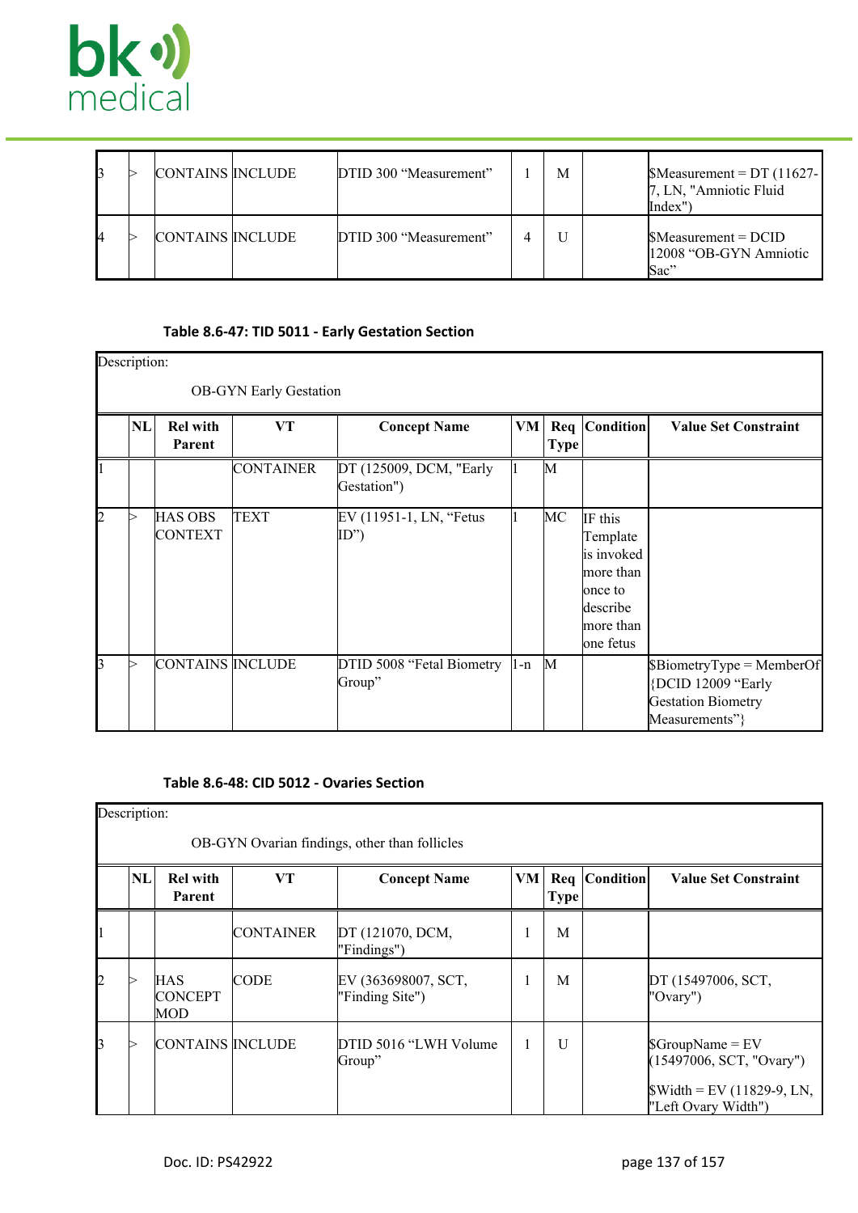| | | | | | | | | |
|---|---|---|---|---|---|---|---|---|
| 3 | > | CONTAINS | INCLUDE | DTID 300 “Measurement” | 1 | M | | $Measurement = DT (11627-7, LN, "Amniotic Fluid Index") |
| 4 | > | CONTAINS | INCLUDE | DTID 300 “Measurement” | 4 | U | | $Measurement = DCID 12008 “OB-GYN Amniotic Sac” |

**Table 8.6-47: TID 5011 - Early Gestation Section**

Description:

OB-GYN Early Gestation

| | NL | Rel with Parent | VT | Concept Name | VM | Req Type | Condition | Value Set Constraint |
|---|---|---|---|---|---|---|---|---|
| 1 | | | CONTAINER | DT (125009, DCM, "Early Gestation") | 1 | M | | |
| 2 | > | HAS OBS CONTEXT | TEXT | EV (11951-1, LN, “Fetus ID”) | 1 | MC | IF this Template is invoked more than once to describe more than one fetus | |
| 3 | > | CONTAINS | INCLUDE | DTID 5008 “Fetal Biometry Group” | 1-n | M | | $BiometryType = MemberOf {DCID 12009 “Early Gestation Biometry Measurements”} |

**Table 8.6-48: CID 5012 - Ovaries Section**

Description:

OB-GYN Ovarian findings, other than follicles

| | NL | Rel with Parent | VT | Concept Name | VM | Req Type | Condition | Value Set Constraint |
|---|---|---|---|---|---|---|---|---|
| 1 | | | CONTAINER | DT (121070, DCM, "Findings") | 1 | M | | |
| 2 | > | HAS CONCEPT MOD | CODE | EV (363698007, SCT, "Finding Site") | 1 | M | | DT (15497006, SCT, "Ovary") |
| 3 | > | CONTAINS | INCLUDE | DTID 5016 “LWH Volume Group” | 1 | U | | $GroupName = EV (15497006, SCT, "Ovary")<br><br>$Width = EV (11829-9, LN, "Left Ovary Width") |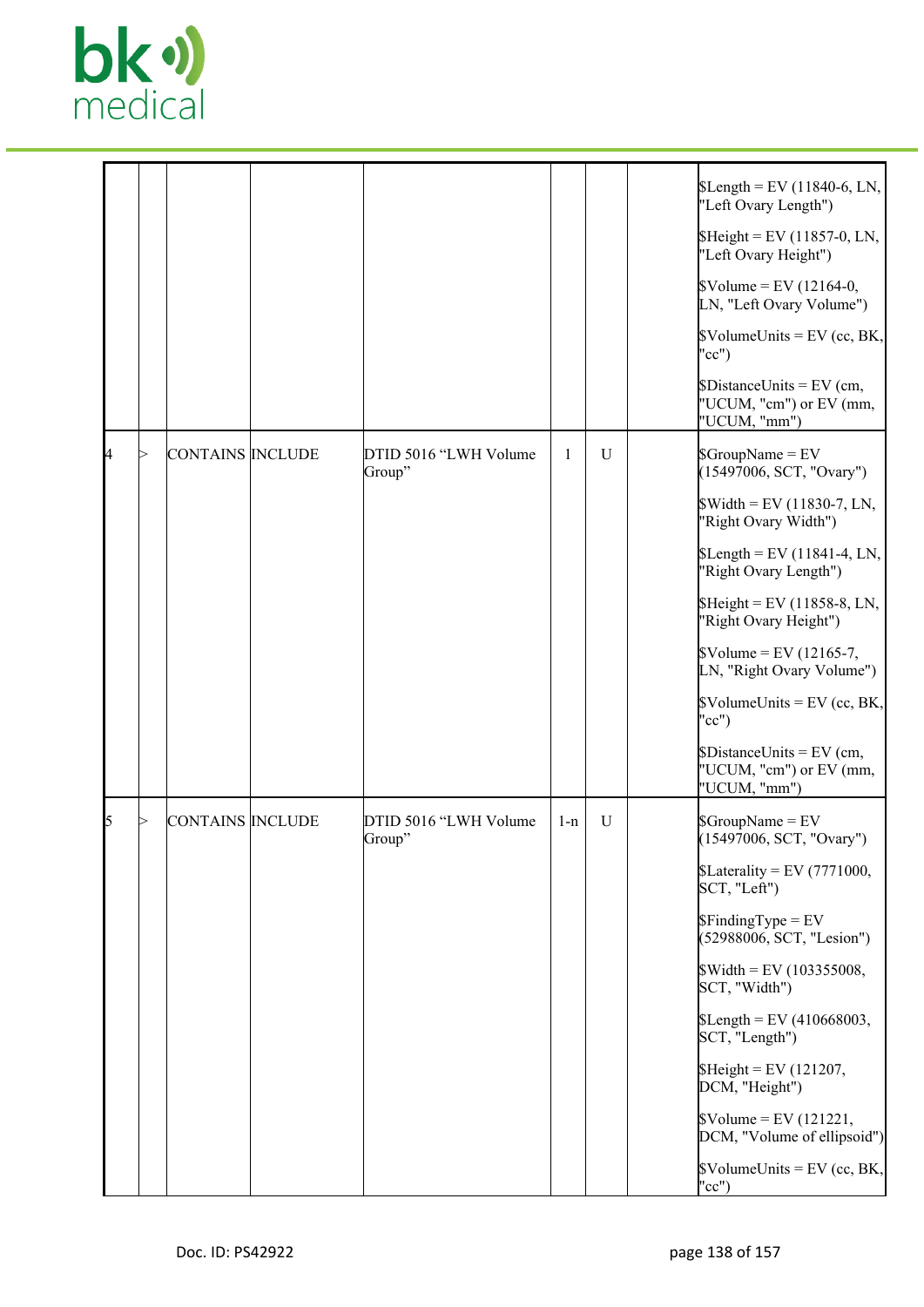| | | | | | | | | |
|---|---|---|---|---|---|---|---|---|
| | | | | | | | | $Length = EV (11840-6, LN, "Left Ovary Length")<br><br>$Height = EV (11857-0, LN, "Left Ovary Height")<br><br>$Volume = EV (12164-0, LN, "Left Ovary Volume")<br><br>$VolumeUnits = EV (cc, BK, "cc")<br><br>$DistanceUnits = EV (cm, "UCUM, "cm") or EV (mm, "UCUM, "mm") |
| 4 | > | CONTAINS | INCLUDE | DTID 5016 "LWH Volume Group" | 1 | U | | $GroupName = EV (15497006, SCT, "Ovary")<br><br>$Width = EV (11830-7, LN, "Right Ovary Width")<br><br>$Length = EV (11841-4, LN, "Right Ovary Length")<br><br>$Height = EV (11858-8, LN, "Right Ovary Height")<br><br>$Volume = EV (12165-7, LN, "Right Ovary Volume")<br><br>$VolumeUnits = EV (cc, BK, "cc")<br><br>$DistanceUnits = EV (cm, "UCUM, "cm") or EV (mm, "UCUM, "mm") |
| 5 | > | CONTAINS | INCLUDE | DTID 5016 "LWH Volume Group" | 1-n | U | | $GroupName = EV (15497006, SCT, "Ovary")<br><br>$Laterality = EV (7771000, SCT, "Left")<br><br>$FindingType = EV (52988006, SCT, "Lesion")<br><br>$Width = EV (103355008, SCT, "Width")<br><br>$Length = EV (410668003, SCT, "Length")<br><br>$Height = EV (121207, DCM, "Height")<br><br>$Volume = EV (121221, DCM, "Volume of ellipsoid")<br><br>$VolumeUnits = EV (cc, BK, "cc") |

Doc. ID: PS42922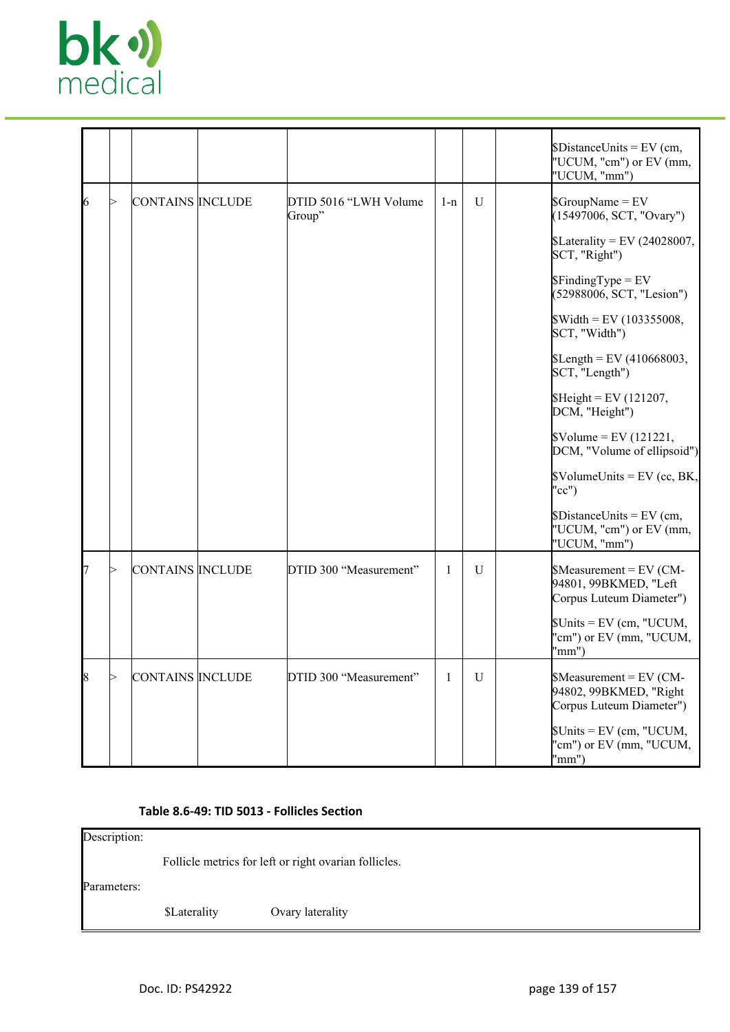| | | | | | | | | |
|---|---|---|---|---|---|---|---|---|
| | | | | | | | | $DistanceUnits = EV (cm, "UCUM, "cm") or EV (mm, "UCUM, "mm") |
| 6 | > | CONTAINS | INCLUDE | DTID 5016 "LWH Volume Group" | 1-n | U | | $GroupName = EV (15497006, SCT, "Ovary")<br><br>$Laterality = EV (24028007, SCT, "Right")<br><br>$FindingType = EV (52988006, SCT, "Lesion")<br><br>$Width = EV (103355008, SCT, "Width")<br><br>$Length = EV (410668003, SCT, "Length")<br><br>$Height = EV (121207, DCM, "Height")<br><br>$Volume = EV (121221, DCM, "Volume of ellipsoid")<br><br>$VolumeUnits = EV (cc, BK, "cc")<br><br>$DistanceUnits = EV (cm, "UCUM, "cm") or EV (mm, "UCUM, "mm") |
| 7 | > | CONTAINS | INCLUDE | DTID 300 "Measurement" | 1 | U | | $Measurement = EV (CM-94801, 99BKMED, "Left Corpus Luteum Diameter")<br><br>$Units = EV (cm, "UCUM, "cm") or EV (mm, "UCUM, "mm") |
| 8 | > | CONTAINS | INCLUDE | DTID 300 "Measurement" | 1 | U | | $Measurement = EV (CM-94802, 99BKMED, "Right Corpus Luteum Diameter")<br><br>$Units = EV (cm, "UCUM, "cm") or EV (mm, "UCUM, "mm") |

**Table 8.6-49: TID 5013 - Follicles Section**

Description:

Follicle metrics for left or right ovarian follicles.

Parameters:

| | |
|---|---|
| $Laterality | Ovary laterality |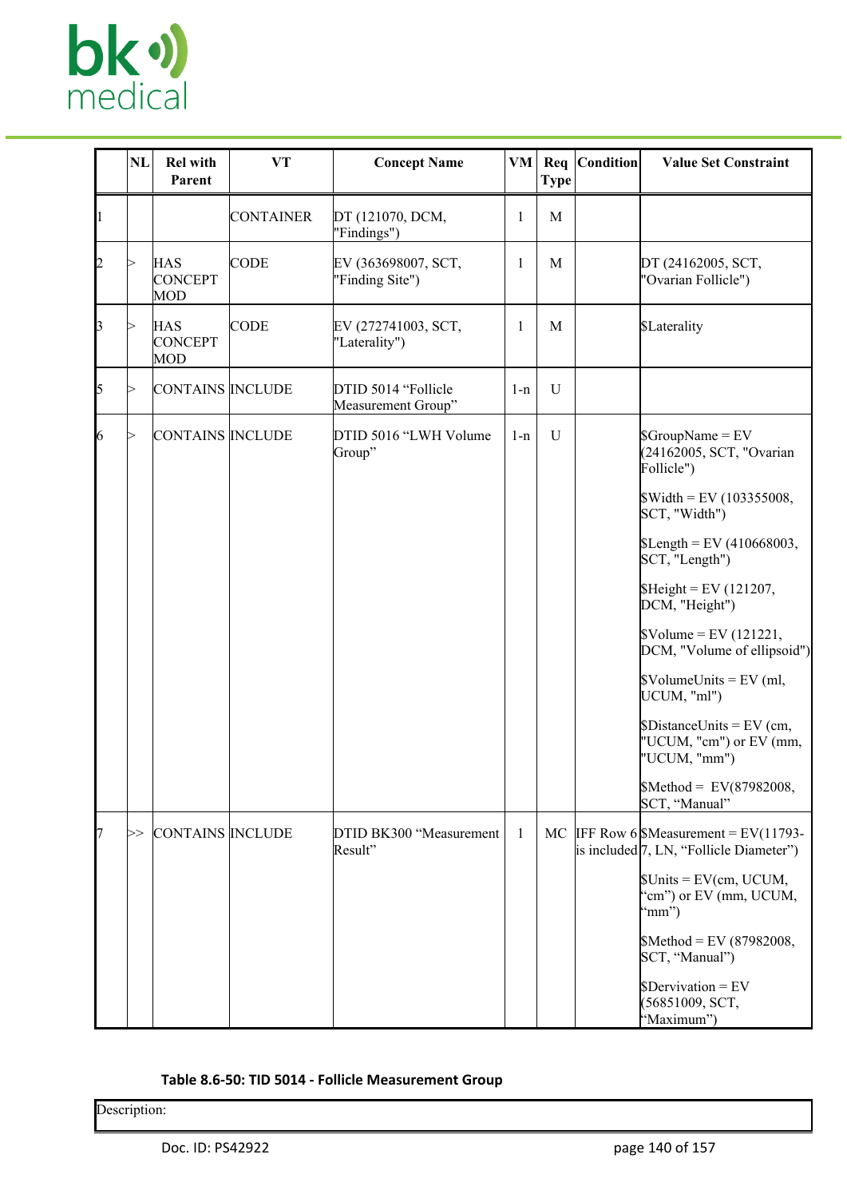|  | NL | Rel with Parent | VT | Concept Name | VM | Req Type | Condition | Value Set Constraint |
|---|---|---|---|---|---|---|---|---|
| 1 |  |  | CONTAINER | DT (121070, DCM, "Findings") | 1 | M |  |  |
| 2 | > | HAS CONCEPT MOD | CODE | EV (363698007, SCT, "Finding Site") | 1 | M |  | DT (24162005, SCT, "Ovarian Follicle") |
| 3 | > | HAS CONCEPT MOD | CODE | EV (272741003, SCT, "Laterality") | 1 | M |  | $Laterality |
| 5 | > | CONTAINS | INCLUDE | DTID 5014 "Follicle Measurement Group" | 1-n | U |  |  |
| 6 | > | CONTAINS | INCLUDE | DTID 5016 "LWH Volume Group" | 1-n | U |  | $GroupName = EV (24162005, SCT, "Ovarian Follicle") $Width = EV (103355008, SCT, "Width") $Length = EV (410668003, SCT, "Length") $Height = EV (121207, DCM, "Height") $Volume = EV (121221, DCM, "Volume of ellipsoid") $VolumeUnits = EV (ml, UCUM, "ml") $DistanceUnits = EV (cm, "UCUM, "cm") or EV (mm, "UCUM, "mm") $Method = EV(87982008, SCT, "Manual" |
| 7 | >> | CONTAINS | INCLUDE | DTID BK300 "Measurement Result" | 1 | MC | IFF Row 6 is included | $Measurement = EV(11793-7, LN, "Follicle Diameter") $Units = EV(cm, UCUM, "cm") or EV (mm, UCUM, "mm") $Method = EV (87982008, SCT, "Manual") $Derivation = EV (56851009, SCT, "Maximum") |

**Table 8.6-50: TID 5014 - Follicle Measurement Group**

| Description: |
|---|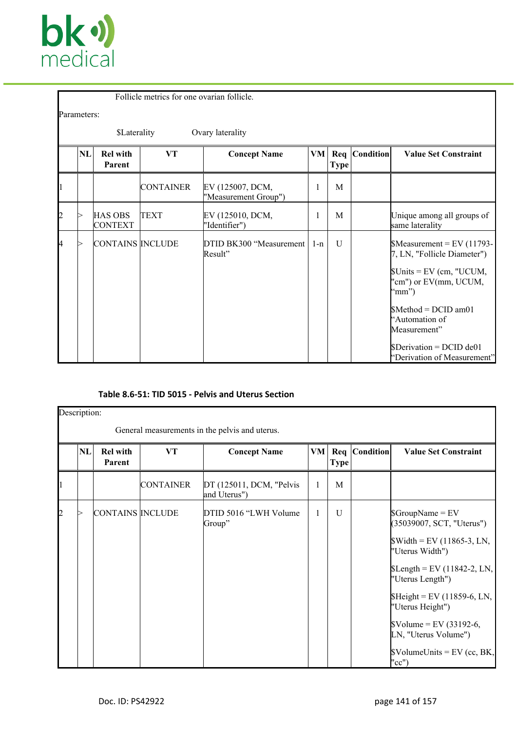Follicle metrics for one ovarian follicle.

Parameters:

$Laterality Ovary laterality

| | NL | Rel with Parent | VT | Concept Name | VM | Req Type | Condition | Value Set Constraint |
|---|---|---|---|---|---|---|---|---|
| 1 | | | CONTAINER | EV (125007, DCM, "Measurement Group") | 1 | M | | |
| 2 | > | HAS OBS CONTEXT | TEXT | EV (125010, DCM, "Identifier") | 1 | M | | Unique among all groups of same laterality |
| 4 | > | CONTAINS | INCLUDE | DTID BK300 "Measurement Result" | 1-n | U | | $Measurement = EV (11793-7, LN, "Follicle Diameter")<br><br>$Units = EV (cm, "UCUM, "cm") or EV(mm, UCUM, "mm")<br><br>$Method = DCID am01 "Automation of Measurement"<br><br>$Derivation = DCID de01 "Derivation of Measurement" |

**Table 8.6-51: TID 5015 - Pelvis and Uterus Section**

Description:

General measurements in the pelvis and uterus.

| | NL | Rel with Parent | VT | Concept Name | VM | Req Type | Condition | Value Set Constraint |
|---|---|---|---|---|---|---|---|---|
| 1 | | | CONTAINER | DT (125011, DCM, "Pelvis and Uterus") | 1 | M | | |
| 2 | > | CONTAINS | INCLUDE | DTID 5016 "LWH Volume Group" | 1 | U | | $GroupName = EV (35039007, SCT, "Uterus")<br><br>$Width = EV (11865-3, LN, "Uterus Width")<br><br>$Length = EV (11842-2, LN, "Uterus Length")<br><br>$Height = EV (11859-6, LN, "Uterus Height")<br><br>$Volume = EV (33192-6, LN, "Uterus Volume")<br><br>$VolumeUnits = EV (cc, BK, "cc") |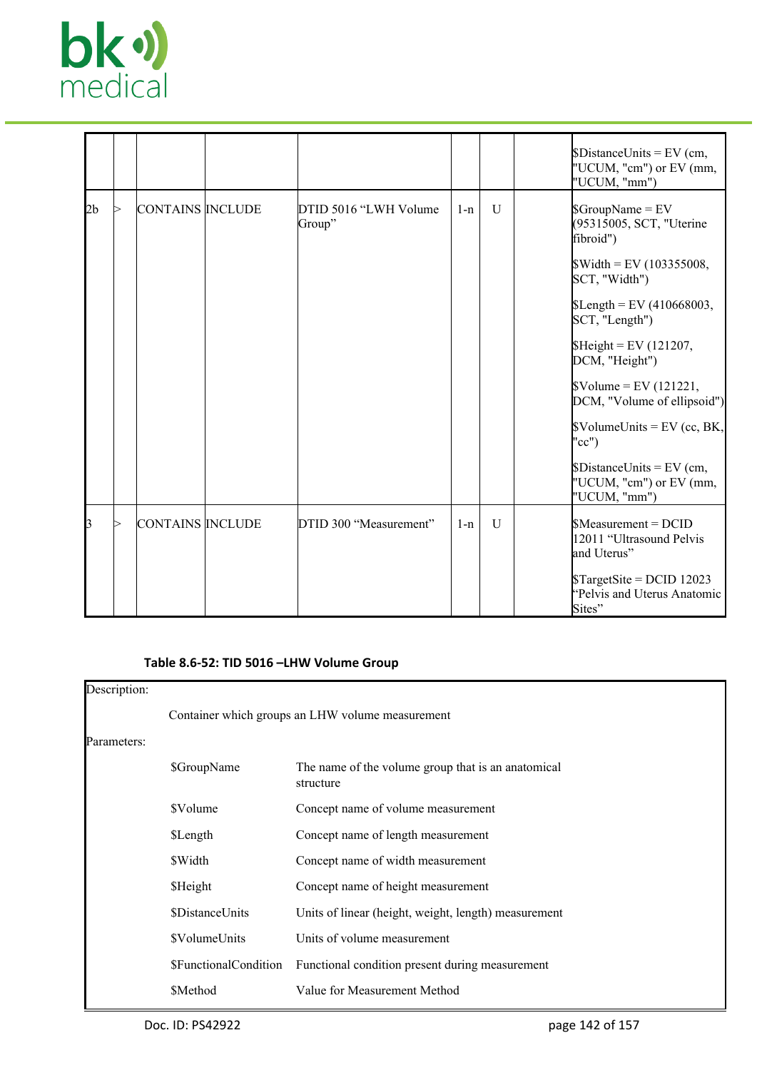| | | | | | | | | |
|---|---|---|---|---|---|---|---|---|
| | | | | | | | | $DistanceUnits = EV (cm, "UCUM, "cm") or EV (mm, "UCUM, "mm") |
| 2b | > | CONTAINS | INCLUDE | DTID 5016 "LWH Volume Group" | 1-n | U | | $GroupName = EV (95315005, SCT, "Uterine fibroid")<br><br>$Width = EV (103355008, SCT, "Width")<br><br>$Length = EV (410668003, SCT, "Length")<br><br>$Height = EV (121207, DCM, "Height")<br><br>$Volume = EV (121221, DCM, "Volume of ellipsoid")<br><br>$VolumeUnits = EV (cc, BK, "cc")<br><br>$DistanceUnits = EV (cm, "UCUM, "cm") or EV (mm, "UCUM, "mm") |
| 3 | > | CONTAINS | INCLUDE | DTID 300 "Measurement" | 1-n | U | | $Measurement = DCID 12011 "Ultrasound Pelvis and Uterus"<br><br>$TargetSite = DCID 12023 "Pelvis and Uterus Anatomic Sites" |

**Table 8.6-52: TID 5016 –LHW Volume Group**

| | | |
|---|---|---|
| Description: | | |
| | Container which groups an LHW volume measurement | |
| Parameters: | | |
| | $GroupName | The name of the volume group that is an anatomical structure |
| | $Volume | Concept name of volume measurement |
| | $Length | Concept name of length measurement |
| | $Width | Concept name of width measurement |
| | $Height | Concept name of height measurement |
| | $DistanceUnits | Units of linear (height, weight, length) measurement |
| | $VolumeUnits | Units of volume measurement |
| | $FunctionalCondition | Functional condition present during measurement |
| | $Method | Value for Measurement Method |

Doc. ID: PS42922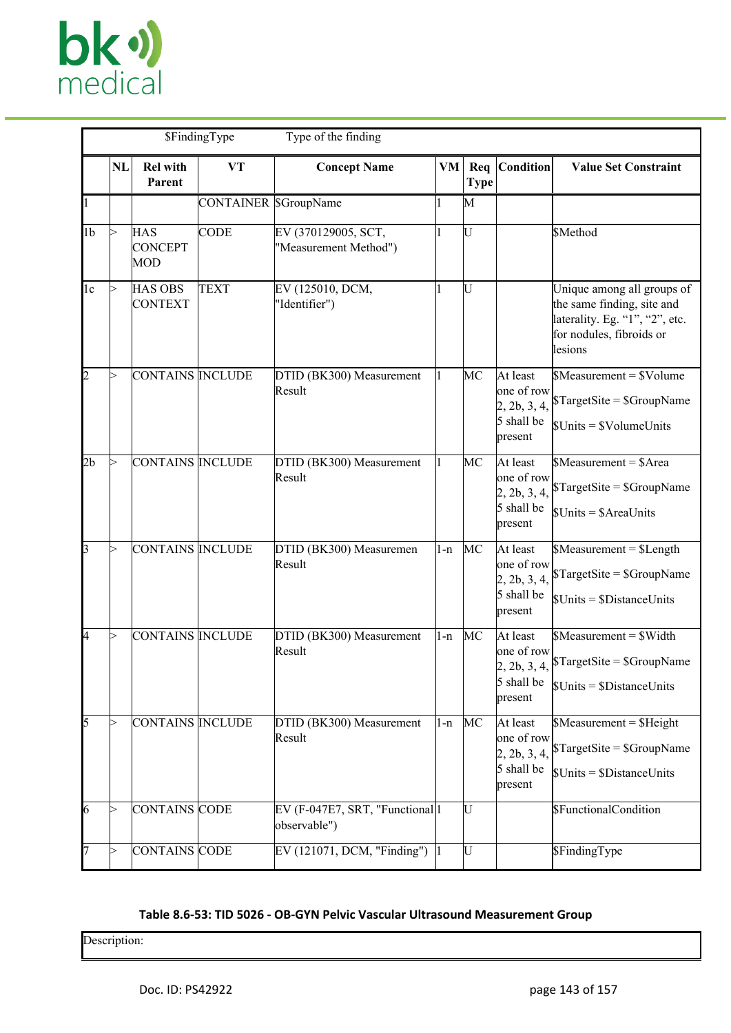| | | | | $FindingType | Type of the finding | | | |
|---|---|---|---|---|---|---|---|---|
| | **NL** | **Rel with Parent** | **VT** | **Concept Name** | **VM** | **Req Type** | **Condition** | **Value Set Constraint** |
| 1 | | | CONTAINER | $GroupName | 1 | M | | |
| 1b | > | HAS CONCEPT MOD | CODE | EV (370129005, SCT, "Measurement Method") | 1 | U | | $Method |
| 1c | > | HAS OBS CONTEXT | TEXT | EV (125010, DCM, "Identifier") | 1 | U | | Unique among all groups of the same finding, site and laterality. Eg. "1", "2", etc. for nodules, fibroids or lesions |
| 2 | > | CONTAINS | INCLUDE | DTID (BK300) Measurement Result | 1 | MC | At least one of row 2, 2b, 3, 4, 5 shall be present | $Measurement = $Volume<br>$TargetSite = $GroupName<br>$Units = $VolumeUnits |
| 2b | > | CONTAINS | INCLUDE | DTID (BK300) Measurement Result | 1 | MC | At least one of row 2, 2b, 3, 4, 5 shall be present | $Measurement = $Area<br>$TargetSite = $GroupName<br>$Units = $AreaUnits |
| 3 | > | CONTAINS | INCLUDE | DTID (BK300) Measuremen Result | 1-n | MC | At least one of row 2, 2b, 3, 4, 5 shall be present | $Measurement = $Length<br>$TargetSite = $GroupName<br>$Units = $DistanceUnits |
| 4 | > | CONTAINS | INCLUDE | DTID (BK300) Measurement Result | 1-n | MC | At least one of row 2, 2b, 3, 4, 5 shall be present | $Measurement = $Width<br>$TargetSite = $GroupName<br>$Units = $DistanceUnits |
| 5 | > | CONTAINS | INCLUDE | DTID (BK300) Measurement Result | 1-n | MC | At least one of row 2, 2b, 3, 4, 5 shall be present | $Measurement = $Height<br>$TargetSite = $GroupName<br>$Units = $DistanceUnits |
| 6 | > | CONTAINS | CODE | EV (F-047E7, SRT, "Functional observable") | 1 | U | | $FunctionalCondition |
| 7 | > | CONTAINS | CODE | EV (121071, DCM, "Finding") | 1 | U | | $FindingType |

**Table 8.6-53: TID 5026 - OB-GYN Pelvic Vascular Ultrasound Measurement Group**

| Description: |
|---|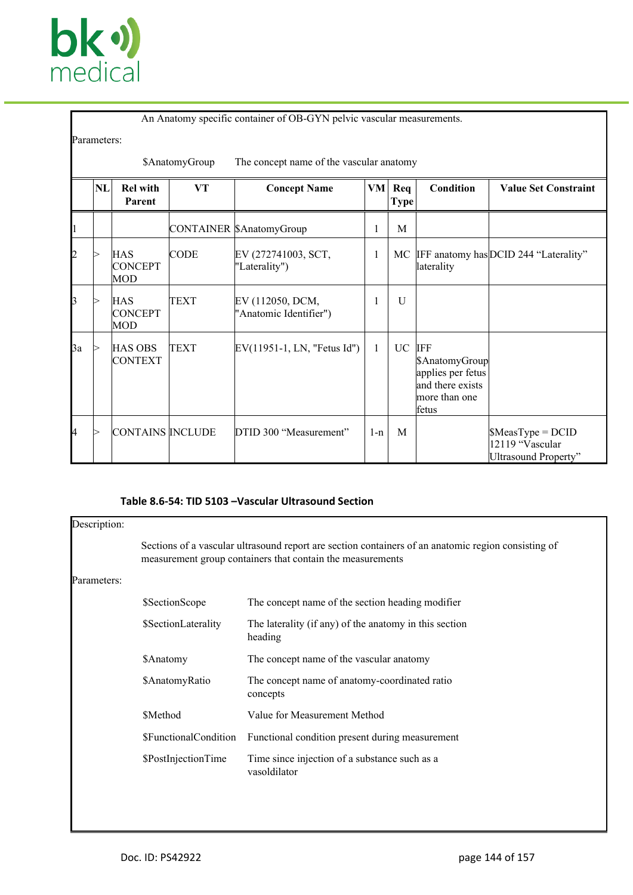An Anatomy specific container of OB-GYN pelvic vascular measurements.

Parameters:

$AnatomyGroup The concept name of the vascular anatomy

| | NL | Rel with Parent | VT | Concept Name | VM | Req Type | Condition | Value Set Constraint |
|---|---|---|---|---|---|---|---|---|
| 1 | | | CONTAINER | $AnatomyGroup | 1 | M | | |
| 2 | > | HAS CONCEPT MOD | CODE | EV (272741003, SCT, "Laterality") | 1 | MC | IFF anatomy has laterality | DCID 244 "Laterality" |
| 3 | > | HAS CONCEPT MOD | TEXT | EV (112050, DCM, "Anatomic Identifier") | 1 | U | | |
| 3a | > | HAS OBS CONTEXT | TEXT | EV(11951-1, LN, "Fetus Id") | 1 | UC | IFF $AnatomyGroup applies per fetus and there exists more than one fetus | |
| 4 | > | CONTAINS | INCLUDE | DTID 300 "Measurement" | 1-n | M | | $MeasType = DCID 12119 "Vascular Ultrasound Property" |

**Table 8.6-54: TID 5103 –Vascular Ultrasound Section**

Description:

Sections of a vascular ultrasound report are section containers of an anatomic region consisting of measurement group containers that contain the measurements

Parameters:

| | |
|---|---|
| $SectionScope | The concept name of the section heading modifier |
| $SectionLaterality | The laterality (if any) of the anatomy in this section heading |
| $Anatomy | The concept name of the vascular anatomy |
| $AnatomyRatio | The concept name of anatomy-coordinated ratio concepts |
| $Method | Value for Measurement Method |
| $FunctionalCondition | Functional condition present during measurement |
| $PostInjectionTime | Time since injection of a substance such as a vasoldilator |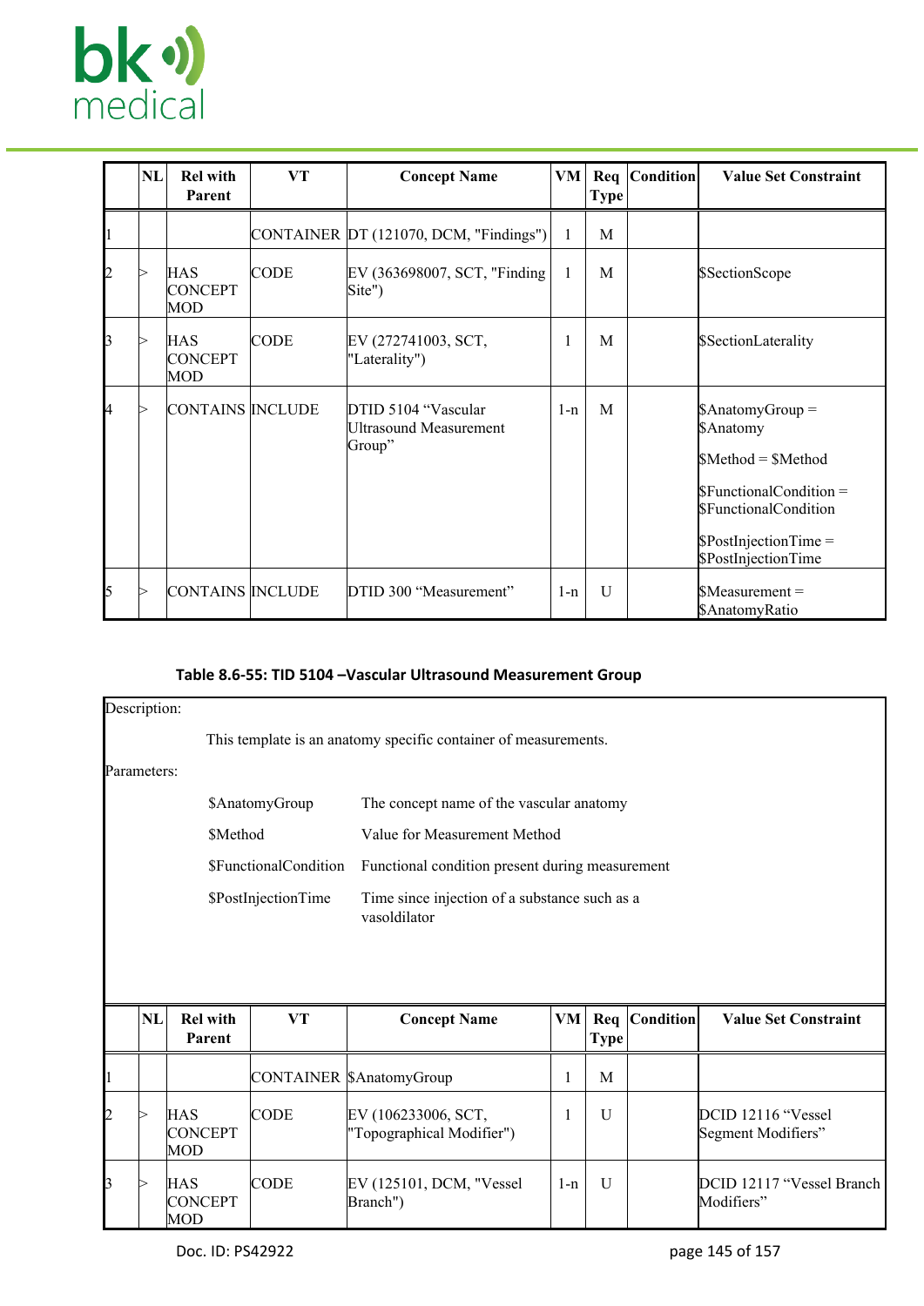| | NL | Rel with Parent | VT | Concept Name | VM | Req Type | Condition | Value Set Constraint |
|---|---|---|---|---|---|---|---|---|
| 1 | | | CONTAINER | DT (121070, DCM, "Findings") | 1 | M | | |
| 2 | > | HAS CONCEPT MOD | CODE | EV (363698007, SCT, "Finding Site") | 1 | M | | $SectionScope |
| 3 | > | HAS CONCEPT MOD | CODE | EV (272741003, SCT, "Laterality") | 1 | M | | $SectionLaterality |
| 4 | > | CONTAINS | INCLUDE | DTID 5104 "Vascular Ultrasound Measurement Group" | 1-n | M | | $AnatomyGroup = $Anatomy<br>$Method = $Method<br>$FunctionalCondition = $FunctionalCondition<br>$PostInjectionTime = $PostInjectionTime |
| 5 | > | CONTAINS | INCLUDE | DTID 300 "Measurement" | 1-n | U | | $Measurement = $AnatomyRatio |

**Table 8.6-55: TID 5104 –Vascular Ultrasound Measurement Group**

Description:

This template is an anatomy specific container of measurements.

Parameters:

| | |
|---|---|
| $AnatomyGroup | The concept name of the vascular anatomy |
| $Method | Value for Measurement Method |
| $FunctionalCondition | Functional condition present during measurement |
| $PostInjectionTime | Time since injection of a substance such as a vasoldilator |

| | NL | Rel with Parent | VT | Concept Name | VM | Req Type | Condition | Value Set Constraint |
|---|---|---|---|---|---|---|---|---|
| 1 | | | CONTAINER | $AnatomyGroup | 1 | M | | |
| 2 | > | HAS CONCEPT MOD | CODE | EV (106233006, SCT, "Topographical Modifier") | 1 | U | | DCID 12116 "Vessel Segment Modifiers" |
| 3 | > | HAS CONCEPT MOD | CODE | EV (125101, DCM, "Vessel Branch") | 1-n | U | | DCID 12117 "Vessel Branch Modifiers" |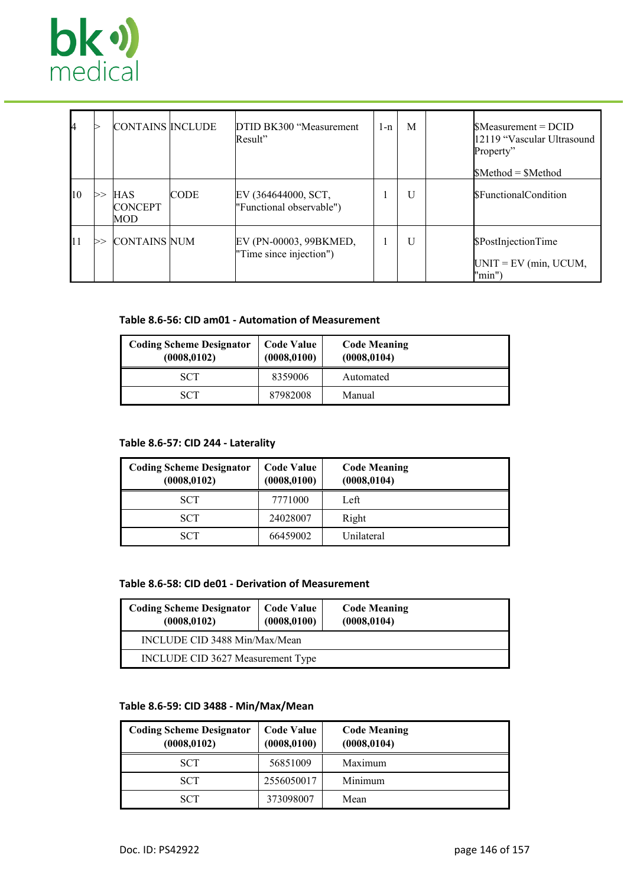| | | | | | | | | |
|---|---|---|---|---|---|---|---|---|
| 4 | > | CONTAINS | INCLUDE | DTID BK300 "Measurement Result" | 1-n | M | | $Measurement = DCID 12119 "Vascular Ultrasound Property"<br><br>$Method = $Method |
| 10 | >> | HAS CONCEPT MOD | CODE | EV (364644000, SCT, "Functional observable") | 1 | U | | $FunctionalCondition |
| 11 | >> | CONTAINS | NUM | EV (PN-00003, 99BKMED, "Time since injection") | 1 | U | | $PostInjectionTime<br><br>UNIT = EV (min, UCUM, "min") |

**Table 8.6-56: CID am01 - Automation of Measurement**

| Coding Scheme Designator (0008,0102) | Code Value (0008,0100) | Code Meaning (0008,0104) |
|---|---|---|
| SCT | 8359006 | Automated |
| SCT | 87982008 | Manual |

**Table 8.6-57: CID 244 - Laterality**

| Coding Scheme Designator (0008,0102) | Code Value (0008,0100) | Code Meaning (0008,0104) |
|---|---|---|
| SCT | 7771000 | Left |
| SCT | 24028007 | Right |
| SCT | 66459002 | Unilateral |

**Table 8.6-58: CID de01 - Derivation of Measurement**

| Coding Scheme Designator (0008,0102) | Code Value (0008,0100) | Code Meaning (0008,0104) |
|---|---|---|
| INCLUDE CID 3488 Min/Max/Mean | | |
| INCLUDE CID 3627 Measurement Type | | |

**Table 8.6-59: CID 3488 - Min/Max/Mean**

| Coding Scheme Designator (0008,0102) | Code Value (0008,0100) | Code Meaning (0008,0104) |
|---|---|---|
| SCT | 56851009 | Maximum |
| SCT | 2556050017 | Minimum |
| SCT | 373098007 | Mean |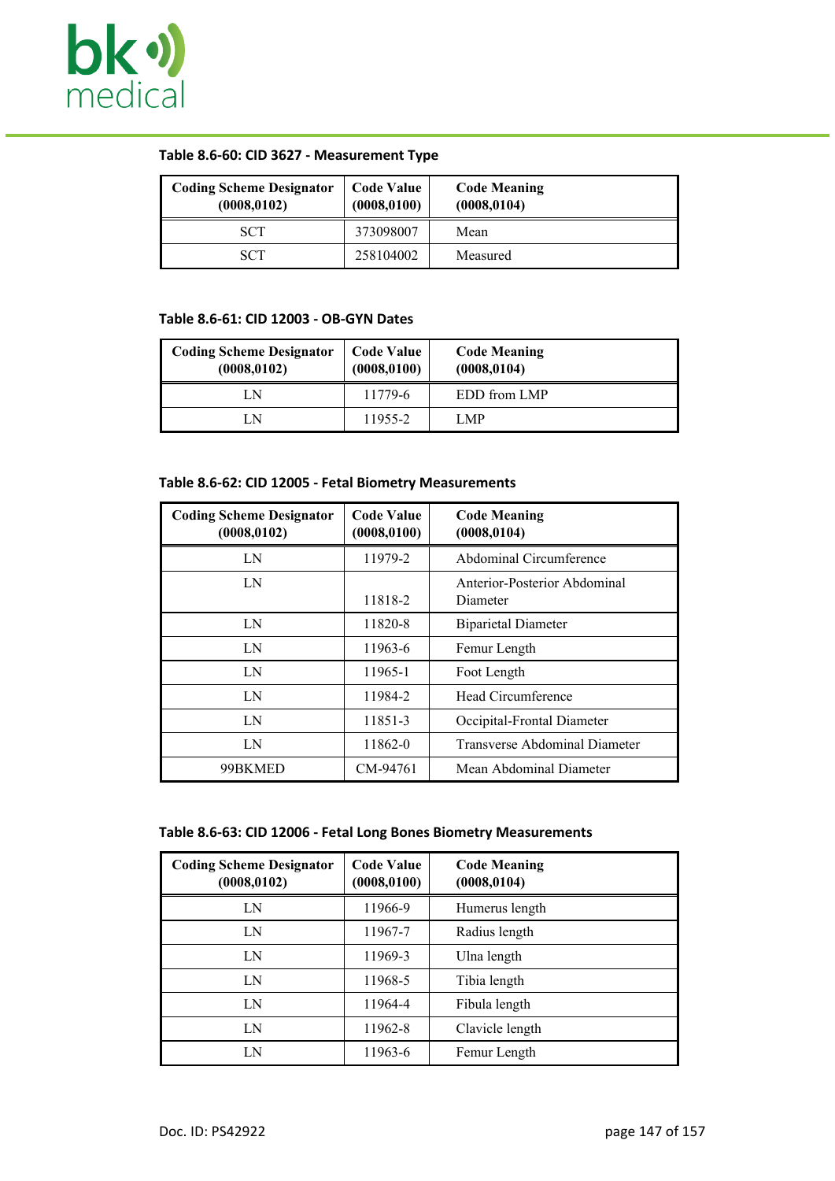**Table 8.6-60: CID 3627 - Measurement Type**

| Coding Scheme Designator (0008,0102) | Code Value (0008,0100) | Code Meaning (0008,0104) |
|---|---|---|
| SCT | 373098007 | Mean |
| SCT | 258104002 | Measured |

**Table 8.6-61: CID 12003 - OB-GYN Dates**

| Coding Scheme Designator (0008,0102) | Code Value (0008,0100) | Code Meaning (0008,0104) |
|---|---|---|
| LN | 11779-6 | EDD from LMP |
| LN | 11955-2 | LMP |

**Table 8.6-62: CID 12005 - Fetal Biometry Measurements**

| Coding Scheme Designator (0008,0102) | Code Value (0008,0100) | Code Meaning (0008,0104) |
|---|---|---|
| LN | 11979-2 | Abdominal Circumference |
| LN | 11818-2 | Anterior-Posterior Abdominal Diameter |
| LN | 11820-8 | Biparietal Diameter |
| LN | 11963-6 | Femur Length |
| LN | 11965-1 | Foot Length |
| LN | 11984-2 | Head Circumference |
| LN | 11851-3 | Occipital-Frontal Diameter |
| LN | 11862-0 | Transverse Abdominal Diameter |
| 99BKMED | CM-94761 | Mean Abdominal Diameter |

**Table 8.6-63: CID 12006 - Fetal Long Bones Biometry Measurements**

| Coding Scheme Designator (0008,0102) | Code Value (0008,0100) | Code Meaning (0008,0104) |
|---|---|---|
| LN | 11966-9 | Humerus length |
| LN | 11967-7 | Radius length |
| LN | 11969-3 | Ulna length |
| LN | 11968-5 | Tibia length |
| LN | 11964-4 | Fibula length |
| LN | 11962-8 | Clavicle length |
| LN | 11963-6 | Femur Length |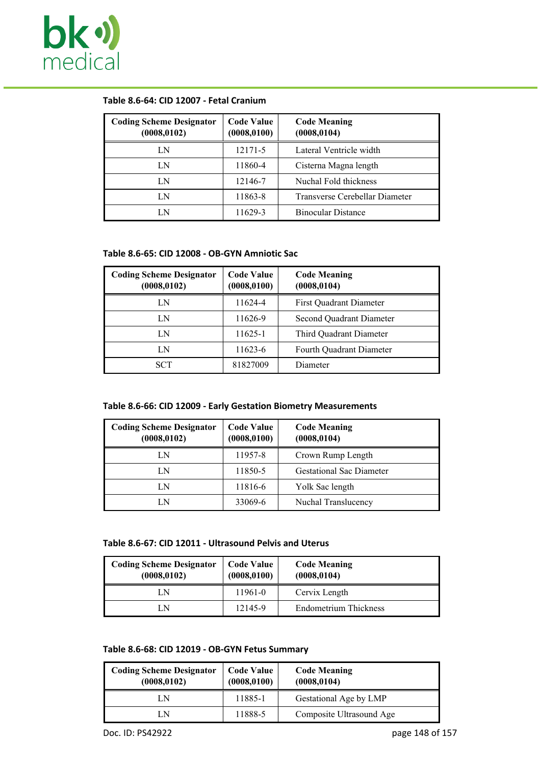**Table 8.6-64: CID 12007 - Fetal Cranium**

| Coding Scheme Designator (0008,0102) | Code Value (0008,0100) | Code Meaning (0008,0104) |
|---|---|---|
| LN | 12171-5 | Lateral Ventricle width |
| LN | 11860-4 | Cisterna Magna length |
| LN | 12146-7 | Nuchal Fold thickness |
| LN | 11863-8 | Transverse Cerebellar Diameter |
| LN | 11629-3 | Binocular Distance |

**Table 8.6-65: CID 12008 - OB-GYN Amniotic Sac**

| Coding Scheme Designator (0008,0102) | Code Value (0008,0100) | Code Meaning (0008,0104) |
|---|---|---|
| LN | 11624-4 | First Quadrant Diameter |
| LN | 11626-9 | Second Quadrant Diameter |
| LN | 11625-1 | Third Quadrant Diameter |
| LN | 11623-6 | Fourth Quadrant Diameter |
| SCT | 81827009 | Diameter |

**Table 8.6-66: CID 12009 - Early Gestation Biometry Measurements**

| Coding Scheme Designator (0008,0102) | Code Value (0008,0100) | Code Meaning (0008,0104) |
|---|---|---|
| LN | 11957-8 | Crown Rump Length |
| LN | 11850-5 | Gestational Sac Diameter |
| LN | 11816-6 | Yolk Sac length |
| LN | 33069-6 | Nuchal Translucency |

**Table 8.6-67: CID 12011 - Ultrasound Pelvis and Uterus**

| Coding Scheme Designator (0008,0102) | Code Value (0008,0100) | Code Meaning (0008,0104) |
|---|---|---|
| LN | 11961-0 | Cervix Length |
| LN | 12145-9 | Endometrium Thickness |

**Table 8.6-68: CID 12019 - OB-GYN Fetus Summary**

| Coding Scheme Designator (0008,0102) | Code Value (0008,0100) | Code Meaning (0008,0104) |
|---|---|---|
| LN | 11885-1 | Gestational Age by LMP |
| LN | 11888-5 | Composite Ultrasound Age |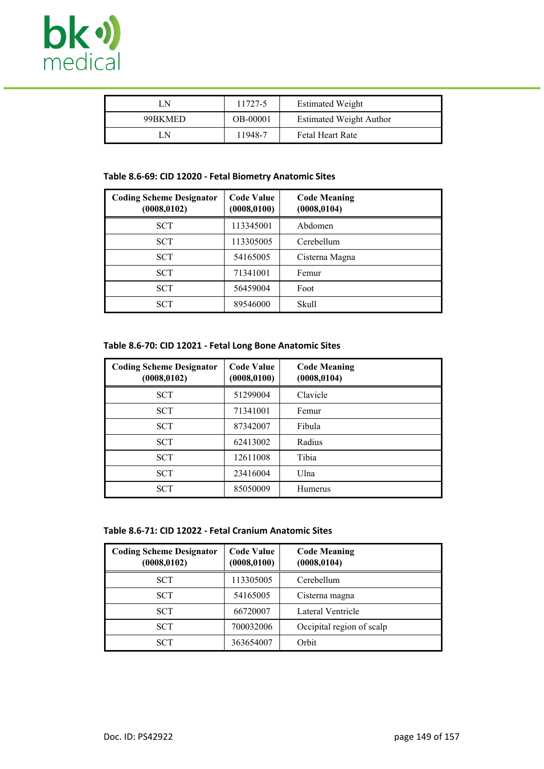| | | |
|---|---|---|
| LN | 11727-5 | Estimated Weight |
| 99BKMED | OB-00001 | Estimated Weight Author |
| LN | 11948-7 | Fetal Heart Rate |

**Table 8.6-69: CID 12020 - Fetal Biometry Anatomic Sites**

| Coding Scheme Designator (0008,0102) | Code Value (0008,0100) | Code Meaning (0008,0104) |
|---|---|---|
| SCT | 113345001 | Abdomen |
| SCT | 113305005 | Cerebellum |
| SCT | 54165005 | Cisterna Magna |
| SCT | 71341001 | Femur |
| SCT | 56459004 | Foot |
| SCT | 89546000 | Skull |

**Table 8.6-70: CID 12021 - Fetal Long Bone Anatomic Sites**

| Coding Scheme Designator (0008,0102) | Code Value (0008,0100) | Code Meaning (0008,0104) |
|---|---|---|
| SCT | 51299004 | Clavicle |
| SCT | 71341001 | Femur |
| SCT | 87342007 | Fibula |
| SCT | 62413002 | Radius |
| SCT | 12611008 | Tibia |
| SCT | 23416004 | Ulna |
| SCT | 85050009 | Humerus |

**Table 8.6-71: CID 12022 - Fetal Cranium Anatomic Sites**

| Coding Scheme Designator (0008,0102) | Code Value (0008,0100) | Code Meaning (0008,0104) |
|---|---|---|
| SCT | 113305005 | Cerebellum |
| SCT | 54165005 | Cisterna magna |
| SCT | 66720007 | Lateral Ventricle |
| SCT | 700032006 | Occipital region of scalp |
| SCT | 363654007 | Orbit |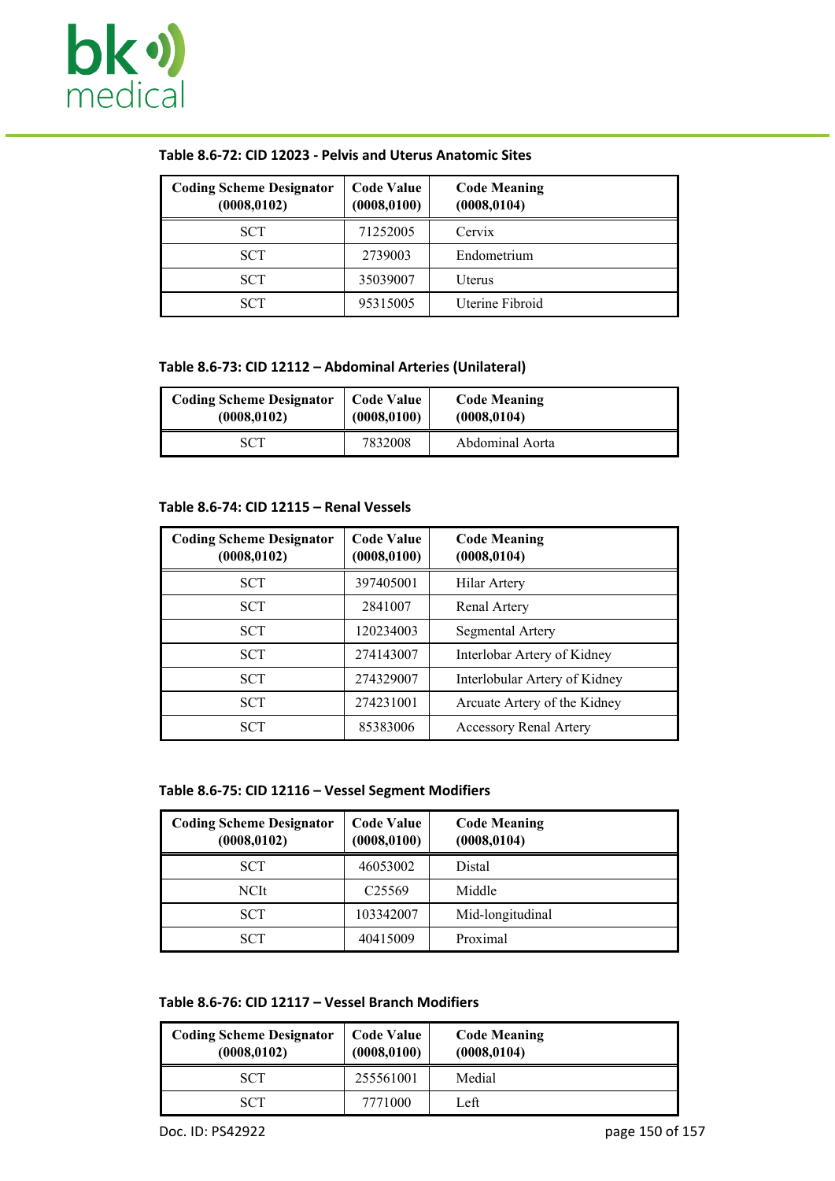**Table 8.6-72: CID 12023 - Pelvis and Uterus Anatomic Sites**

| Coding Scheme Designator (0008,0102) | Code Value (0008,0100) | Code Meaning (0008,0104) |
|---|---|---|
| SCT | 71252005 | Cervix |
| SCT | 2739003 | Endometrium |
| SCT | 35039007 | Uterus |
| SCT | 95315005 | Uterine Fibroid |

**Table 8.6-73: CID 12112 – Abdominal Arteries (Unilateral)**

| Coding Scheme Designator (0008,0102) | Code Value (0008,0100) | Code Meaning (0008,0104) |
|---|---|---|
| SCT | 7832008 | Abdominal Aorta |

**Table 8.6-74: CID 12115 – Renal Vessels**

| Coding Scheme Designator (0008,0102) | Code Value (0008,0100) | Code Meaning (0008,0104) |
|---|---|---|
| SCT | 397405001 | Hilar Artery |
| SCT | 2841007 | Renal Artery |
| SCT | 120234003 | Segmental Artery |
| SCT | 274143007 | Interlobar Artery of Kidney |
| SCT | 274329007 | Interlobular Artery of Kidney |
| SCT | 274231001 | Arcuate Artery of the Kidney |
| SCT | 85383006 | Accessory Renal Artery |

**Table 8.6-75: CID 12116 – Vessel Segment Modifiers**

| Coding Scheme Designator (0008,0102) | Code Value (0008,0100) | Code Meaning (0008,0104) |
|---|---|---|
| SCT | 46053002 | Distal |
| NCIt | C25569 | Middle |
| SCT | 103342007 | Mid-longitudinal |
| SCT | 40415009 | Proximal |

**Table 8.6-76: CID 12117 – Vessel Branch Modifiers**

| Coding Scheme Designator (0008,0102) | Code Value (0008,0100) | Code Meaning (0008,0104) |
|---|---|---|
| SCT | 255561001 | Medial |
| SCT | 7771000 | Left |

Doc. ID: PS42922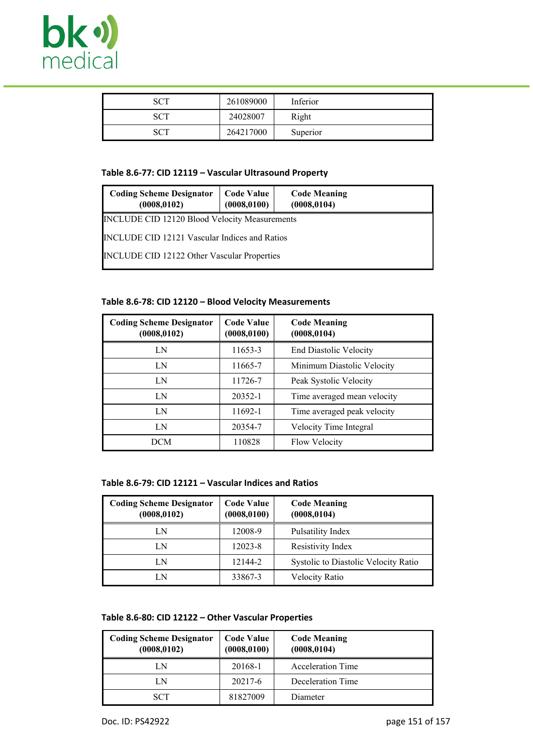| | | |
|---|---|---|
| SCT | 261089000 | Inferior |
| SCT | 24028007 | Right |
| SCT | 264217000 | Superior |

**Table 8.6-77: CID 12119 – Vascular Ultrasound Property**

| Coding Scheme Designator (0008,0102) | Code Value (0008,0100) | Code Meaning (0008,0104) |
|---|---|---|
| INCLUDE CID 12120 Blood Velocity Measurements | | |
| INCLUDE CID 12121 Vascular Indices and Ratios | | |
| INCLUDE CID 12122 Other Vascular Properties | | |

**Table 8.6-78: CID 12120 – Blood Velocity Measurements**

| Coding Scheme Designator (0008,0102) | Code Value (0008,0100) | Code Meaning (0008,0104) |
|---|---|---|
| LN | 11653-3 | End Diastolic Velocity |
| LN | 11665-7 | Minimum Diastolic Velocity |
| LN | 11726-7 | Peak Systolic Velocity |
| LN | 20352-1 | Time averaged mean velocity |
| LN | 11692-1 | Time averaged peak velocity |
| LN | 20354-7 | Velocity Time Integral |
| DCM | 110828 | Flow Velocity |

**Table 8.6-79: CID 12121 – Vascular Indices and Ratios**

| Coding Scheme Designator (0008,0102) | Code Value (0008,0100) | Code Meaning (0008,0104) |
|---|---|---|
| LN | 12008-9 | Pulsatility Index |
| LN | 12023-8 | Resistivity Index |
| LN | 12144-2 | Systolic to Diastolic Velocity Ratio |
| LN | 33867-3 | Velocity Ratio |

**Table 8.6-80: CID 12122 – Other Vascular Properties**

| Coding Scheme Designator (0008,0102) | Code Value (0008,0100) | Code Meaning (0008,0104) |
|---|---|---|
| LN | 20168-1 | Acceleration Time |
| LN | 20217-6 | Deceleration Time |
| SCT | 81827009 | Diameter |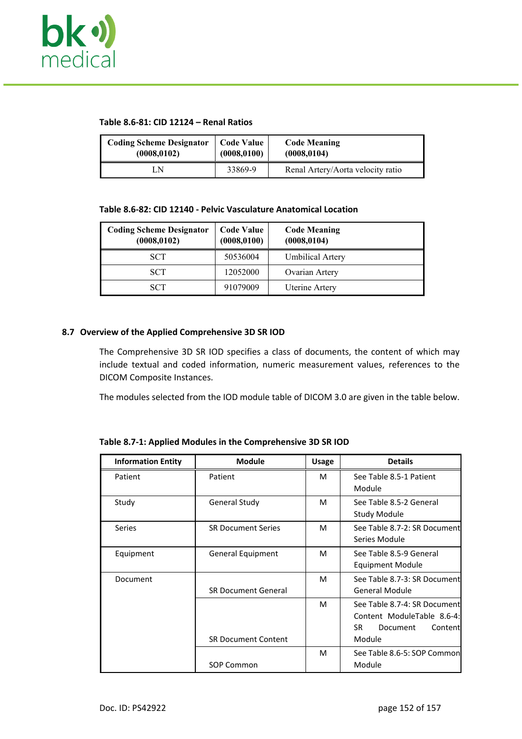**Table 8.6-81: CID 12124 – Renal Ratios**

| Coding Scheme Designator (0008,0102) | Code Value (0008,0100) | Code Meaning (0008,0104) |
|---|---|---|
| LN | 33869-9 | Renal Artery/Aorta velocity ratio |

**Table 8.6-82: CID 12140 - Pelvic Vasculature Anatomical Location**

| Coding Scheme Designator (0008,0102) | Code Value (0008,0100) | Code Meaning (0008,0104) |
|---|---|---|
| SCT | 50536004 | Umbilical Artery |
| SCT | 12052000 | Ovarian Artery |
| SCT | 91079009 | Uterine Artery |

## 8.7 Overview of the Applied Comprehensive 3D SR IOD

The Comprehensive 3D SR IOD specifies a class of documents, the content of which may include textual and coded information, numeric measurement values, references to the DICOM Composite Instances.

The modules selected from the IOD module table of DICOM 3.0 are given in the table below.

**Table 8.7-1: Applied Modules in the Comprehensive 3D SR IOD**

| Information Entity | Module | Usage | Details |
|---|---|---|---|
| Patient | Patient | M | See Table 8.5-1 Patient Module |
| Study | General Study | M | See Table 8.5-2 General Study Module |
| Series | SR Document Series | M | See Table 8.7-2: SR Document Series Module |
| Equipment | General Equipment | M | See Table 8.5-9 General Equipment Module |
| Document | SR Document General | M | See Table 8.7-3: SR Document General Module |
| | SR Document Content | M | See Table 8.7-4: SR Document Content ModuleTable 8.6-4: SR Document Content Module |
| | SOP Common | M | See Table 8.6-5: SOP Common Module |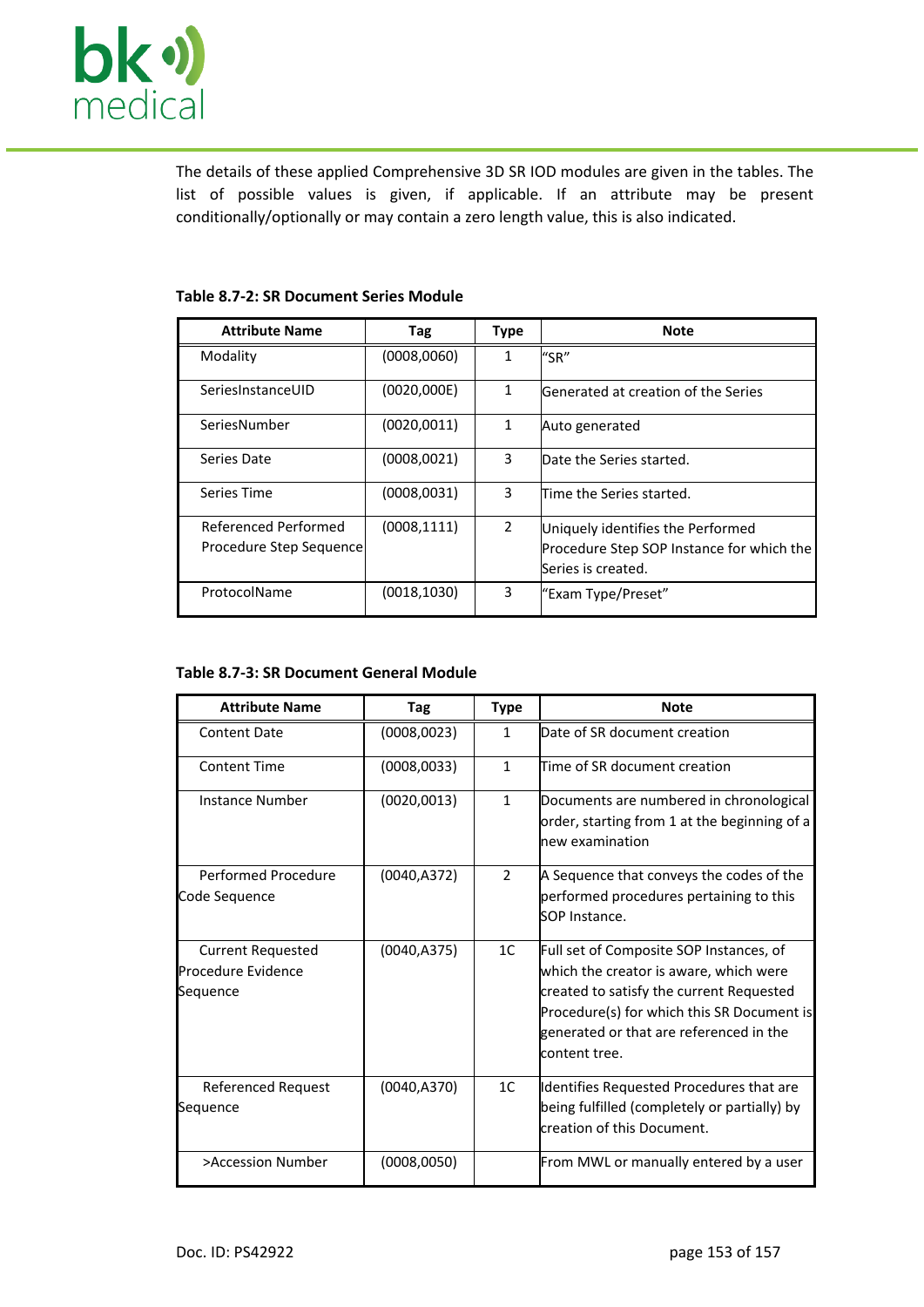The details of these applied Comprehensive 3D SR IOD modules are given in the tables. The list of possible values is given, if applicable. If an attribute may be present conditionally/optionally or may contain a zero length value, this is also indicated.

**Table 8.7-2: SR Document Series Module**

| Attribute Name | Tag | Type | Note |
|---|---|---|---|
| Modality | (0008,0060) | 1 | "SR" |
| SeriesInstanceUID | (0020,000E) | 1 | Generated at creation of the Series |
| SeriesNumber | (0020,0011) | 1 | Auto generated |
| Series Date | (0008,0021) | 3 | Date the Series started. |
| Series Time | (0008,0031) | 3 | Time the Series started. |
| Referenced Performed Procedure Step Sequence | (0008,1111) | 2 | Uniquely identifies the Performed Procedure Step SOP Instance for which the Series is created. |
| ProtocolName | (0018,1030) | 3 | "Exam Type/Preset" |

**Table 8.7-3: SR Document General Module**

| Attribute Name | Tag | Type | Note |
|---|---|---|---|
| Content Date | (0008,0023) | 1 | Date of SR document creation |
| Content Time | (0008,0033) | 1 | Time of SR document creation |
| Instance Number | (0020,0013) | 1 | Documents are numbered in chronological order, starting from 1 at the beginning of a new examination |
| Performed Procedure Code Sequence | (0040,A372) | 2 | A Sequence that conveys the codes of the performed procedures pertaining to this SOP Instance. |
| Current Requested Procedure Evidence Sequence | (0040,A375) | 1C | Full set of Composite SOP Instances, of which the creator is aware, which were created to satisfy the current Requested Procedure(s) for which this SR Document is generated or that are referenced in the content tree. |
| Referenced Request Sequence | (0040,A370) | 1C | Identifies Requested Procedures that are being fulfilled (completely or partially) by creation of this Document. |
| >Accession Number | (0008,0050) | | From MWL or manually entered by a user |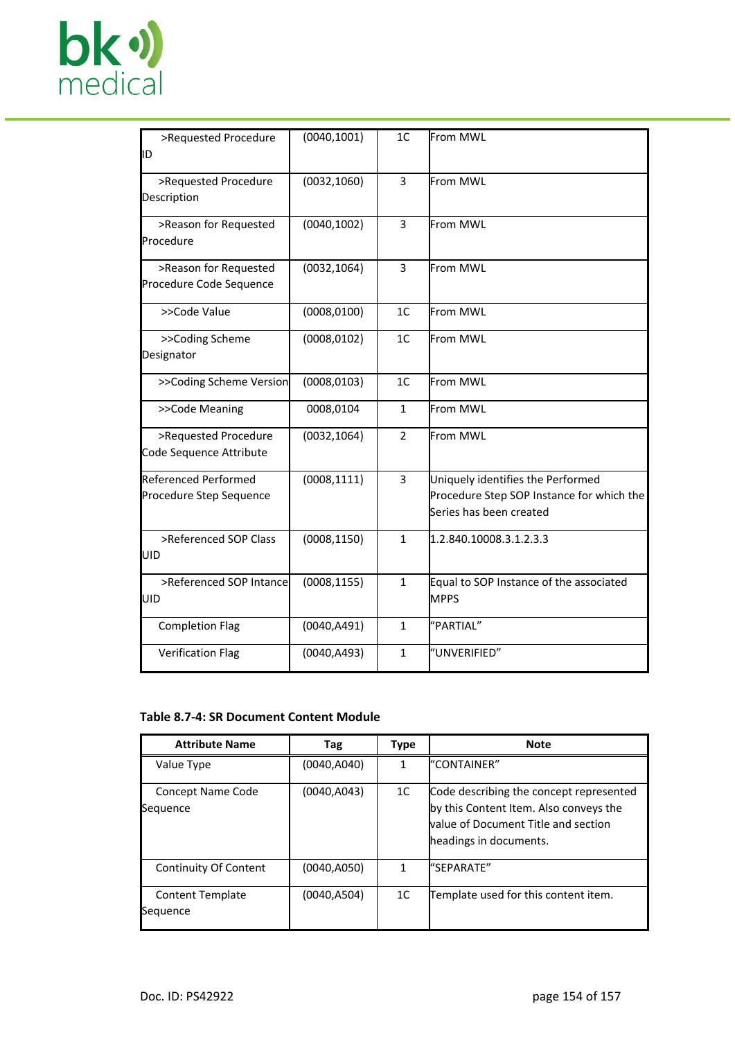| | | | |
|---|---|---|---|
| >Requested Procedure ID | (0040,1001) | 1C | From MWL |
| >Requested Procedure Description | (0032,1060) | 3 | From MWL |
| >Reason for Requested Procedure | (0040,1002) | 3 | From MWL |
| >Reason for Requested Procedure Code Sequence | (0032,1064) | 3 | From MWL |
| >>Code Value | (0008,0100) | 1C | From MWL |
| >>Coding Scheme Designator | (0008,0102) | 1C | From MWL |
| >>Coding Scheme Version | (0008,0103) | 1C | From MWL |
| >>Code Meaning | 0008,0104 | 1 | From MWL |
| >Requested Procedure Code Sequence Attribute | (0032,1064) | 2 | From MWL |
| Referenced Performed Procedure Step Sequence | (0008,1111) | 3 | Uniquely identifies the Performed Procedure Step SOP Instance for which the Series has been created |
| >Referenced SOP Class UID | (0008,1150) | 1 | 1.2.840.10008.3.1.2.3.3 |
| >Referenced SOP Intance UID | (0008,1155) | 1 | Equal to SOP Instance of the associated MPPS |
| Completion Flag | (0040,A491) | 1 | "PARTIAL" |
| Verification Flag | (0040,A493) | 1 | "UNVERIFIED" |

**Table 8.7-4: SR Document Content Module**

| Attribute Name | Tag | Type | Note |
|---|---|---|---|
| Value Type | (0040,A040) | 1 | "CONTAINER" |
| Concept Name Code Sequence | (0040,A043) | 1C | Code describing the concept represented by this Content Item. Also conveys the value of Document Title and section headings in documents. |
| Continuity Of Content | (0040,A050) | 1 | "SEPARATE" |
| Content Template Sequence | (0040,A504) | 1C | Template used for this content item. |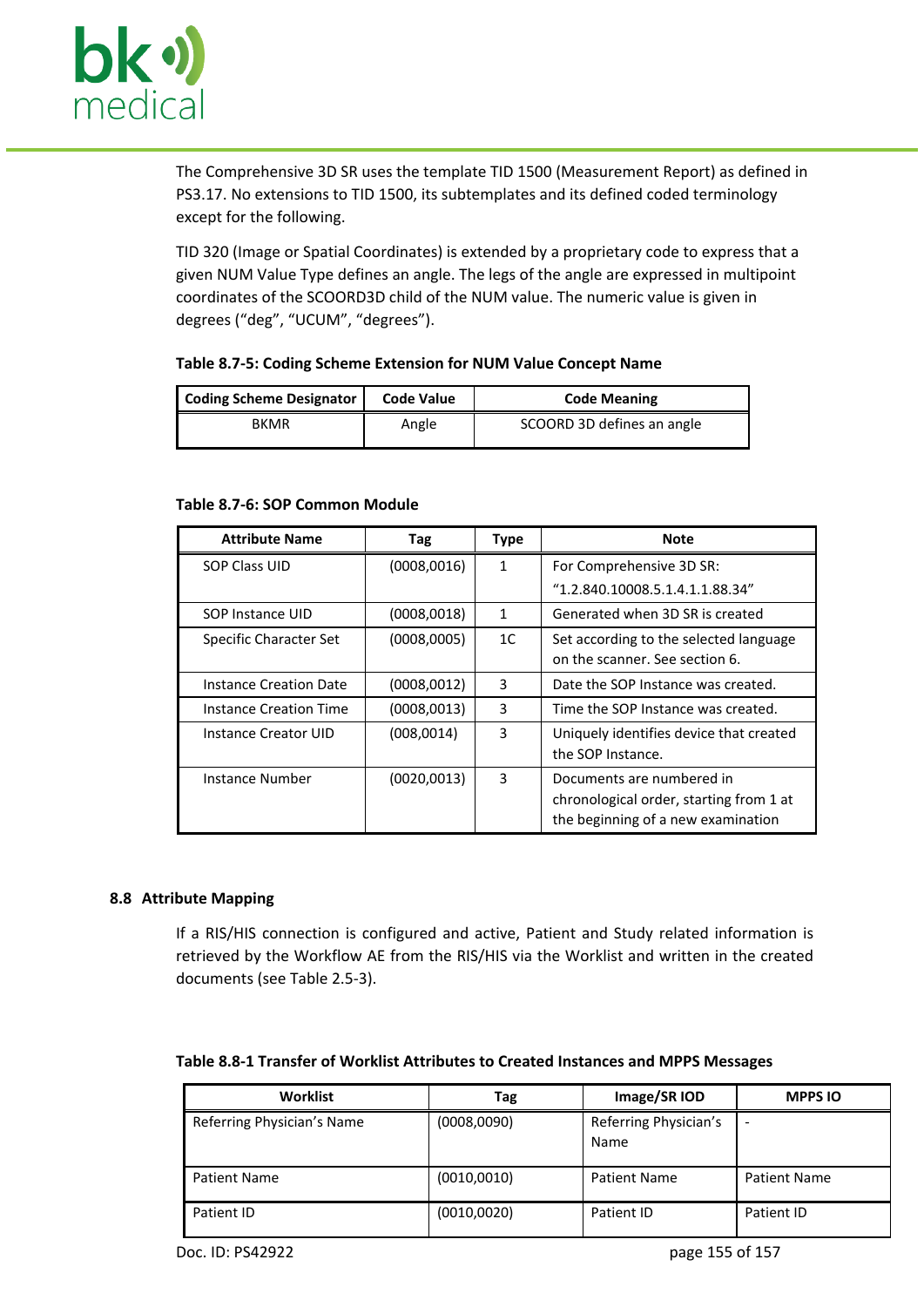The Comprehensive 3D SR uses the template TID 1500 (Measurement Report) as defined in PS3.17. No extensions to TID 1500, its subtemplates and its defined coded terminology except for the following.

TID 320 (Image or Spatial Coordinates) is extended by a proprietary code to express that a given NUM Value Type defines an angle. The legs of the angle are expressed in multipoint coordinates of the SCOORD3D child of the NUM value. The numeric value is given in degrees (“deg”, “UCUM”, “degrees”).

**Table 8.7-5: Coding Scheme Extension for NUM Value Concept Name**

| Coding Scheme Designator | Code Value | Code Meaning |
|---|---|---|
| BKMR | Angle | SCOORD 3D defines an angle |

**Table 8.7-6: SOP Common Module**

| Attribute Name | Tag | Type | Note |
|---|---|---|---|
| SOP Class UID | (0008,0016) | 1 | For Comprehensive 3D SR: “1.2.840.10008.5.1.4.1.1.88.34” |
| SOP Instance UID | (0008,0018) | 1 | Generated when 3D SR is created |
| Specific Character Set | (0008,0005) | 1C | Set according to the selected language on the scanner. See section 6. |
| Instance Creation Date | (0008,0012) | 3 | Date the SOP Instance was created. |
| Instance Creation Time | (0008,0013) | 3 | Time the SOP Instance was created. |
| Instance Creator UID | (008,0014) | 3 | Uniquely identifies device that created the SOP Instance. |
| Instance Number | (0020,0013) | 3 | Documents are numbered in chronological order, starting from 1 at the beginning of a new examination |

## 8.8 Attribute Mapping

If a RIS/HIS connection is configured and active, Patient and Study related information is retrieved by the Workflow AE from the RIS/HIS via the Worklist and written in the created documents (see Table 2.5-3).

**Table 8.8-1 Transfer of Worklist Attributes to Created Instances and MPPS Messages**

| Worklist | Tag | Image/SR IOD | MPPS IO |
|---|---|---|---|
| Referring Physician’s Name | (0008,0090) | Referring Physician’s Name | - |
| Patient Name | (0010,0010) | Patient Name | Patient Name |
| Patient ID | (0010,0020) | Patient ID | Patient ID |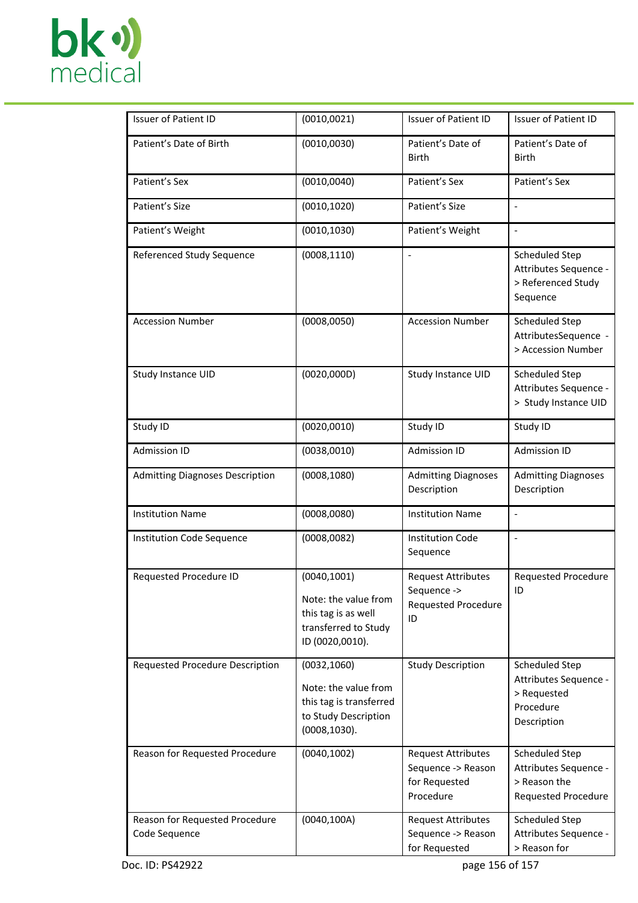| | | | |
|---|---|---|---|
| Issuer of Patient ID | (0010,0021) | Issuer of Patient ID | Issuer of Patient ID |
| Patient's Date of Birth | (0010,0030) | Patient's Date of Birth | Patient's Date of Birth |
| Patient's Sex | (0010,0040) | Patient's Sex | Patient's Sex |
| Patient's Size | (0010,1020) | Patient's Size | - |
| Patient's Weight | (0010,1030) | Patient's Weight | - |
| Referenced Study Sequence | (0008,1110) | - | Scheduled Step Attributes Sequence -> Referenced Study Sequence |
| Accession Number | (0008,0050) | Accession Number | Scheduled Step AttributesSequence -> Accession Number |
| Study Instance UID | (0020,000D) | Study Instance UID | Scheduled Step Attributes Sequence -> Study Instance UID |
| Study ID | (0020,0010) | Study ID | Study ID |
| Admission ID | (0038,0010) | Admission ID | Admission ID |
| Admitting Diagnoses Description | (0008,1080) | Admitting Diagnoses Description | Admitting Diagnoses Description |
| Institution Name | (0008,0080) | Institution Name | - |
| Institution Code Sequence | (0008,0082) | Institution Code Sequence | - |
| Requested Procedure ID | (0040,1001) Note: the value from this tag is as well transferred to Study ID (0020,0010). | Request Attributes Sequence -> Requested Procedure ID | Requested Procedure ID |
| Requested Procedure Description | (0032,1060) Note: the value from this tag is transferred to Study Description (0008,1030). | Study Description | Scheduled Step Attributes Sequence -> Requested Procedure Description |
| Reason for Requested Procedure | (0040,1002) | Request Attributes Sequence -> Reason for Requested Procedure | Scheduled Step Attributes Sequence -> Reason the Requested Procedure |
| Reason for Requested Procedure Code Sequence | (0040,100A) | Request Attributes Sequence -> Reason for Requested | Scheduled Step Attributes Sequence -> Reason for |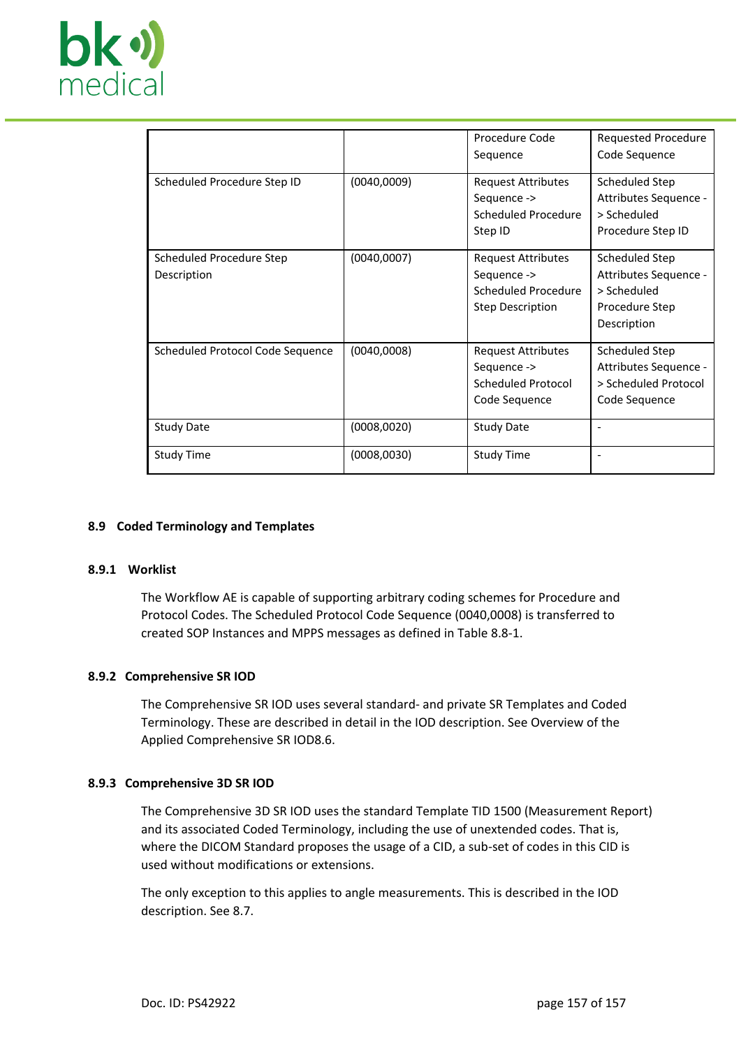| | | | |
|---|---|---|---|
| | | Procedure Code Sequence | Requested Procedure Code Sequence |
| Scheduled Procedure Step ID | (0040,0009) | Request Attributes Sequence -> Scheduled Procedure Step ID | Scheduled Step Attributes Sequence -> Scheduled Procedure Step ID |
| Scheduled Procedure Step Description | (0040,0007) | Request Attributes Sequence -> Scheduled Procedure Step Description | Scheduled Step Attributes Sequence -> Scheduled Procedure Step Description |
| Scheduled Protocol Code Sequence | (0040,0008) | Request Attributes Sequence -> Scheduled Protocol Code Sequence | Scheduled Step Attributes Sequence -> Scheduled Protocol Code Sequence |
| Study Date | (0008,0020) | Study Date | - |
| Study Time | (0008,0030) | Study Time | - |

## 8.9 Coded Terminology and Templates

### 8.9.1 Worklist

The Workflow AE is capable of supporting arbitrary coding schemes for Procedure and Protocol Codes. The Scheduled Protocol Code Sequence (0040,0008) is transferred to created SOP Instances and MPPS messages as defined in Table 8.8-1.

### 8.9.2 Comprehensive SR IOD

The Comprehensive SR IOD uses several standard- and private SR Templates and Coded Terminology. These are described in detail in the IOD description. See Overview of the Applied Comprehensive SR IOD8.6.

### 8.9.3 Comprehensive 3D SR IOD

The Comprehensive 3D SR IOD uses the standard Template TID 1500 (Measurement Report) and its associated Coded Terminology, including the use of unextended codes. That is, where the DICOM Standard proposes the usage of a CID, a sub-set of codes in this CID is used without modifications or extensions.

The only exception to this applies to angle measurements. This is described in the IOD description. See 8.7.